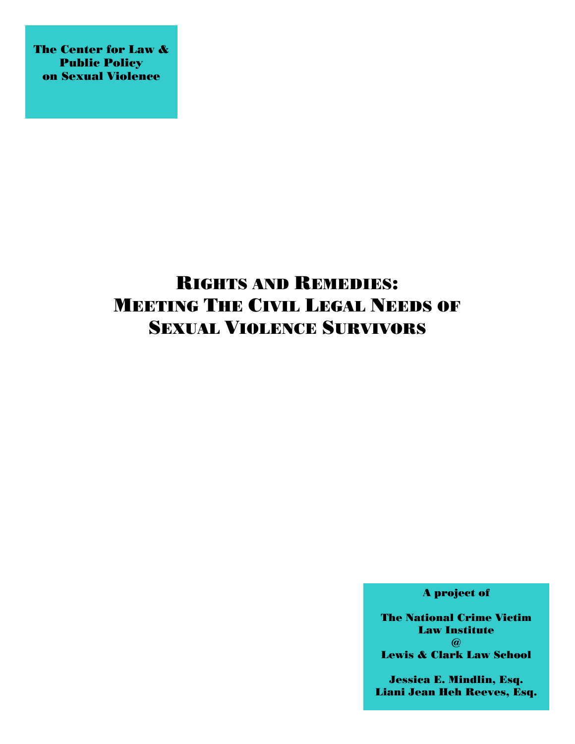**The Center for Law & Public Policy on Sexual Violence**

# Rights and Remedies: Meeting The Civil Legal Needs of Sexual Violence Survivors

**A project of**

**The National Crime Victim Law Institute @ Lewis & Clark Law School**

**Jessica E. Mindlin, Esq.**
**Liani Jean Heh Reeves, Esq.**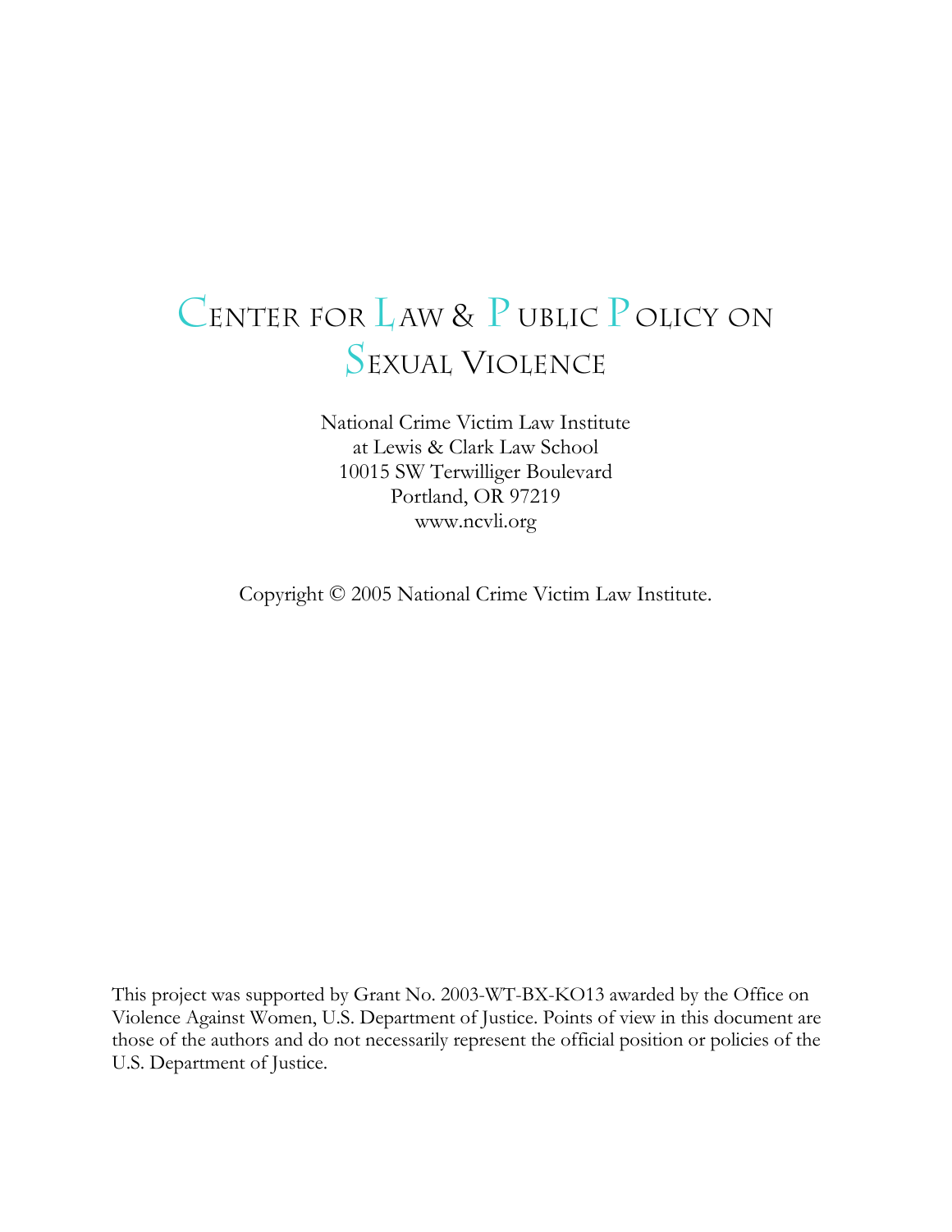# Center for Law & Public Policy on Sexual Violence

National Crime Victim Law Institute
at Lewis & Clark Law School
10015 SW Terwilliger Boulevard
Portland, OR 97219
www.ncvli.org

Copyright © 2005 National Crime Victim Law Institute.

This project was supported by Grant No. 2003-WT-BX-KO13 awarded by the Office on Violence Against Women, U.S. Department of Justice. Points of view in this document are those of the authors and do not necessarily represent the official position or policies of the U.S. Department of Justice.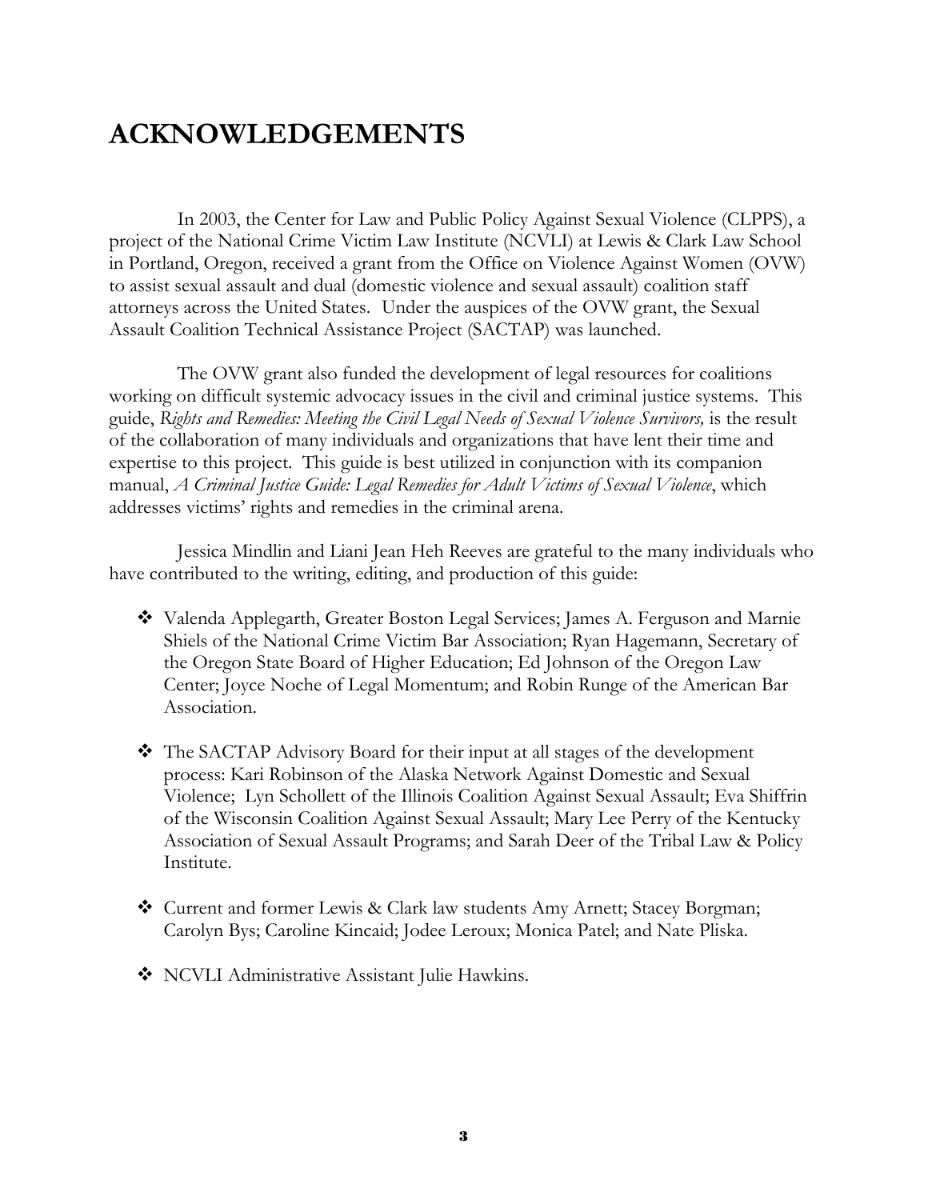# ACKNOWLEDGEMENTS

In 2003, the Center for Law and Public Policy Against Sexual Violence (CLPPS), a project of the National Crime Victim Law Institute (NCVLI) at Lewis & Clark Law School in Portland, Oregon, received a grant from the Office on Violence Against Women (OVW) to assist sexual assault and dual (domestic violence and sexual assault) coalition staff attorneys across the United States. Under the auspices of the OVW grant, the Sexual Assault Coalition Technical Assistance Project (SACTAP) was launched.

The OVW grant also funded the development of legal resources for coalitions working on difficult systemic advocacy issues in the civil and criminal justice systems. This guide, *Rights and Remedies: Meeting the Civil Legal Needs of Sexual Violence Survivors,* is the result of the collaboration of many individuals and organizations that have lent their time and expertise to this project. This guide is best utilized in conjunction with its companion manual, *A Criminal Justice Guide: Legal Remedies for Adult Victims of Sexual Violence*, which addresses victims' rights and remedies in the criminal arena.

Jessica Mindlin and Liani Jean Heh Reeves are grateful to the many individuals who have contributed to the writing, editing, and production of this guide:

- Valenda Applegarth, Greater Boston Legal Services; James A. Ferguson and Marnie Shiels of the National Crime Victim Bar Association; Ryan Hagemann, Secretary of the Oregon State Board of Higher Education; Ed Johnson of the Oregon Law Center; Joyce Noche of Legal Momentum; and Robin Runge of the American Bar Association.

- The SACTAP Advisory Board for their input at all stages of the development process: Kari Robinson of the Alaska Network Against Domestic and Sexual Violence; Lyn Schollett of the Illinois Coalition Against Sexual Assault; Eva Shiffrin of the Wisconsin Coalition Against Sexual Assault; Mary Lee Perry of the Kentucky Association of Sexual Assault Programs; and Sarah Deer of the Tribal Law & Policy Institute.

- Current and former Lewis & Clark law students Amy Arnett; Stacey Borgman; Carolyn Bys; Caroline Kincaid; Jodee Leroux; Monica Patel; and Nate Pliska.

- NCVLI Administrative Assistant Julie Hawkins.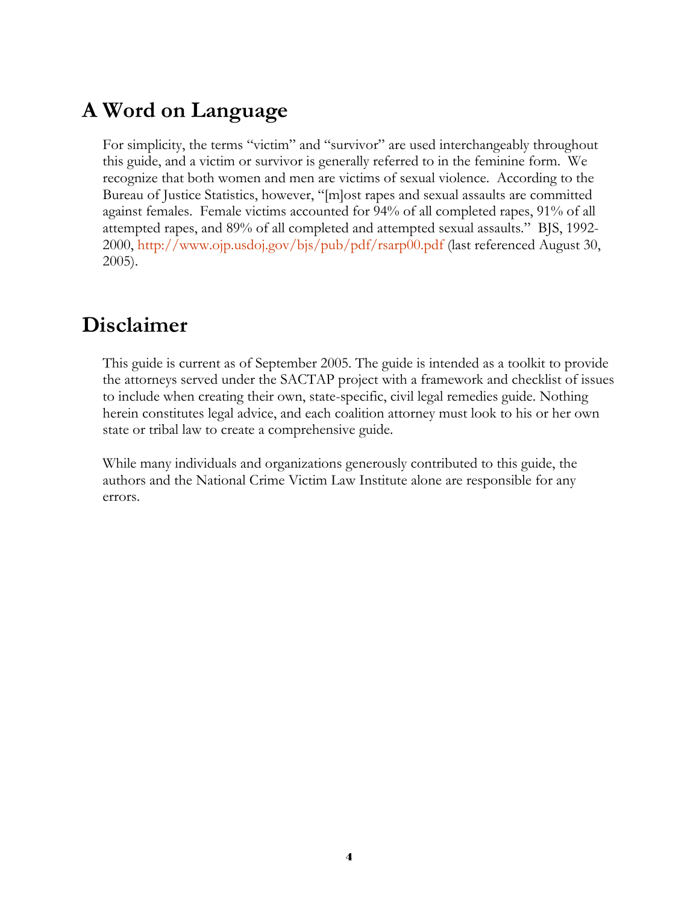## A Word on Language

For simplicity, the terms "victim" and "survivor" are used interchangeably throughout this guide, and a victim or survivor is generally referred to in the feminine form. We recognize that both women and men are victims of sexual violence. According to the Bureau of Justice Statistics, however, "[m]ost rapes and sexual assaults are committed against females. Female victims accounted for 94% of all completed rapes, 91% of all attempted rapes, and 89% of all completed and attempted sexual assaults." BJS, 1992-2000, http://www.ojp.usdoj.gov/bjs/pub/pdf/rsarp00.pdf (last referenced August 30, 2005).

## Disclaimer

This guide is current as of September 2005. The guide is intended as a toolkit to provide the attorneys served under the SACTAP project with a framework and checklist of issues to include when creating their own, state-specific, civil legal remedies guide. Nothing herein constitutes legal advice, and each coalition attorney must look to his or her own state or tribal law to create a comprehensive guide.

While many individuals and organizations generously contributed to this guide, the authors and the National Crime Victim Law Institute alone are responsible for any errors.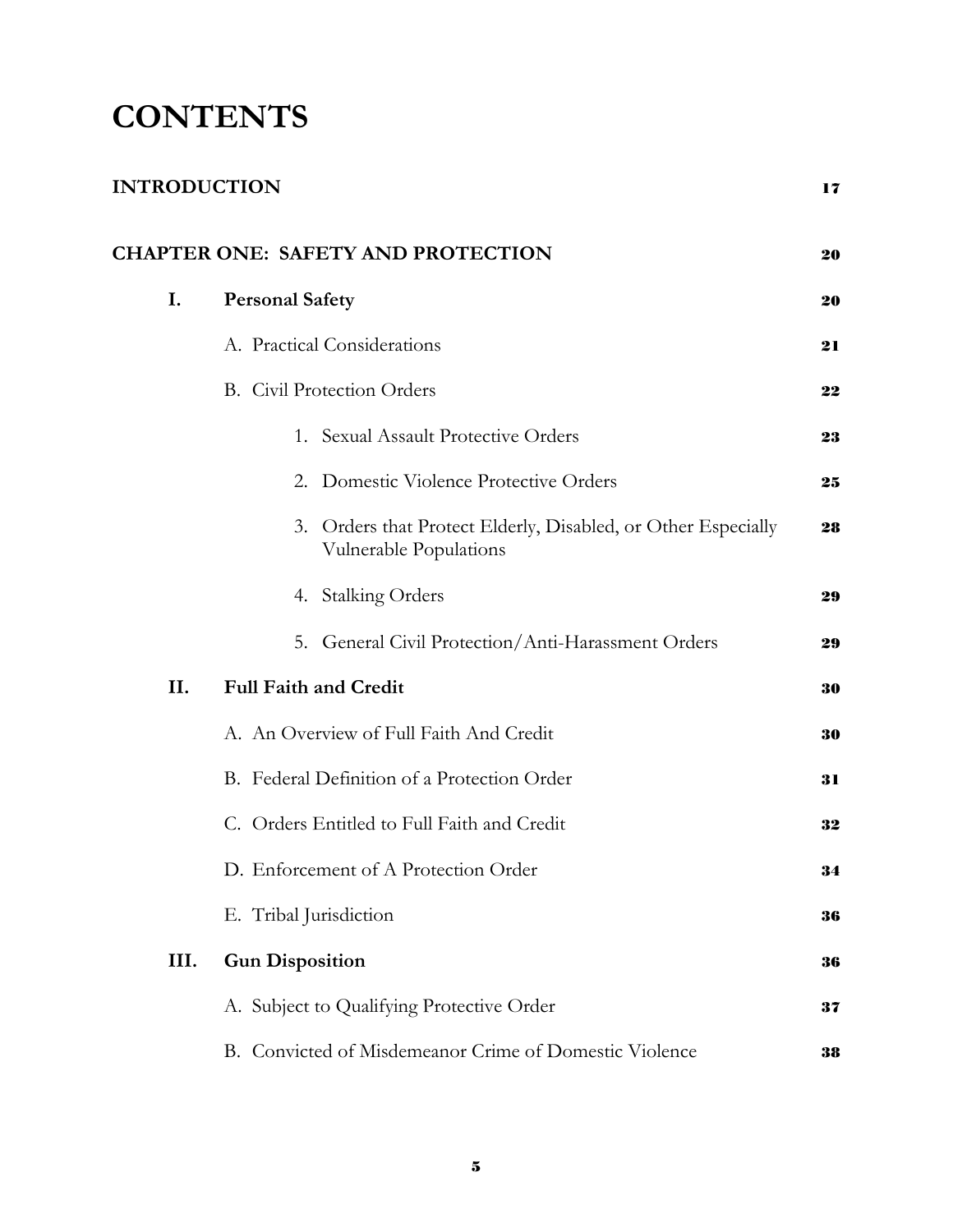# CONTENTS

| | |
|---|---|
| **INTRODUCTION** | **17** |
| **CHAPTER ONE: SAFETY AND PROTECTION** | **20** |
| **I. Personal Safety** | **20** |
| A. Practical Considerations | **21** |
| B. Civil Protection Orders | **22** |
| 1. Sexual Assault Protective Orders | **23** |
| 2. Domestic Violence Protective Orders | **25** |
| 3. Orders that Protect Elderly, Disabled, or Other Especially Vulnerable Populations | **28** |
| 4. Stalking Orders | **29** |
| 5. General Civil Protection/Anti-Harassment Orders | **29** |
| **II. Full Faith and Credit** | **30** |
| A. An Overview of Full Faith And Credit | **30** |
| B. Federal Definition of a Protection Order | **31** |
| C. Orders Entitled to Full Faith and Credit | **32** |
| D. Enforcement of A Protection Order | **34** |
| E. Tribal Jurisdiction | **36** |
| **III. Gun Disposition** | **36** |
| A. Subject to Qualifying Protective Order | **37** |
| B. Convicted of Misdemeanor Crime of Domestic Violence | **38** |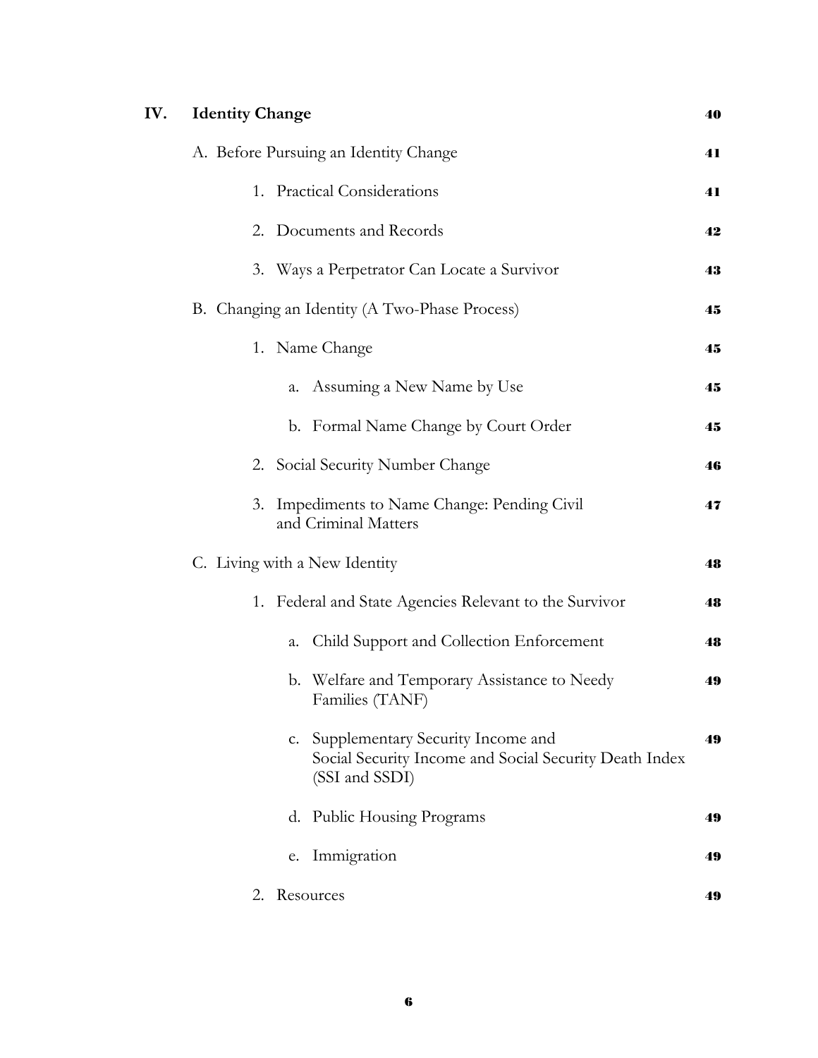| | | |
|---|---|---|
| **IV.** | **Identity Change** | **40** |
| | A. Before Pursuing an Identity Change | **41** |
| | 1. Practical Considerations | **41** |
| | 2. Documents and Records | **42** |
| | 3. Ways a Perpetrator Can Locate a Survivor | **43** |
| | B. Changing an Identity (A Two-Phase Process) | **45** |
| | 1. Name Change | **45** |
| | a. Assuming a New Name by Use | **45** |
| | b. Formal Name Change by Court Order | **45** |
| | 2. Social Security Number Change | **46** |
| | 3. Impediments to Name Change: Pending Civil and Criminal Matters | **47** |
| | C. Living with a New Identity | **48** |
| | 1. Federal and State Agencies Relevant to the Survivor | **48** |
| | a. Child Support and Collection Enforcement | **48** |
| | b. Welfare and Temporary Assistance to Needy Families (TANF) | **49** |
| | c. Supplementary Security Income and Social Security Income and Social Security Death Index (SSI and SSDI) | **49** |
| | d. Public Housing Programs | **49** |
| | e. Immigration | **49** |
| | 2. Resources | **49** |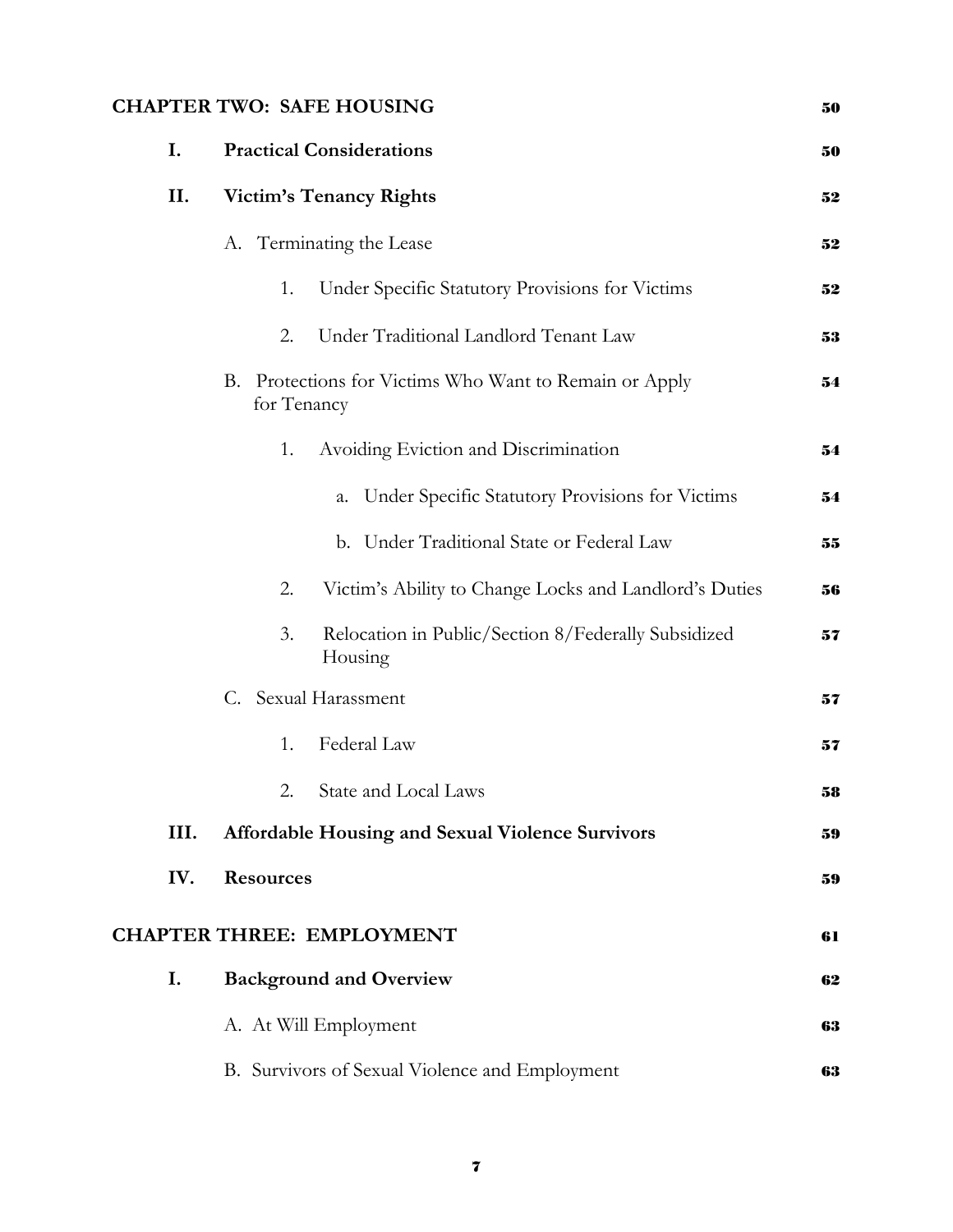**CHAPTER TWO: SAFE HOUSING** 50

- **I. Practical Considerations** 50
- **II. Victim's Tenancy Rights** 52
  - A. Terminating the Lease 52
    - 1. Under Specific Statutory Provisions for Victims 52
    - 2. Under Traditional Landlord Tenant Law 53
  - B. Protections for Victims Who Want to Remain or Apply for Tenancy 54
    - 1. Avoiding Eviction and Discrimination 54
      - a. Under Specific Statutory Provisions for Victims 54
      - b. Under Traditional State or Federal Law 55
    - 2. Victim's Ability to Change Locks and Landlord's Duties 56
    - 3. Relocation in Public/Section 8/Federally Subsidized Housing 57
  - C. Sexual Harassment 57
    - 1. Federal Law 57
    - 2. State and Local Laws 58
- **III. Affordable Housing and Sexual Violence Survivors** 59
- **IV. Resources** 59

**CHAPTER THREE: EMPLOYMENT** 61

- **I. Background and Overview** 62
  - A. At Will Employment 63
  - B. Survivors of Sexual Violence and Employment 63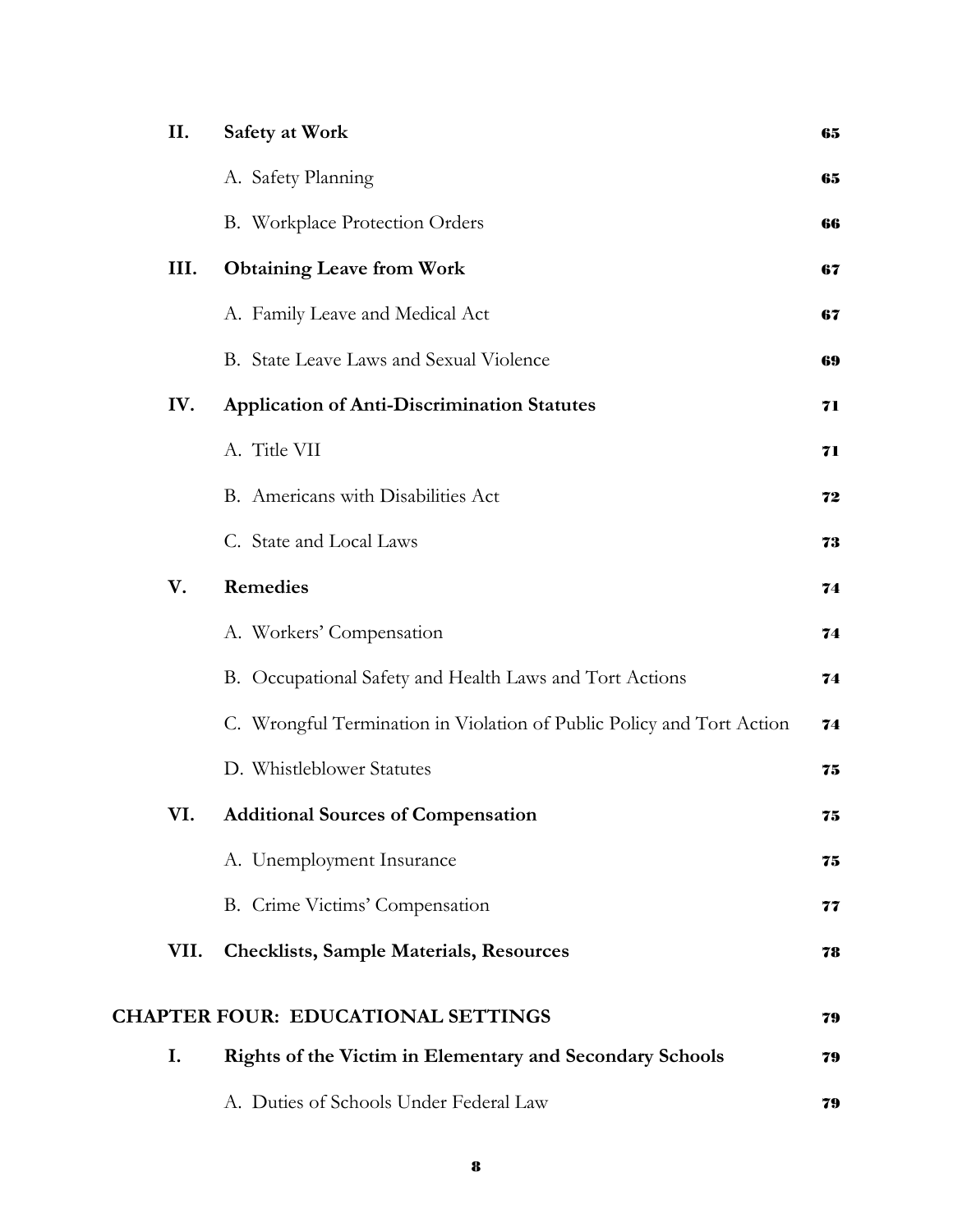| | | |
|---|---|---|
| **II.** | **Safety at Work** | **65** |
| | A. Safety Planning | **65** |
| | B. Workplace Protection Orders | **66** |
| **III.** | **Obtaining Leave from Work** | **67** |
| | A. Family Leave and Medical Act | **67** |
| | B. State Leave Laws and Sexual Violence | **69** |
| **IV.** | **Application of Anti-Discrimination Statutes** | **71** |
| | A. Title VII | **71** |
| | B. Americans with Disabilities Act | **72** |
| | C. State and Local Laws | **73** |
| **V.** | **Remedies** | **74** |
| | A. Workers' Compensation | **74** |
| | B. Occupational Safety and Health Laws and Tort Actions | **74** |
| | C. Wrongful Termination in Violation of Public Policy and Tort Action | **74** |
| | D. Whistleblower Statutes | **75** |
| **VI.** | **Additional Sources of Compensation** | **75** |
| | A. Unemployment Insurance | **75** |
| | B. Crime Victims' Compensation | **77** |
| **VII.** | **Checklists, Sample Materials, Resources** | **78** |

**CHAPTER FOUR: EDUCATIONAL SETTINGS** **79**

| | | |
|---|---|---|
| **I.** | **Rights of the Victim in Elementary and Secondary Schools** | **79** |
| | A. Duties of Schools Under Federal Law | **79** |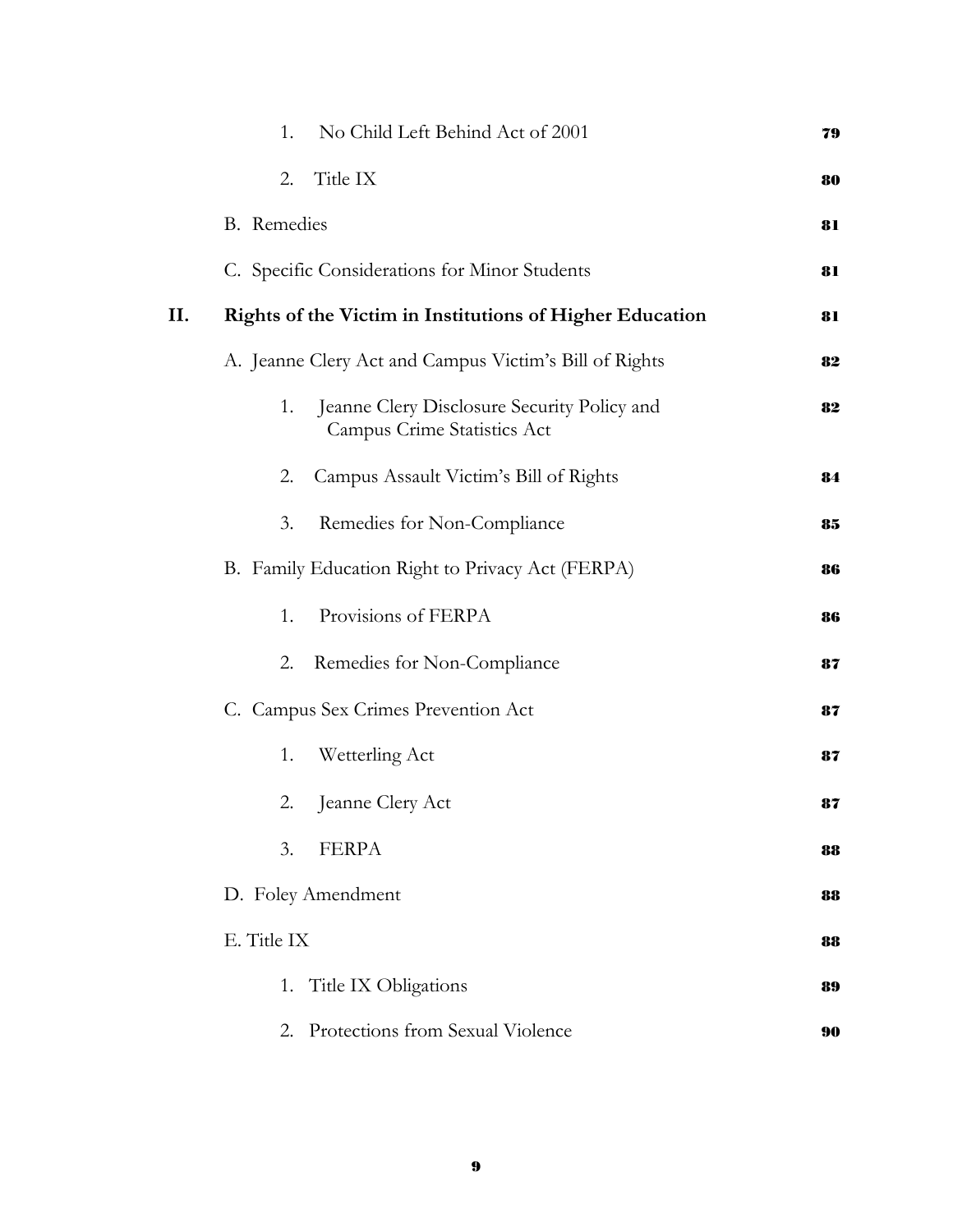| | | |
|---|---|---|
| | 1. No Child Left Behind Act of 2001 | **79** |
| | 2. Title IX | **80** |
| | B. Remedies | **81** |
| | C. Specific Considerations for Minor Students | **81** |
| **II.** | **Rights of the Victim in Institutions of Higher Education** | **81** |
| | A. Jeanne Clery Act and Campus Victim's Bill of Rights | **82** |
| | 1. Jeanne Clery Disclosure Security Policy and Campus Crime Statistics Act | **82** |
| | 2. Campus Assault Victim's Bill of Rights | **84** |
| | 3. Remedies for Non-Compliance | **85** |
| | B. Family Education Right to Privacy Act (FERPA) | **86** |
| | 1. Provisions of FERPA | **86** |
| | 2. Remedies for Non-Compliance | **87** |
| | C. Campus Sex Crimes Prevention Act | **87** |
| | 1. Wetterling Act | **87** |
| | 2. Jeanne Clery Act | **87** |
| | 3. FERPA | **88** |
| | D. Foley Amendment | **88** |
| | E. Title IX | **88** |
| | 1. Title IX Obligations | **89** |
| | 2. Protections from Sexual Violence | **90** |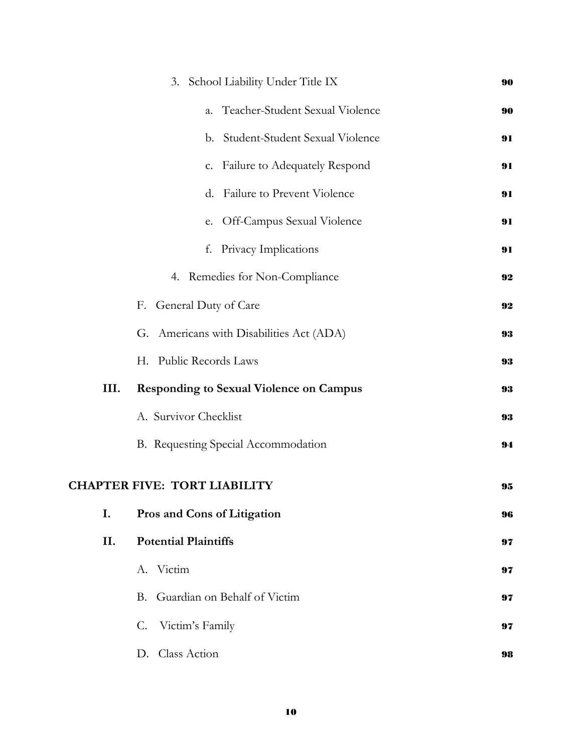3. School Liability Under Title IX **90**

a. Teacher-Student Sexual Violence **90**

b. Student-Student Sexual Violence **91**

c. Failure to Adequately Respond **91**

d. Failure to Prevent Violence **91**

e. Off-Campus Sexual Violence **91**

f. Privacy Implications **91**

4. Remedies for Non-Compliance **92**

F. General Duty of Care **92**

G. Americans with Disabilities Act (ADA) **93**

H. Public Records Laws **93**

**III. Responding to Sexual Violence on Campus** **93**

A. Survivor Checklist **93**

B. Requesting Special Accommodation **94**

**CHAPTER FIVE: TORT LIABILITY** **95**

**I. Pros and Cons of Litigation** **96**

**II. Potential Plaintiffs** **97**

A. Victim **97**

B. Guardian on Behalf of Victim **97**

C. Victim's Family **97**

D. Class Action **98**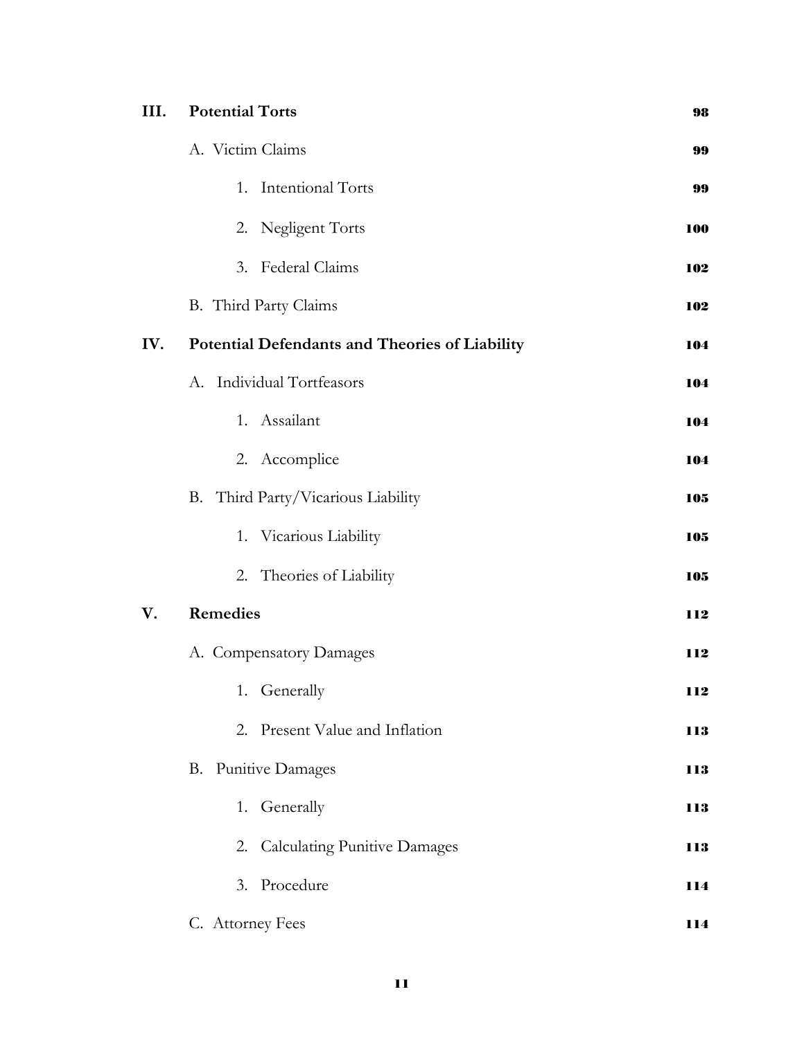| | | |
|---|---|---|
| **III.** | **Potential Torts** | **98** |
| | A. Victim Claims | **99** |
| | 1. Intentional Torts | **99** |
| | 2. Negligent Torts | **100** |
| | 3. Federal Claims | **102** |
| | B. Third Party Claims | **102** |
| **IV.** | **Potential Defendants and Theories of Liability** | **104** |
| | A. Individual Tortfeasors | **104** |
| | 1. Assailant | **104** |
| | 2. Accomplice | **104** |
| | B. Third Party/Vicarious Liability | **105** |
| | 1. Vicarious Liability | **105** |
| | 2. Theories of Liability | **105** |
| **V.** | **Remedies** | **112** |
| | A. Compensatory Damages | **112** |
| | 1. Generally | **112** |
| | 2. Present Value and Inflation | **113** |
| | B. Punitive Damages | **113** |
| | 1. Generally | **113** |
| | 2. Calculating Punitive Damages | **113** |
| | 3. Procedure | **114** |
| | C. Attorney Fees | **114** |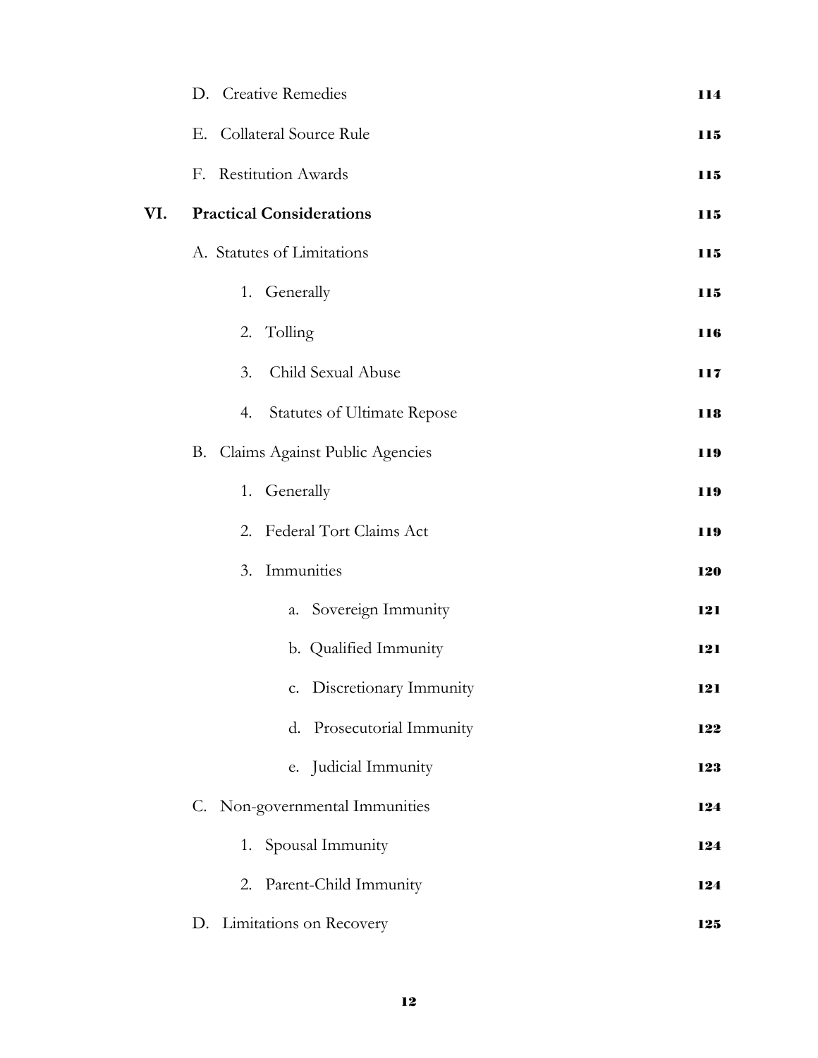D. Creative Remedies 114

E. Collateral Source Rule 115

F. Restitution Awards 115

**VI. Practical Considerations** 115

A. Statutes of Limitations 115

1. Generally 115

2. Tolling 116

3. Child Sexual Abuse 117

4. Statutes of Ultimate Repose 118

B. Claims Against Public Agencies 119

1. Generally 119

2. Federal Tort Claims Act 119

3. Immunities 120

a. Sovereign Immunity 121

b. Qualified Immunity 121

c. Discretionary Immunity 121

d. Prosecutorial Immunity 122

e. Judicial Immunity 123

C. Non-governmental Immunities 124

1. Spousal Immunity 124

2. Parent-Child Immunity 124

D. Limitations on Recovery 125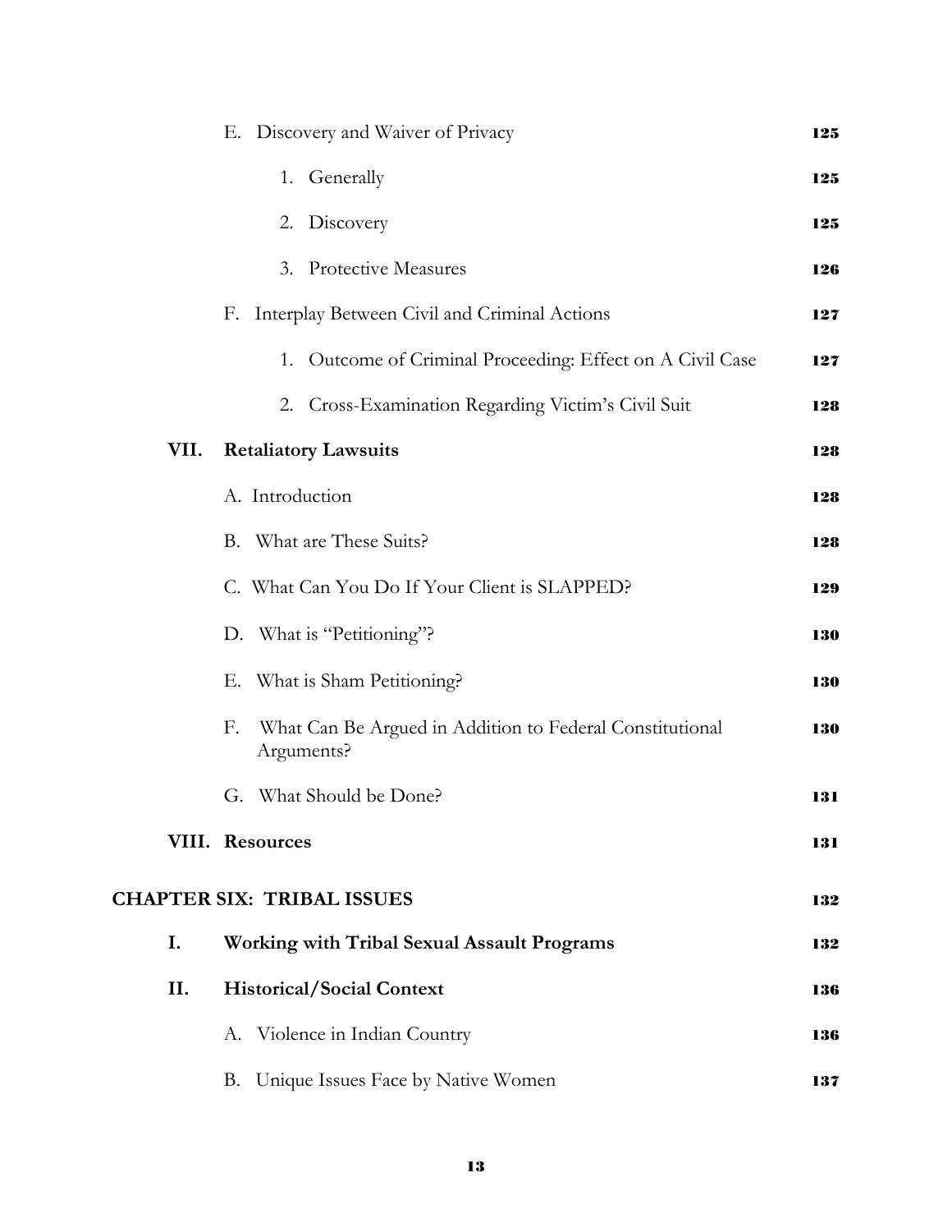| | | |
|---|---|---|
| | E. Discovery and Waiver of Privacy | 125 |
| | 1. Generally | 125 |
| | 2. Discovery | 125 |
| | 3. Protective Measures | 126 |
| | F. Interplay Between Civil and Criminal Actions | 127 |
| | 1. Outcome of Criminal Proceeding: Effect on A Civil Case | 127 |
| | 2. Cross-Examination Regarding Victim's Civil Suit | 128 |
| **VII.** | **Retaliatory Lawsuits** | 128 |
| | A. Introduction | 128 |
| | B. What are These Suits? | 128 |
| | C. What Can You Do If Your Client is SLAPPED? | 129 |
| | D. What is "Petitioning"? | 130 |
| | E. What is Sham Petitioning? | 130 |
| | F. What Can Be Argued in Addition to Federal Constitutional Arguments? | 130 |
| | G. What Should be Done? | 131 |
| **VIII.** | **Resources** | 131 |
| **CHAPTER SIX: TRIBAL ISSUES** | | 132 |
| **I.** | **Working with Tribal Sexual Assault Programs** | 132 |
| **II.** | **Historical/Social Context** | 136 |
| | A. Violence in Indian Country | 136 |
| | B. Unique Issues Face by Native Women | 137 |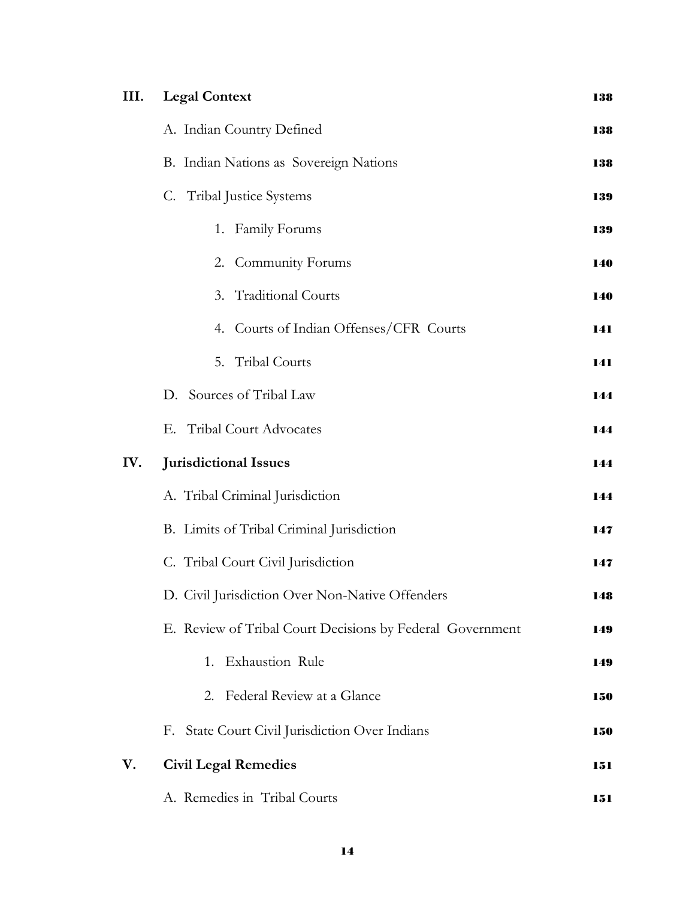| | | |
|---|---|---|
| **III.** | **Legal Context** | **138** |
| | A. Indian Country Defined | **138** |
| | B. Indian Nations as Sovereign Nations | **138** |
| | C. Tribal Justice Systems | **139** |
| | 1. Family Forums | **139** |
| | 2. Community Forums | **140** |
| | 3. Traditional Courts | **140** |
| | 4. Courts of Indian Offenses/CFR Courts | **141** |
| | 5. Tribal Courts | **141** |
| | D. Sources of Tribal Law | **144** |
| | E. Tribal Court Advocates | **144** |
| **IV.** | **Jurisdictional Issues** | **144** |
| | A. Tribal Criminal Jurisdiction | **144** |
| | B. Limits of Tribal Criminal Jurisdiction | **147** |
| | C. Tribal Court Civil Jurisdiction | **147** |
| | D. Civil Jurisdiction Over Non-Native Offenders | **148** |
| | E. Review of Tribal Court Decisions by Federal Government | **149** |
| | 1. Exhaustion Rule | **149** |
| | 2. Federal Review at a Glance | **150** |
| | F. State Court Civil Jurisdiction Over Indians | **150** |
| **V.** | **Civil Legal Remedies** | **151** |
| | A. Remedies in Tribal Courts | **151** |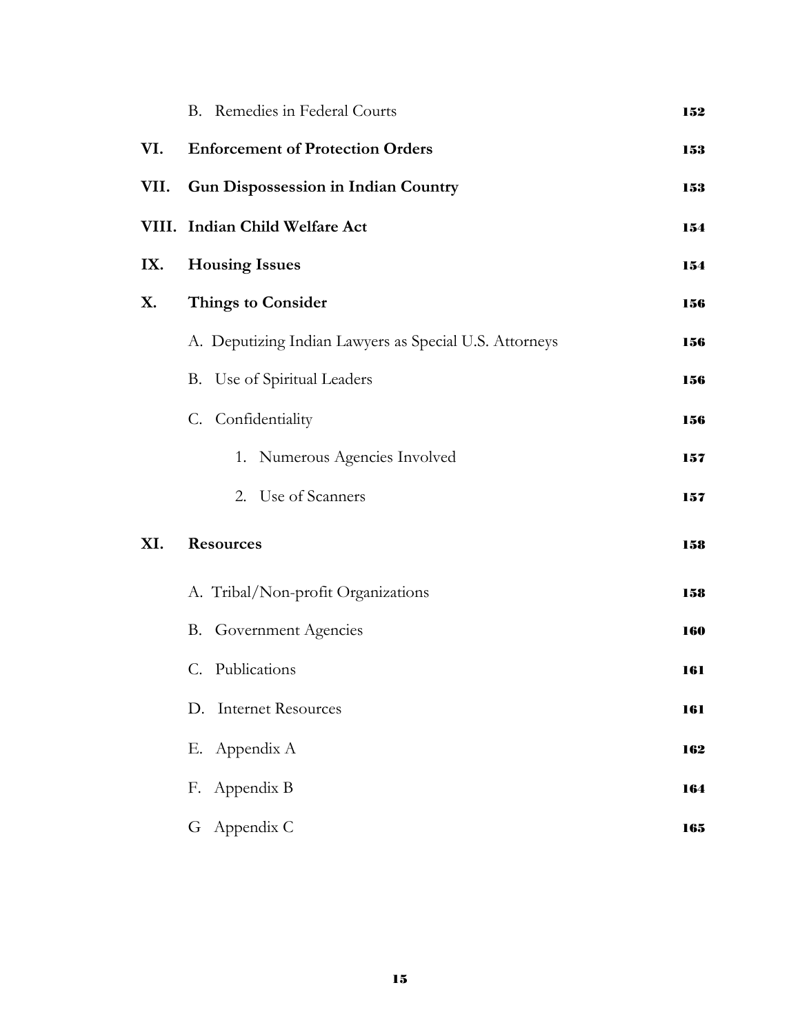| | | |
|---|---|---|
| | B. Remedies in Federal Courts | 152 |
| **VI.** | **Enforcement of Protection Orders** | 153 |
| **VII.** | **Gun Dispossession in Indian Country** | 153 |
| **VIII.** | **Indian Child Welfare Act** | 154 |
| **IX.** | **Housing Issues** | 154 |
| **X.** | **Things to Consider** | 156 |
| | A. Deputizing Indian Lawyers as Special U.S. Attorneys | 156 |
| | B. Use of Spiritual Leaders | 156 |
| | C. Confidentiality | 156 |
| | 1. Numerous Agencies Involved | 157 |
| | 2. Use of Scanners | 157 |
| **XI.** | **Resources** | 158 |
| | A. Tribal/Non-profit Organizations | 158 |
| | B. Government Agencies | 160 |
| | C. Publications | 161 |
| | D. Internet Resources | 161 |
| | E. Appendix A | 162 |
| | F. Appendix B | 164 |
| | G Appendix C | 165 |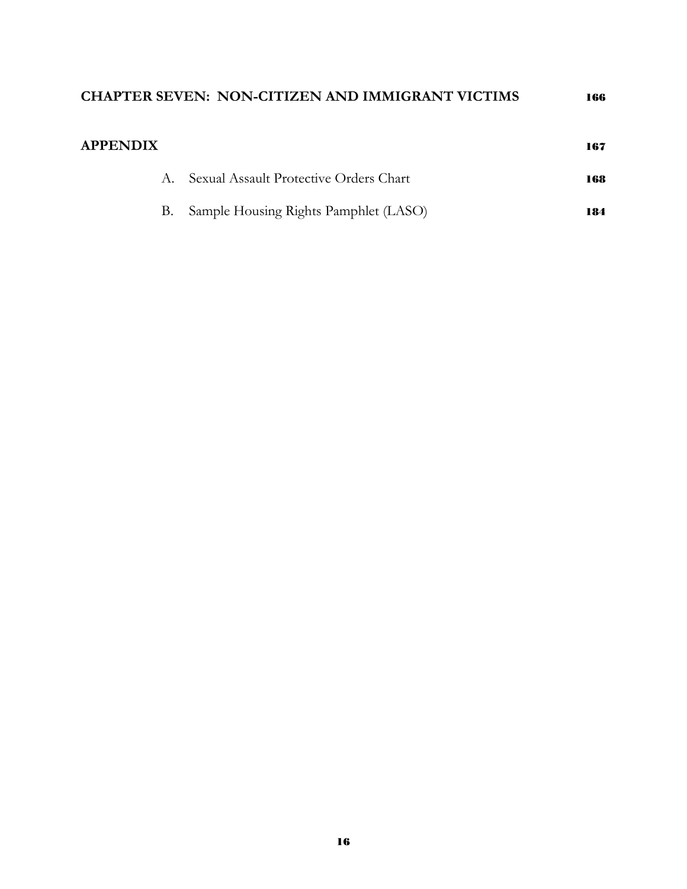**CHAPTER SEVEN: NON-CITIZEN AND IMMIGRANT VICTIMS** **166**

**APPENDIX** **167**

A. Sexual Assault Protective Orders Chart **168**

B. Sample Housing Rights Pamphlet (LASO) **184**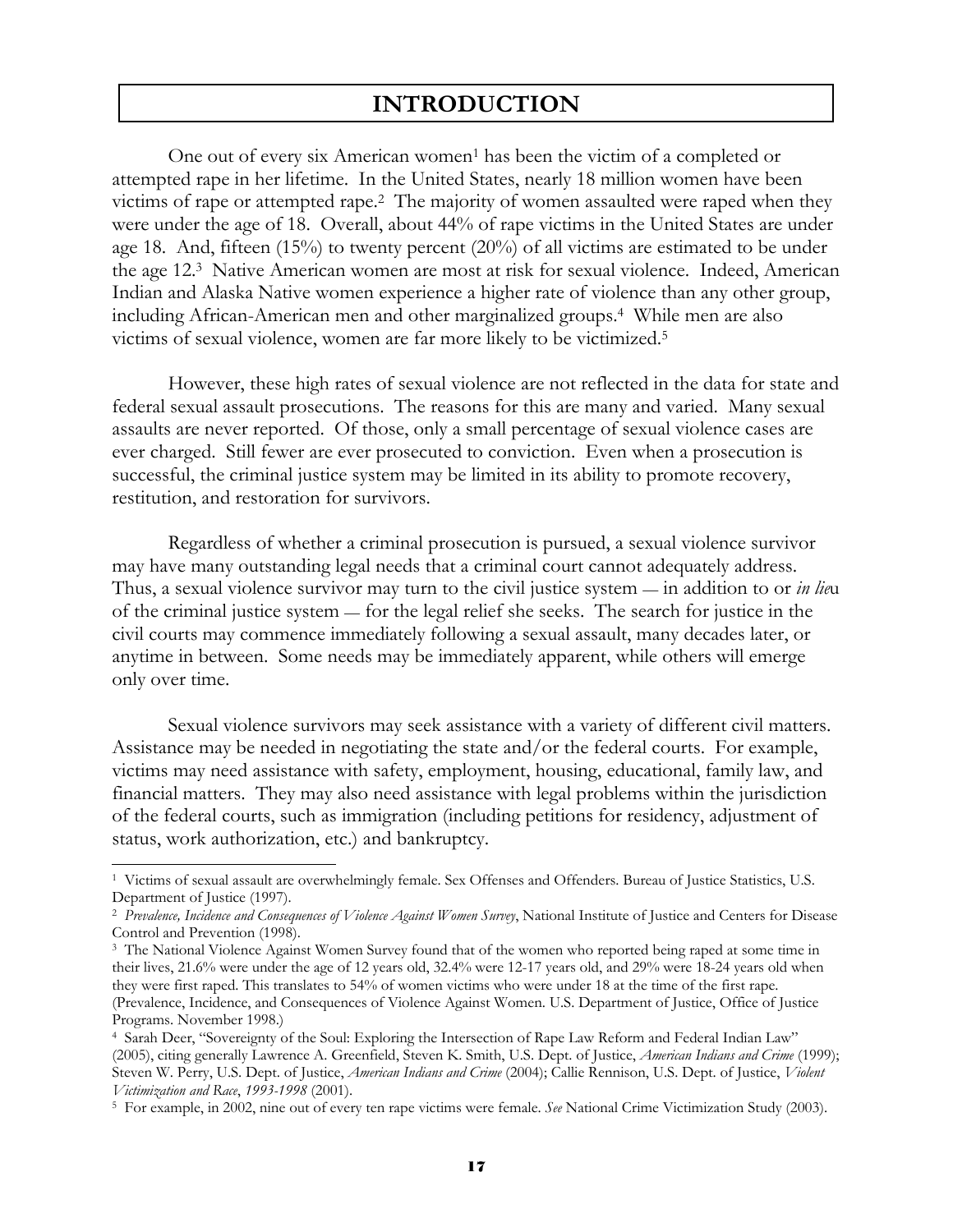# INTRODUCTION

One out of every six American women[1] has been the victim of a completed or attempted rape in her lifetime. In the United States, nearly 18 million women have been victims of rape or attempted rape.[2] The majority of women assaulted were raped when they were under the age of 18. Overall, about 44% of rape victims in the United States are under age 18. And, fifteen (15%) to twenty percent (20%) of all victims are estimated to be under the age 12.[3] Native American women are most at risk for sexual violence. Indeed, American Indian and Alaska Native women experience a higher rate of violence than any other group, including African-American men and other marginalized groups.[4] While men are also victims of sexual violence, women are far more likely to be victimized.[5]

However, these high rates of sexual violence are not reflected in the data for state and federal sexual assault prosecutions. The reasons for this are many and varied. Many sexual assaults are never reported. Of those, only a small percentage of sexual violence cases are ever charged. Still fewer are ever prosecuted to conviction. Even when a prosecution is successful, the criminal justice system may be limited in its ability to promote recovery, restitution, and restoration for survivors.

Regardless of whether a criminal prosecution is pursued, a sexual violence survivor may have many outstanding legal needs that a criminal court cannot adequately address. Thus, a sexual violence survivor may turn to the civil justice system — in addition to or *in lie*u of the criminal justice system — for the legal relief she seeks. The search for justice in the civil courts may commence immediately following a sexual assault, many decades later, or anytime in between. Some needs may be immediately apparent, while others will emerge only over time.

Sexual violence survivors may seek assistance with a variety of different civil matters. Assistance may be needed in negotiating the state and/or the federal courts. For example, victims may need assistance with safety, employment, housing, educational, family law, and financial matters. They may also need assistance with legal problems within the jurisdiction of the federal courts, such as immigration (including petitions for residency, adjustment of status, work authorization, etc.) and bankruptcy.

---

[1] Victims of sexual assault are overwhelmingly female. Sex Offenses and Offenders. Bureau of Justice Statistics, U.S. Department of Justice (1997).

[2] *Prevalence, Incidence and Consequences of Violence Against Women Survey*, National Institute of Justice and Centers for Disease Control and Prevention (1998).

[3] The National Violence Against Women Survey found that of the women who reported being raped at some time in their lives, 21.6% were under the age of 12 years old, 32.4% were 12-17 years old, and 29% were 18-24 years old when they were first raped. This translates to 54% of women victims who were under 18 at the time of the first rape. (Prevalence, Incidence, and Consequences of Violence Against Women. U.S. Department of Justice, Office of Justice Programs. November 1998.)

[4] Sarah Deer, "Sovereignty of the Soul: Exploring the Intersection of Rape Law Reform and Federal Indian Law" (2005), citing generally Lawrence A. Greenfield, Steven K. Smith, U.S. Dept. of Justice, *American Indians and Crime* (1999); Steven W. Perry, U.S. Dept. of Justice, *American Indians and Crime* (2004); Callie Rennison, U.S. Dept. of Justice, *Violent Victimization and Race*, *1993-1998* (2001).

[5] For example, in 2002, nine out of every ten rape victims were female. *See* National Crime Victimization Study (2003).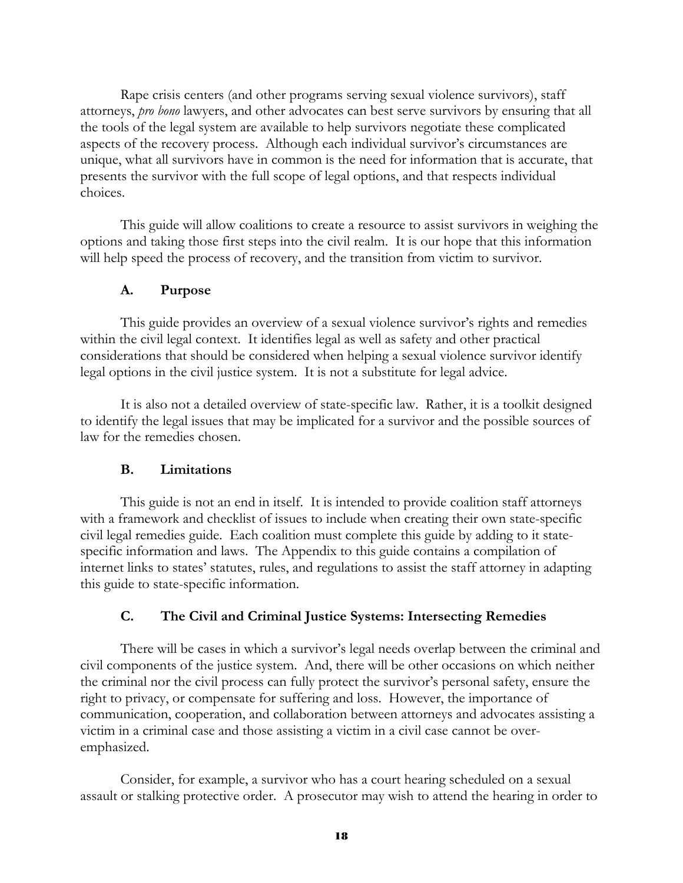Rape crisis centers (and other programs serving sexual violence survivors), staff attorneys, *pro bono* lawyers, and other advocates can best serve survivors by ensuring that all the tools of the legal system are available to help survivors negotiate these complicated aspects of the recovery process. Although each individual survivor's circumstances are unique, what all survivors have in common is the need for information that is accurate, that presents the survivor with the full scope of legal options, and that respects individual choices.

This guide will allow coalitions to create a resource to assist survivors in weighing the options and taking those first steps into the civil realm. It is our hope that this information will help speed the process of recovery, and the transition from victim to survivor.

### A. Purpose

This guide provides an overview of a sexual violence survivor's rights and remedies within the civil legal context. It identifies legal as well as safety and other practical considerations that should be considered when helping a sexual violence survivor identify legal options in the civil justice system. It is not a substitute for legal advice.

It is also not a detailed overview of state-specific law. Rather, it is a toolkit designed to identify the legal issues that may be implicated for a survivor and the possible sources of law for the remedies chosen.

### B. Limitations

This guide is not an end in itself. It is intended to provide coalition staff attorneys with a framework and checklist of issues to include when creating their own state-specific civil legal remedies guide. Each coalition must complete this guide by adding to it state-specific information and laws. The Appendix to this guide contains a compilation of internet links to states' statutes, rules, and regulations to assist the staff attorney in adapting this guide to state-specific information.

### C. The Civil and Criminal Justice Systems: Intersecting Remedies

There will be cases in which a survivor's legal needs overlap between the criminal and civil components of the justice system. And, there will be other occasions on which neither the criminal nor the civil process can fully protect the survivor's personal safety, ensure the right to privacy, or compensate for suffering and loss. However, the importance of communication, cooperation, and collaboration between attorneys and advocates assisting a victim in a criminal case and those assisting a victim in a civil case cannot be over-emphasized.

Consider, for example, a survivor who has a court hearing scheduled on a sexual assault or stalking protective order. A prosecutor may wish to attend the hearing in order to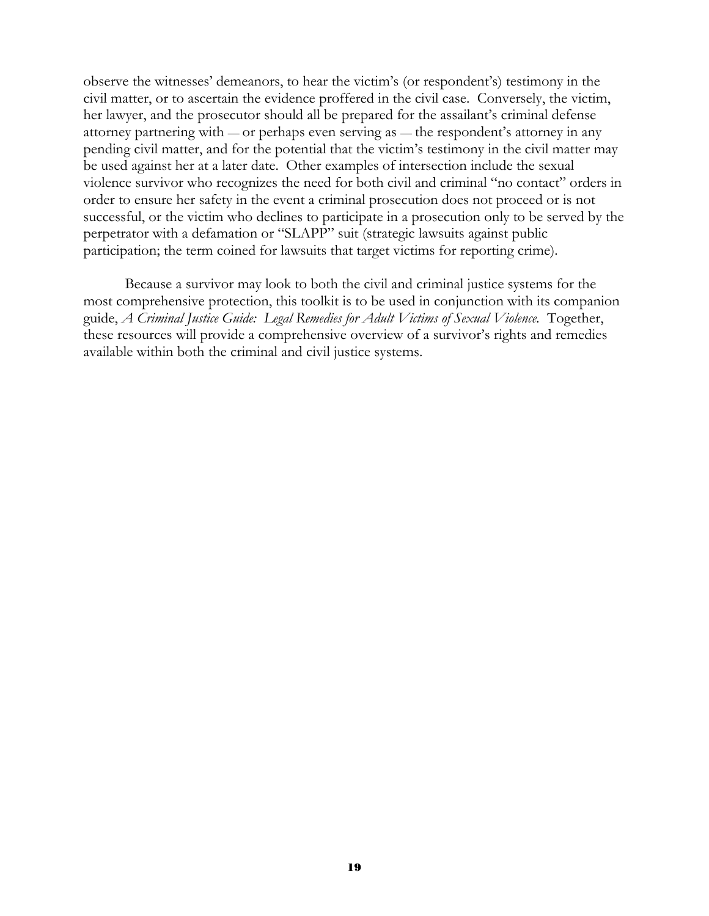observe the witnesses' demeanors, to hear the victim's (or respondent's) testimony in the civil matter, or to ascertain the evidence proffered in the civil case. Conversely, the victim, her lawyer, and the prosecutor should all be prepared for the assailant's criminal defense attorney partnering with — or perhaps even serving as — the respondent's attorney in any pending civil matter, and for the potential that the victim's testimony in the civil matter may be used against her at a later date. Other examples of intersection include the sexual violence survivor who recognizes the need for both civil and criminal "no contact" orders in order to ensure her safety in the event a criminal prosecution does not proceed or is not successful, or the victim who declines to participate in a prosecution only to be served by the perpetrator with a defamation or "SLAPP" suit (strategic lawsuits against public participation; the term coined for lawsuits that target victims for reporting crime).

Because a survivor may look to both the civil and criminal justice systems for the most comprehensive protection, this toolkit is to be used in conjunction with its companion guide, *A Criminal Justice Guide: Legal Remedies for Adult Victims of Sexual Violence.* Together, these resources will provide a comprehensive overview of a survivor's rights and remedies available within both the criminal and civil justice systems.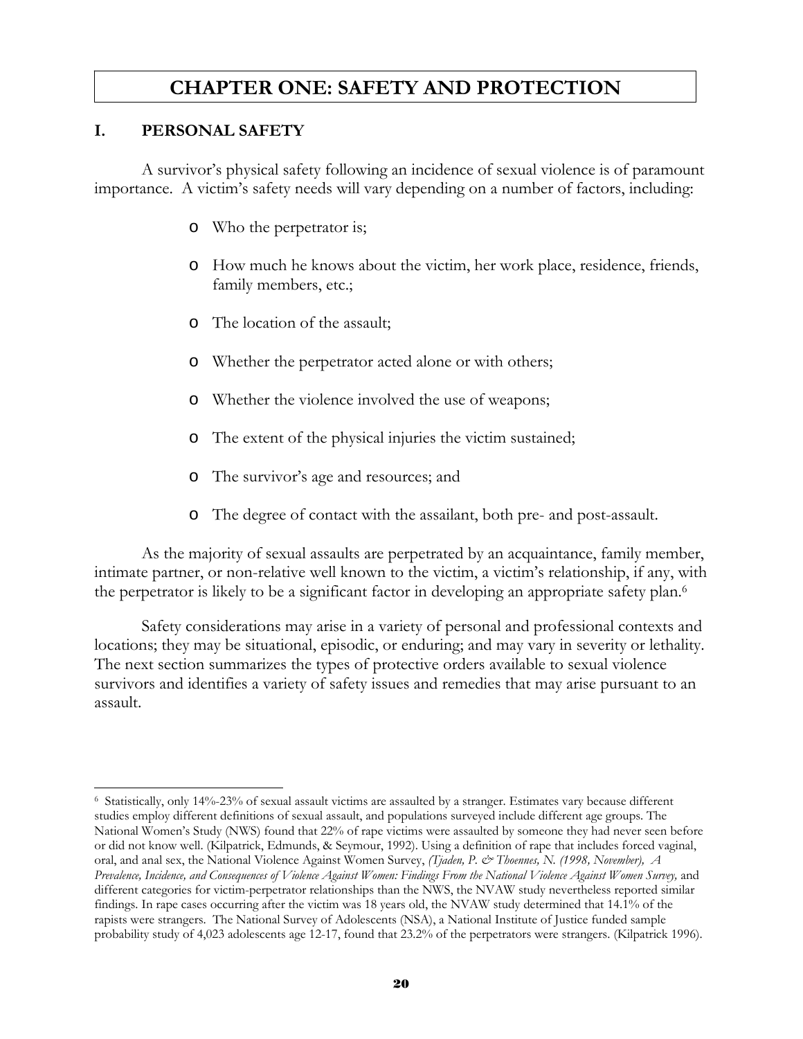# CHAPTER ONE: SAFETY AND PROTECTION

## I. PERSONAL SAFETY

A survivor's physical safety following an incidence of sexual violence is of paramount importance. A victim's safety needs will vary depending on a number of factors, including:

- Who the perpetrator is;
- How much he knows about the victim, her work place, residence, friends, family members, etc.;
- The location of the assault;
- Whether the perpetrator acted alone or with others;
- Whether the violence involved the use of weapons;
- The extent of the physical injuries the victim sustained;
- The survivor's age and resources; and
- The degree of contact with the assailant, both pre- and post-assault.

As the majority of sexual assaults are perpetrated by an acquaintance, family member, intimate partner, or non-relative well known to the victim, a victim's relationship, if any, with the perpetrator is likely to be a significant factor in developing an appropriate safety plan.[6]

Safety considerations may arise in a variety of personal and professional contexts and locations; they may be situational, episodic, or enduring; and may vary in severity or lethality. The next section summarizes the types of protective orders available to sexual violence survivors and identifies a variety of safety issues and remedies that may arise pursuant to an assault.

---

[6] Statistically, only 14%-23% of sexual assault victims are assaulted by a stranger. Estimates vary because different studies employ different definitions of sexual assault, and populations surveyed include different age groups. The National Women's Study (NWS) found that 22% of rape victims were assaulted by someone they had never seen before or did not know well. (Kilpatrick, Edmunds, & Seymour, 1992). Using a definition of rape that includes forced vaginal, oral, and anal sex, the National Violence Against Women Survey, *(Tjaden, P. & Thoennes, N. (1998, November), A Prevalence, Incidence, and Consequences of Violence Against Women: Findings From the National Violence Against Women Survey,* and different categories for victim-perpetrator relationships than the NWS, the NVAW study nevertheless reported similar findings. In rape cases occurring after the victim was 18 years old, the NVAW study determined that 14.1% of the rapists were strangers. The National Survey of Adolescents (NSA), a National Institute of Justice funded sample probability study of 4,023 adolescents age 12-17, found that 23.2% of the perpetrators were strangers. (Kilpatrick 1996).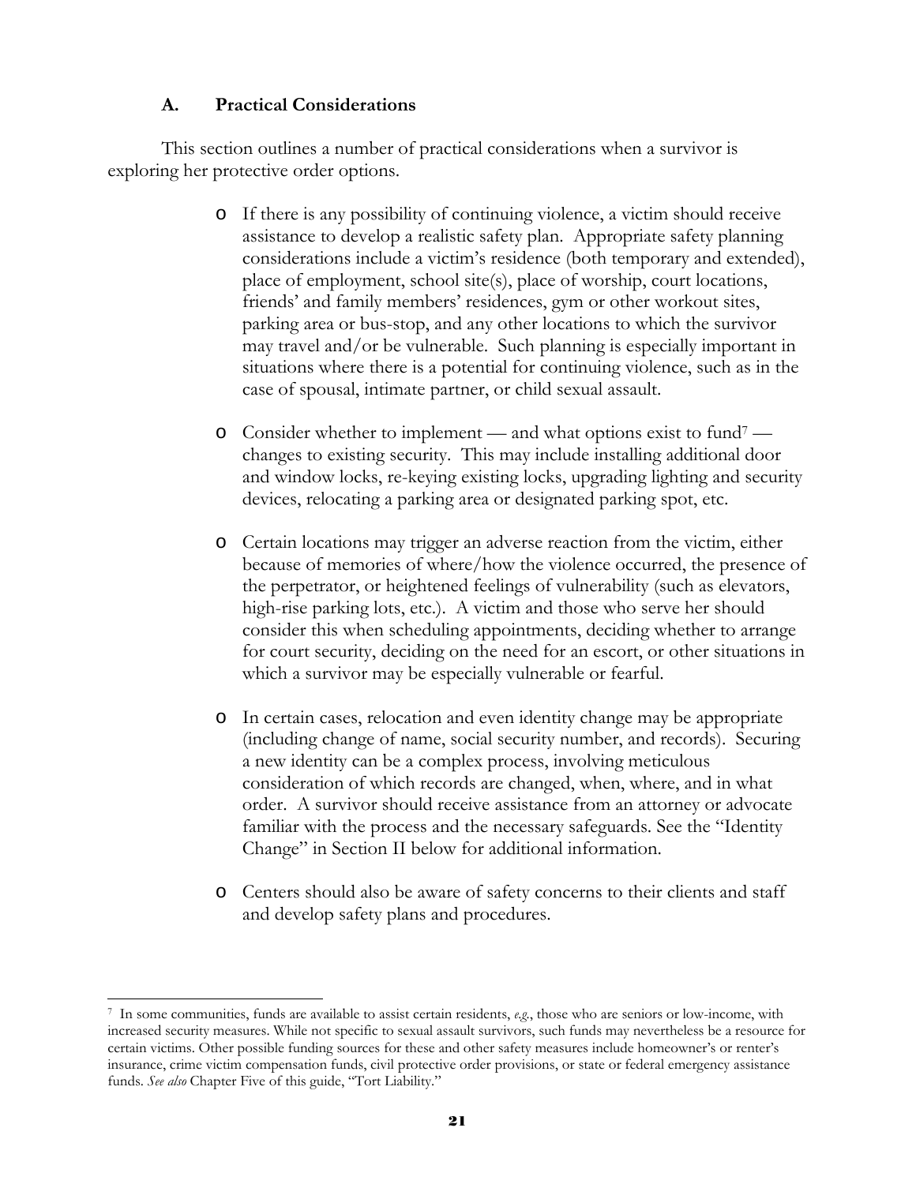### A. Practical Considerations

This section outlines a number of practical considerations when a survivor is exploring her protective order options.

- If there is any possibility of continuing violence, a victim should receive assistance to develop a realistic safety plan. Appropriate safety planning considerations include a victim's residence (both temporary and extended), place of employment, school site(s), place of worship, court locations, friends' and family members' residences, gym or other workout sites, parking area or bus-stop, and any other locations to which the survivor may travel and/or be vulnerable. Such planning is especially important in situations where there is a potential for continuing violence, such as in the case of spousal, intimate partner, or child sexual assault.

- Consider whether to implement — and what options exist to fund[7] — changes to existing security. This may include installing additional door and window locks, re-keying existing locks, upgrading lighting and security devices, relocating a parking area or designated parking spot, etc.

- Certain locations may trigger an adverse reaction from the victim, either because of memories of where/how the violence occurred, the presence of the perpetrator, or heightened feelings of vulnerability (such as elevators, high-rise parking lots, etc.). A victim and those who serve her should consider this when scheduling appointments, deciding whether to arrange for court security, deciding on the need for an escort, or other situations in which a survivor may be especially vulnerable or fearful.

- In certain cases, relocation and even identity change may be appropriate (including change of name, social security number, and records). Securing a new identity can be a complex process, involving meticulous consideration of which records are changed, when, where, and in what order. A survivor should receive assistance from an attorney or advocate familiar with the process and the necessary safeguards. See the "Identity Change" in Section II below for additional information.

- Centers should also be aware of safety concerns to their clients and staff and develop safety plans and procedures.

---

[7] In some communities, funds are available to assist certain residents, *e.g.*, those who are seniors or low-income, with increased security measures. While not specific to sexual assault survivors, such funds may nevertheless be a resource for certain victims. Other possible funding sources for these and other safety measures include homeowner's or renter's insurance, crime victim compensation funds, civil protective order provisions, or state or federal emergency assistance funds. *See also* Chapter Five of this guide, "Tort Liability."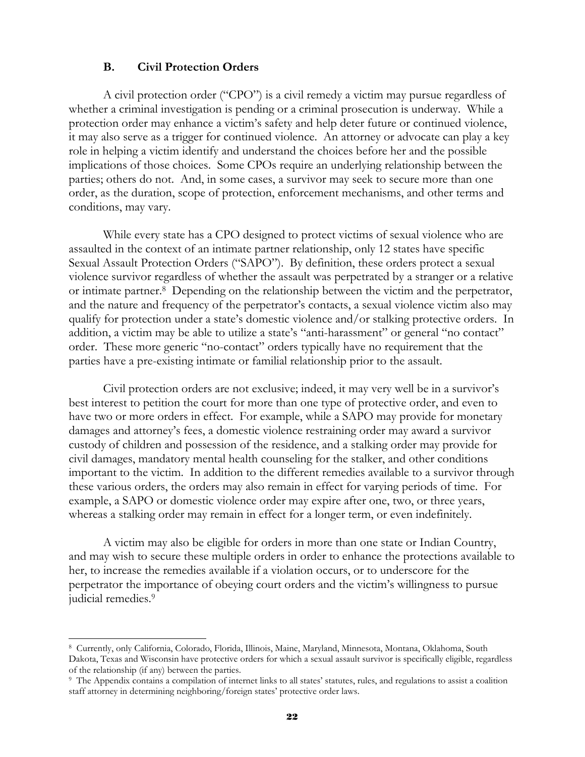### B. Civil Protection Orders

A civil protection order ("CPO") is a civil remedy a victim may pursue regardless of whether a criminal investigation is pending or a criminal prosecution is underway. While a protection order may enhance a victim's safety and help deter future or continued violence, it may also serve as a trigger for continued violence. An attorney or advocate can play a key role in helping a victim identify and understand the choices before her and the possible implications of those choices. Some CPOs require an underlying relationship between the parties; others do not. And, in some cases, a survivor may seek to secure more than one order, as the duration, scope of protection, enforcement mechanisms, and other terms and conditions, may vary.

While every state has a CPO designed to protect victims of sexual violence who are assaulted in the context of an intimate partner relationship, only 12 states have specific Sexual Assault Protection Orders ("SAPO"). By definition, these orders protect a sexual violence survivor regardless of whether the assault was perpetrated by a stranger or a relative or intimate partner.[8] Depending on the relationship between the victim and the perpetrator, and the nature and frequency of the perpetrator's contacts, a sexual violence victim also may qualify for protection under a state's domestic violence and/or stalking protective orders. In addition, a victim may be able to utilize a state's "anti-harassment" or general "no contact" order. These more generic "no-contact" orders typically have no requirement that the parties have a pre-existing intimate or familial relationship prior to the assault.

Civil protection orders are not exclusive; indeed, it may very well be in a survivor's best interest to petition the court for more than one type of protective order, and even to have two or more orders in effect. For example, while a SAPO may provide for monetary damages and attorney's fees, a domestic violence restraining order may award a survivor custody of children and possession of the residence, and a stalking order may provide for civil damages, mandatory mental health counseling for the stalker, and other conditions important to the victim. In addition to the different remedies available to a survivor through these various orders, the orders may also remain in effect for varying periods of time. For example, a SAPO or domestic violence order may expire after one, two, or three years, whereas a stalking order may remain in effect for a longer term, or even indefinitely.

A victim may also be eligible for orders in more than one state or Indian Country, and may wish to secure these multiple orders in order to enhance the protections available to her, to increase the remedies available if a violation occurs, or to underscore for the perpetrator the importance of obeying court orders and the victim's willingness to pursue judicial remedies.[9]

---

[8] Currently, only California, Colorado, Florida, Illinois, Maine, Maryland, Minnesota, Montana, Oklahoma, South Dakota, Texas and Wisconsin have protective orders for which a sexual assault survivor is specifically eligible, regardless of the relationship (if any) between the parties.

[9] The Appendix contains a compilation of internet links to all states' statutes, rules, and regulations to assist a coalition staff attorney in determining neighboring/foreign states' protective order laws.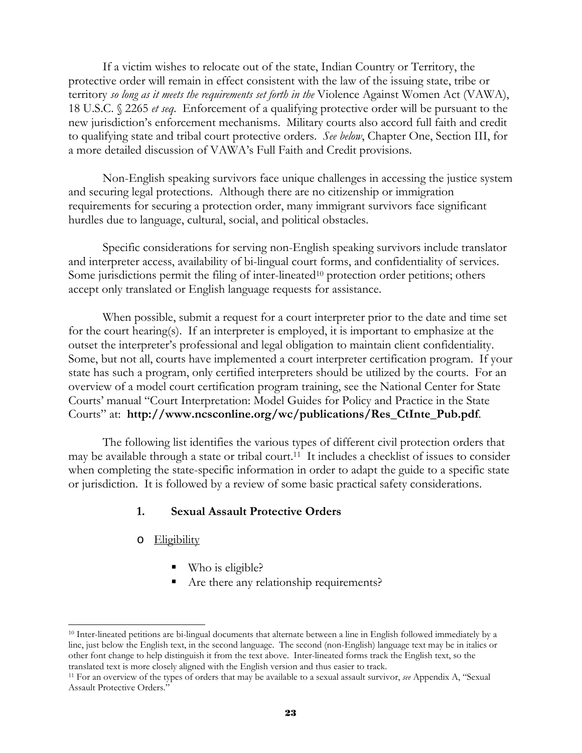If a victim wishes to relocate out of the state, Indian Country or Territory, the protective order will remain in effect consistent with the law of the issuing state, tribe or territory *so long as it meets the requirements set forth in the* Violence Against Women Act (VAWA), 18 U.S.C. § 2265 *et seq*. Enforcement of a qualifying protective order will be pursuant to the new jurisdiction's enforcement mechanisms. Military courts also accord full faith and credit to qualifying state and tribal court protective orders. *See below*, Chapter One, Section III, for a more detailed discussion of VAWA's Full Faith and Credit provisions.

Non-English speaking survivors face unique challenges in accessing the justice system and securing legal protections. Although there are no citizenship or immigration requirements for securing a protection order, many immigrant survivors face significant hurdles due to language, cultural, social, and political obstacles.

Specific considerations for serving non-English speaking survivors include translator and interpreter access, availability of bi-lingual court forms, and confidentiality of services. Some jurisdictions permit the filing of inter-lineated[10] protection order petitions; others accept only translated or English language requests for assistance.

When possible, submit a request for a court interpreter prior to the date and time set for the court hearing(s). If an interpreter is employed, it is important to emphasize at the outset the interpreter's professional and legal obligation to maintain client confidentiality. Some, but not all, courts have implemented a court interpreter certification program. If your state has such a program, only certified interpreters should be utilized by the courts. For an overview of a model court certification program training, see the National Center for State Courts' manual "Court Interpretation: Model Guides for Policy and Practice in the State Courts" at: **http://www.ncsconline.org/wc/publications/Res_CtInte_Pub.pdf**.

The following list identifies the various types of different civil protection orders that may be available through a state or tribal court.[11] It includes a checklist of issues to consider when completing the state-specific information in order to adapt the guide to a specific state or jurisdiction. It is followed by a review of some basic practical safety considerations.

### 1. Sexual Assault Protective Orders

- Eligibility
  - Who is eligible?
  - Are there any relationship requirements?

---

[10] Inter-lineated petitions are bi-lingual documents that alternate between a line in English followed immediately by a line, just below the English text, in the second language. The second (non-English) language text may be in italics or other font change to help distinguish it from the text above. Inter-lineated forms track the English text, so the translated text is more closely aligned with the English version and thus easier to track.

[11] For an overview of the types of orders that may be available to a sexual assault survivor, *see* Appendix A, "Sexual Assault Protective Orders."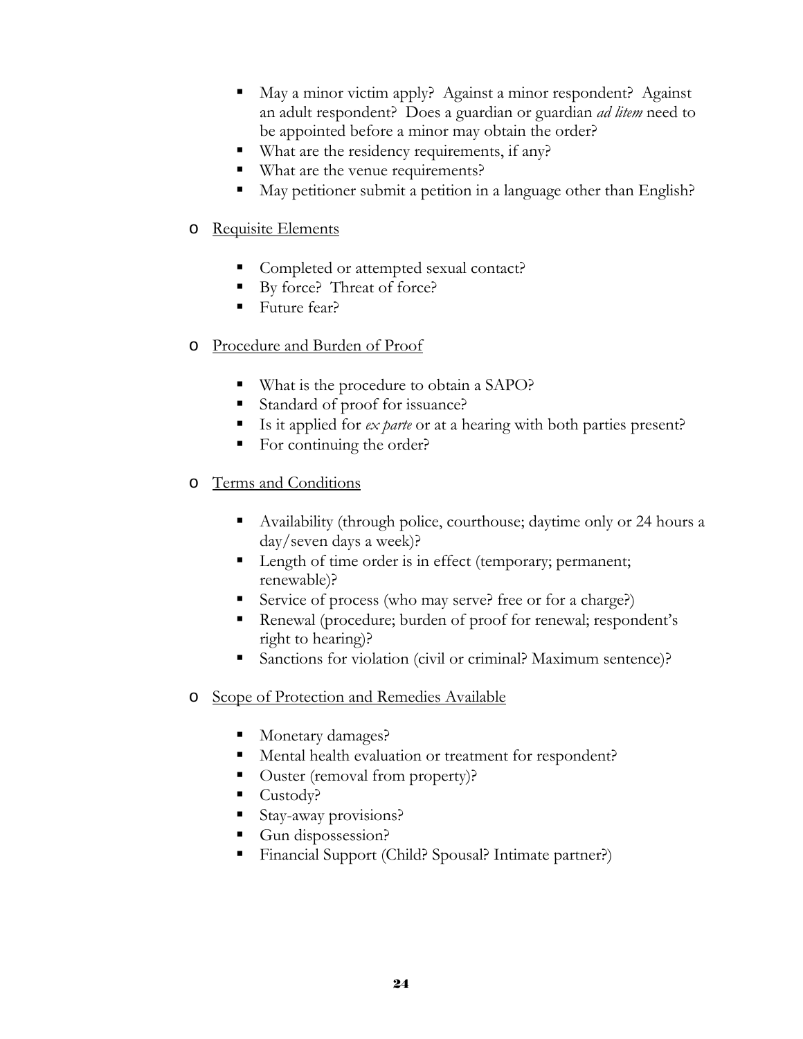- May a minor victim apply? Against a minor respondent? Against an adult respondent? Does a guardian or guardian *ad litem* need to be appointed before a minor may obtain the order?
- What are the residency requirements, if any?
- What are the venue requirements?
- May petitioner submit a petition in a language other than English?

- <u>Requisite Elements</u>

  - Completed or attempted sexual contact?
  - By force? Threat of force?
  - Future fear?

- <u>Procedure and Burden of Proof</u>

  - What is the procedure to obtain a SAPO?
  - Standard of proof for issuance?
  - Is it applied for *ex parte* or at a hearing with both parties present?
  - For continuing the order?

- <u>Terms and Conditions</u>

  - Availability (through police, courthouse; daytime only or 24 hours a day/seven days a week)?
  - Length of time order is in effect (temporary; permanent; renewable)?
  - Service of process (who may serve? free or for a charge?)
  - Renewal (procedure; burden of proof for renewal; respondent's right to hearing)?
  - Sanctions for violation (civil or criminal? Maximum sentence)?

- <u>Scope of Protection and Remedies Available</u>

  - Monetary damages?
  - Mental health evaluation or treatment for respondent?
  - Ouster (removal from property)?
  - Custody?
  - Stay-away provisions?
  - Gun dispossession?
  - Financial Support (Child? Spousal? Intimate partner?)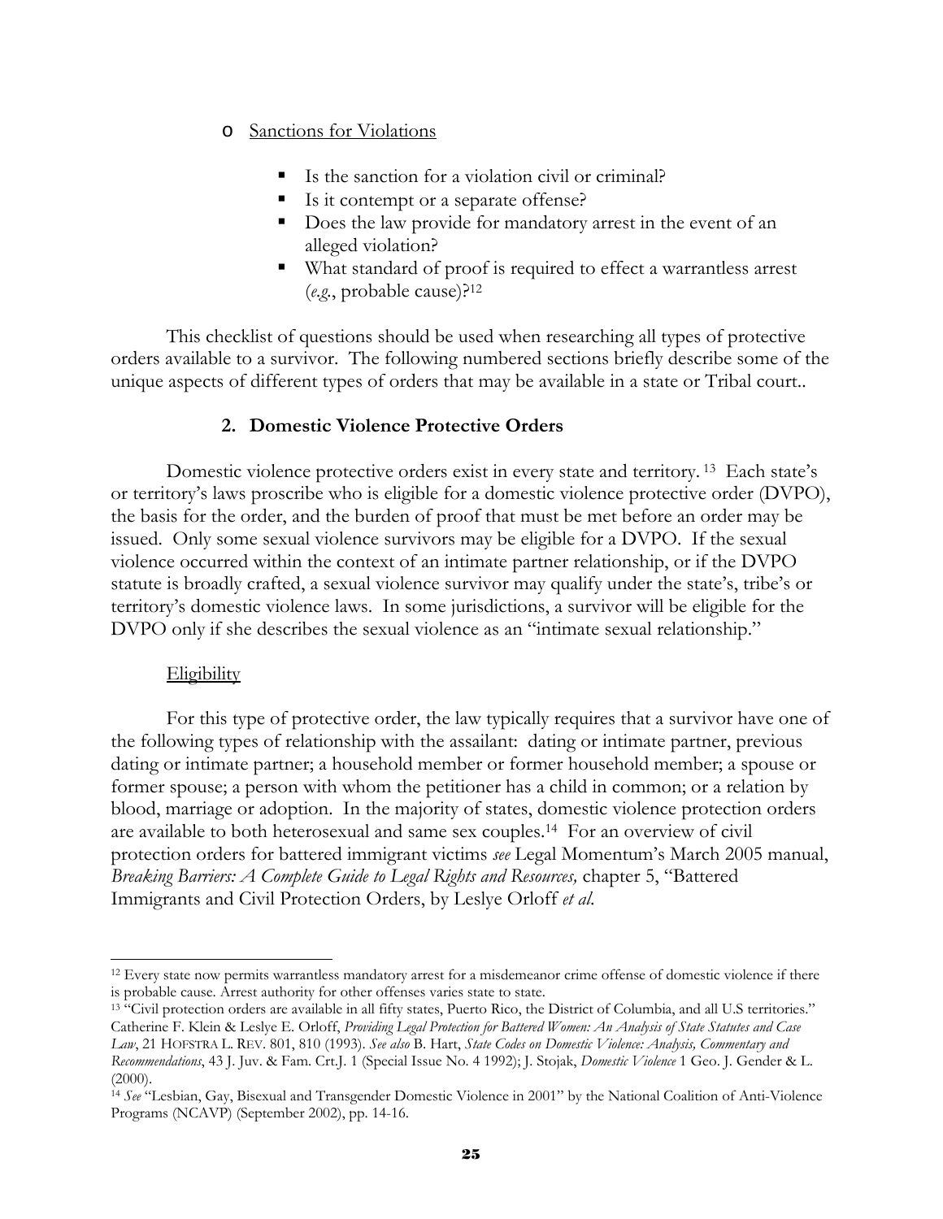- Sanctions for Violations

  - Is the sanction for a violation civil or criminal?
  - Is it contempt or a separate offense?
  - Does the law provide for mandatory arrest in the event of an alleged violation?
  - What standard of proof is required to effect a warrantless arrest (*e.g.*, probable cause)?[12]

This checklist of questions should be used when researching all types of protective orders available to a survivor. The following numbered sections briefly describe some of the unique aspects of different types of orders that may be available in a state or Tribal court..

### 2. Domestic Violence Protective Orders

Domestic violence protective orders exist in every state and territory.[13] Each state's or territory's laws proscribe who is eligible for a domestic violence protective order (DVPO), the basis for the order, and the burden of proof that must be met before an order may be issued. Only some sexual violence survivors may be eligible for a DVPO. If the sexual violence occurred within the context of an intimate partner relationship, or if the DVPO statute is broadly crafted, a sexual violence survivor may qualify under the state's, tribe's or territory's domestic violence laws. In some jurisdictions, a survivor will be eligible for the DVPO only if she describes the sexual violence as an "intimate sexual relationship."

Eligibility

For this type of protective order, the law typically requires that a survivor have one of the following types of relationship with the assailant: dating or intimate partner, previous dating or intimate partner; a household member or former household member; a spouse or former spouse; a person with whom the petitioner has a child in common; or a relation by blood, marriage or adoption. In the majority of states, domestic violence protection orders are available to both heterosexual and same sex couples.[14] For an overview of civil protection orders for battered immigrant victims *see* Legal Momentum's March 2005 manual, *Breaking Barriers: A Complete Guide to Legal Rights and Resources,* chapter 5, "Battered Immigrants and Civil Protection Orders, by Leslye Orloff *et al.*

---

[12] Every state now permits warrantless mandatory arrest for a misdemeanor crime offense of domestic violence if there is probable cause. Arrest authority for other offenses varies state to state.

[13] "Civil protection orders are available in all fifty states, Puerto Rico, the District of Columbia, and all U.S territories." Catherine F. Klein & Leslye E. Orloff, *Providing Legal Protection for Battered Women: An Analysis of State Statutes and Case Law*, 21 HOFSTRA L. REV. 801, 810 (1993). *See also* B. Hart, *State Codes on Domestic Violence: Analysis, Commentary and Recommendations*, 43 J. Juv. & Fam. Crt.J. 1 (Special Issue No. 4 1992); J. Stojak, *Domestic Violence* 1 Geo. J. Gender & L. (2000).

[14] *See* "Lesbian, Gay, Bisexual and Transgender Domestic Violence in 2001" by the National Coalition of Anti-Violence Programs (NCAVP) (September 2002), pp. 14-16.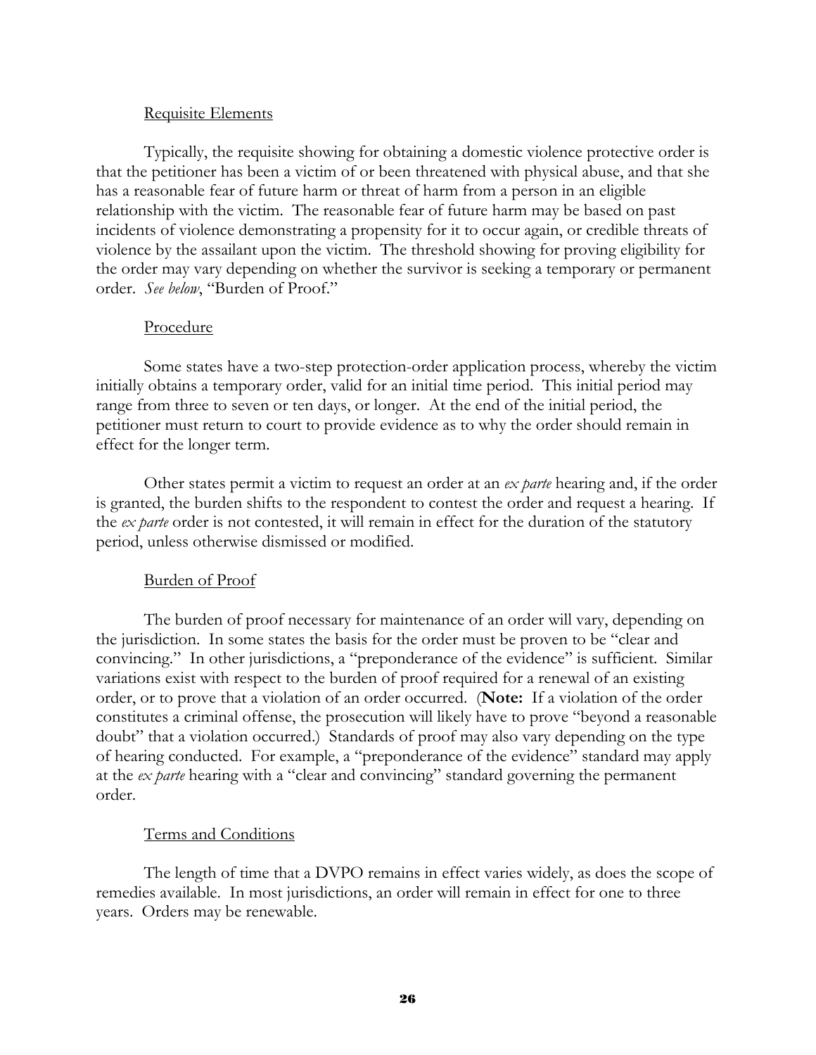### Requisite Elements

Typically, the requisite showing for obtaining a domestic violence protective order is that the petitioner has been a victim of or been threatened with physical abuse, and that she has a reasonable fear of future harm or threat of harm from a person in an eligible relationship with the victim. The reasonable fear of future harm may be based on past incidents of violence demonstrating a propensity for it to occur again, or credible threats of violence by the assailant upon the victim. The threshold showing for proving eligibility for the order may vary depending on whether the survivor is seeking a temporary or permanent order. *See below*, "Burden of Proof."

### Procedure

Some states have a two-step protection-order application process, whereby the victim initially obtains a temporary order, valid for an initial time period. This initial period may range from three to seven or ten days, or longer. At the end of the initial period, the petitioner must return to court to provide evidence as to why the order should remain in effect for the longer term.

Other states permit a victim to request an order at an *ex parte* hearing and, if the order is granted, the burden shifts to the respondent to contest the order and request a hearing. If the *ex parte* order is not contested, it will remain in effect for the duration of the statutory period, unless otherwise dismissed or modified.

### Burden of Proof

The burden of proof necessary for maintenance of an order will vary, depending on the jurisdiction. In some states the basis for the order must be proven to be "clear and convincing." In other jurisdictions, a "preponderance of the evidence" is sufficient. Similar variations exist with respect to the burden of proof required for a renewal of an existing order, or to prove that a violation of an order occurred. (**Note:** If a violation of the order constitutes a criminal offense, the prosecution will likely have to prove "beyond a reasonable doubt" that a violation occurred.) Standards of proof may also vary depending on the type of hearing conducted. For example, a "preponderance of the evidence" standard may apply at the *ex parte* hearing with a "clear and convincing" standard governing the permanent order.

### Terms and Conditions

The length of time that a DVPO remains in effect varies widely, as does the scope of remedies available. In most jurisdictions, an order will remain in effect for one to three years. Orders may be renewable.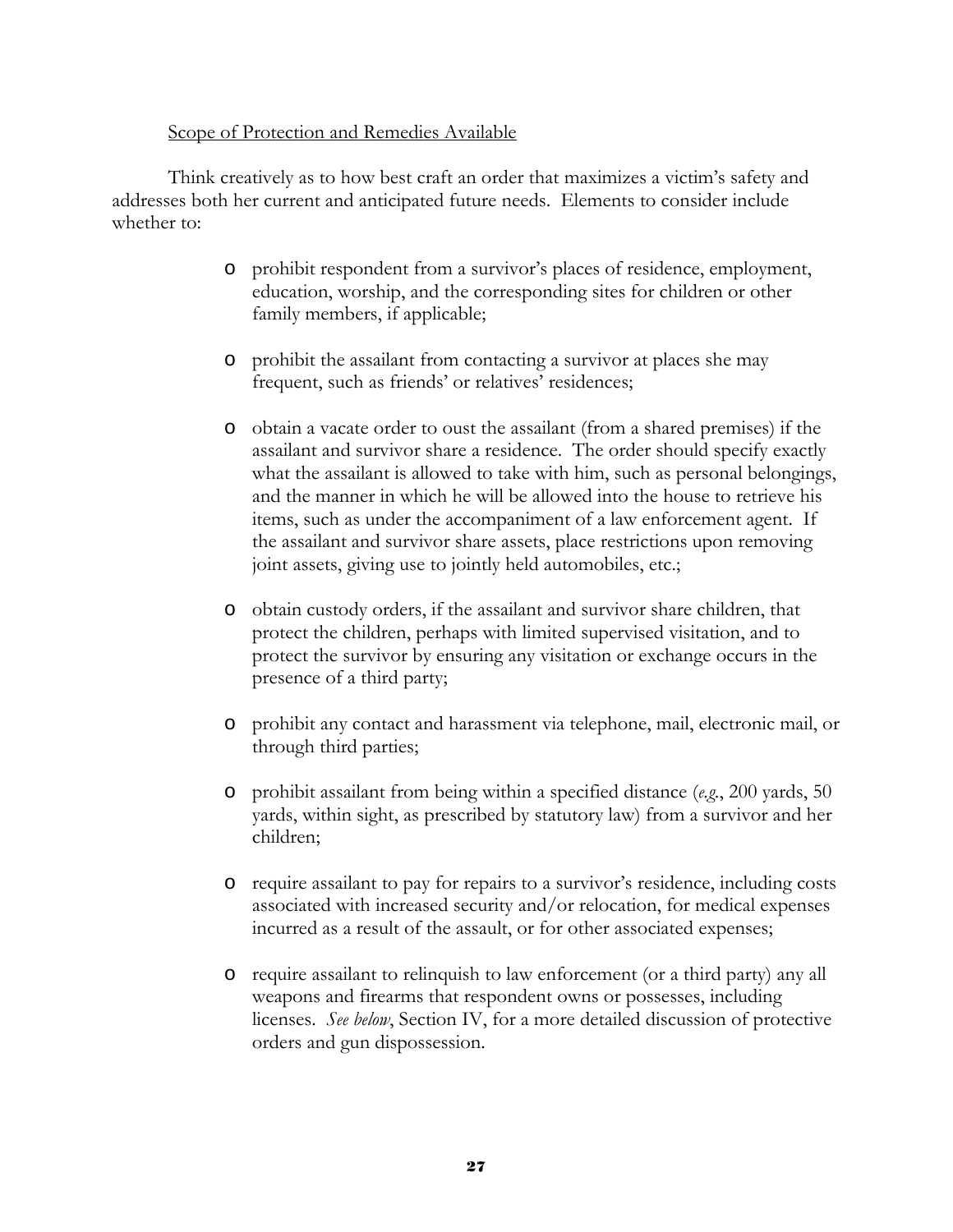<u>Scope of Protection and Remedies Available</u>

Think creatively as to how best craft an order that maximizes a victim's safety and addresses both her current and anticipated future needs. Elements to consider include whether to:

- prohibit respondent from a survivor's places of residence, employment, education, worship, and the corresponding sites for children or other family members, if applicable;

- prohibit the assailant from contacting a survivor at places she may frequent, such as friends' or relatives' residences;

- obtain a vacate order to oust the assailant (from a shared premises) if the assailant and survivor share a residence. The order should specify exactly what the assailant is allowed to take with him, such as personal belongings, and the manner in which he will be allowed into the house to retrieve his items, such as under the accompaniment of a law enforcement agent. If the assailant and survivor share assets, place restrictions upon removing joint assets, giving use to jointly held automobiles, etc.;

- obtain custody orders, if the assailant and survivor share children, that protect the children, perhaps with limited supervised visitation, and to protect the survivor by ensuring any visitation or exchange occurs in the presence of a third party;

- prohibit any contact and harassment via telephone, mail, electronic mail, or through third parties;

- prohibit assailant from being within a specified distance (*e.g.*, 200 yards, 50 yards, within sight, as prescribed by statutory law) from a survivor and her children;

- require assailant to pay for repairs to a survivor's residence, including costs associated with increased security and/or relocation, for medical expenses incurred as a result of the assault, or for other associated expenses;

- require assailant to relinquish to law enforcement (or a third party) any all weapons and firearms that respondent owns or possesses, including licenses. *See below*, Section IV, for a more detailed discussion of protective orders and gun dispossession.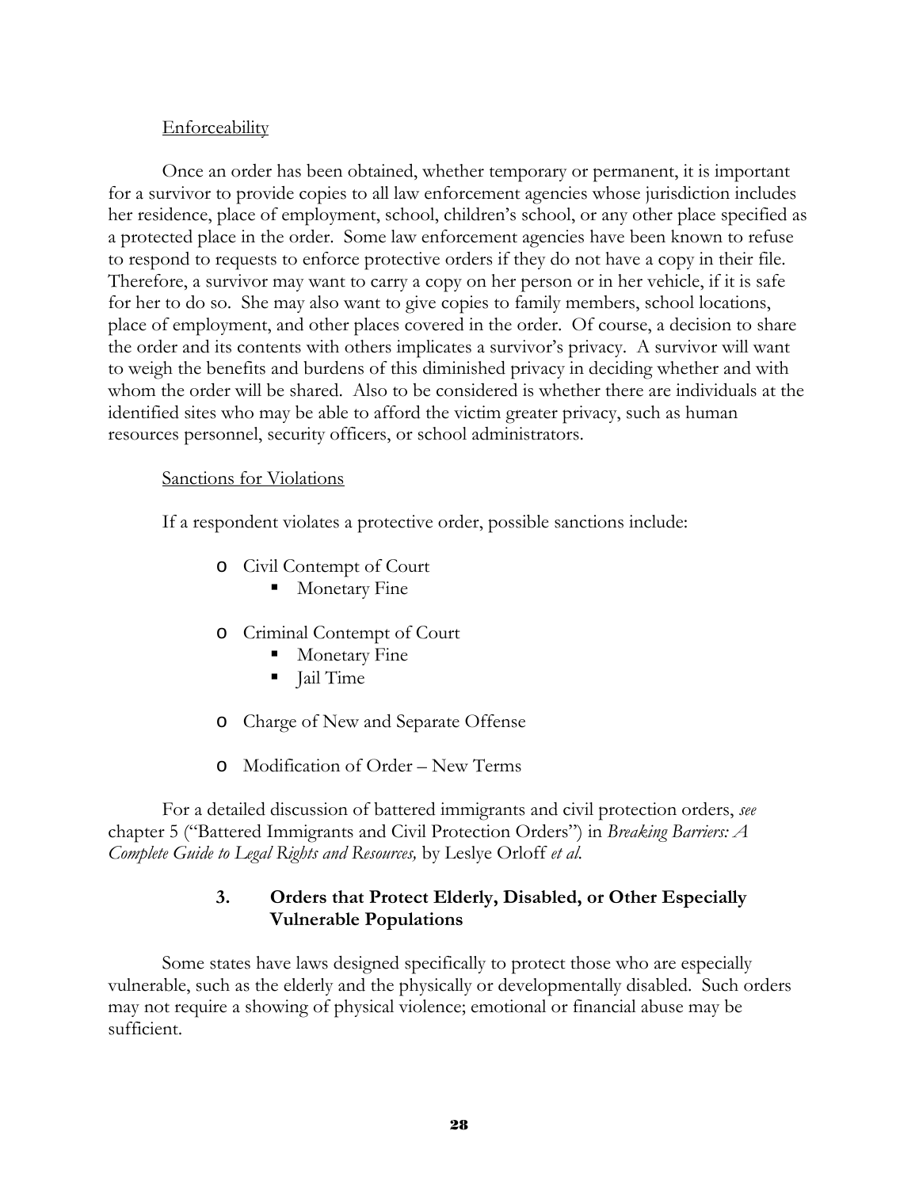<u>Enforceability</u>

Once an order has been obtained, whether temporary or permanent, it is important for a survivor to provide copies to all law enforcement agencies whose jurisdiction includes her residence, place of employment, school, children's school, or any other place specified as a protected place in the order. Some law enforcement agencies have been known to refuse to respond to requests to enforce protective orders if they do not have a copy in their file. Therefore, a survivor may want to carry a copy on her person or in her vehicle, if it is safe for her to do so. She may also want to give copies to family members, school locations, place of employment, and other places covered in the order. Of course, a decision to share the order and its contents with others implicates a survivor's privacy. A survivor will want to weigh the benefits and burdens of this diminished privacy in deciding whether and with whom the order will be shared. Also to be considered is whether there are individuals at the identified sites who may be able to afford the victim greater privacy, such as human resources personnel, security officers, or school administrators.

<u>Sanctions for Violations</u>

If a respondent violates a protective order, possible sanctions include:

- Civil Contempt of Court
  - Monetary Fine
- Criminal Contempt of Court
  - Monetary Fine
  - Jail Time
- Charge of New and Separate Offense
- Modification of Order – New Terms

For a detailed discussion of battered immigrants and civil protection orders, *see* chapter 5 ("Battered Immigrants and Civil Protection Orders") in *Breaking Barriers: A Complete Guide to Legal Rights and Resources,* by Leslye Orloff *et al.*

### 3. Orders that Protect Elderly, Disabled, or Other Especially Vulnerable Populations

Some states have laws designed specifically to protect those who are especially vulnerable, such as the elderly and the physically or developmentally disabled. Such orders may not require a showing of physical violence; emotional or financial abuse may be sufficient.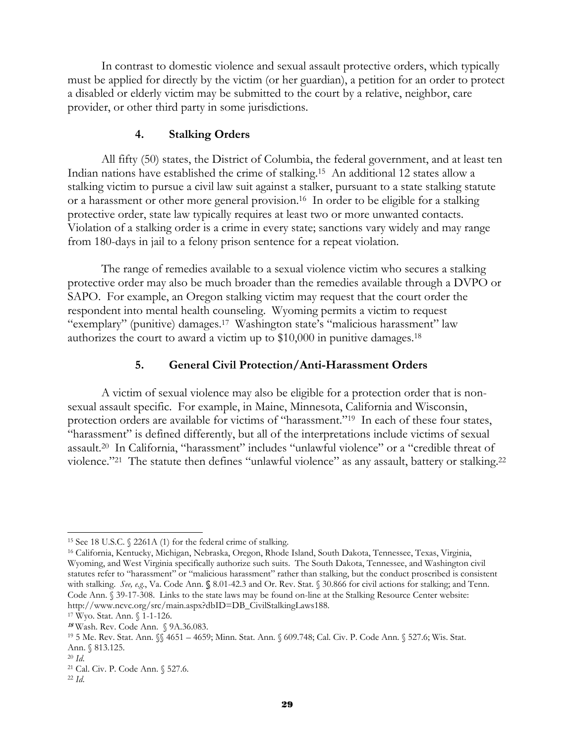In contrast to domestic violence and sexual assault protective orders, which typically must be applied for directly by the victim (or her guardian), a petition for an order to protect a disabled or elderly victim may be submitted to the court by a relative, neighbor, care provider, or other third party in some jurisdictions.

### 4. Stalking Orders

All fifty (50) states, the District of Columbia, the federal government, and at least ten Indian nations have established the crime of stalking.[15] An additional 12 states allow a stalking victim to pursue a civil law suit against a stalker, pursuant to a state stalking statute or a harassment or other more general provision.[16] In order to be eligible for a stalking protective order, state law typically requires at least two or more unwanted contacts. Violation of a stalking order is a crime in every state; sanctions vary widely and may range from 180-days in jail to a felony prison sentence for a repeat violation.

The range of remedies available to a sexual violence victim who secures a stalking protective order may also be much broader than the remedies available through a DVPO or SAPO. For example, an Oregon stalking victim may request that the court order the respondent into mental health counseling. Wyoming permits a victim to request "exemplary" (punitive) damages.[17] Washington state's "malicious harassment" law authorizes the court to award a victim up to $10,000 in punitive damages.[18]

### 5. General Civil Protection/Anti-Harassment Orders

A victim of sexual violence may also be eligible for a protection order that is non-sexual assault specific. For example, in Maine, Minnesota, California and Wisconsin, protection orders are available for victims of "harassment."[19] In each of these four states, "harassment" is defined differently, but all of the interpretations include victims of sexual assault.[20] In California, "harassment" includes "unlawful violence" or a "credible threat of violence."[21] The statute then defines "unlawful violence" as any assault, battery or stalking.[22]

---

[15] See 18 U.S.C. § 2261A (1) for the federal crime of stalking.

[16] California, Kentucky, Michigan, Nebraska, Oregon, Rhode Island, South Dakota, Tennessee, Texas, Virginia, Wyoming, and West Virginia specifically authorize such suits. The South Dakota, Tennessee, and Washington civil statutes refer to "harassment" or "malicious harassment" rather than stalking, but the conduct proscribed is consistent with stalking. *See, e.g.*, Va. Code Ann. § 8.01-42.3 and Or. Rev. Stat. § 30.866 for civil actions for stalking; and Tenn. Code Ann. § 39-17-308. Links to the state laws may be found on-line at the Stalking Resource Center website: http://www.ncvc.org/src/main.aspx?dbID=DB_CivilStalkingLaws188.

[17] Wyo. Stat. Ann. § 1-1-126.

[18] Wash. Rev. Code Ann. § 9A.36.083.

[19] 5 Me. Rev. Stat. Ann. §§ 4651 – 4659; Minn. Stat. Ann. § 609.748; Cal. Civ. P. Code Ann. § 527.6; Wis. Stat. Ann. § 813.125.

[20] *Id.*

[21] Cal. Civ. P. Code Ann. § 527.6.

[22] *Id.*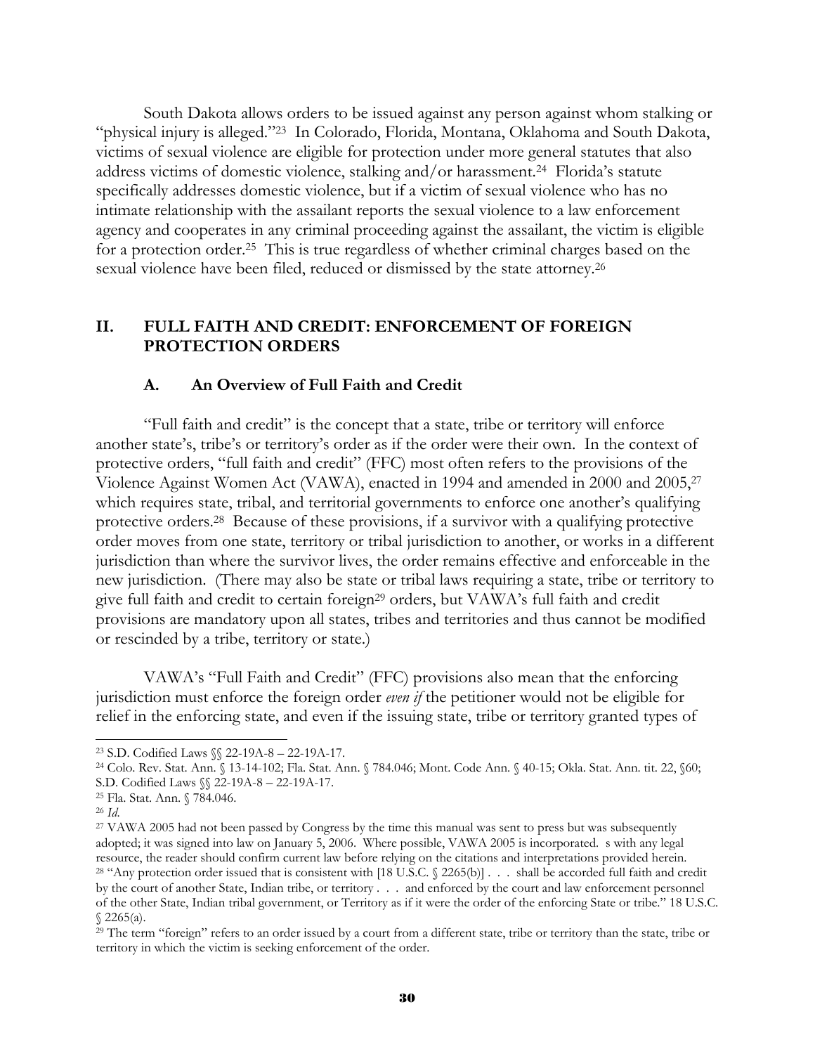South Dakota allows orders to be issued against any person against whom stalking or "physical injury is alleged."[23] In Colorado, Florida, Montana, Oklahoma and South Dakota, victims of sexual violence are eligible for protection under more general statutes that also address victims of domestic violence, stalking and/or harassment.[24] Florida's statute specifically addresses domestic violence, but if a victim of sexual violence who has no intimate relationship with the assailant reports the sexual violence to a law enforcement agency and cooperates in any criminal proceeding against the assailant, the victim is eligible for a protection order.[25] This is true regardless of whether criminal charges based on the sexual violence have been filed, reduced or dismissed by the state attorney.[26]

## II. FULL FAITH AND CREDIT: ENFORCEMENT OF FOREIGN PROTECTION ORDERS

### A. An Overview of Full Faith and Credit

"Full faith and credit" is the concept that a state, tribe or territory will enforce another state's, tribe's or territory's order as if the order were their own. In the context of protective orders, "full faith and credit" (FFC) most often refers to the provisions of the Violence Against Women Act (VAWA), enacted in 1994 and amended in 2000 and 2005,[27] which requires state, tribal, and territorial governments to enforce one another's qualifying protective orders.[28] Because of these provisions, if a survivor with a qualifying protective order moves from one state, territory or tribal jurisdiction to another, or works in a different jurisdiction than where the survivor lives, the order remains effective and enforceable in the new jurisdiction. (There may also be state or tribal laws requiring a state, tribe or territory to give full faith and credit to certain foreign[29] orders, but VAWA's full faith and credit provisions are mandatory upon all states, tribes and territories and thus cannot be modified or rescinded by a tribe, territory or state.)

VAWA's "Full Faith and Credit" (FFC) provisions also mean that the enforcing jurisdiction must enforce the foreign order *even if* the petitioner would not be eligible for relief in the enforcing state, and even if the issuing state, tribe or territory granted types of

---

[23] S.D. Codified Laws §§ 22-19A-8 – 22-19A-17.

[24] Colo. Rev. Stat. Ann. § 13-14-102; Fla. Stat. Ann. § 784.046; Mont. Code Ann. § 40-15; Okla. Stat. Ann. tit. 22, §60; S.D. Codified Laws §§ 22-19A-8 – 22-19A-17.

[25] Fla. Stat. Ann. § 784.046.

[26] *Id.*

[27] VAWA 2005 had not been passed by Congress by the time this manual was sent to press but was subsequently adopted; it was signed into law on January 5, 2006. Where possible, VAWA 2005 is incorporated. s with any legal resource, the reader should confirm current law before relying on the citations and interpretations provided herein.

[28] "Any protection order issued that is consistent with [18 U.S.C. § 2265(b)] . . . shall be accorded full faith and credit by the court of another State, Indian tribe, or territory . . . and enforced by the court and law enforcement personnel of the other State, Indian tribal government, or Territory as if it were the order of the enforcing State or tribe." 18 U.S.C. § 2265(a).

[29] The term "foreign" refers to an order issued by a court from a different state, tribe or territory than the state, tribe or territory in which the victim is seeking enforcement of the order.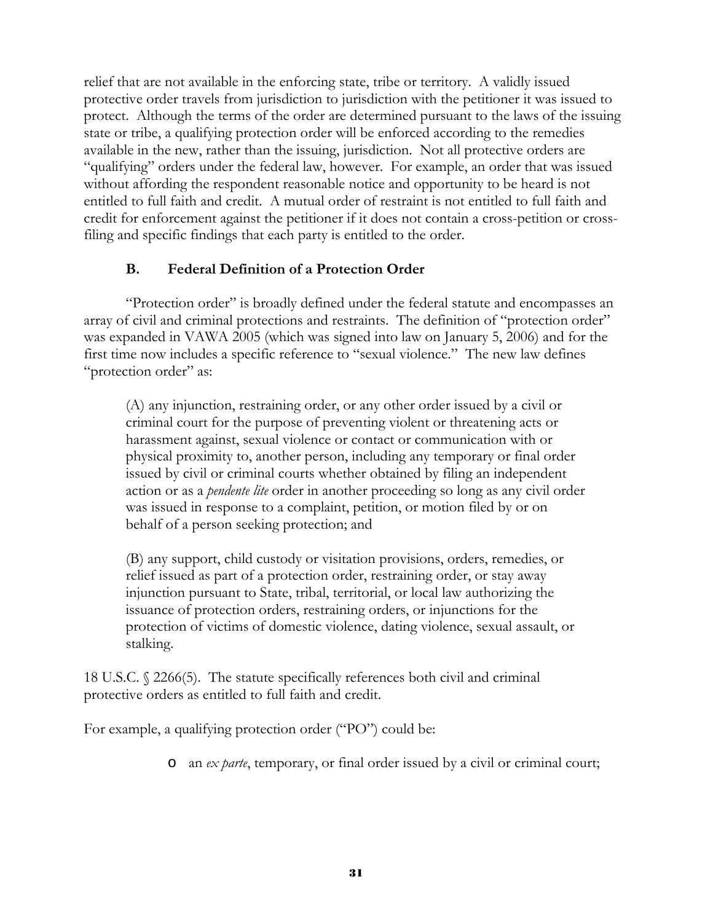relief that are not available in the enforcing state, tribe or territory. A validly issued protective order travels from jurisdiction to jurisdiction with the petitioner it was issued to protect. Although the terms of the order are determined pursuant to the laws of the issuing state or tribe, a qualifying protection order will be enforced according to the remedies available in the new, rather than the issuing, jurisdiction. Not all protective orders are "qualifying" orders under the federal law, however. For example, an order that was issued without affording the respondent reasonable notice and opportunity to be heard is not entitled to full faith and credit. A mutual order of restraint is not entitled to full faith and credit for enforcement against the petitioner if it does not contain a cross-petition or cross-filing and specific findings that each party is entitled to the order.

### B. Federal Definition of a Protection Order

"Protection order" is broadly defined under the federal statute and encompasses an array of civil and criminal protections and restraints. The definition of "protection order" was expanded in VAWA 2005 (which was signed into law on January 5, 2006) and for the first time now includes a specific reference to "sexual violence." The new law defines "protection order" as:

> (A) any injunction, restraining order, or any other order issued by a civil or criminal court for the purpose of preventing violent or threatening acts or harassment against, sexual violence or contact or communication with or physical proximity to, another person, including any temporary or final order issued by civil or criminal courts whether obtained by filing an independent action or as a *pendente lite* order in another proceeding so long as any civil order was issued in response to a complaint, petition, or motion filed by or on behalf of a person seeking protection; and
>
> (B) any support, child custody or visitation provisions, orders, remedies, or relief issued as part of a protection order, restraining order, or stay away injunction pursuant to State, tribal, territorial, or local law authorizing the issuance of protection orders, restraining orders, or injunctions for the protection of victims of domestic violence, dating violence, sexual assault, or stalking.

18 U.S.C. § 2266(5). The statute specifically references both civil and criminal protective orders as entitled to full faith and credit.

For example, a qualifying protection order ("PO") could be:

- an *ex parte*, temporary, or final order issued by a civil or criminal court;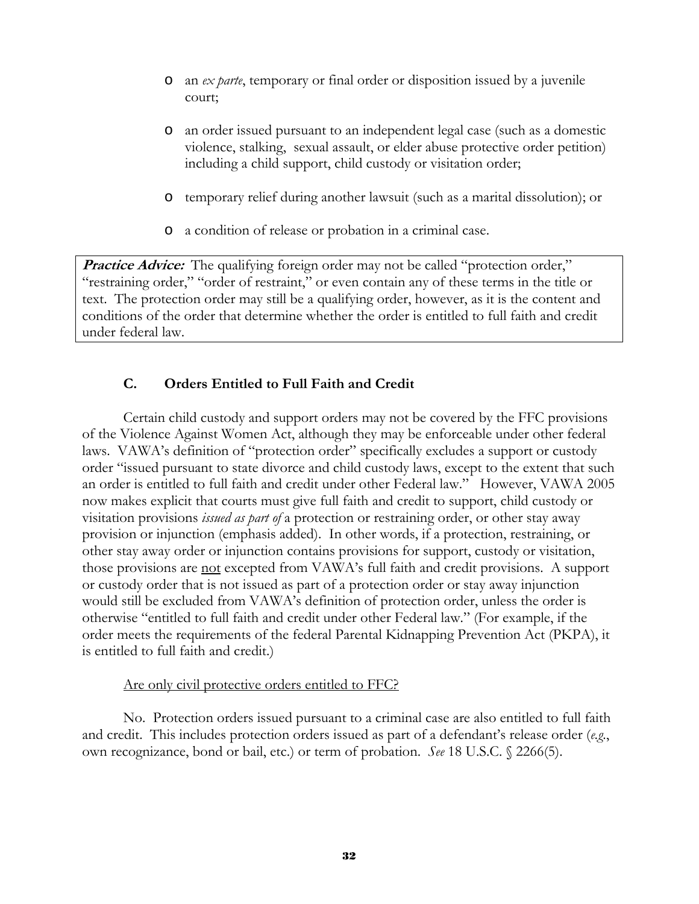- an *ex parte*, temporary or final order or disposition issued by a juvenile court;
- an order issued pursuant to an independent legal case (such as a domestic violence, stalking, sexual assault, or elder abuse protective order petition) including a child support, child custody or visitation order;
- temporary relief during another lawsuit (such as a marital dissolution); or
- a condition of release or probation in a criminal case.

> ***Practice Advice:*** The qualifying foreign order may not be called "protection order," "restraining order," "order of restraint," or even contain any of these terms in the title or text. The protection order may still be a qualifying order, however, as it is the content and conditions of the order that determine whether the order is entitled to full faith and credit under federal law.

### C. Orders Entitled to Full Faith and Credit

Certain child custody and support orders may not be covered by the FFC provisions of the Violence Against Women Act, although they may be enforceable under other federal laws. VAWA's definition of "protection order" specifically excludes a support or custody order "issued pursuant to state divorce and child custody laws, except to the extent that such an order is entitled to full faith and credit under other Federal law." However, VAWA 2005 now makes explicit that courts must give full faith and credit to support, child custody or visitation provisions *issued as part of* a protection or restraining order, or other stay away provision or injunction (emphasis added). In other words, if a protection, restraining, or other stay away order or injunction contains provisions for support, custody or visitation, those provisions are <u>not</u> excepted from VAWA's full faith and credit provisions. A support or custody order that is not issued as part of a protection order or stay away injunction would still be excluded from VAWA's definition of protection order, unless the order is otherwise "entitled to full faith and credit under other Federal law." (For example, if the order meets the requirements of the federal Parental Kidnapping Prevention Act (PKPA), it is entitled to full faith and credit.)

<u>Are only civil protective orders entitled to FFC?</u>

No. Protection orders issued pursuant to a criminal case are also entitled to full faith and credit. This includes protection orders issued as part of a defendant's release order (*e.g.*, own recognizance, bond or bail, etc.) or term of probation. *See* 18 U.S.C. § 2266(5).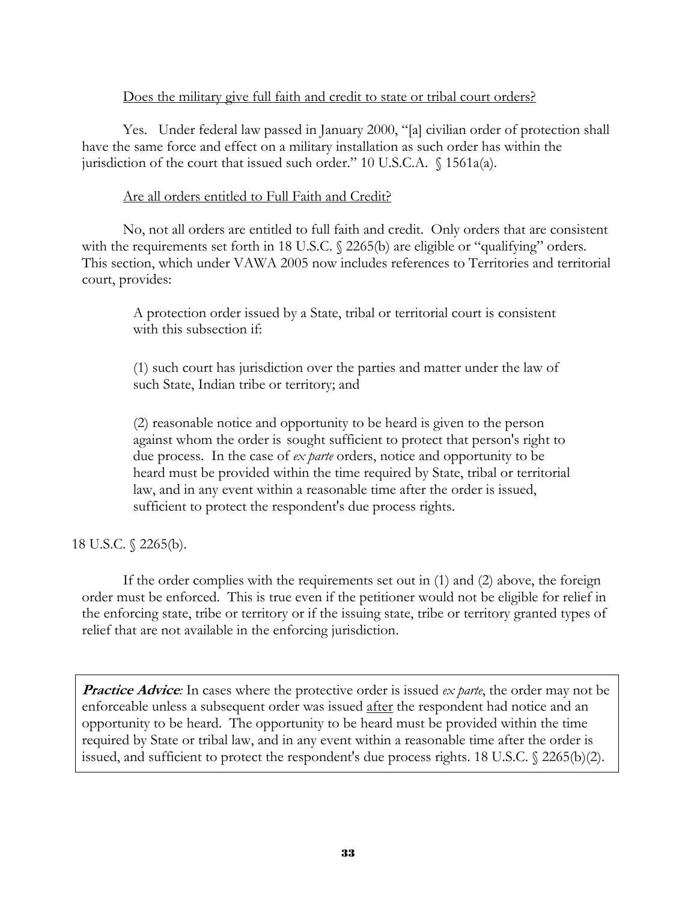<u>Does the military give full faith and credit to state or tribal court orders?</u>

Yes. Under federal law passed in January 2000, "[a] civilian order of protection shall have the same force and effect on a military installation as such order has within the jurisdiction of the court that issued such order." 10 U.S.C.A. § 1561a(a).

<u>Are all orders entitled to Full Faith and Credit?</u>

No, not all orders are entitled to full faith and credit. Only orders that are consistent with the requirements set forth in 18 U.S.C. § 2265(b) are eligible or "qualifying" orders. This section, which under VAWA 2005 now includes references to Territories and territorial court, provides:

> A protection order issued by a State, tribal or territorial court is consistent with this subsection if:
>
> (1) such court has jurisdiction over the parties and matter under the law of such State, Indian tribe or territory; and
>
> (2) reasonable notice and opportunity to be heard is given to the person against whom the order is sought sufficient to protect that person's right to due process. In the case of *ex parte* orders, notice and opportunity to be heard must be provided within the time required by State, tribal or territorial law, and in any event within a reasonable time after the order is issued, sufficient to protect the respondent's due process rights.

18 U.S.C. § 2265(b).

If the order complies with the requirements set out in (1) and (2) above, the foreign order must be enforced. This is true even if the petitioner would not be eligible for relief in the enforcing state, tribe or territory or if the issuing state, tribe or territory granted types of relief that are not available in the enforcing jurisdiction.

***Practice Advice**:* In cases where the protective order is issued *ex parte*, the order may not be enforceable unless a subsequent order was issued <u>after</u> the respondent had notice and an opportunity to be heard. The opportunity to be heard must be provided within the time required by State or tribal law, and in any event within a reasonable time after the order is issued, and sufficient to protect the respondent's due process rights. 18 U.S.C. § 2265(b)(2).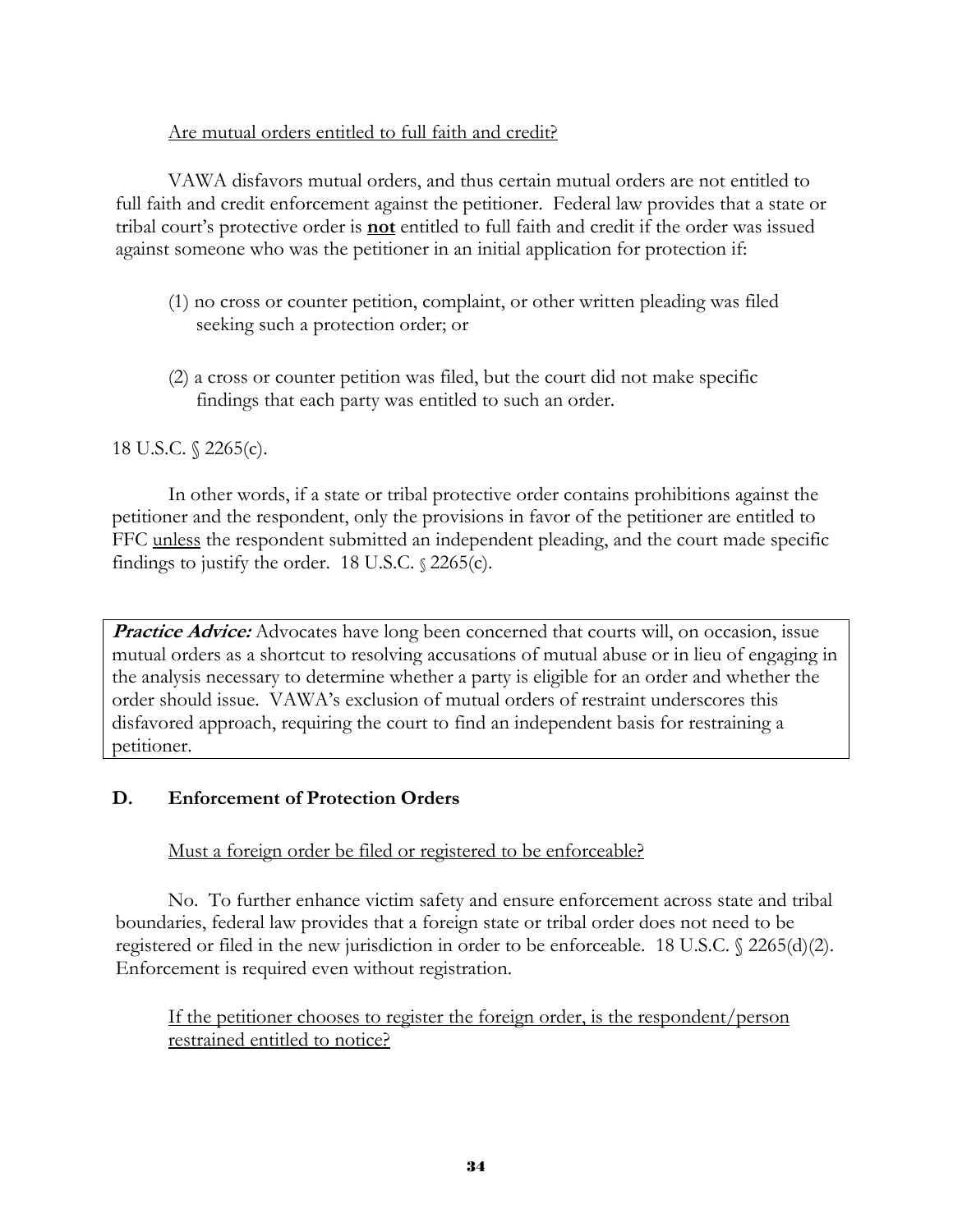Are mutual orders entitled to full faith and credit?

VAWA disfavors mutual orders, and thus certain mutual orders are not entitled to full faith and credit enforcement against the petitioner. Federal law provides that a state or tribal court's protective order is **not** entitled to full faith and credit if the order was issued against someone who was the petitioner in an initial application for protection if:

(1) no cross or counter petition, complaint, or other written pleading was filed seeking such a protection order; or

(2) a cross or counter petition was filed, but the court did not make specific findings that each party was entitled to such an order.

18 U.S.C. § 2265(c).

In other words, if a state or tribal protective order contains prohibitions against the petitioner and the respondent, only the provisions in favor of the petitioner are entitled to FFC unless the respondent submitted an independent pleading, and the court made specific findings to justify the order. 18 U.S.C. § 2265(c).

> ***Practice Advice:*** Advocates have long been concerned that courts will, on occasion, issue mutual orders as a shortcut to resolving accusations of mutual abuse or in lieu of engaging in the analysis necessary to determine whether a party is eligible for an order and whether the order should issue. VAWA's exclusion of mutual orders of restraint underscores this disfavored approach, requiring the court to find an independent basis for restraining a petitioner.

## D. Enforcement of Protection Orders

Must a foreign order be filed or registered to be enforceable?

No. To further enhance victim safety and ensure enforcement across state and tribal boundaries, federal law provides that a foreign state or tribal order does not need to be registered or filed in the new jurisdiction in order to be enforceable. 18 U.S.C. § 2265(d)(2). Enforcement is required even without registration.

If the petitioner chooses to register the foreign order, is the respondent/person restrained entitled to notice?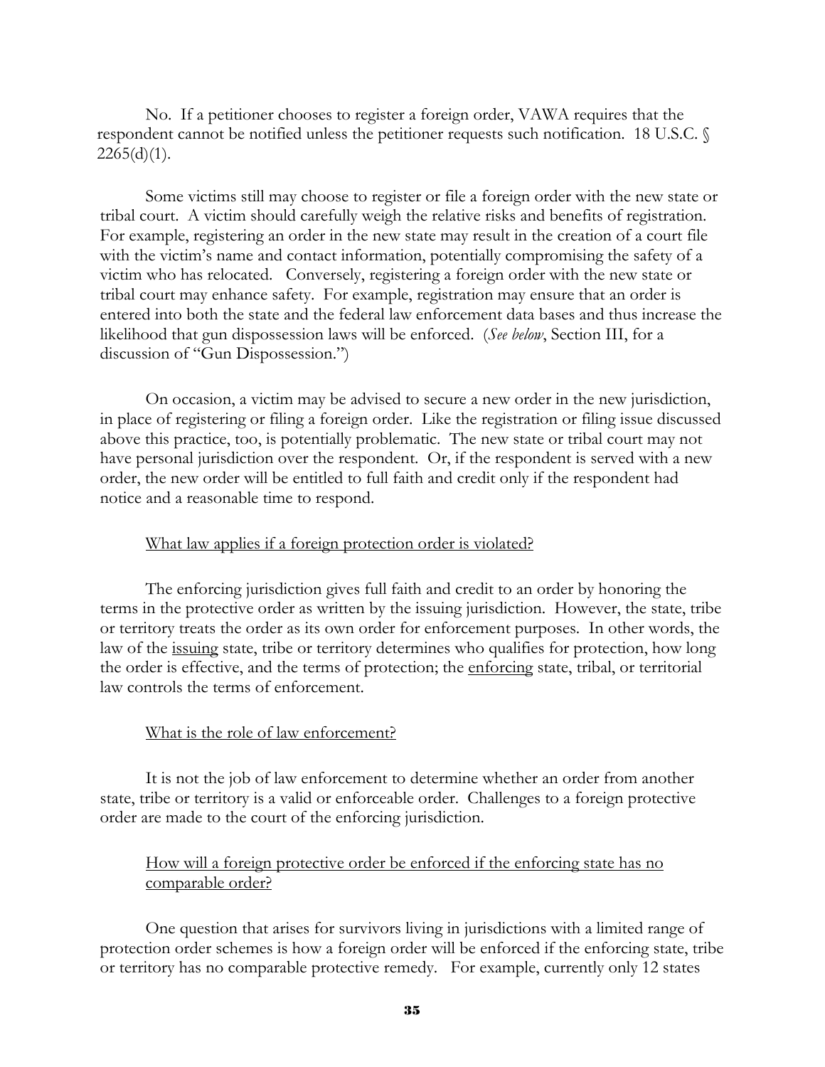No. If a petitioner chooses to register a foreign order, VAWA requires that the respondent cannot be notified unless the petitioner requests such notification. 18 U.S.C. § 2265(d)(1).

Some victims still may choose to register or file a foreign order with the new state or tribal court. A victim should carefully weigh the relative risks and benefits of registration. For example, registering an order in the new state may result in the creation of a court file with the victim's name and contact information, potentially compromising the safety of a victim who has relocated. Conversely, registering a foreign order with the new state or tribal court may enhance safety. For example, registration may ensure that an order is entered into both the state and the federal law enforcement data bases and thus increase the likelihood that gun dispossession laws will be enforced. (*See below*, Section III, for a discussion of "Gun Dispossession.")

On occasion, a victim may be advised to secure a new order in the new jurisdiction, in place of registering or filing a foreign order. Like the registration or filing issue discussed above this practice, too, is potentially problematic. The new state or tribal court may not have personal jurisdiction over the respondent. Or, if the respondent is served with a new order, the new order will be entitled to full faith and credit only if the respondent had notice and a reasonable time to respond.

<u>What law applies if a foreign protection order is violated?</u>

The enforcing jurisdiction gives full faith and credit to an order by honoring the terms in the protective order as written by the issuing jurisdiction. However, the state, tribe or territory treats the order as its own order for enforcement purposes. In other words, the law of the <u>issuing</u> state, tribe or territory determines who qualifies for protection, how long the order is effective, and the terms of protection; the <u>enforcing</u> state, tribal, or territorial law controls the terms of enforcement.

<u>What is the role of law enforcement?</u>

It is not the job of law enforcement to determine whether an order from another state, tribe or territory is a valid or enforceable order. Challenges to a foreign protective order are made to the court of the enforcing jurisdiction.

<u>How will a foreign protective order be enforced if the enforcing state has no comparable order?</u>

One question that arises for survivors living in jurisdictions with a limited range of protection order schemes is how a foreign order will be enforced if the enforcing state, tribe or territory has no comparable protective remedy. For example, currently only 12 states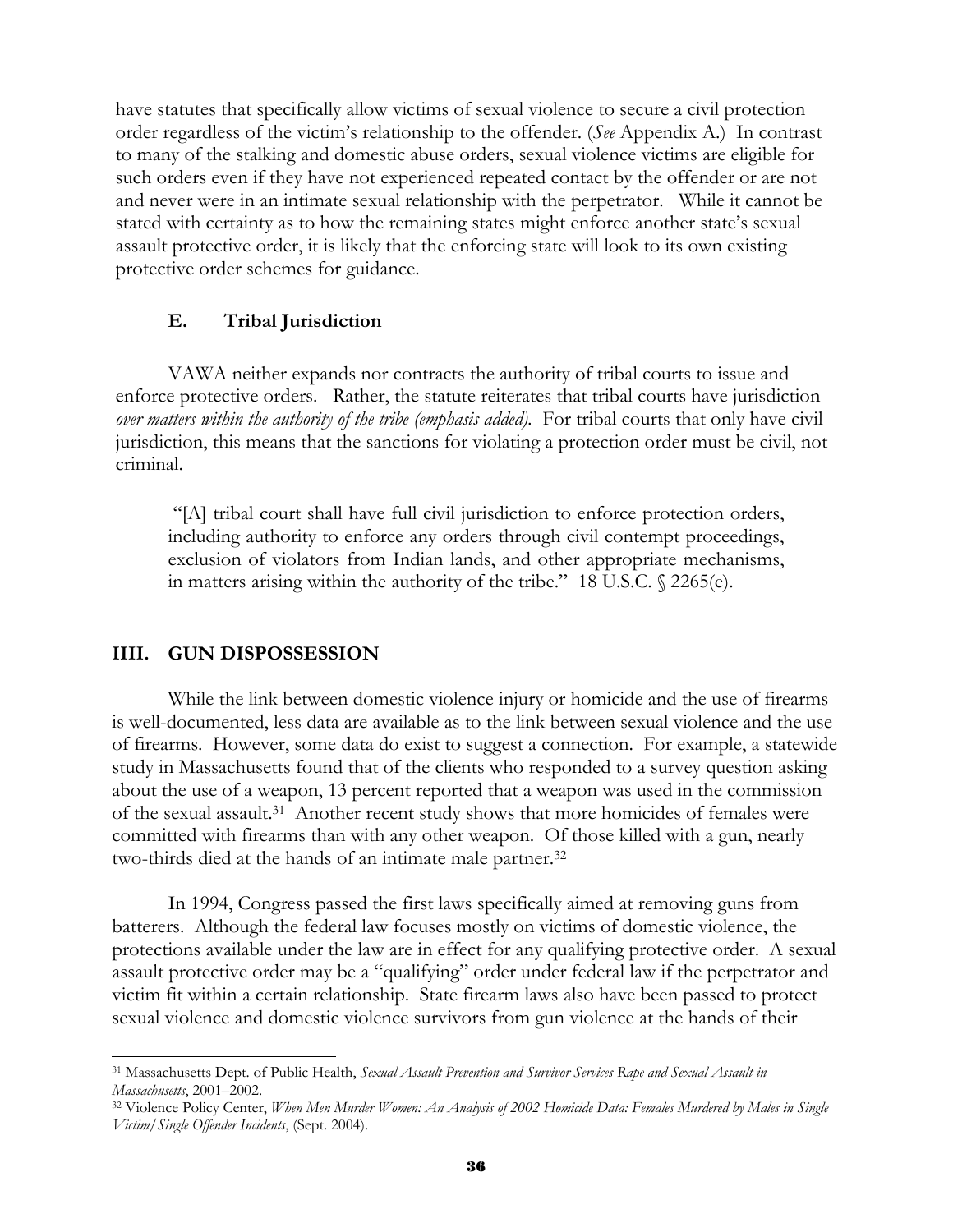have statutes that specifically allow victims of sexual violence to secure a civil protection order regardless of the victim's relationship to the offender. (*See* Appendix A.) In contrast to many of the stalking and domestic abuse orders, sexual violence victims are eligible for such orders even if they have not experienced repeated contact by the offender or are not and never were in an intimate sexual relationship with the perpetrator. While it cannot be stated with certainty as to how the remaining states might enforce another state's sexual assault protective order, it is likely that the enforcing state will look to its own existing protective order schemes for guidance.

### E. Tribal Jurisdiction

VAWA neither expands nor contracts the authority of tribal courts to issue and enforce protective orders. Rather, the statute reiterates that tribal courts have jurisdiction *over matters within the authority of the tribe (emphasis added).* For tribal courts that only have civil jurisdiction, this means that the sanctions for violating a protection order must be civil, not criminal.

> "[A] tribal court shall have full civil jurisdiction to enforce protection orders, including authority to enforce any orders through civil contempt proceedings, exclusion of violators from Indian lands, and other appropriate mechanisms, in matters arising within the authority of the tribe." 18 U.S.C. § 2265(e).

## IIII. GUN DISPOSSESSION

While the link between domestic violence injury or homicide and the use of firearms is well-documented, less data are available as to the link between sexual violence and the use of firearms. However, some data do exist to suggest a connection. For example, a statewide study in Massachusetts found that of the clients who responded to a survey question asking about the use of a weapon, 13 percent reported that a weapon was used in the commission of the sexual assault.[31] Another recent study shows that more homicides of females were committed with firearms than with any other weapon. Of those killed with a gun, nearly two-thirds died at the hands of an intimate male partner.[32]

In 1994, Congress passed the first laws specifically aimed at removing guns from batterers. Although the federal law focuses mostly on victims of domestic violence, the protections available under the law are in effect for any qualifying protective order. A sexual assault protective order may be a "qualifying" order under federal law if the perpetrator and victim fit within a certain relationship. State firearm laws also have been passed to protect sexual violence and domestic violence survivors from gun violence at the hands of their

---

[31] Massachusetts Dept. of Public Health, *Sexual Assault Prevention and Survivor Services Rape and Sexual Assault in Massachusetts*, 2001–2002.

[32] Violence Policy Center, *When Men Murder Women: An Analysis of 2002 Homicide Data: Females Murdered by Males in Single Victim/Single Offender Incidents*, (Sept. 2004).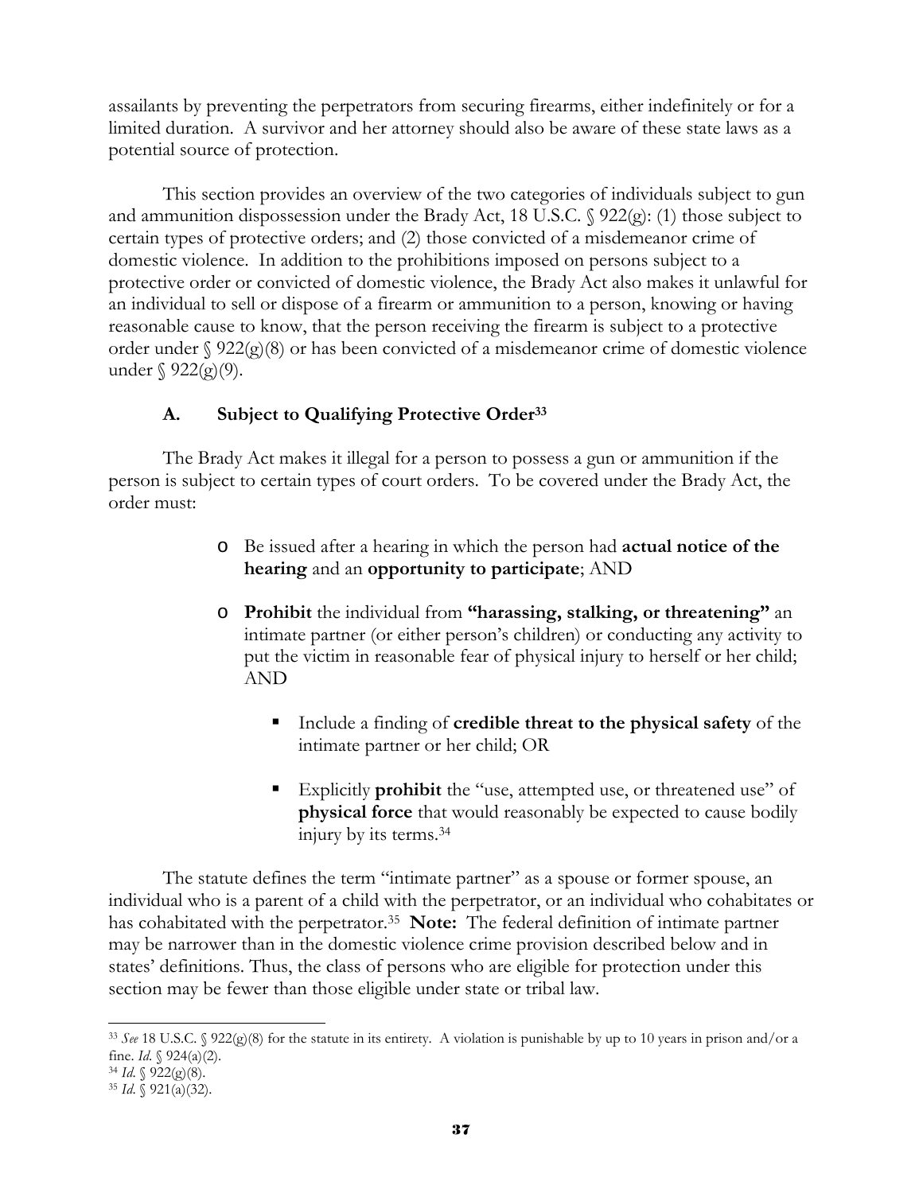assailants by preventing the perpetrators from securing firearms, either indefinitely or for a limited duration. A survivor and her attorney should also be aware of these state laws as a potential source of protection.

This section provides an overview of the two categories of individuals subject to gun and ammunition dispossession under the Brady Act, 18 U.S.C. § 922(g): (1) those subject to certain types of protective orders; and (2) those convicted of a misdemeanor crime of domestic violence. In addition to the prohibitions imposed on persons subject to a protective order or convicted of domestic violence, the Brady Act also makes it unlawful for an individual to sell or dispose of a firearm or ammunition to a person, knowing or having reasonable cause to know, that the person receiving the firearm is subject to a protective order under § 922(g)(8) or has been convicted of a misdemeanor crime of domestic violence under § 922(g)(9).

### A. Subject to Qualifying Protective Order[33]

The Brady Act makes it illegal for a person to possess a gun or ammunition if the person is subject to certain types of court orders. To be covered under the Brady Act, the order must:

- Be issued after a hearing in which the person had **actual notice of the hearing** and an **opportunity to participate**; AND
- **Prohibit** the individual from **"harassing, stalking, or threatening"** an intimate partner (or either person's children) or conducting any activity to put the victim in reasonable fear of physical injury to herself or her child; AND
  - Include a finding of **credible threat to the physical safety** of the intimate partner or her child; OR
  - Explicitly **prohibit** the "use, attempted use, or threatened use" of **physical force** that would reasonably be expected to cause bodily injury by its terms.[34]

The statute defines the term "intimate partner" as a spouse or former spouse, an individual who is a parent of a child with the perpetrator, or an individual who cohabitates or has cohabitated with the perpetrator.[35] **Note:** The federal definition of intimate partner may be narrower than in the domestic violence crime provision described below and in states' definitions. Thus, the class of persons who are eligible for protection under this section may be fewer than those eligible under state or tribal law.

---

[33] *See* 18 U.S.C. § 922(g)(8) for the statute in its entirety. A violation is punishable by up to 10 years in prison and/or a fine. *Id.* § 924(a)(2).

[34] *Id.* § 922(g)(8).

[35] *Id.* § 921(a)(32).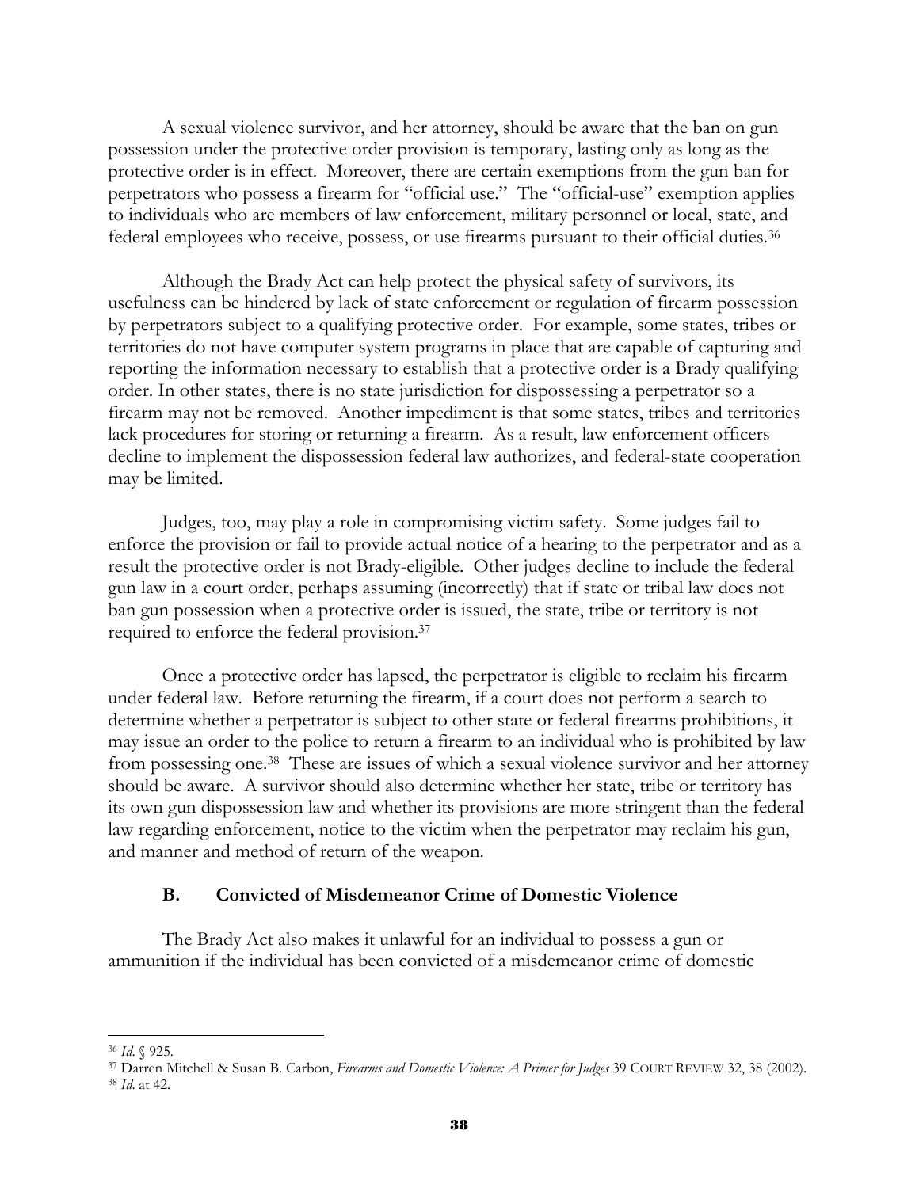A sexual violence survivor, and her attorney, should be aware that the ban on gun possession under the protective order provision is temporary, lasting only as long as the protective order is in effect. Moreover, there are certain exemptions from the gun ban for perpetrators who possess a firearm for "official use." The "official-use" exemption applies to individuals who are members of law enforcement, military personnel or local, state, and federal employees who receive, possess, or use firearms pursuant to their official duties.[36]

Although the Brady Act can help protect the physical safety of survivors, its usefulness can be hindered by lack of state enforcement or regulation of firearm possession by perpetrators subject to a qualifying protective order. For example, some states, tribes or territories do not have computer system programs in place that are capable of capturing and reporting the information necessary to establish that a protective order is a Brady qualifying order. In other states, there is no state jurisdiction for dispossessing a perpetrator so a firearm may not be removed. Another impediment is that some states, tribes and territories lack procedures for storing or returning a firearm. As a result, law enforcement officers decline to implement the dispossession federal law authorizes, and federal-state cooperation may be limited.

Judges, too, may play a role in compromising victim safety. Some judges fail to enforce the provision or fail to provide actual notice of a hearing to the perpetrator and as a result the protective order is not Brady-eligible. Other judges decline to include the federal gun law in a court order, perhaps assuming (incorrectly) that if state or tribal law does not ban gun possession when a protective order is issued, the state, tribe or territory is not required to enforce the federal provision.[37]

Once a protective order has lapsed, the perpetrator is eligible to reclaim his firearm under federal law. Before returning the firearm, if a court does not perform a search to determine whether a perpetrator is subject to other state or federal firearms prohibitions, it may issue an order to the police to return a firearm to an individual who is prohibited by law from possessing one.[38] These are issues of which a sexual violence survivor and her attorney should be aware. A survivor should also determine whether her state, tribe or territory has its own gun dispossession law and whether its provisions are more stringent than the federal law regarding enforcement, notice to the victim when the perpetrator may reclaim his gun, and manner and method of return of the weapon.

### B. Convicted of Misdemeanor Crime of Domestic Violence

The Brady Act also makes it unlawful for an individual to possess a gun or ammunition if the individual has been convicted of a misdemeanor crime of domestic

---

[36] *Id.* § 925.

[37] Darren Mitchell & Susan B. Carbon, *Firearms and Domestic Violence: A Primer for Judges* 39 COURT REVIEW 32, 38 (2002).

[38] *Id*. at 42.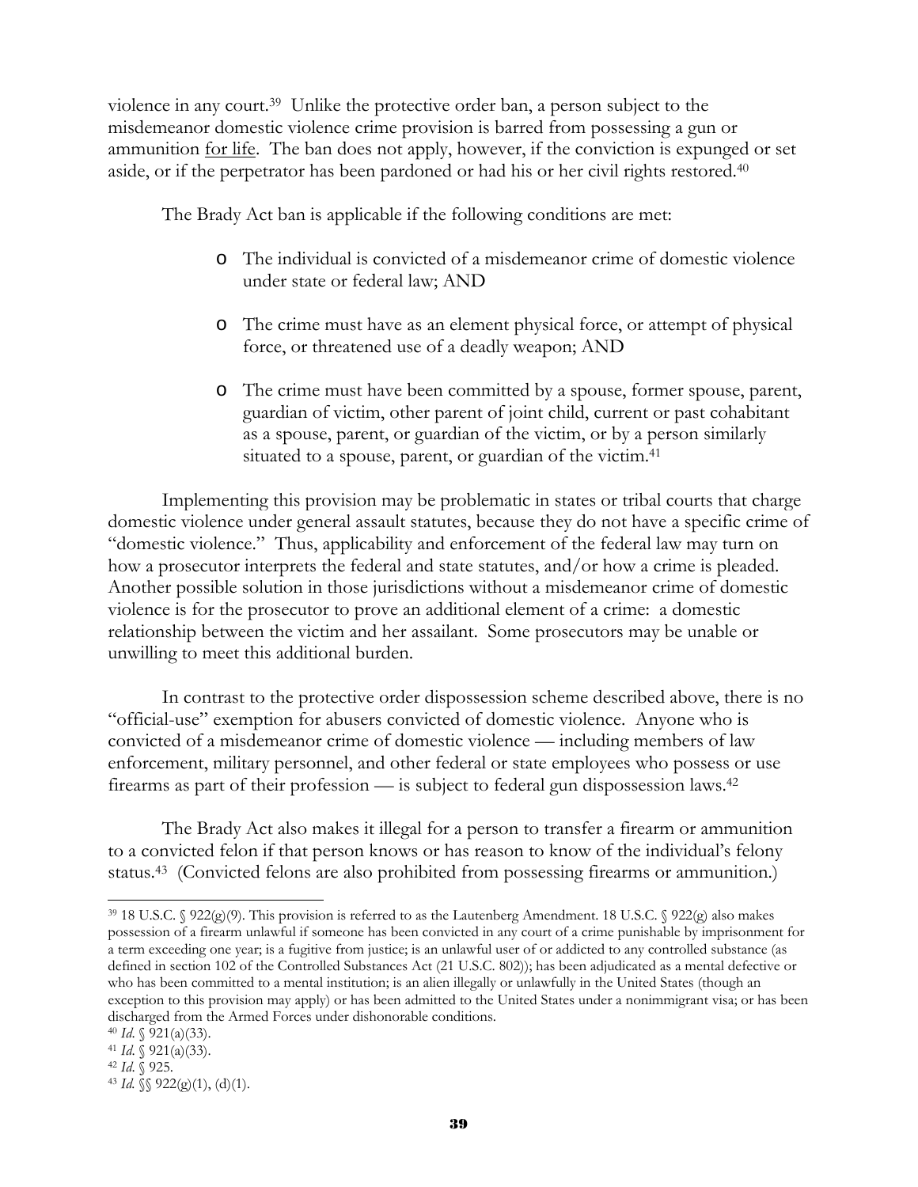violence in any court.[39] Unlike the protective order ban, a person subject to the misdemeanor domestic violence crime provision is barred from possessing a gun or ammunition <u>for life</u>. The ban does not apply, however, if the conviction is expunged or set aside, or if the perpetrator has been pardoned or had his or her civil rights restored.[40]

The Brady Act ban is applicable if the following conditions are met:

- The individual is convicted of a misdemeanor crime of domestic violence under state or federal law; AND
- The crime must have as an element physical force, or attempt of physical force, or threatened use of a deadly weapon; AND
- The crime must have been committed by a spouse, former spouse, parent, guardian of victim, other parent of joint child, current or past cohabitant as a spouse, parent, or guardian of the victim, or by a person similarly situated to a spouse, parent, or guardian of the victim.[41]

Implementing this provision may be problematic in states or tribal courts that charge domestic violence under general assault statutes, because they do not have a specific crime of "domestic violence." Thus, applicability and enforcement of the federal law may turn on how a prosecutor interprets the federal and state statutes, and/or how a crime is pleaded. Another possible solution in those jurisdictions without a misdemeanor crime of domestic violence is for the prosecutor to prove an additional element of a crime: a domestic relationship between the victim and her assailant. Some prosecutors may be unable or unwilling to meet this additional burden.

In contrast to the protective order dispossession scheme described above, there is no "official-use" exemption for abusers convicted of domestic violence. Anyone who is convicted of a misdemeanor crime of domestic violence — including members of law enforcement, military personnel, and other federal or state employees who possess or use firearms as part of their profession — is subject to federal gun dispossession laws.[42]

The Brady Act also makes it illegal for a person to transfer a firearm or ammunition to a convicted felon if that person knows or has reason to know of the individual's felony status.[43] (Convicted felons are also prohibited from possessing firearms or ammunition.)

---

[39] 18 U.S.C. § 922(g)(9). This provision is referred to as the Lautenberg Amendment. 18 U.S.C. § 922(g) also makes possession of a firearm unlawful if someone has been convicted in any court of a crime punishable by imprisonment for a term exceeding one year; is a fugitive from justice; is an unlawful user of or addicted to any controlled substance (as defined in section 102 of the Controlled Substances Act (21 U.S.C. 802)); has been adjudicated as a mental defective or who has been committed to a mental institution; is an alien illegally or unlawfully in the United States (though an exception to this provision may apply) or has been admitted to the United States under a nonimmigrant visa; or has been discharged from the Armed Forces under dishonorable conditions.

[40] *Id.* § 921(a)(33).

[41] *Id.* § 921(a)(33).

[42] *Id.* § 925.

[43] *Id.* §§ 922(g)(1), (d)(1).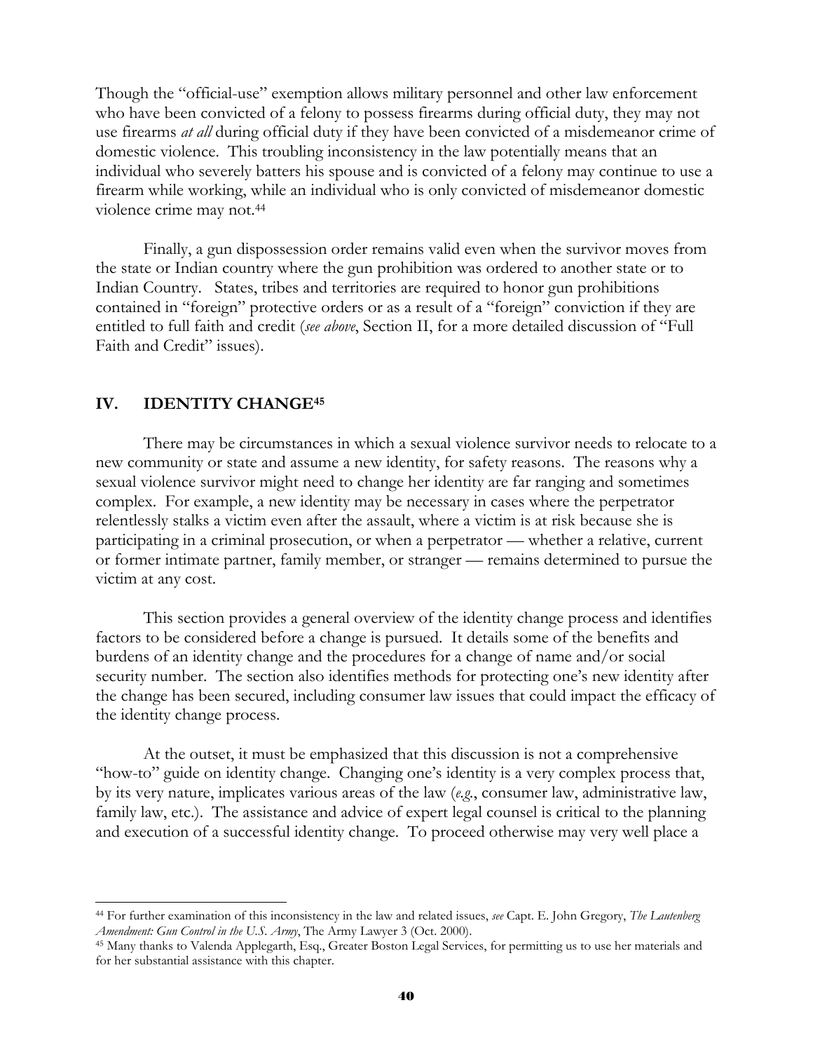Though the "official-use" exemption allows military personnel and other law enforcement who have been convicted of a felony to possess firearms during official duty, they may not use firearms *at all* during official duty if they have been convicted of a misdemeanor crime of domestic violence. This troubling inconsistency in the law potentially means that an individual who severely batters his spouse and is convicted of a felony may continue to use a firearm while working, while an individual who is only convicted of misdemeanor domestic violence crime may not.[44]

Finally, a gun dispossession order remains valid even when the survivor moves from the state or Indian country where the gun prohibition was ordered to another state or to Indian Country. States, tribes and territories are required to honor gun prohibitions contained in "foreign" protective orders or as a result of a "foreign" conviction if they are entitled to full faith and credit (*see above*, Section II, for a more detailed discussion of "Full Faith and Credit" issues).

## IV. IDENTITY CHANGE[45]

There may be circumstances in which a sexual violence survivor needs to relocate to a new community or state and assume a new identity, for safety reasons. The reasons why a sexual violence survivor might need to change her identity are far ranging and sometimes complex. For example, a new identity may be necessary in cases where the perpetrator relentlessly stalks a victim even after the assault, where a victim is at risk because she is participating in a criminal prosecution, or when a perpetrator — whether a relative, current or former intimate partner, family member, or stranger — remains determined to pursue the victim at any cost.

This section provides a general overview of the identity change process and identifies factors to be considered before a change is pursued. It details some of the benefits and burdens of an identity change and the procedures for a change of name and/or social security number. The section also identifies methods for protecting one's new identity after the change has been secured, including consumer law issues that could impact the efficacy of the identity change process.

At the outset, it must be emphasized that this discussion is not a comprehensive "how-to" guide on identity change. Changing one's identity is a very complex process that, by its very nature, implicates various areas of the law (*e.g.*, consumer law, administrative law, family law, etc.). The assistance and advice of expert legal counsel is critical to the planning and execution of a successful identity change. To proceed otherwise may very well place a

---

[44] For further examination of this inconsistency in the law and related issues, *see* Capt. E. John Gregory, *The Lautenberg Amendment: Gun Control in the U.S. Army*, The Army Lawyer 3 (Oct. 2000).

[45] Many thanks to Valenda Applegarth, Esq., Greater Boston Legal Services, for permitting us to use her materials and for her substantial assistance with this chapter.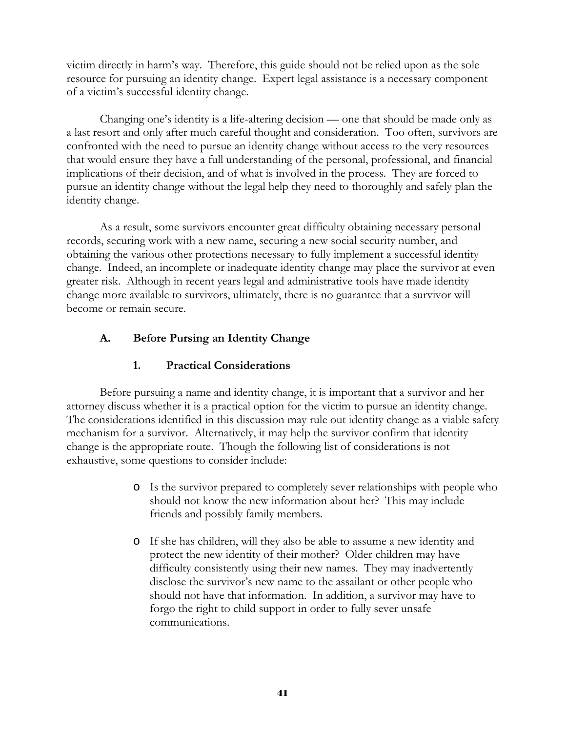victim directly in harm's way. Therefore, this guide should not be relied upon as the sole resource for pursuing an identity change. Expert legal assistance is a necessary component of a victim's successful identity change.

Changing one's identity is a life-altering decision — one that should be made only as a last resort and only after much careful thought and consideration. Too often, survivors are confronted with the need to pursue an identity change without access to the very resources that would ensure they have a full understanding of the personal, professional, and financial implications of their decision, and of what is involved in the process. They are forced to pursue an identity change without the legal help they need to thoroughly and safely plan the identity change.

As a result, some survivors encounter great difficulty obtaining necessary personal records, securing work with a new name, securing a new social security number, and obtaining the various other protections necessary to fully implement a successful identity change. Indeed, an incomplete or inadequate identity change may place the survivor at even greater risk. Although in recent years legal and administrative tools have made identity change more available to survivors, ultimately, there is no guarantee that a survivor will become or remain secure.

### A. Before Pursing an Identity Change

#### 1. Practical Considerations

Before pursuing a name and identity change, it is important that a survivor and her attorney discuss whether it is a practical option for the victim to pursue an identity change. The considerations identified in this discussion may rule out identity change as a viable safety mechanism for a survivor. Alternatively, it may help the survivor confirm that identity change is the appropriate route. Though the following list of considerations is not exhaustive, some questions to consider include:

- Is the survivor prepared to completely sever relationships with people who should not know the new information about her? This may include friends and possibly family members.
- If she has children, will they also be able to assume a new identity and protect the new identity of their mother? Older children may have difficulty consistently using their new names. They may inadvertently disclose the survivor's new name to the assailant or other people who should not have that information. In addition, a survivor may have to forgo the right to child support in order to fully sever unsafe communications.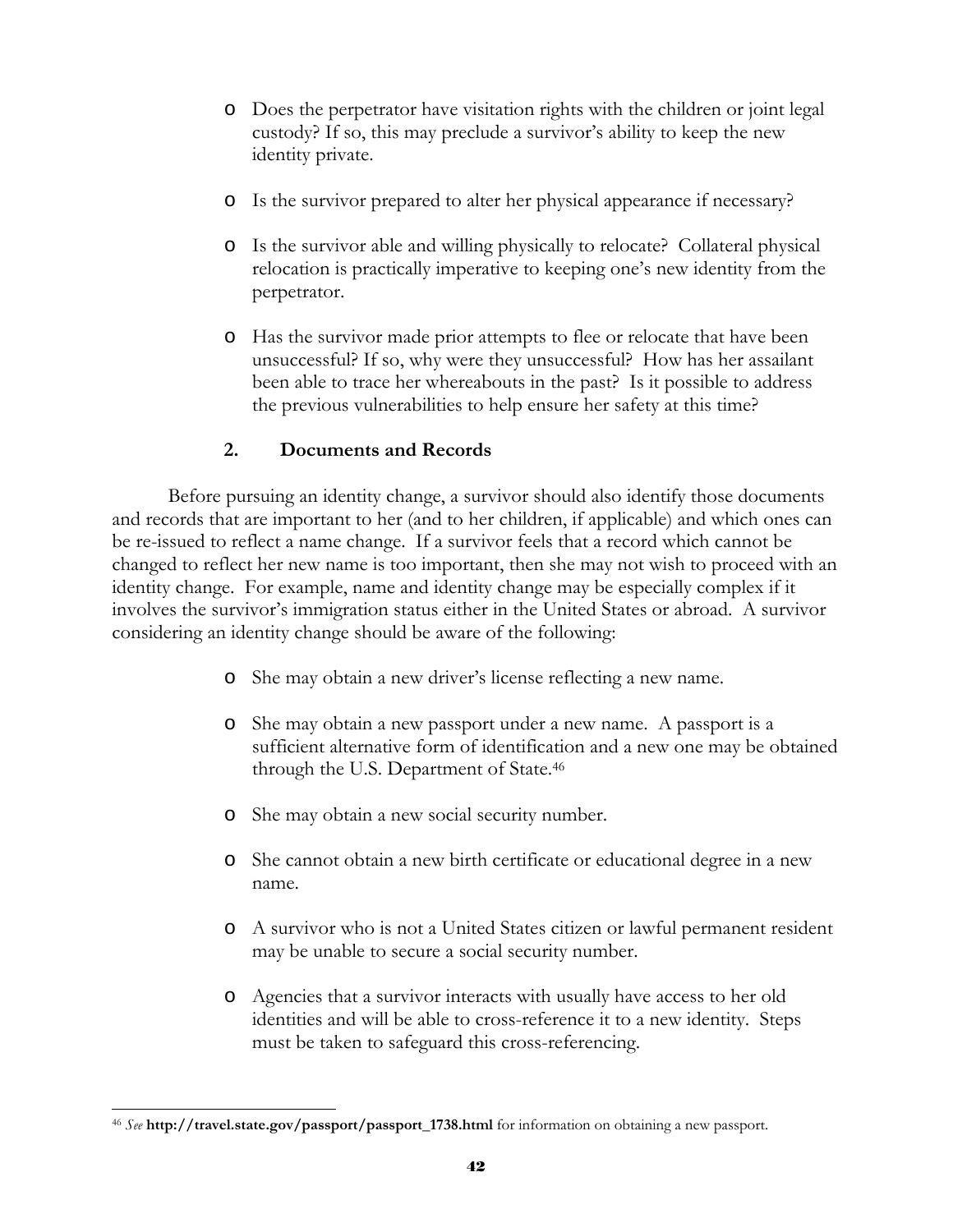- Does the perpetrator have visitation rights with the children or joint legal custody? If so, this may preclude a survivor's ability to keep the new identity private.

- Is the survivor prepared to alter her physical appearance if necessary?

- Is the survivor able and willing physically to relocate? Collateral physical relocation is practically imperative to keeping one's new identity from the perpetrator.

- Has the survivor made prior attempts to flee or relocate that have been unsuccessful? If so, why were they unsuccessful? How has her assailant been able to trace her whereabouts in the past? Is it possible to address the previous vulnerabilities to help ensure her safety at this time?

### 2. Documents and Records

Before pursuing an identity change, a survivor should also identify those documents and records that are important to her (and to her children, if applicable) and which ones can be re-issued to reflect a name change. If a survivor feels that a record which cannot be changed to reflect her new name is too important, then she may not wish to proceed with an identity change. For example, name and identity change may be especially complex if it involves the survivor's immigration status either in the United States or abroad. A survivor considering an identity change should be aware of the following:

- She may obtain a new driver's license reflecting a new name.

- She may obtain a new passport under a new name. A passport is a sufficient alternative form of identification and a new one may be obtained through the U.S. Department of State.[46]

- She may obtain a new social security number.

- She cannot obtain a new birth certificate or educational degree in a new name.

- A survivor who is not a United States citizen or lawful permanent resident may be unable to secure a social security number.

- Agencies that a survivor interacts with usually have access to her old identities and will be able to cross-reference it to a new identity. Steps must be taken to safeguard this cross-referencing.

---

[46] *See* **http://travel.state.gov/passport/passport_1738.html** for information on obtaining a new passport.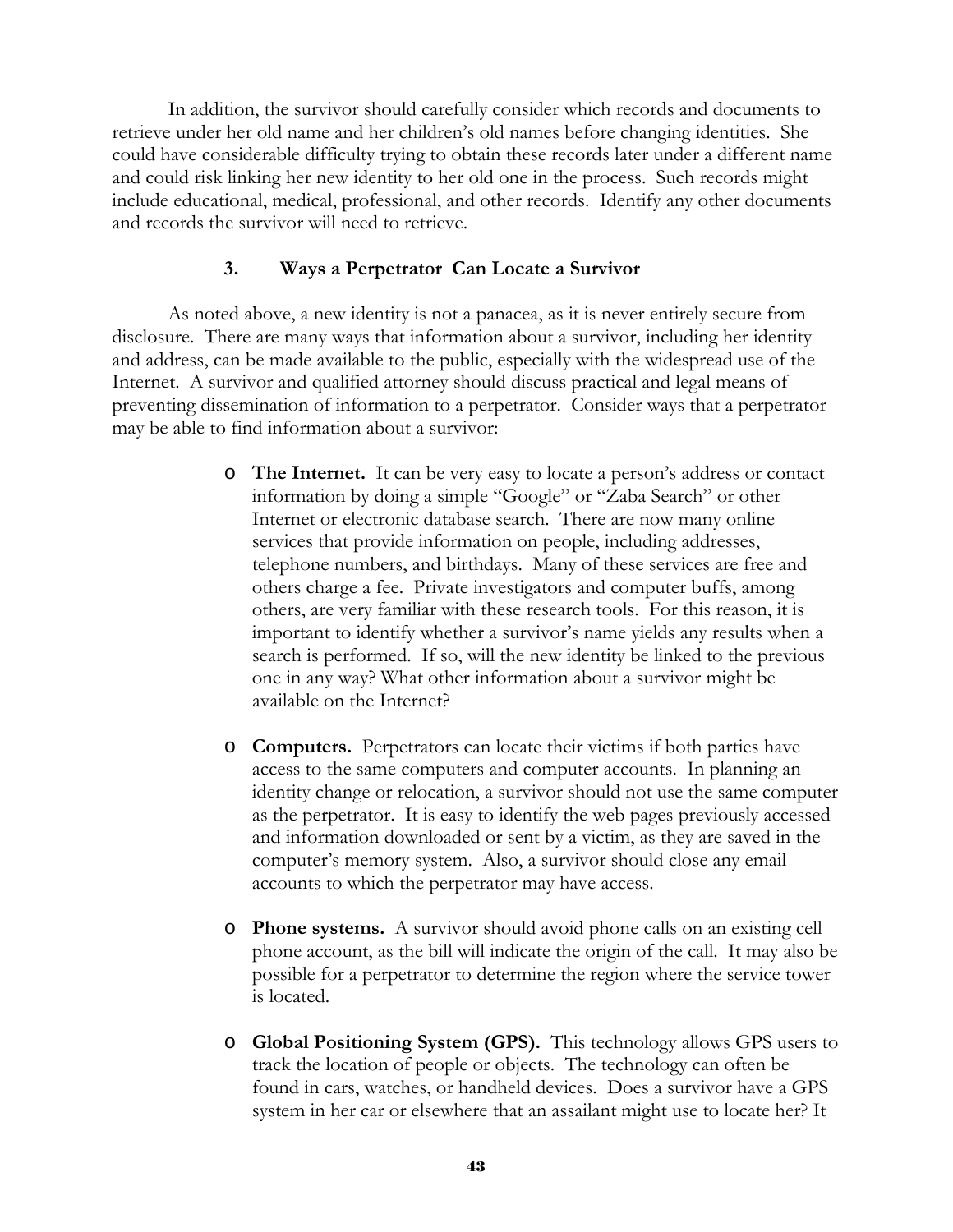In addition, the survivor should carefully consider which records and documents to retrieve under her old name and her children's old names before changing identities. She could have considerable difficulty trying to obtain these records later under a different name and could risk linking her new identity to her old one in the process. Such records might include educational, medical, professional, and other records. Identify any other documents and records the survivor will need to retrieve.

### 3. Ways a Perpetrator Can Locate a Survivor

As noted above, a new identity is not a panacea, as it is never entirely secure from disclosure. There are many ways that information about a survivor, including her identity and address, can be made available to the public, especially with the widespread use of the Internet. A survivor and qualified attorney should discuss practical and legal means of preventing dissemination of information to a perpetrator. Consider ways that a perpetrator may be able to find information about a survivor:

- **The Internet.** It can be very easy to locate a person's address or contact information by doing a simple "Google" or "Zaba Search" or other Internet or electronic database search. There are now many online services that provide information on people, including addresses, telephone numbers, and birthdays. Many of these services are free and others charge a fee. Private investigators and computer buffs, among others, are very familiar with these research tools. For this reason, it is important to identify whether a survivor's name yields any results when a search is performed. If so, will the new identity be linked to the previous one in any way? What other information about a survivor might be available on the Internet?

- **Computers.** Perpetrators can locate their victims if both parties have access to the same computers and computer accounts. In planning an identity change or relocation, a survivor should not use the same computer as the perpetrator. It is easy to identify the web pages previously accessed and information downloaded or sent by a victim, as they are saved in the computer's memory system. Also, a survivor should close any email accounts to which the perpetrator may have access.

- **Phone systems.** A survivor should avoid phone calls on an existing cell phone account, as the bill will indicate the origin of the call. It may also be possible for a perpetrator to determine the region where the service tower is located.

- **Global Positioning System (GPS).** This technology allows GPS users to track the location of people or objects. The technology can often be found in cars, watches, or handheld devices. Does a survivor have a GPS system in her car or elsewhere that an assailant might use to locate her? It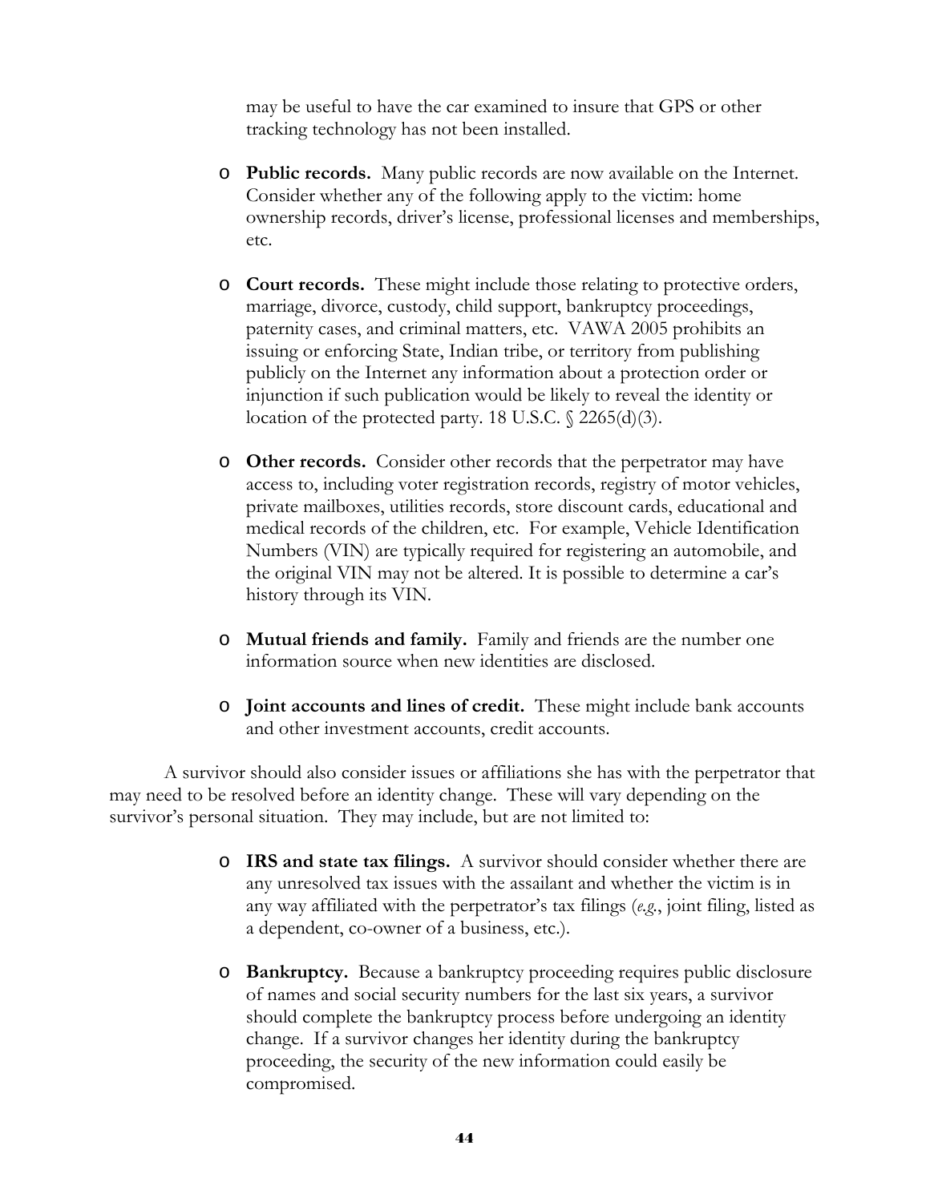may be useful to have the car examined to insure that GPS or other tracking technology has not been installed.

- **Public records.** Many public records are now available on the Internet. Consider whether any of the following apply to the victim: home ownership records, driver's license, professional licenses and memberships, etc.

- **Court records.** These might include those relating to protective orders, marriage, divorce, custody, child support, bankruptcy proceedings, paternity cases, and criminal matters, etc. VAWA 2005 prohibits an issuing or enforcing State, Indian tribe, or territory from publishing publicly on the Internet any information about a protection order or injunction if such publication would be likely to reveal the identity or location of the protected party. 18 U.S.C. § 2265(d)(3).

- **Other records.** Consider other records that the perpetrator may have access to, including voter registration records, registry of motor vehicles, private mailboxes, utilities records, store discount cards, educational and medical records of the children, etc. For example, Vehicle Identification Numbers (VIN) are typically required for registering an automobile, and the original VIN may not be altered. It is possible to determine a car's history through its VIN.

- **Mutual friends and family.** Family and friends are the number one information source when new identities are disclosed.

- **Joint accounts and lines of credit.** These might include bank accounts and other investment accounts, credit accounts.

A survivor should also consider issues or affiliations she has with the perpetrator that may need to be resolved before an identity change. These will vary depending on the survivor's personal situation. They may include, but are not limited to:

- **IRS and state tax filings.** A survivor should consider whether there are any unresolved tax issues with the assailant and whether the victim is in any way affiliated with the perpetrator's tax filings (*e.g.*, joint filing, listed as a dependent, co-owner of a business, etc.).

- **Bankruptcy.** Because a bankruptcy proceeding requires public disclosure of names and social security numbers for the last six years, a survivor should complete the bankruptcy process before undergoing an identity change. If a survivor changes her identity during the bankruptcy proceeding, the security of the new information could easily be compromised.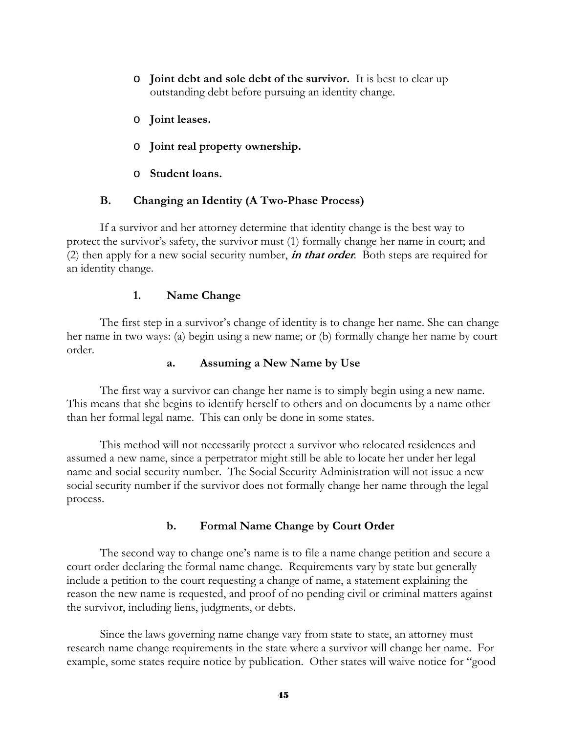- **Joint debt and sole debt of the survivor.** It is best to clear up outstanding debt before pursuing an identity change.

- **Joint leases.**

- **Joint real property ownership.**

- **Student loans.**

### B. Changing an Identity (A Two-Phase Process)

If a survivor and her attorney determine that identity change is the best way to protect the survivor's safety, the survivor must (1) formally change her name in court; and (2) then apply for a new social security number, ***in that order***. Both steps are required for an identity change.

#### 1. Name Change

The first step in a survivor's change of identity is to change her name. She can change her name in two ways: (a) begin using a new name; or (b) formally change her name by court order.

##### a. Assuming a New Name by Use

The first way a survivor can change her name is to simply begin using a new name. This means that she begins to identify herself to others and on documents by a name other than her formal legal name. This can only be done in some states.

This method will not necessarily protect a survivor who relocated residences and assumed a new name, since a perpetrator might still be able to locate her under her legal name and social security number. The Social Security Administration will not issue a new social security number if the survivor does not formally change her name through the legal process.

##### b. Formal Name Change by Court Order

The second way to change one's name is to file a name change petition and secure a court order declaring the formal name change. Requirements vary by state but generally include a petition to the court requesting a change of name, a statement explaining the reason the new name is requested, and proof of no pending civil or criminal matters against the survivor, including liens, judgments, or debts.

Since the laws governing name change vary from state to state, an attorney must research name change requirements in the state where a survivor will change her name. For example, some states require notice by publication. Other states will waive notice for "good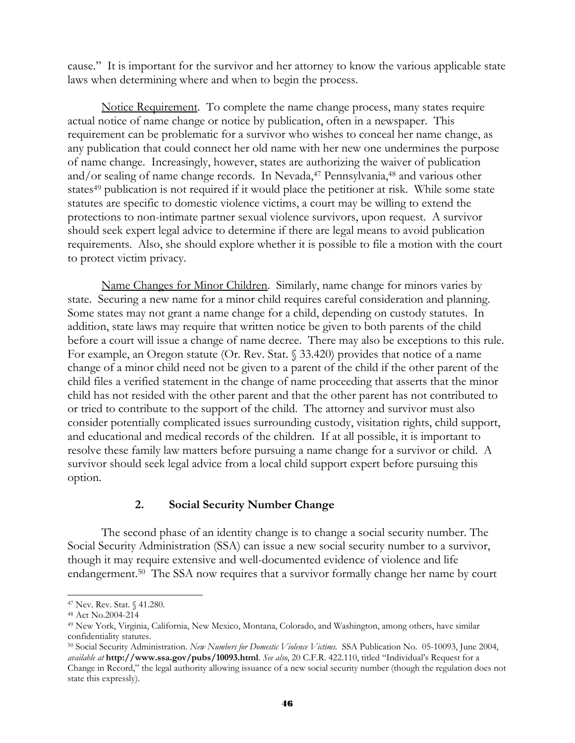cause." It is important for the survivor and her attorney to know the various applicable state laws when determining where and when to begin the process.

Notice Requirement. To complete the name change process, many states require actual notice of name change or notice by publication, often in a newspaper. This requirement can be problematic for a survivor who wishes to conceal her name change, as any publication that could connect her old name with her new one undermines the purpose of name change. Increasingly, however, states are authorizing the waiver of publication and/or sealing of name change records. In Nevada,[47] Pennsylvania,[48] and various other states[49] publication is not required if it would place the petitioner at risk. While some state statutes are specific to domestic violence victims, a court may be willing to extend the protections to non-intimate partner sexual violence survivors, upon request. A survivor should seek expert legal advice to determine if there are legal means to avoid publication requirements. Also, she should explore whether it is possible to file a motion with the court to protect victim privacy.

Name Changes for Minor Children. Similarly, name change for minors varies by state. Securing a new name for a minor child requires careful consideration and planning. Some states may not grant a name change for a child, depending on custody statutes. In addition, state laws may require that written notice be given to both parents of the child before a court will issue a change of name decree. There may also be exceptions to this rule. For example, an Oregon statute (Or. Rev. Stat. § 33.420) provides that notice of a name change of a minor child need not be given to a parent of the child if the other parent of the child files a verified statement in the change of name proceeding that asserts that the minor child has not resided with the other parent and that the other parent has not contributed to or tried to contribute to the support of the child. The attorney and survivor must also consider potentially complicated issues surrounding custody, visitation rights, child support, and educational and medical records of the children. If at all possible, it is important to resolve these family law matters before pursuing a name change for a survivor or child. A survivor should seek legal advice from a local child support expert before pursuing this option.

### 2. Social Security Number Change

The second phase of an identity change is to change a social security number. The Social Security Administration (SSA) can issue a new social security number to a survivor, though it may require extensive and well-documented evidence of violence and life endangerment.[50] The SSA now requires that a survivor formally change her name by court

---

[47] Nev. Rev. Stat. § 41.280.

[48] Act No.2004-214

[49] New York, Virginia, California, New Mexico, Montana, Colorado, and Washington, among others, have similar confidentiality statutes.

[50] Social Security Administration. *New Numbers for Domestic Violence Victims*. SSA Publication No. 05-10093, June 2004, *available at* **http://www.ssa.gov/pubs/10093.html**. *See also*, 20 C.F.R. 422.110, titled "Individual's Request for a Change in Record," the legal authority allowing issuance of a new social security number (though the regulation does not state this expressly).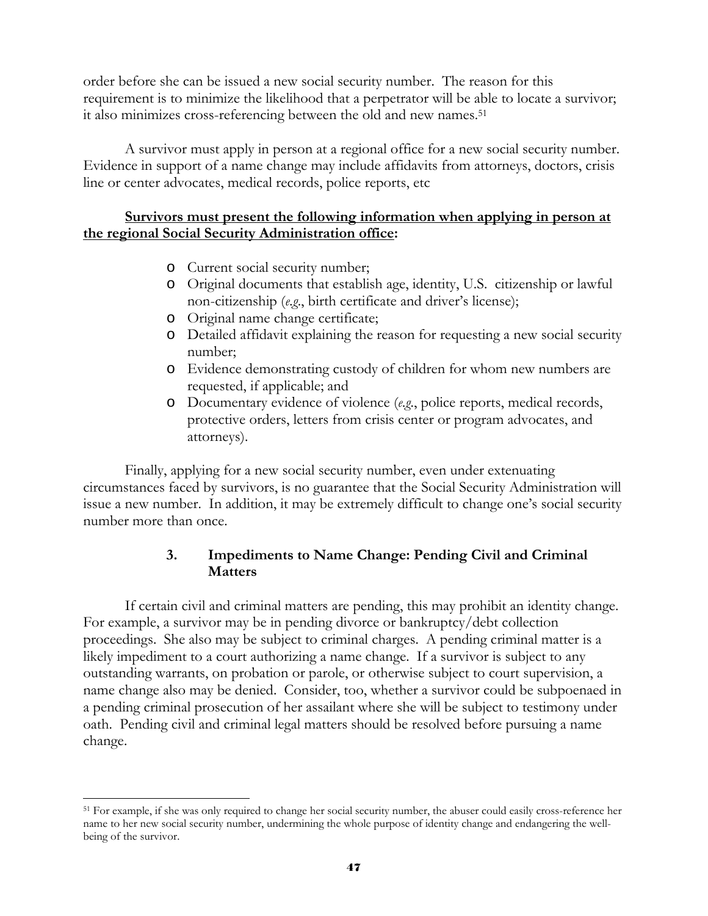order before she can be issued a new social security number. The reason for this requirement is to minimize the likelihood that a perpetrator will be able to locate a survivor; it also minimizes cross-referencing between the old and new names.[51]

A survivor must apply in person at a regional office for a new social security number. Evidence in support of a name change may include affidavits from attorneys, doctors, crisis line or center advocates, medical records, police reports, etc

**<u>Survivors must present the following information when applying in person at the regional Social Security Administration office</u>:**

- Current social security number;
- Original documents that establish age, identity, U.S. citizenship or lawful non-citizenship (*e.g.*, birth certificate and driver's license);
- Original name change certificate;
- Detailed affidavit explaining the reason for requesting a new social security number;
- Evidence demonstrating custody of children for whom new numbers are requested, if applicable; and
- Documentary evidence of violence (*e.g.*, police reports, medical records, protective orders, letters from crisis center or program advocates, and attorneys).

Finally, applying for a new social security number, even under extenuating circumstances faced by survivors, is no guarantee that the Social Security Administration will issue a new number. In addition, it may be extremely difficult to change one's social security number more than once.

### 3. Impediments to Name Change: Pending Civil and Criminal Matters

If certain civil and criminal matters are pending, this may prohibit an identity change. For example, a survivor may be in pending divorce or bankruptcy/debt collection proceedings. She also may be subject to criminal charges. A pending criminal matter is a likely impediment to a court authorizing a name change. If a survivor is subject to any outstanding warrants, on probation or parole, or otherwise subject to court supervision, a name change also may be denied. Consider, too, whether a survivor could be subpoenaed in a pending criminal prosecution of her assailant where she will be subject to testimony under oath. Pending civil and criminal legal matters should be resolved before pursuing a name change.

---

[51] For example, if she was only required to change her social security number, the abuser could easily cross-reference her name to her new social security number, undermining the whole purpose of identity change and endangering the well-being of the survivor.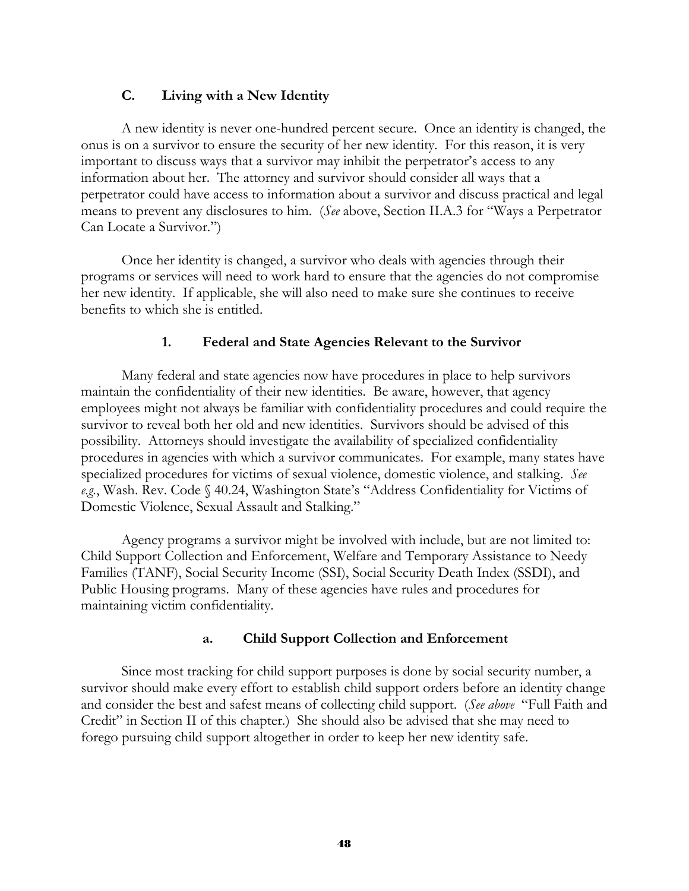### C. Living with a New Identity

A new identity is never one-hundred percent secure. Once an identity is changed, the onus is on a survivor to ensure the security of her new identity. For this reason, it is very important to discuss ways that a survivor may inhibit the perpetrator's access to any information about her. The attorney and survivor should consider all ways that a perpetrator could have access to information about a survivor and discuss practical and legal means to prevent any disclosures to him. (*See* above, Section II.A.3 for "Ways a Perpetrator Can Locate a Survivor.")

Once her identity is changed, a survivor who deals with agencies through their programs or services will need to work hard to ensure that the agencies do not compromise her new identity. If applicable, she will also need to make sure she continues to receive benefits to which she is entitled.

#### 1. Federal and State Agencies Relevant to the Survivor

Many federal and state agencies now have procedures in place to help survivors maintain the confidentiality of their new identities. Be aware, however, that agency employees might not always be familiar with confidentiality procedures and could require the survivor to reveal both her old and new identities. Survivors should be advised of this possibility. Attorneys should investigate the availability of specialized confidentiality procedures in agencies with which a survivor communicates. For example, many states have specialized procedures for victims of sexual violence, domestic violence, and stalking. *See e.g.*, Wash. Rev. Code § 40.24, Washington State's "Address Confidentiality for Victims of Domestic Violence, Sexual Assault and Stalking."

Agency programs a survivor might be involved with include, but are not limited to: Child Support Collection and Enforcement, Welfare and Temporary Assistance to Needy Families (TANF), Social Security Income (SSI), Social Security Death Index (SSDI), and Public Housing programs. Many of these agencies have rules and procedures for maintaining victim confidentiality.

##### a. Child Support Collection and Enforcement

Since most tracking for child support purposes is done by social security number, a survivor should make every effort to establish child support orders before an identity change and consider the best and safest means of collecting child support. (*See above* "Full Faith and Credit" in Section II of this chapter.) She should also be advised that she may need to forego pursuing child support altogether in order to keep her new identity safe.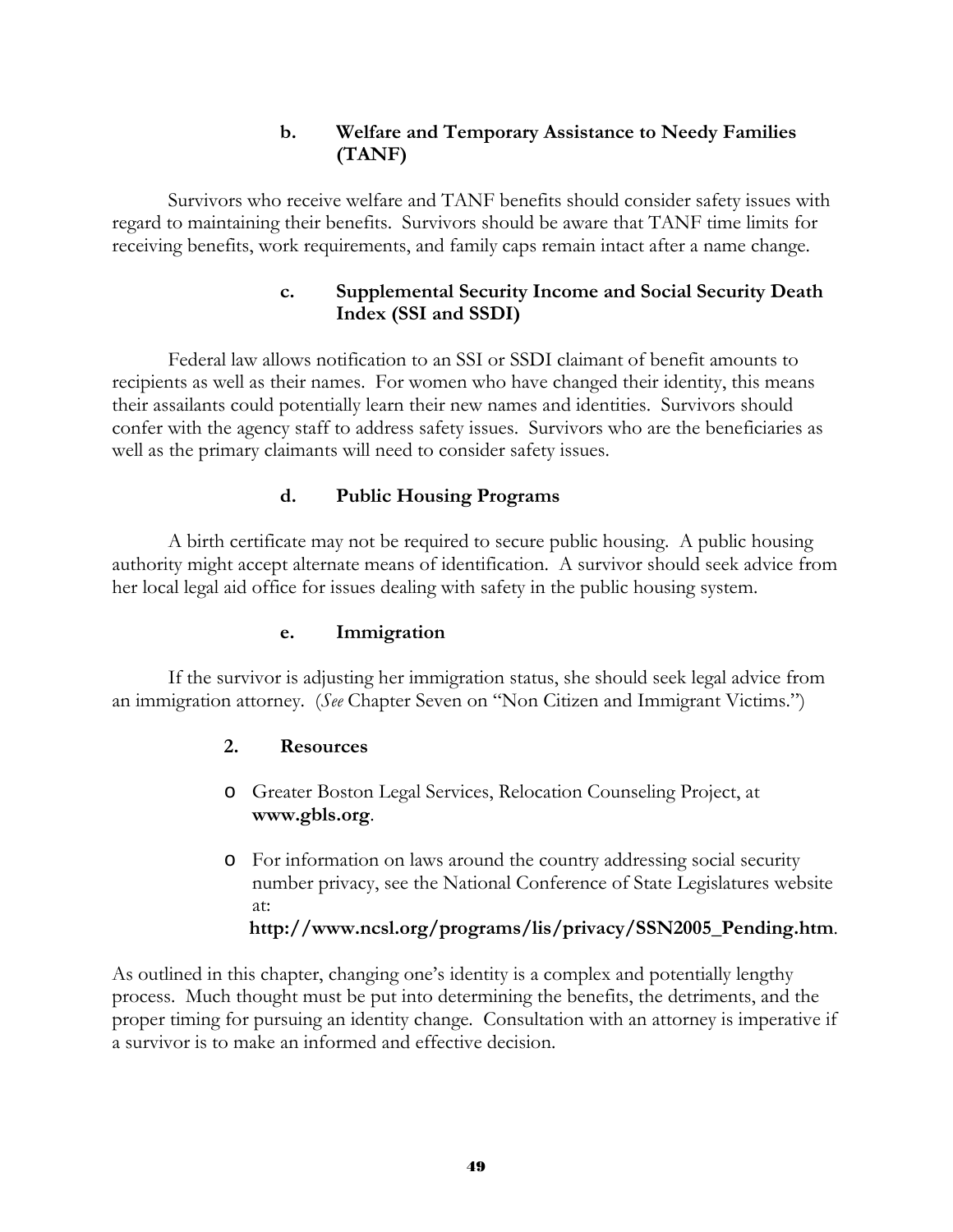#### b. Welfare and Temporary Assistance to Needy Families (TANF)

Survivors who receive welfare and TANF benefits should consider safety issues with regard to maintaining their benefits. Survivors should be aware that TANF time limits for receiving benefits, work requirements, and family caps remain intact after a name change.

#### c. Supplemental Security Income and Social Security Death Index (SSI and SSDI)

Federal law allows notification to an SSI or SSDI claimant of benefit amounts to recipients as well as their names. For women who have changed their identity, this means their assailants could potentially learn their new names and identities. Survivors should confer with the agency staff to address safety issues. Survivors who are the beneficiaries as well as the primary claimants will need to consider safety issues.

#### d. Public Housing Programs

A birth certificate may not be required to secure public housing. A public housing authority might accept alternate means of identification. A survivor should seek advice from her local legal aid office for issues dealing with safety in the public housing system.

#### e. Immigration

If the survivor is adjusting her immigration status, she should seek legal advice from an immigration attorney. (*See* Chapter Seven on "Non Citizen and Immigrant Victims.")

### 2. Resources

- Greater Boston Legal Services, Relocation Counseling Project, at **www.gbls.org**.
- For information on laws around the country addressing social security number privacy, see the National Conference of State Legislatures website at: **http://www.ncsl.org/programs/lis/privacy/SSN2005_Pending.htm**.

As outlined in this chapter, changing one's identity is a complex and potentially lengthy process. Much thought must be put into determining the benefits, the detriments, and the proper timing for pursuing an identity change. Consultation with an attorney is imperative if a survivor is to make an informed and effective decision.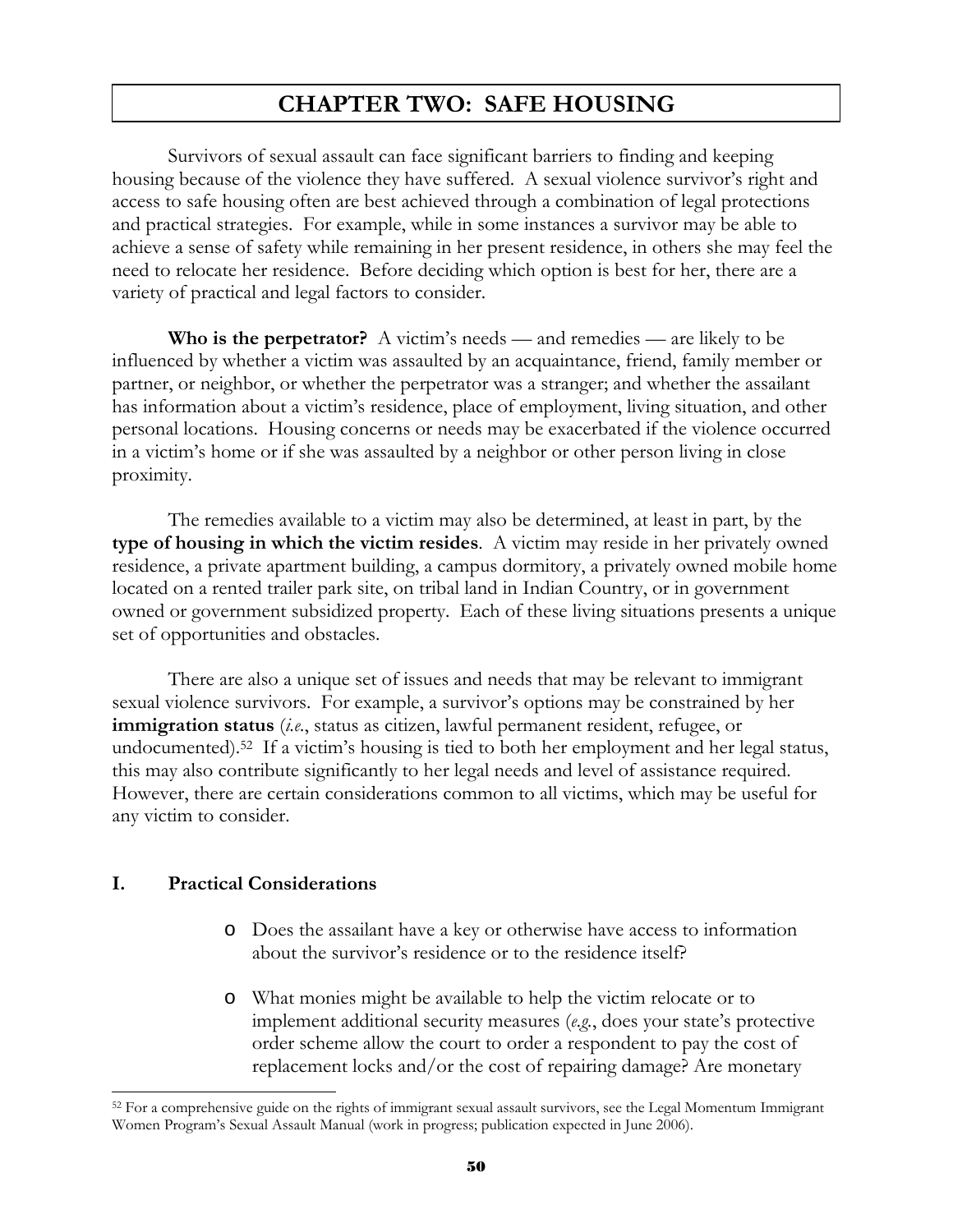# CHAPTER TWO: SAFE HOUSING

Survivors of sexual assault can face significant barriers to finding and keeping housing because of the violence they have suffered. A sexual violence survivor's right and access to safe housing often are best achieved through a combination of legal protections and practical strategies. For example, while in some instances a survivor may be able to achieve a sense of safety while remaining in her present residence, in others she may feel the need to relocate her residence. Before deciding which option is best for her, there are a variety of practical and legal factors to consider.

**Who is the perpetrator?** A victim's needs — and remedies — are likely to be influenced by whether a victim was assaulted by an acquaintance, friend, family member or partner, or neighbor, or whether the perpetrator was a stranger; and whether the assailant has information about a victim's residence, place of employment, living situation, and other personal locations. Housing concerns or needs may be exacerbated if the violence occurred in a victim's home or if she was assaulted by a neighbor or other person living in close proximity.

The remedies available to a victim may also be determined, at least in part, by the **type of housing in which the victim resides**. A victim may reside in her privately owned residence, a private apartment building, a campus dormitory, a privately owned mobile home located on a rented trailer park site, on tribal land in Indian Country, or in government owned or government subsidized property. Each of these living situations presents a unique set of opportunities and obstacles.

There are also a unique set of issues and needs that may be relevant to immigrant sexual violence survivors. For example, a survivor's options may be constrained by her **immigration status** (*i.e.*, status as citizen, lawful permanent resident, refugee, or undocumented).[52] If a victim's housing is tied to both her employment and her legal status, this may also contribute significantly to her legal needs and level of assistance required. However, there are certain considerations common to all victims, which may be useful for any victim to consider.

## I. Practical Considerations

- Does the assailant have a key or otherwise have access to information about the survivor's residence or to the residence itself?
- What monies might be available to help the victim relocate or to implement additional security measures (*e.g.*, does your state's protective order scheme allow the court to order a respondent to pay the cost of replacement locks and/or the cost of repairing damage? Are monetary

[52] For a comprehensive guide on the rights of immigrant sexual assault survivors, see the Legal Momentum Immigrant Women Program's Sexual Assault Manual (work in progress; publication expected in June 2006).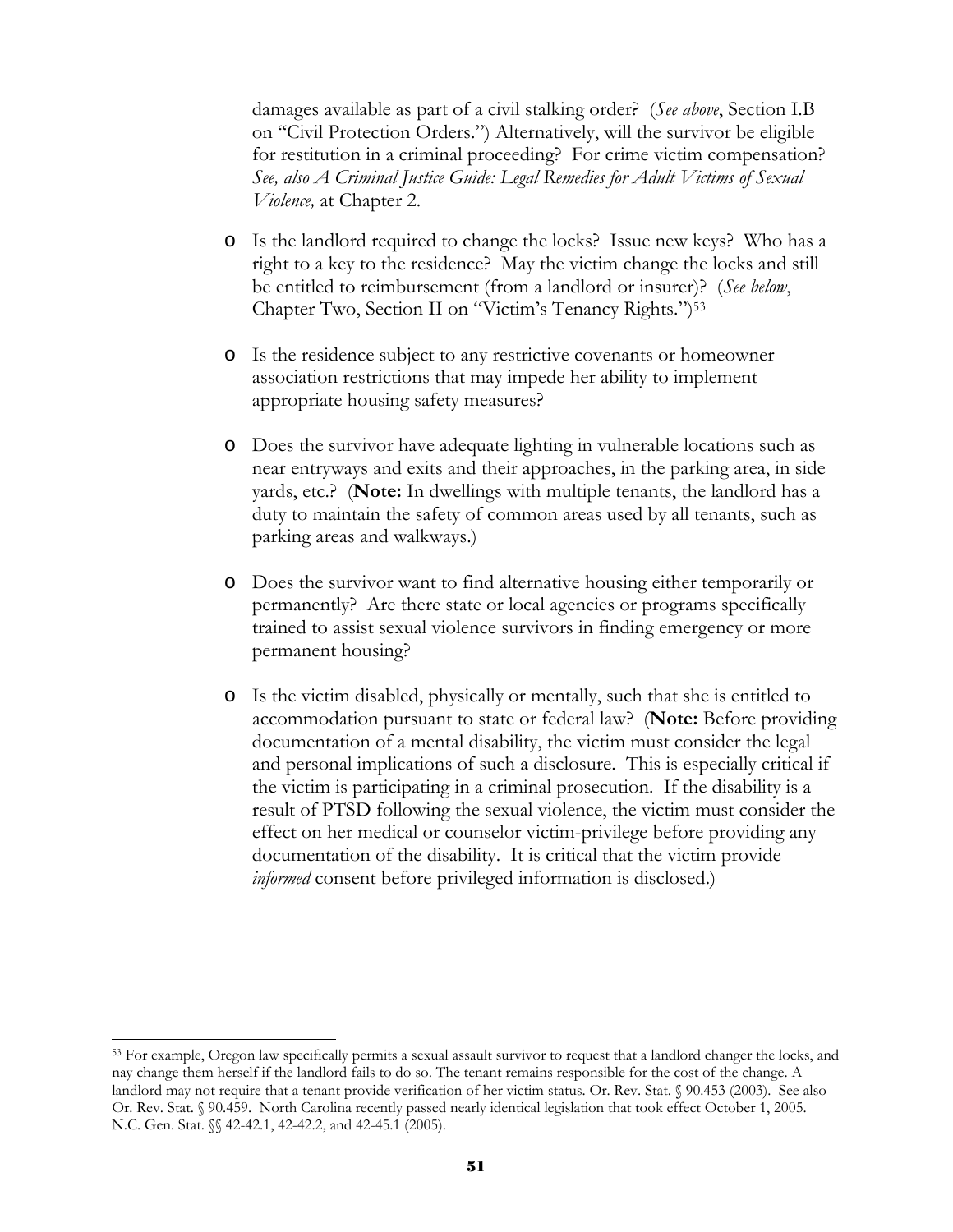damages available as part of a civil stalking order? (*See above*, Section I.B on "Civil Protection Orders.") Alternatively, will the survivor be eligible for restitution in a criminal proceeding? For crime victim compensation? *See, also A Criminal Justice Guide: Legal Remedies for Adult Victims of Sexual Violence,* at Chapter 2.

- Is the landlord required to change the locks? Issue new keys? Who has a right to a key to the residence? May the victim change the locks and still be entitled to reimbursement (from a landlord or insurer)? (*See below*, Chapter Two, Section II on "Victim's Tenancy Rights.")[53]

- Is the residence subject to any restrictive covenants or homeowner association restrictions that may impede her ability to implement appropriate housing safety measures?

- Does the survivor have adequate lighting in vulnerable locations such as near entryways and exits and their approaches, in the parking area, in side yards, etc.? (**Note:** In dwellings with multiple tenants, the landlord has a duty to maintain the safety of common areas used by all tenants, such as parking areas and walkways.)

- Does the survivor want to find alternative housing either temporarily or permanently? Are there state or local agencies or programs specifically trained to assist sexual violence survivors in finding emergency or more permanent housing?

- Is the victim disabled, physically or mentally, such that she is entitled to accommodation pursuant to state or federal law? (**Note:** Before providing documentation of a mental disability, the victim must consider the legal and personal implications of such a disclosure. This is especially critical if the victim is participating in a criminal prosecution. If the disability is a result of PTSD following the sexual violence, the victim must consider the effect on her medical or counselor victim-privilege before providing any documentation of the disability. It is critical that the victim provide *informed* consent before privileged information is disclosed.)

---

[53] For example, Oregon law specifically permits a sexual assault survivor to request that a landlord changer the locks, and nay change them herself if the landlord fails to do so. The tenant remains responsible for the cost of the change. A landlord may not require that a tenant provide verification of her victim status. Or. Rev. Stat. § 90.453 (2003). See also Or. Rev. Stat. § 90.459. North Carolina recently passed nearly identical legislation that took effect October 1, 2005. N.C. Gen. Stat. §§ 42-42.1, 42-42.2, and 42-45.1 (2005).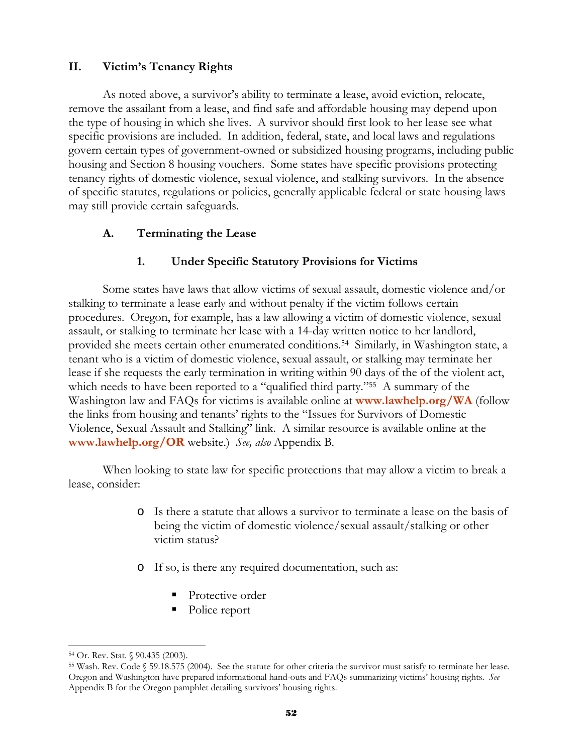## II. Victim's Tenancy Rights

As noted above, a survivor's ability to terminate a lease, avoid eviction, relocate, remove the assailant from a lease, and find safe and affordable housing may depend upon the type of housing in which she lives. A survivor should first look to her lease see what specific provisions are included. In addition, federal, state, and local laws and regulations govern certain types of government-owned or subsidized housing programs, including public housing and Section 8 housing vouchers. Some states have specific provisions protecting tenancy rights of domestic violence, sexual violence, and stalking survivors. In the absence of specific statutes, regulations or policies, generally applicable federal or state housing laws may still provide certain safeguards.

### A. Terminating the Lease

#### 1. Under Specific Statutory Provisions for Victims

Some states have laws that allow victims of sexual assault, domestic violence and/or stalking to terminate a lease early and without penalty if the victim follows certain procedures. Oregon, for example, has a law allowing a victim of domestic violence, sexual assault, or stalking to terminate her lease with a 14-day written notice to her landlord, provided she meets certain other enumerated conditions.[54] Similarly, in Washington state, a tenant who is a victim of domestic violence, sexual assault, or stalking may terminate her lease if she requests the early termination in writing within 90 days of the of the violent act, which needs to have been reported to a "qualified third party."[55] A summary of the Washington law and FAQs for victims is available online at **www.lawhelp.org/WA** (follow the links from housing and tenants' rights to the "Issues for Survivors of Domestic Violence, Sexual Assault and Stalking" link. A similar resource is available online at the **www.lawhelp.org/OR** website.) *See, also* Appendix B.

When looking to state law for specific protections that may allow a victim to break a lease, consider:

- Is there a statute that allows a survivor to terminate a lease on the basis of being the victim of domestic violence/sexual assault/stalking or other victim status?
- If so, is there any required documentation, such as:
  - Protective order
  - Police report

---

[54] Or. Rev. Stat. § 90.435 (2003).

[55] Wash. Rev. Code § 59.18.575 (2004). See the statute for other criteria the survivor must satisfy to terminate her lease. Oregon and Washington have prepared informational hand-outs and FAQs summarizing victims' housing rights. *See* Appendix B for the Oregon pamphlet detailing survivors' housing rights.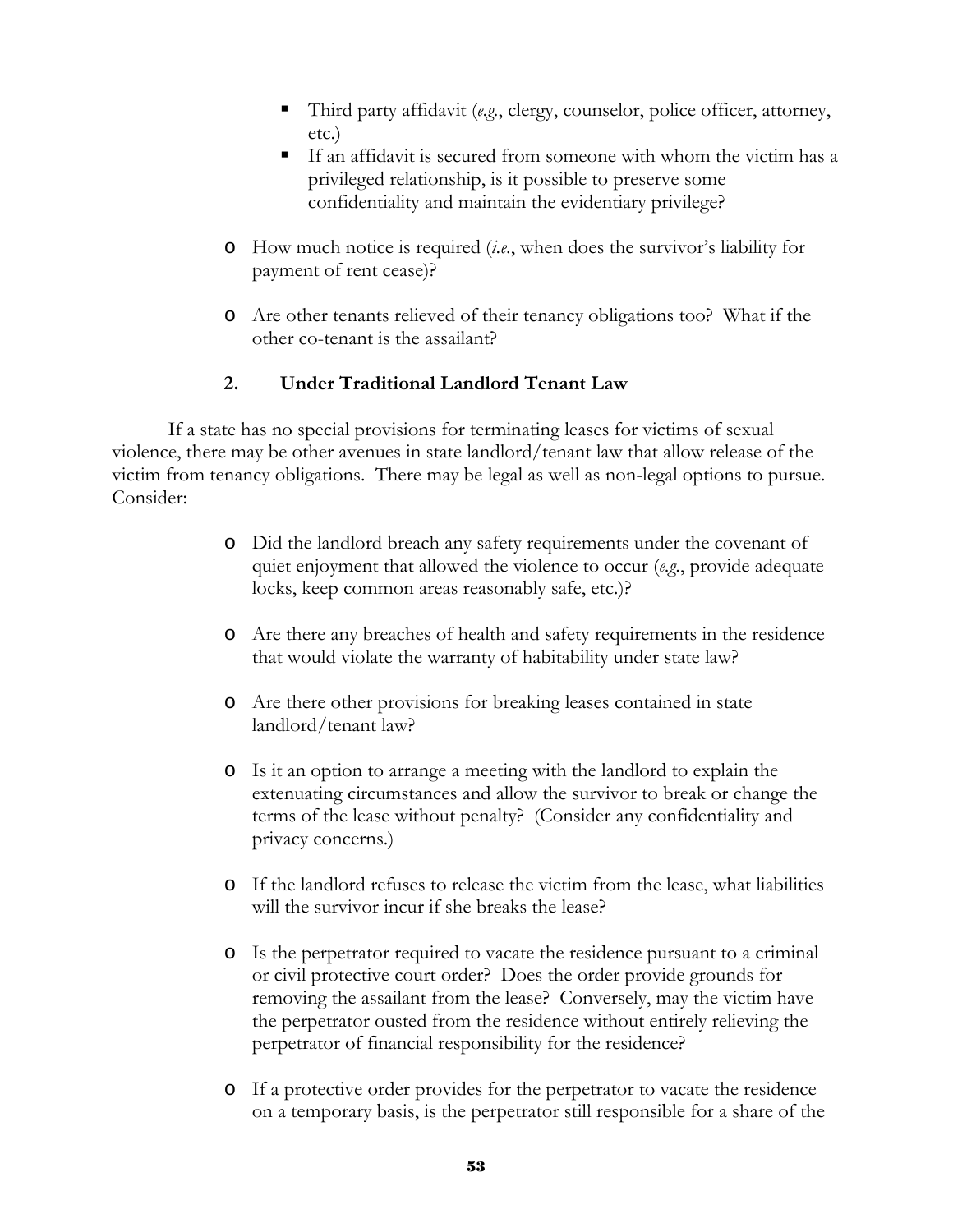- Third party affidavit (*e.g.*, clergy, counselor, police officer, attorney, etc.)
    - If an affidavit is secured from someone with whom the victim has a privileged relationship, is it possible to preserve some confidentiality and maintain the evidentiary privilege?

- How much notice is required (*i.e.*, when does the survivor's liability for payment of rent cease)?

- Are other tenants relieved of their tenancy obligations too? What if the other co-tenant is the assailant?

### 2. Under Traditional Landlord Tenant Law

If a state has no special provisions for terminating leases for victims of sexual violence, there may be other avenues in state landlord/tenant law that allow release of the victim from tenancy obligations. There may be legal as well as non-legal options to pursue. Consider:

- Did the landlord breach any safety requirements under the covenant of quiet enjoyment that allowed the violence to occur (*e.g.*, provide adequate locks, keep common areas reasonably safe, etc.)?

- Are there any breaches of health and safety requirements in the residence that would violate the warranty of habitability under state law?

- Are there other provisions for breaking leases contained in state landlord/tenant law?

- Is it an option to arrange a meeting with the landlord to explain the extenuating circumstances and allow the survivor to break or change the terms of the lease without penalty? (Consider any confidentiality and privacy concerns.)

- If the landlord refuses to release the victim from the lease, what liabilities will the survivor incur if she breaks the lease?

- Is the perpetrator required to vacate the residence pursuant to a criminal or civil protective court order? Does the order provide grounds for removing the assailant from the lease? Conversely, may the victim have the perpetrator ousted from the residence without entirely relieving the perpetrator of financial responsibility for the residence?

- If a protective order provides for the perpetrator to vacate the residence on a temporary basis, is the perpetrator still responsible for a share of the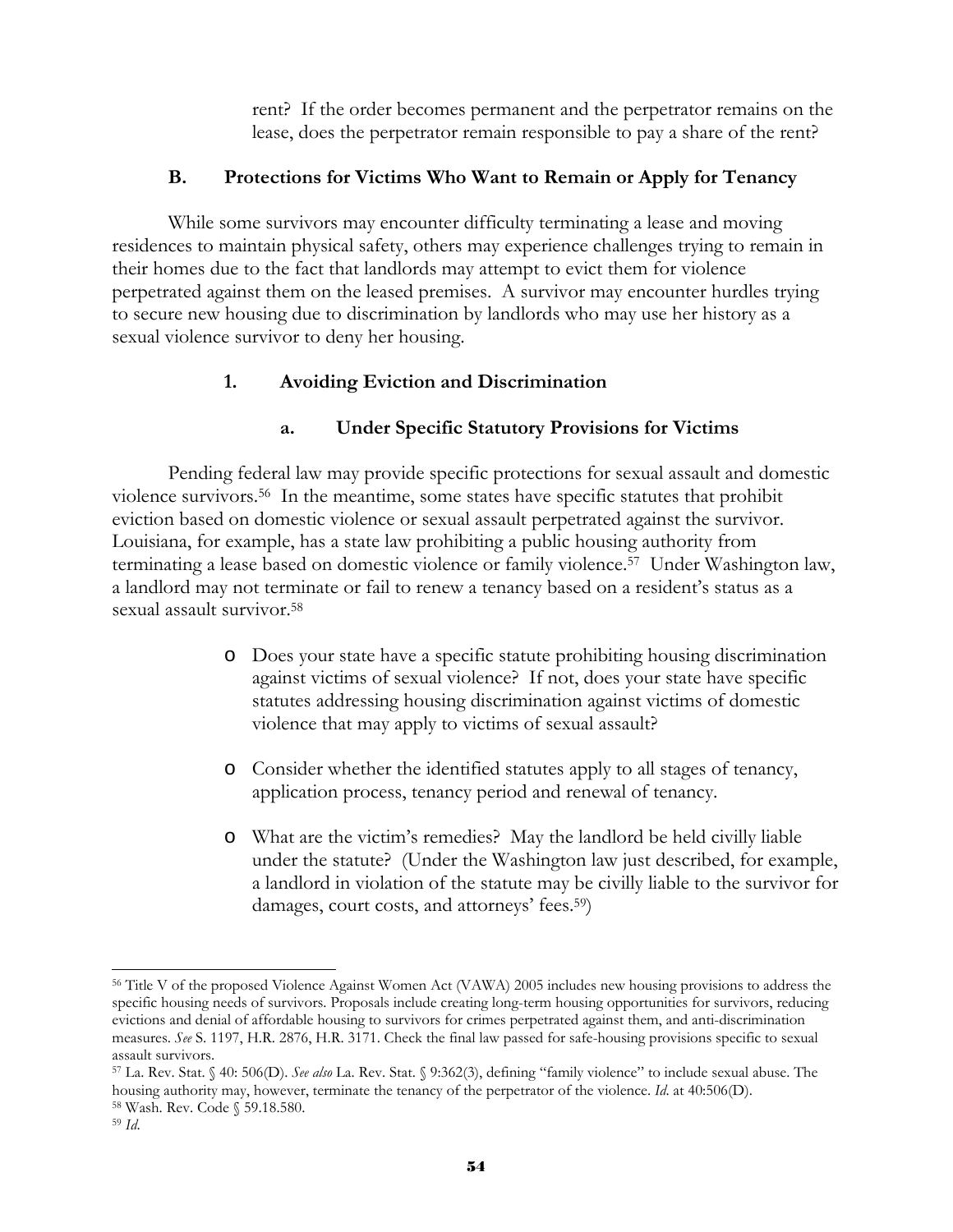rent? If the order becomes permanent and the perpetrator remains on the lease, does the perpetrator remain responsible to pay a share of the rent?

### B. Protections for Victims Who Want to Remain or Apply for Tenancy

While some survivors may encounter difficulty terminating a lease and moving residences to maintain physical safety, others may experience challenges trying to remain in their homes due to the fact that landlords may attempt to evict them for violence perpetrated against them on the leased premises. A survivor may encounter hurdles trying to secure new housing due to discrimination by landlords who may use her history as a sexual violence survivor to deny her housing.

#### 1. Avoiding Eviction and Discrimination

##### a. Under Specific Statutory Provisions for Victims

Pending federal law may provide specific protections for sexual assault and domestic violence survivors.[56] In the meantime, some states have specific statutes that prohibit eviction based on domestic violence or sexual assault perpetrated against the survivor. Louisiana, for example, has a state law prohibiting a public housing authority from terminating a lease based on domestic violence or family violence.[57] Under Washington law, a landlord may not terminate or fail to renew a tenancy based on a resident's status as a sexual assault survivor.[58]

- Does your state have a specific statute prohibiting housing discrimination against victims of sexual violence? If not, does your state have specific statutes addressing housing discrimination against victims of domestic violence that may apply to victims of sexual assault?
- Consider whether the identified statutes apply to all stages of tenancy, application process, tenancy period and renewal of tenancy.
- What are the victim's remedies? May the landlord be held civilly liable under the statute? (Under the Washington law just described, for example, a landlord in violation of the statute may be civilly liable to the survivor for damages, court costs, and attorneys' fees.[59])

---

[56] Title V of the proposed Violence Against Women Act (VAWA) 2005 includes new housing provisions to address the specific housing needs of survivors. Proposals include creating long-term housing opportunities for survivors, reducing evictions and denial of affordable housing to survivors for crimes perpetrated against them, and anti-discrimination measures. *See* S. 1197, H.R. 2876, H.R. 3171. Check the final law passed for safe-housing provisions specific to sexual assault survivors.

[57] La. Rev. Stat. § 40: 506(D). *See also* La. Rev. Stat. § 9:362(3), defining "family violence" to include sexual abuse. The housing authority may, however, terminate the tenancy of the perpetrator of the violence. *Id.* at 40:506(D).

[58] Wash. Rev. Code § 59.18.580.

[59] *Id.*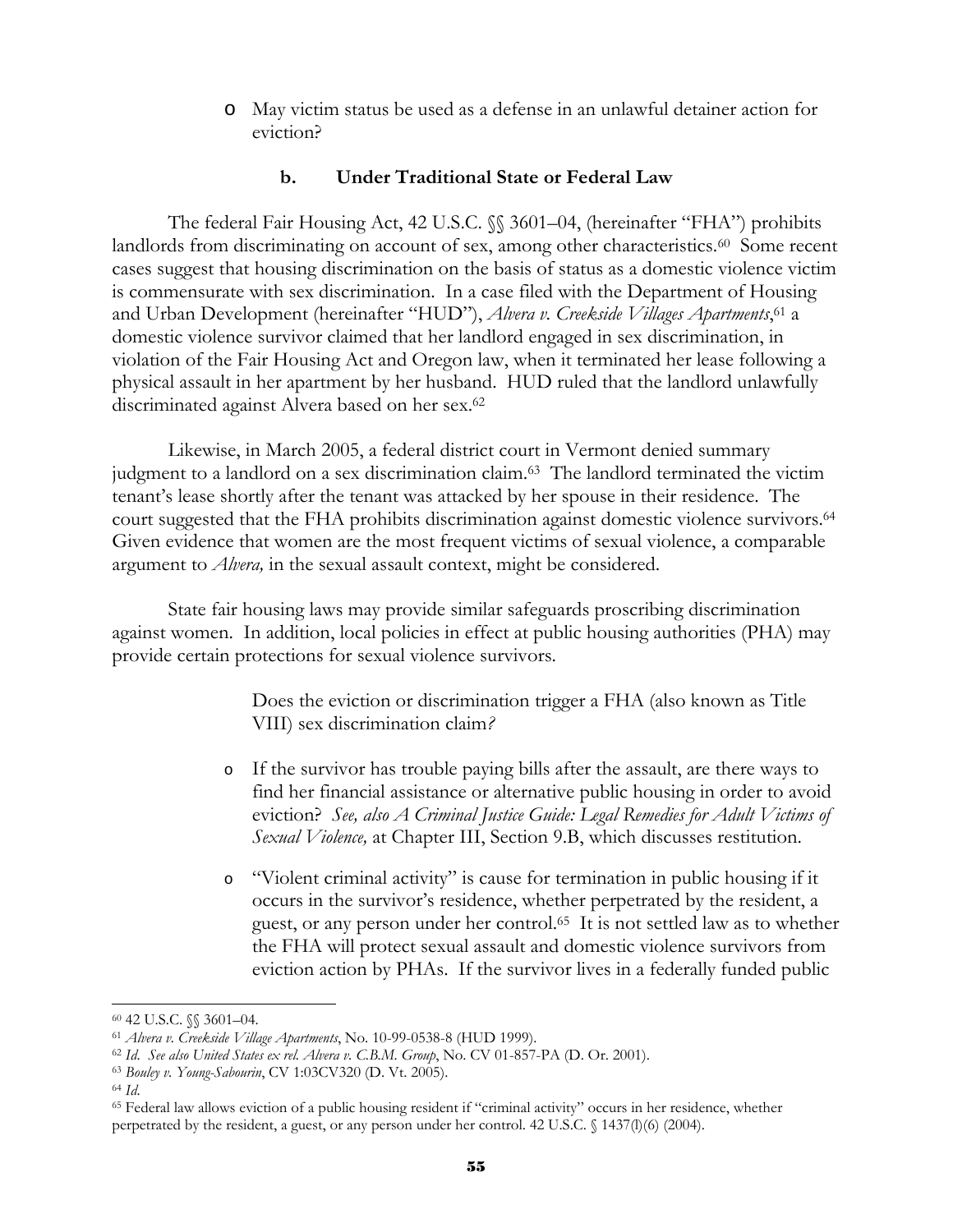- May victim status be used as a defense in an unlawful detainer action for eviction?

### b. Under Traditional State or Federal Law

The federal Fair Housing Act, 42 U.S.C. §§ 3601–04, (hereinafter "FHA") prohibits landlords from discriminating on account of sex, among other characteristics.[60] Some recent cases suggest that housing discrimination on the basis of status as a domestic violence victim is commensurate with sex discrimination. In a case filed with the Department of Housing and Urban Development (hereinafter "HUD"), *Alvera v. Creekside Villages Apartments*,[61] a domestic violence survivor claimed that her landlord engaged in sex discrimination, in violation of the Fair Housing Act and Oregon law, when it terminated her lease following a physical assault in her apartment by her husband. HUD ruled that the landlord unlawfully discriminated against Alvera based on her sex.[62]

Likewise, in March 2005, a federal district court in Vermont denied summary judgment to a landlord on a sex discrimination claim.[63] The landlord terminated the victim tenant's lease shortly after the tenant was attacked by her spouse in their residence. The court suggested that the FHA prohibits discrimination against domestic violence survivors.[64] Given evidence that women are the most frequent victims of sexual violence, a comparable argument to *Alvera,* in the sexual assault context, might be considered.

State fair housing laws may provide similar safeguards proscribing discrimination against women. In addition, local policies in effect at public housing authorities (PHA) may provide certain protections for sexual violence survivors.

Does the eviction or discrimination trigger a FHA (also known as Title VIII) sex discrimination claim*?*

- If the survivor has trouble paying bills after the assault, are there ways to find her financial assistance or alternative public housing in order to avoid eviction? *See, also A Criminal Justice Guide: Legal Remedies for Adult Victims of Sexual Violence,* at Chapter III, Section 9.B, which discusses restitution.
- "Violent criminal activity" is cause for termination in public housing if it occurs in the survivor's residence, whether perpetrated by the resident, a guest, or any person under her control.[65] It is not settled law as to whether the FHA will protect sexual assault and domestic violence survivors from eviction action by PHAs. If the survivor lives in a federally funded public

---

[60] 42 U.S.C. §§ 3601–04.

[61] *Alvera v. Creekside Village Apartments*, No. 10-99-0538-8 (HUD 1999).

[62] *Id. See also United States ex rel. Alvera v. C.B.M. Group*, No. CV 01-857-PA (D. Or. 2001).

[63] *Bouley v. Young-Sabourin*, CV 1:03CV320 (D. Vt. 2005).

[64] *Id.*

[65] Federal law allows eviction of a public housing resident if "criminal activity" occurs in her residence, whether perpetrated by the resident, a guest, or any person under her control. 42 U.S.C. § 1437(l)(6) (2004).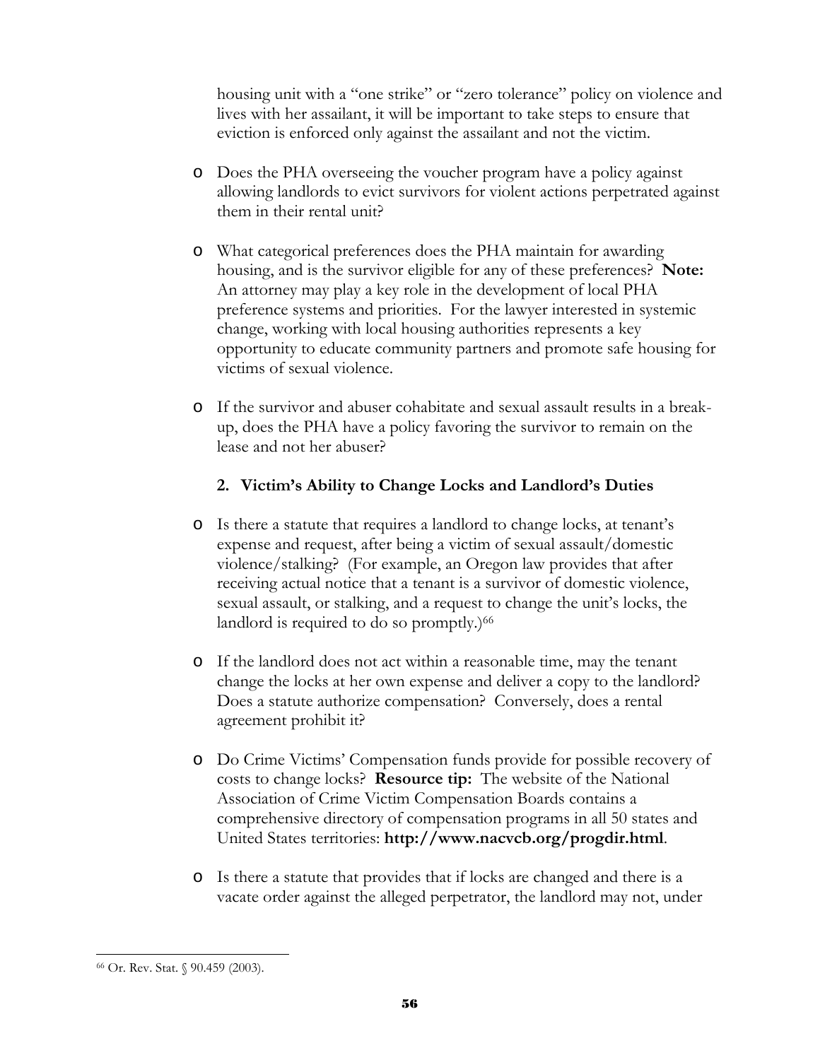housing unit with a "one strike" or "zero tolerance" policy on violence and lives with her assailant, it will be important to take steps to ensure that eviction is enforced only against the assailant and not the victim.

- Does the PHA overseeing the voucher program have a policy against allowing landlords to evict survivors for violent actions perpetrated against them in their rental unit?

- What categorical preferences does the PHA maintain for awarding housing, and is the survivor eligible for any of these preferences? **Note:** An attorney may play a key role in the development of local PHA preference systems and priorities. For the lawyer interested in systemic change, working with local housing authorities represents a key opportunity to educate community partners and promote safe housing for victims of sexual violence.

- If the survivor and abuser cohabitate and sexual assault results in a break-up, does the PHA have a policy favoring the survivor to remain on the lease and not her abuser?

### 2. Victim's Ability to Change Locks and Landlord's Duties

- Is there a statute that requires a landlord to change locks, at tenant's expense and request, after being a victim of sexual assault/domestic violence/stalking? (For example, an Oregon law provides that after receiving actual notice that a tenant is a survivor of domestic violence, sexual assault, or stalking, and a request to change the unit's locks, the landlord is required to do so promptly.)[66]

- If the landlord does not act within a reasonable time, may the tenant change the locks at her own expense and deliver a copy to the landlord? Does a statute authorize compensation? Conversely, does a rental agreement prohibit it?

- Do Crime Victims' Compensation funds provide for possible recovery of costs to change locks? **Resource tip:** The website of the National Association of Crime Victim Compensation Boards contains a comprehensive directory of compensation programs in all 50 states and United States territories: **http://www.nacvcb.org/progdir.html**.

- Is there a statute that provides that if locks are changed and there is a vacate order against the alleged perpetrator, the landlord may not, under

---

[66] Or. Rev. Stat. § 90.459 (2003).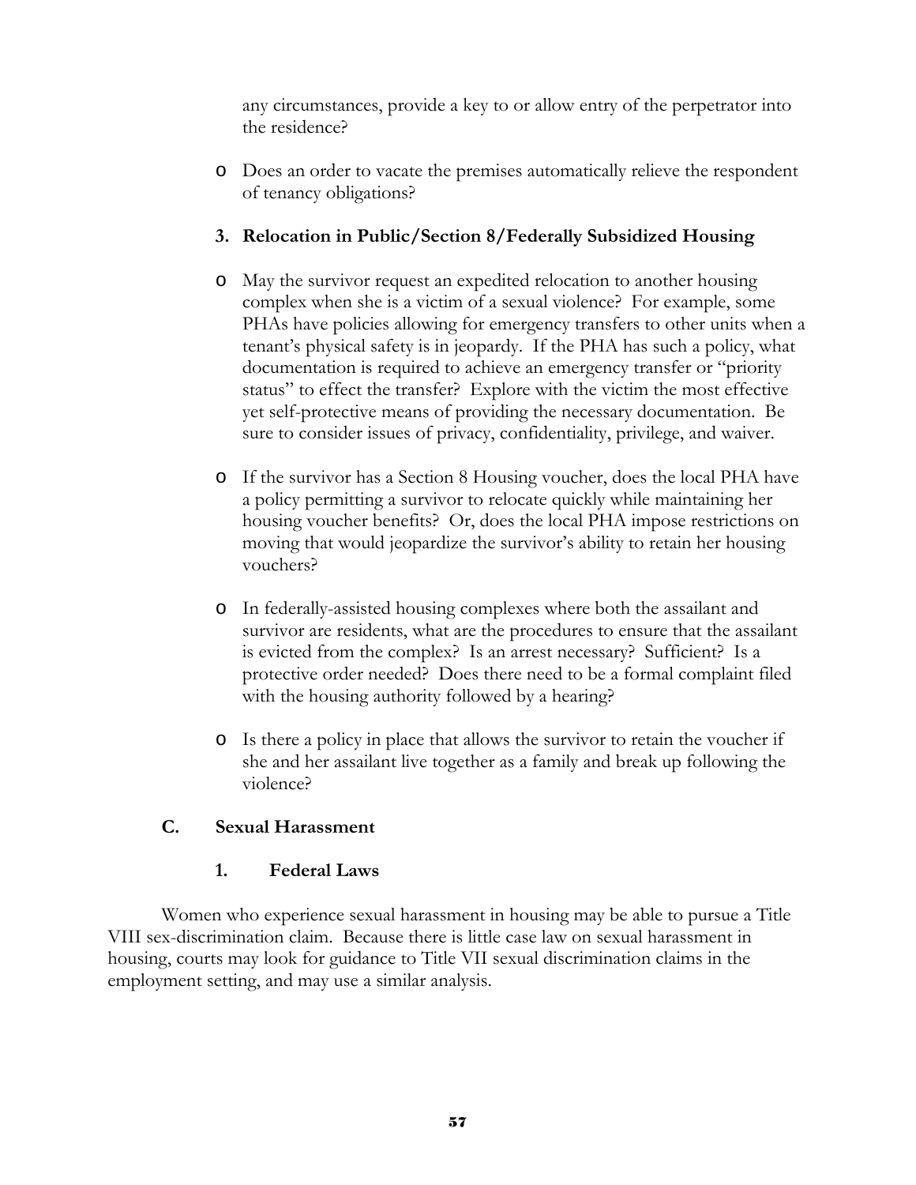any circumstances, provide a key to or allow entry of the perpetrator into the residence?

- Does an order to vacate the premises automatically relieve the respondent of tenancy obligations?

### 3. Relocation in Public/Section 8/Federally Subsidized Housing

- May the survivor request an expedited relocation to another housing complex when she is a victim of a sexual violence? For example, some PHAs have policies allowing for emergency transfers to other units when a tenant's physical safety is in jeopardy. If the PHA has such a policy, what documentation is required to achieve an emergency transfer or "priority status" to effect the transfer? Explore with the victim the most effective yet self-protective means of providing the necessary documentation. Be sure to consider issues of privacy, confidentiality, privilege, and waiver.

- If the survivor has a Section 8 Housing voucher, does the local PHA have a policy permitting a survivor to relocate quickly while maintaining her housing voucher benefits? Or, does the local PHA impose restrictions on moving that would jeopardize the survivor's ability to retain her housing vouchers?

- In federally-assisted housing complexes where both the assailant and survivor are residents, what are the procedures to ensure that the assailant is evicted from the complex? Is an arrest necessary? Sufficient? Is a protective order needed? Does there need to be a formal complaint filed with the housing authority followed by a hearing?

- Is there a policy in place that allows the survivor to retain the voucher if she and her assailant live together as a family and break up following the violence?

## C. Sexual Harassment

### 1. Federal Laws

Women who experience sexual harassment in housing may be able to pursue a Title VIII sex-discrimination claim. Because there is little case law on sexual harassment in housing, courts may look for guidance to Title VII sexual discrimination claims in the employment setting, and may use a similar analysis.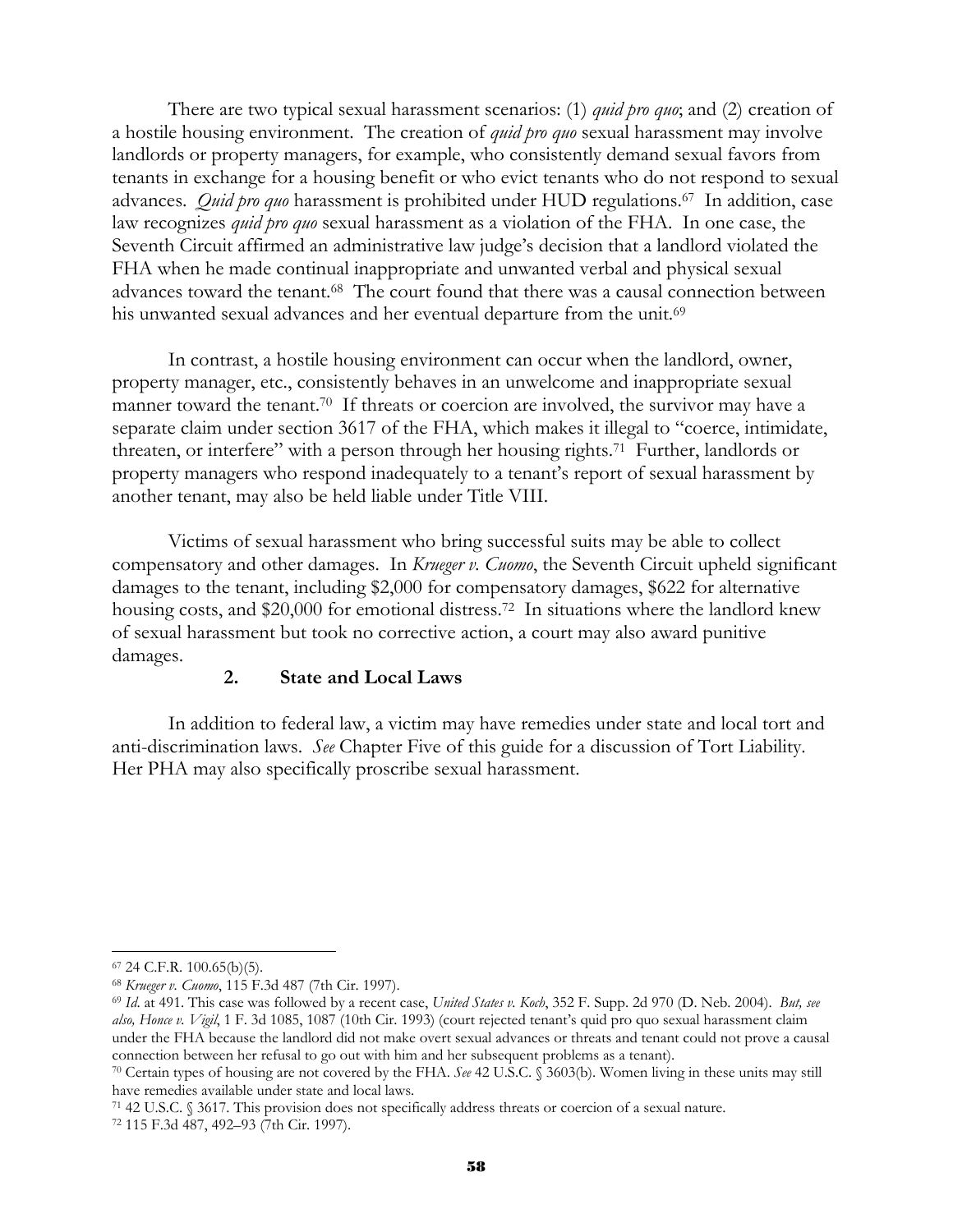There are two typical sexual harassment scenarios: (1) *quid pro quo*; and (2) creation of a hostile housing environment. The creation of *quid pro quo* sexual harassment may involve landlords or property managers, for example, who consistently demand sexual favors from tenants in exchange for a housing benefit or who evict tenants who do not respond to sexual advances. *Quid pro quo* harassment is prohibited under HUD regulations.[67] In addition, case law recognizes *quid pro quo* sexual harassment as a violation of the FHA. In one case, the Seventh Circuit affirmed an administrative law judge's decision that a landlord violated the FHA when he made continual inappropriate and unwanted verbal and physical sexual advances toward the tenant.[68] The court found that there was a causal connection between his unwanted sexual advances and her eventual departure from the unit.[69]

In contrast, a hostile housing environment can occur when the landlord, owner, property manager, etc., consistently behaves in an unwelcome and inappropriate sexual manner toward the tenant.[70] If threats or coercion are involved, the survivor may have a separate claim under section 3617 of the FHA, which makes it illegal to "coerce, intimidate, threaten, or interfere" with a person through her housing rights.[71] Further, landlords or property managers who respond inadequately to a tenant's report of sexual harassment by another tenant, may also be held liable under Title VIII.

Victims of sexual harassment who bring successful suits may be able to collect compensatory and other damages. In *Krueger v. Cuomo*, the Seventh Circuit upheld significant damages to the tenant, including $2,000 for compensatory damages, $622 for alternative housing costs, and $20,000 for emotional distress.[72] In situations where the landlord knew of sexual harassment but took no corrective action, a court may also award punitive damages.

### 2. State and Local Laws

In addition to federal law, a victim may have remedies under state and local tort and anti-discrimination laws. *See* Chapter Five of this guide for a discussion of Tort Liability. Her PHA may also specifically proscribe sexual harassment.

---

[67] 24 C.F.R. 100.65(b)(5).

[68] *Krueger v. Cuomo*, 115 F.3d 487 (7th Cir. 1997).

[69] *Id.* at 491. This case was followed by a recent case, *United States v. Koch*, 352 F. Supp. 2d 970 (D. Neb. 2004). *But, see also, Honce v. Vigil*, 1 F. 3d 1085, 1087 (10th Cir. 1993) (court rejected tenant's quid pro quo sexual harassment claim under the FHA because the landlord did not make overt sexual advances or threats and tenant could not prove a causal connection between her refusal to go out with him and her subsequent problems as a tenant).

[70] Certain types of housing are not covered by the FHA. *See* 42 U.S.C. § 3603(b). Women living in these units may still have remedies available under state and local laws.

[71] 42 U.S.C. § 3617. This provision does not specifically address threats or coercion of a sexual nature.

[72] 115 F.3d 487, 492–93 (7th Cir. 1997).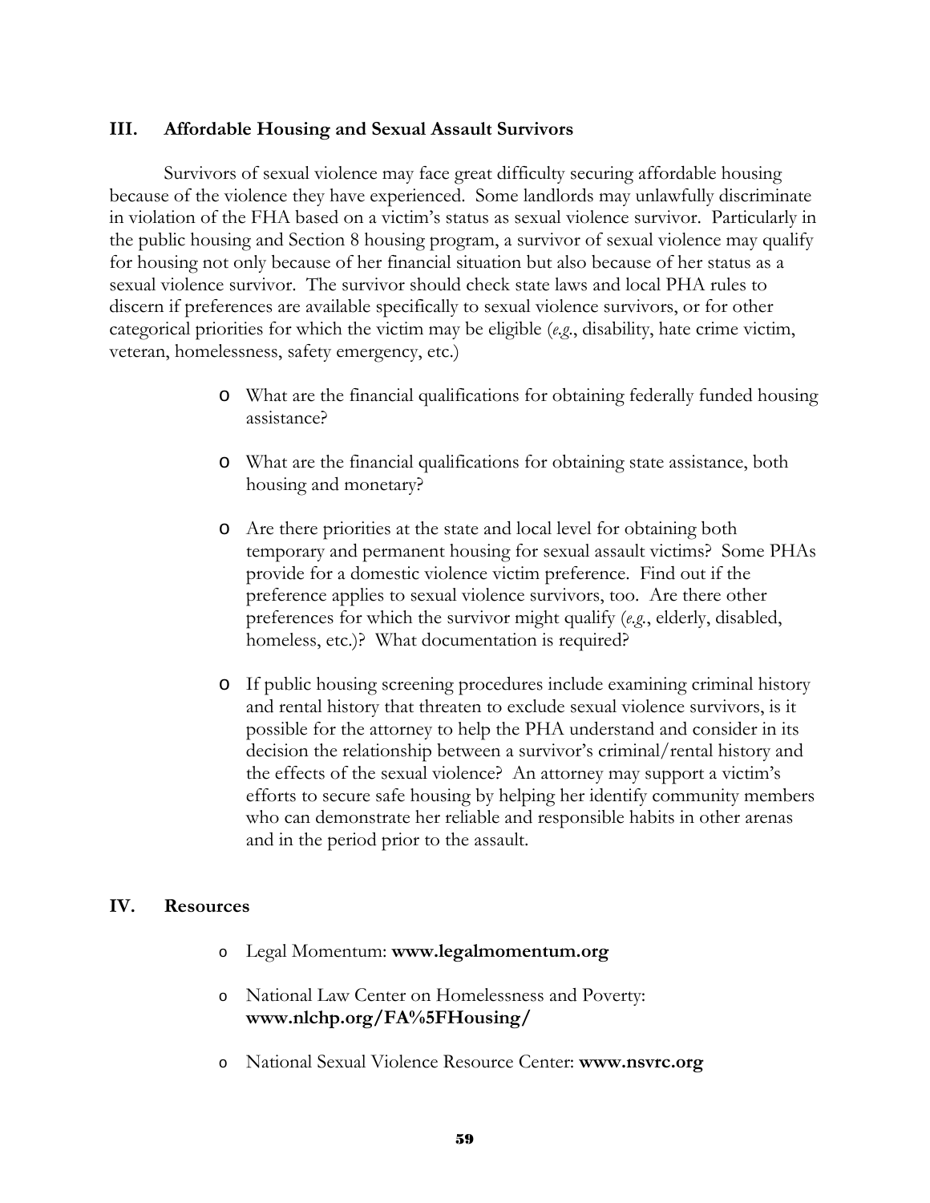## III. Affordable Housing and Sexual Assault Survivors

Survivors of sexual violence may face great difficulty securing affordable housing because of the violence they have experienced. Some landlords may unlawfully discriminate in violation of the FHA based on a victim's status as sexual violence survivor. Particularly in the public housing and Section 8 housing program, a survivor of sexual violence may qualify for housing not only because of her financial situation but also because of her status as a sexual violence survivor. The survivor should check state laws and local PHA rules to discern if preferences are available specifically to sexual violence survivors, or for other categorical priorities for which the victim may be eligible (*e.g.*, disability, hate crime victim, veteran, homelessness, safety emergency, etc.)

- What are the financial qualifications for obtaining federally funded housing assistance?
- What are the financial qualifications for obtaining state assistance, both housing and monetary?
- Are there priorities at the state and local level for obtaining both temporary and permanent housing for sexual assault victims? Some PHAs provide for a domestic violence victim preference. Find out if the preference applies to sexual violence survivors, too. Are there other preferences for which the survivor might qualify (*e.g.*, elderly, disabled, homeless, etc.)? What documentation is required?
- If public housing screening procedures include examining criminal history and rental history that threaten to exclude sexual violence survivors, is it possible for the attorney to help the PHA understand and consider in its decision the relationship between a survivor's criminal/rental history and the effects of the sexual violence? An attorney may support a victim's efforts to secure safe housing by helping her identify community members who can demonstrate her reliable and responsible habits in other arenas and in the period prior to the assault.

## IV. Resources

- Legal Momentum: **www.legalmomentum.org**
- National Law Center on Homelessness and Poverty: **www.nlchp.org/FA%5FHousing/**
- National Sexual Violence Resource Center: **www.nsvrc.org**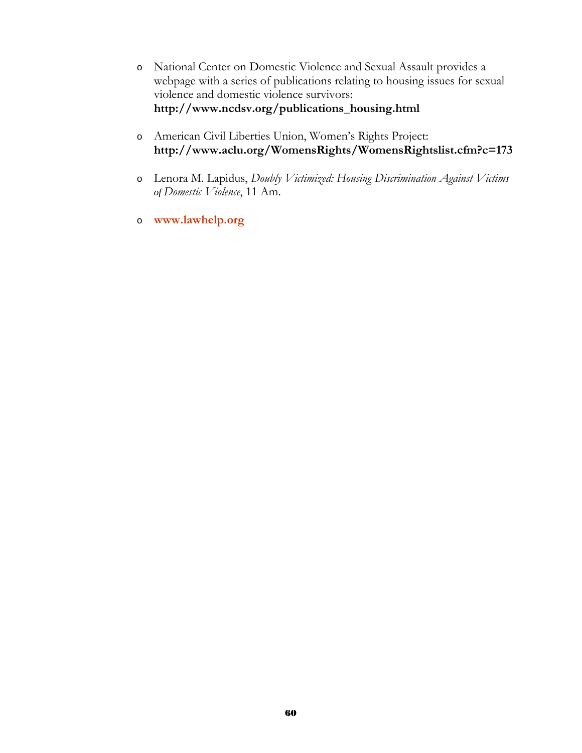- National Center on Domestic Violence and Sexual Assault provides a webpage with a series of publications relating to housing issues for sexual violence and domestic violence survivors: **http://www.ncdsv.org/publications_housing.html**

- American Civil Liberties Union, Women's Rights Project: **http://www.aclu.org/WomensRights/WomensRightslist.cfm?c=173**

- Lenora M. Lapidus, *Doubly Victimized: Housing Discrimination Against Victims of Domestic Violence*, 11 Am.

- **www.lawhelp.org**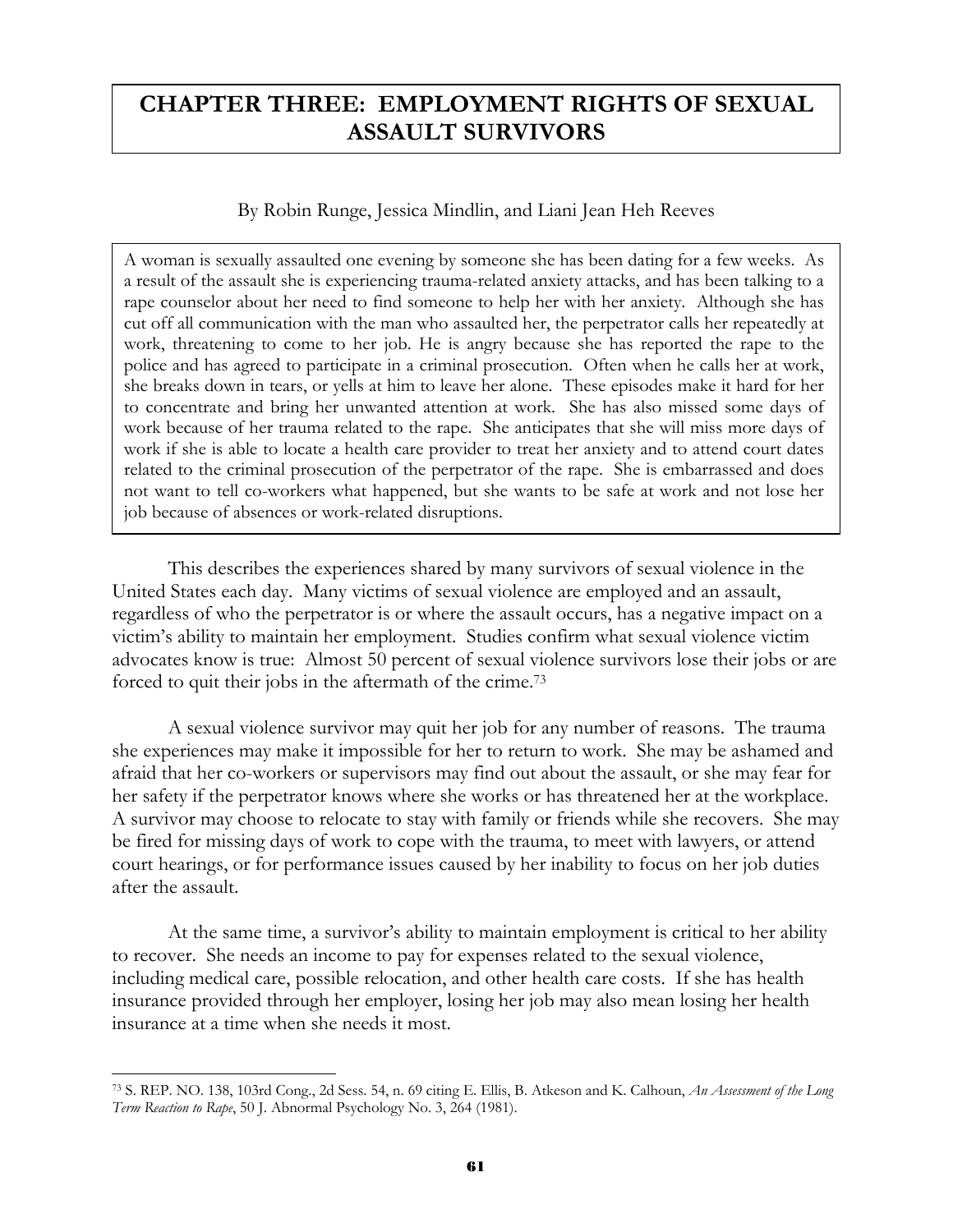# CHAPTER THREE: EMPLOYMENT RIGHTS OF SEXUAL ASSAULT SURVIVORS

By Robin Runge, Jessica Mindlin, and Liani Jean Heh Reeves

> A woman is sexually assaulted one evening by someone she has been dating for a few weeks. As a result of the assault she is experiencing trauma-related anxiety attacks, and has been talking to a rape counselor about her need to find someone to help her with her anxiety. Although she has cut off all communication with the man who assaulted her, the perpetrator calls her repeatedly at work, threatening to come to her job. He is angry because she has reported the rape to the police and has agreed to participate in a criminal prosecution. Often when he calls her at work, she breaks down in tears, or yells at him to leave her alone. These episodes make it hard for her to concentrate and bring her unwanted attention at work. She has also missed some days of work because of her trauma related to the rape. She anticipates that she will miss more days of work if she is able to locate a health care provider to treat her anxiety and to attend court dates related to the criminal prosecution of the perpetrator of the rape. She is embarrassed and does not want to tell co-workers what happened, but she wants to be safe at work and not lose her job because of absences or work-related disruptions.

This describes the experiences shared by many survivors of sexual violence in the United States each day. Many victims of sexual violence are employed and an assault, regardless of who the perpetrator is or where the assault occurs, has a negative impact on a victim's ability to maintain her employment. Studies confirm what sexual violence victim advocates know is true: Almost 50 percent of sexual violence survivors lose their jobs or are forced to quit their jobs in the aftermath of the crime.[73]

A sexual violence survivor may quit her job for any number of reasons. The trauma she experiences may make it impossible for her to return to work. She may be ashamed and afraid that her co-workers or supervisors may find out about the assault, or she may fear for her safety if the perpetrator knows where she works or has threatened her at the workplace. A survivor may choose to relocate to stay with family or friends while she recovers. She may be fired for missing days of work to cope with the trauma, to meet with lawyers, or attend court hearings, or for performance issues caused by her inability to focus on her job duties after the assault.

At the same time, a survivor's ability to maintain employment is critical to her ability to recover. She needs an income to pay for expenses related to the sexual violence, including medical care, possible relocation, and other health care costs. If she has health insurance provided through her employer, losing her job may also mean losing her health insurance at a time when she needs it most.

---

[73] S. REP. NO. 138, 103rd Cong., 2d Sess. 54, n. 69 citing E. Ellis, B. Atkeson and K. Calhoun, *An Assessment of the Long Term Reaction to Rape*, 50 J. Abnormal Psychology No. 3, 264 (1981).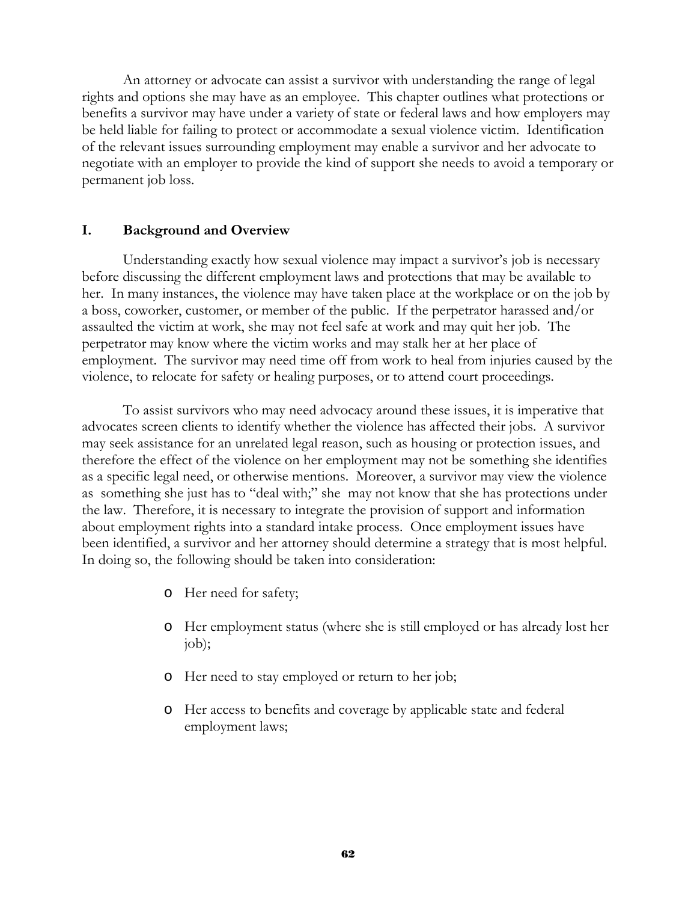An attorney or advocate can assist a survivor with understanding the range of legal rights and options she may have as an employee. This chapter outlines what protections or benefits a survivor may have under a variety of state or federal laws and how employers may be held liable for failing to protect or accommodate a sexual violence victim. Identification of the relevant issues surrounding employment may enable a survivor and her advocate to negotiate with an employer to provide the kind of support she needs to avoid a temporary or permanent job loss.

## I. Background and Overview

Understanding exactly how sexual violence may impact a survivor's job is necessary before discussing the different employment laws and protections that may be available to her. In many instances, the violence may have taken place at the workplace or on the job by a boss, coworker, customer, or member of the public. If the perpetrator harassed and/or assaulted the victim at work, she may not feel safe at work and may quit her job. The perpetrator may know where the victim works and may stalk her at her place of employment. The survivor may need time off from work to heal from injuries caused by the violence, to relocate for safety or healing purposes, or to attend court proceedings.

To assist survivors who may need advocacy around these issues, it is imperative that advocates screen clients to identify whether the violence has affected their jobs. A survivor may seek assistance for an unrelated legal reason, such as housing or protection issues, and therefore the effect of the violence on her employment may not be something she identifies as a specific legal need, or otherwise mentions. Moreover, a survivor may view the violence as something she just has to "deal with;" she may not know that she has protections under the law. Therefore, it is necessary to integrate the provision of support and information about employment rights into a standard intake process. Once employment issues have been identified, a survivor and her attorney should determine a strategy that is most helpful. In doing so, the following should be taken into consideration:

- Her need for safety;
- Her employment status (where she is still employed or has already lost her job);
- Her need to stay employed or return to her job;
- Her access to benefits and coverage by applicable state and federal employment laws;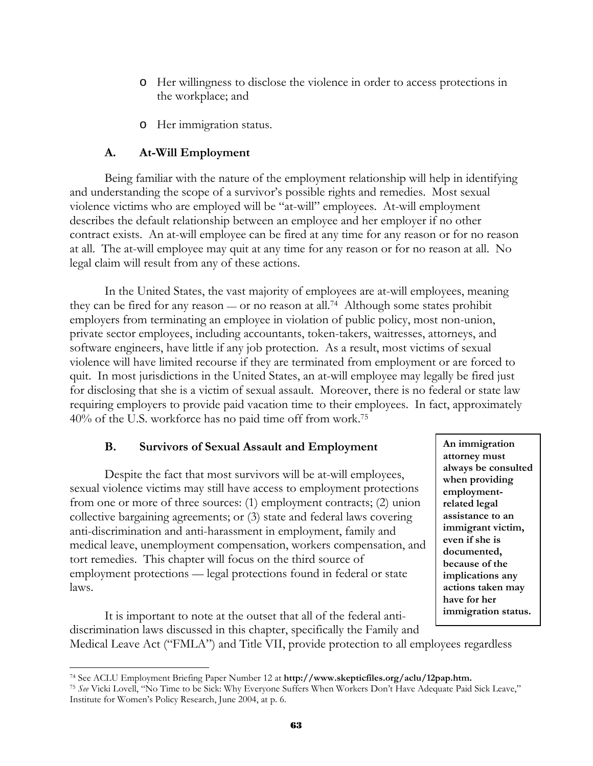- Her willingness to disclose the violence in order to access protections in the workplace; and
- Her immigration status.

### A. At-Will Employment

Being familiar with the nature of the employment relationship will help in identifying and understanding the scope of a survivor's possible rights and remedies. Most sexual violence victims who are employed will be "at-will" employees. At-will employment describes the default relationship between an employee and her employer if no other contract exists. An at-will employee can be fired at any time for any reason or for no reason at all. The at-will employee may quit at any time for any reason or for no reason at all. No legal claim will result from any of these actions.

In the United States, the vast majority of employees are at-will employees, meaning they can be fired for any reason — or no reason at all.[74] Although some states prohibit employers from terminating an employee in violation of public policy, most non-union, private sector employees, including accountants, token-takers, waitresses, attorneys, and software engineers, have little if any job protection. As a result, most victims of sexual violence will have limited recourse if they are terminated from employment or are forced to quit. In most jurisdictions in the United States, an at-will employee may legally be fired just for disclosing that she is a victim of sexual assault. Moreover, there is no federal or state law requiring employers to provide paid vacation time to their employees. In fact, approximately 40% of the U.S. workforce has no paid time off from work.[75]

### B. Survivors of Sexual Assault and Employment

> **An immigration attorney must always be consulted when providing employment-related legal assistance to an immigrant victim, even if she is documented, because of the implications any actions taken may have for her immigration status.**

Despite the fact that most survivors will be at-will employees, sexual violence victims may still have access to employment protections from one or more of three sources: (1) employment contracts; (2) union collective bargaining agreements; or (3) state and federal laws covering anti-discrimination and anti-harassment in employment, family and medical leave, unemployment compensation, workers compensation, and tort remedies. This chapter will focus on the third source of employment protections — legal protections found in federal or state laws.

It is important to note at the outset that all of the federal anti-discrimination laws discussed in this chapter, specifically the Family and Medical Leave Act ("FMLA") and Title VII, provide protection to all employees regardless

---

[74] See ACLU Employment Briefing Paper Number 12 at **http://www.skepticfiles.org/aclu/12pap.htm.**

[75] *See* Vicki Lovell, "No Time to be Sick: Why Everyone Suffers When Workers Don't Have Adequate Paid Sick Leave," Institute for Women's Policy Research, June 2004, at p. 6.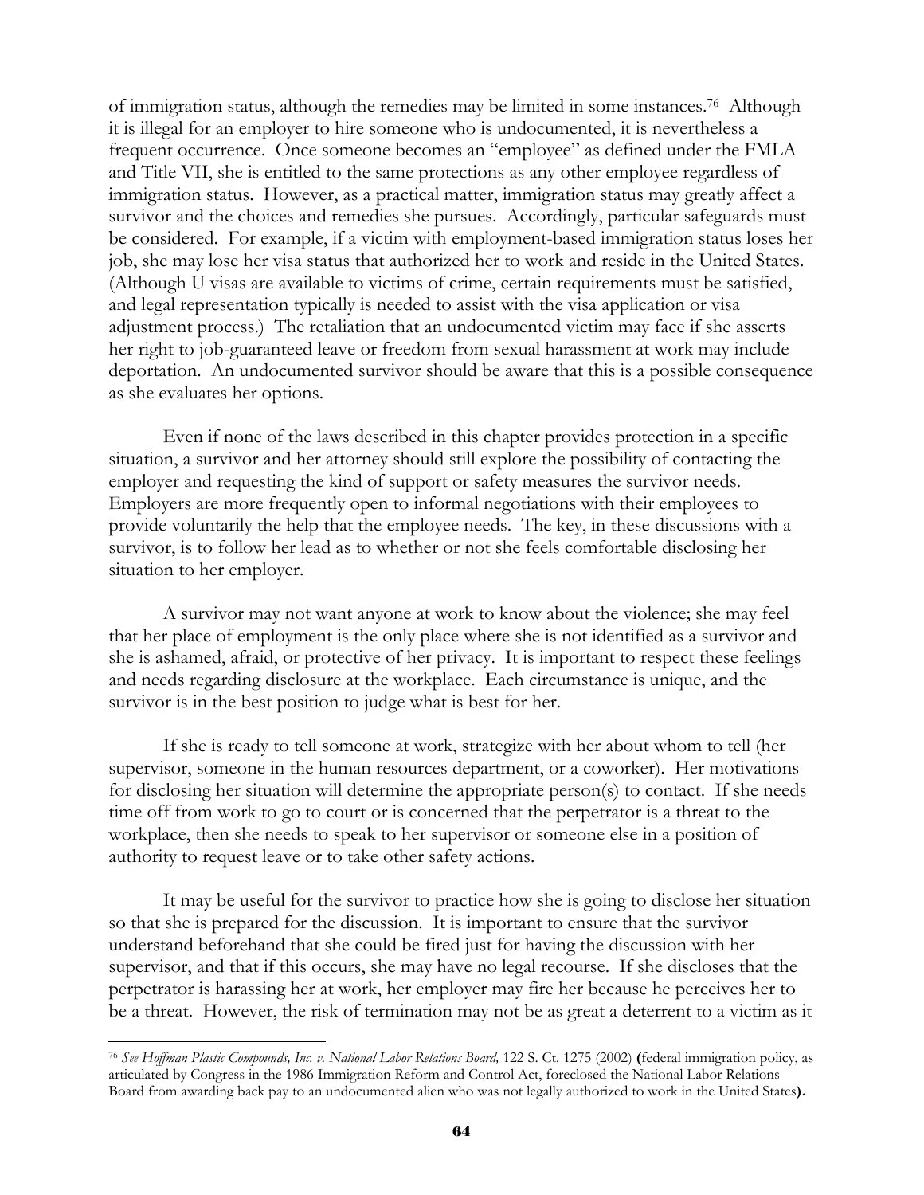of immigration status, although the remedies may be limited in some instances.[76] Although it is illegal for an employer to hire someone who is undocumented, it is nevertheless a frequent occurrence. Once someone becomes an "employee" as defined under the FMLA and Title VII, she is entitled to the same protections as any other employee regardless of immigration status. However, as a practical matter, immigration status may greatly affect a survivor and the choices and remedies she pursues. Accordingly, particular safeguards must be considered. For example, if a victim with employment-based immigration status loses her job, she may lose her visa status that authorized her to work and reside in the United States. (Although U visas are available to victims of crime, certain requirements must be satisfied, and legal representation typically is needed to assist with the visa application or visa adjustment process.) The retaliation that an undocumented victim may face if she asserts her right to job-guaranteed leave or freedom from sexual harassment at work may include deportation. An undocumented survivor should be aware that this is a possible consequence as she evaluates her options.

Even if none of the laws described in this chapter provides protection in a specific situation, a survivor and her attorney should still explore the possibility of contacting the employer and requesting the kind of support or safety measures the survivor needs. Employers are more frequently open to informal negotiations with their employees to provide voluntarily the help that the employee needs. The key, in these discussions with a survivor, is to follow her lead as to whether or not she feels comfortable disclosing her situation to her employer.

A survivor may not want anyone at work to know about the violence; she may feel that her place of employment is the only place where she is not identified as a survivor and she is ashamed, afraid, or protective of her privacy. It is important to respect these feelings and needs regarding disclosure at the workplace. Each circumstance is unique, and the survivor is in the best position to judge what is best for her.

If she is ready to tell someone at work, strategize with her about whom to tell (her supervisor, someone in the human resources department, or a coworker). Her motivations for disclosing her situation will determine the appropriate person(s) to contact. If she needs time off from work to go to court or is concerned that the perpetrator is a threat to the workplace, then she needs to speak to her supervisor or someone else in a position of authority to request leave or to take other safety actions.

It may be useful for the survivor to practice how she is going to disclose her situation so that she is prepared for the discussion. It is important to ensure that the survivor understand beforehand that she could be fired just for having the discussion with her supervisor, and that if this occurs, she may have no legal recourse. If she discloses that the perpetrator is harassing her at work, her employer may fire her because he perceives her to be a threat. However, the risk of termination may not be as great a deterrent to a victim as it

---

[76] *See Hoffman Plastic Compounds, Inc. v. National Labor Relations Board,* 122 S. Ct. 1275 (2002) **(**federal immigration policy, as articulated by Congress in the 1986 Immigration Reform and Control Act, foreclosed the National Labor Relations Board from awarding back pay to an undocumented alien who was not legally authorized to work in the United States**)**.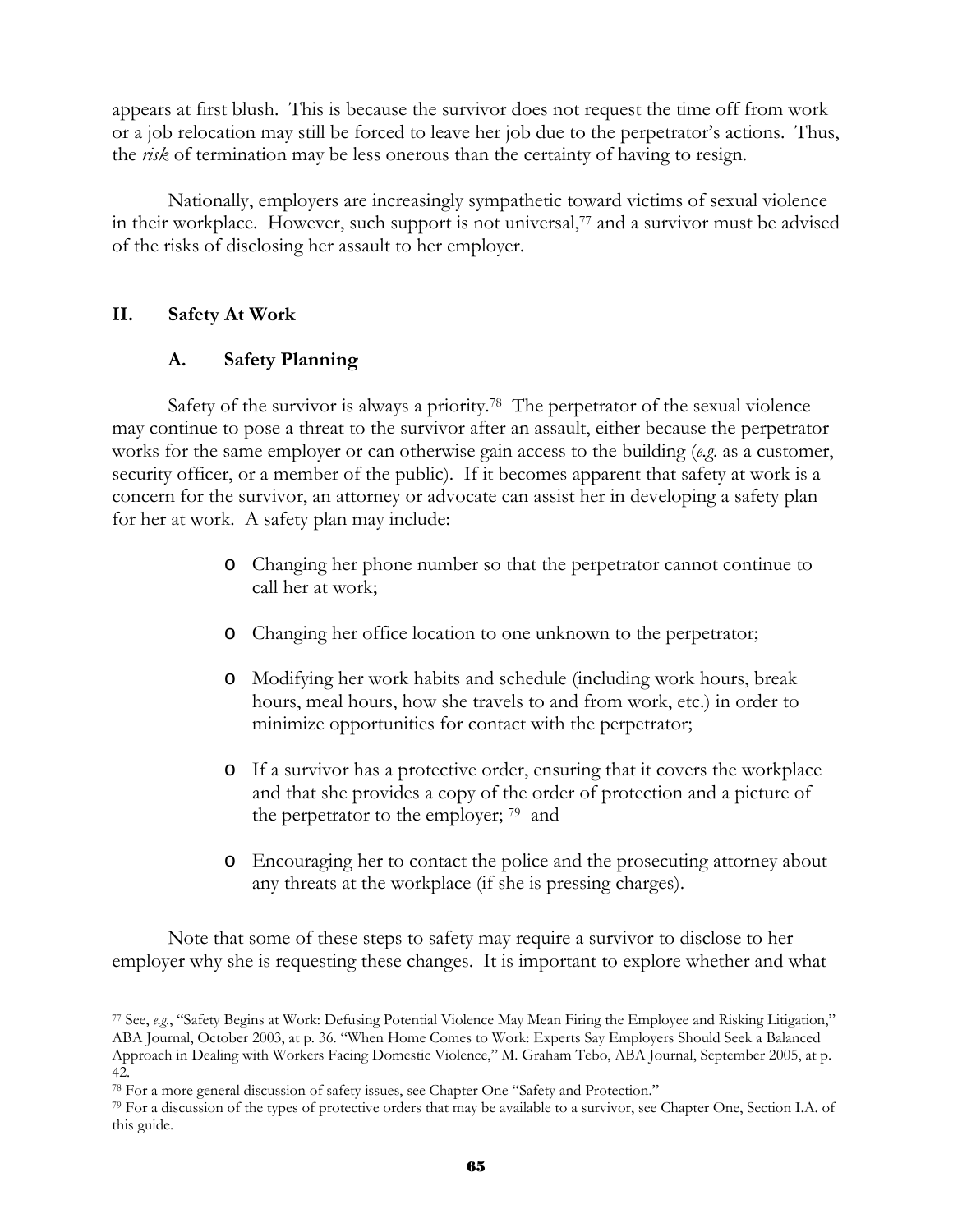appears at first blush. This is because the survivor does not request the time off from work or a job relocation may still be forced to leave her job due to the perpetrator's actions. Thus, the *risk* of termination may be less onerous than the certainty of having to resign.

Nationally, employers are increasingly sympathetic toward victims of sexual violence in their workplace. However, such support is not universal,[77] and a survivor must be advised of the risks of disclosing her assault to her employer.

## II. Safety At Work

### A. Safety Planning

Safety of the survivor is always a priority.[78] The perpetrator of the sexual violence may continue to pose a threat to the survivor after an assault, either because the perpetrator works for the same employer or can otherwise gain access to the building (*e.g.* as a customer, security officer, or a member of the public). If it becomes apparent that safety at work is a concern for the survivor, an attorney or advocate can assist her in developing a safety plan for her at work. A safety plan may include:

- Changing her phone number so that the perpetrator cannot continue to call her at work;
- Changing her office location to one unknown to the perpetrator;
- Modifying her work habits and schedule (including work hours, break hours, meal hours, how she travels to and from work, etc.) in order to minimize opportunities for contact with the perpetrator;
- If a survivor has a protective order, ensuring that it covers the workplace and that she provides a copy of the order of protection and a picture of the perpetrator to the employer; [79] and
- Encouraging her to contact the police and the prosecuting attorney about any threats at the workplace (if she is pressing charges).

Note that some of these steps to safety may require a survivor to disclose to her employer why she is requesting these changes. It is important to explore whether and what

---

[77] See, *e.g.*, "Safety Begins at Work: Defusing Potential Violence May Mean Firing the Employee and Risking Litigation," ABA Journal, October 2003, at p. 36. "When Home Comes to Work: Experts Say Employers Should Seek a Balanced Approach in Dealing with Workers Facing Domestic Violence," M. Graham Tebo, ABA Journal, September 2005, at p. 42.

[78] For a more general discussion of safety issues, see Chapter One "Safety and Protection."

[79] For a discussion of the types of protective orders that may be available to a survivor, see Chapter One, Section I.A. of this guide.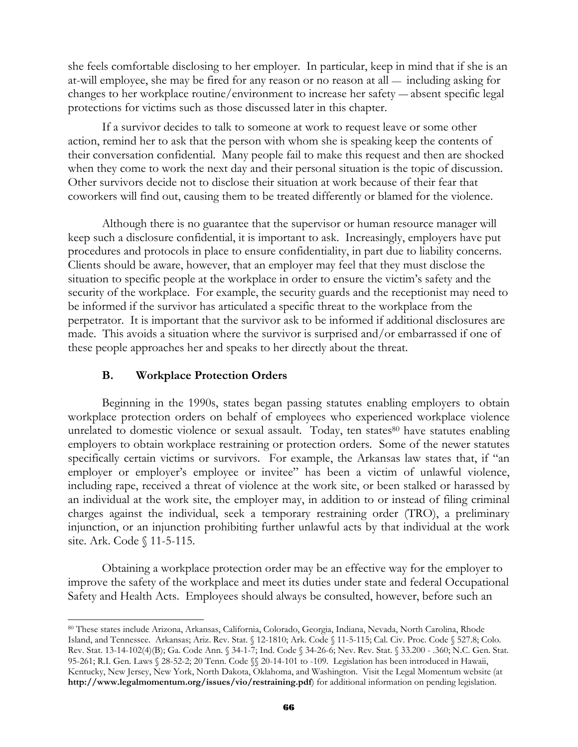she feels comfortable disclosing to her employer. In particular, keep in mind that if she is an at-will employee, she may be fired for any reason or no reason at all — including asking for changes to her workplace routine/environment to increase her safety — absent specific legal protections for victims such as those discussed later in this chapter.

If a survivor decides to talk to someone at work to request leave or some other action, remind her to ask that the person with whom she is speaking keep the contents of their conversation confidential. Many people fail to make this request and then are shocked when they come to work the next day and their personal situation is the topic of discussion. Other survivors decide not to disclose their situation at work because of their fear that coworkers will find out, causing them to be treated differently or blamed for the violence.

Although there is no guarantee that the supervisor or human resource manager will keep such a disclosure confidential, it is important to ask. Increasingly, employers have put procedures and protocols in place to ensure confidentiality, in part due to liability concerns. Clients should be aware, however, that an employer may feel that they must disclose the situation to specific people at the workplace in order to ensure the victim's safety and the security of the workplace. For example, the security guards and the receptionist may need to be informed if the survivor has articulated a specific threat to the workplace from the perpetrator. It is important that the survivor ask to be informed if additional disclosures are made. This avoids a situation where the survivor is surprised and/or embarrassed if one of these people approaches her and speaks to her directly about the threat.

### B. Workplace Protection Orders

Beginning in the 1990s, states began passing statutes enabling employers to obtain workplace protection orders on behalf of employees who experienced workplace violence unrelated to domestic violence or sexual assault. Today, ten states[80] have statutes enabling employers to obtain workplace restraining or protection orders. Some of the newer statutes specifically certain victims or survivors. For example, the Arkansas law states that, if "an employer or employer's employee or invitee" has been a victim of unlawful violence, including rape, received a threat of violence at the work site, or been stalked or harassed by an individual at the work site, the employer may, in addition to or instead of filing criminal charges against the individual, seek a temporary restraining order (TRO), a preliminary injunction, or an injunction prohibiting further unlawful acts by that individual at the work site. Ark. Code § 11-5-115.

Obtaining a workplace protection order may be an effective way for the employer to improve the safety of the workplace and meet its duties under state and federal Occupational Safety and Health Acts. Employees should always be consulted, however, before such an

---

[80] These states include Arizona, Arkansas, California, Colorado, Georgia, Indiana, Nevada, North Carolina, Rhode Island, and Tennessee. Arkansas; Ariz. Rev. Stat. § 12-1810; Ark. Code § 11-5-115; Cal. Civ. Proc. Code § 527.8; Colo. Rev. Stat. 13-14-102(4)(B); Ga. Code Ann. § 34-1-7; Ind. Code § 34-26-6; Nev. Rev. Stat. § 33.200 - .360; N.C. Gen. Stat. 95-261; R.I. Gen. Laws § 28-52-2; 20 Tenn. Code §§ 20-14-101 to -109. Legislation has been introduced in Hawaii, Kentucky, New Jersey, New York, North Dakota, Oklahoma, and Washington. Visit the Legal Momentum website (at **http://www.legalmomentum.org/issues/vio/restraining.pdf**) for additional information on pending legislation.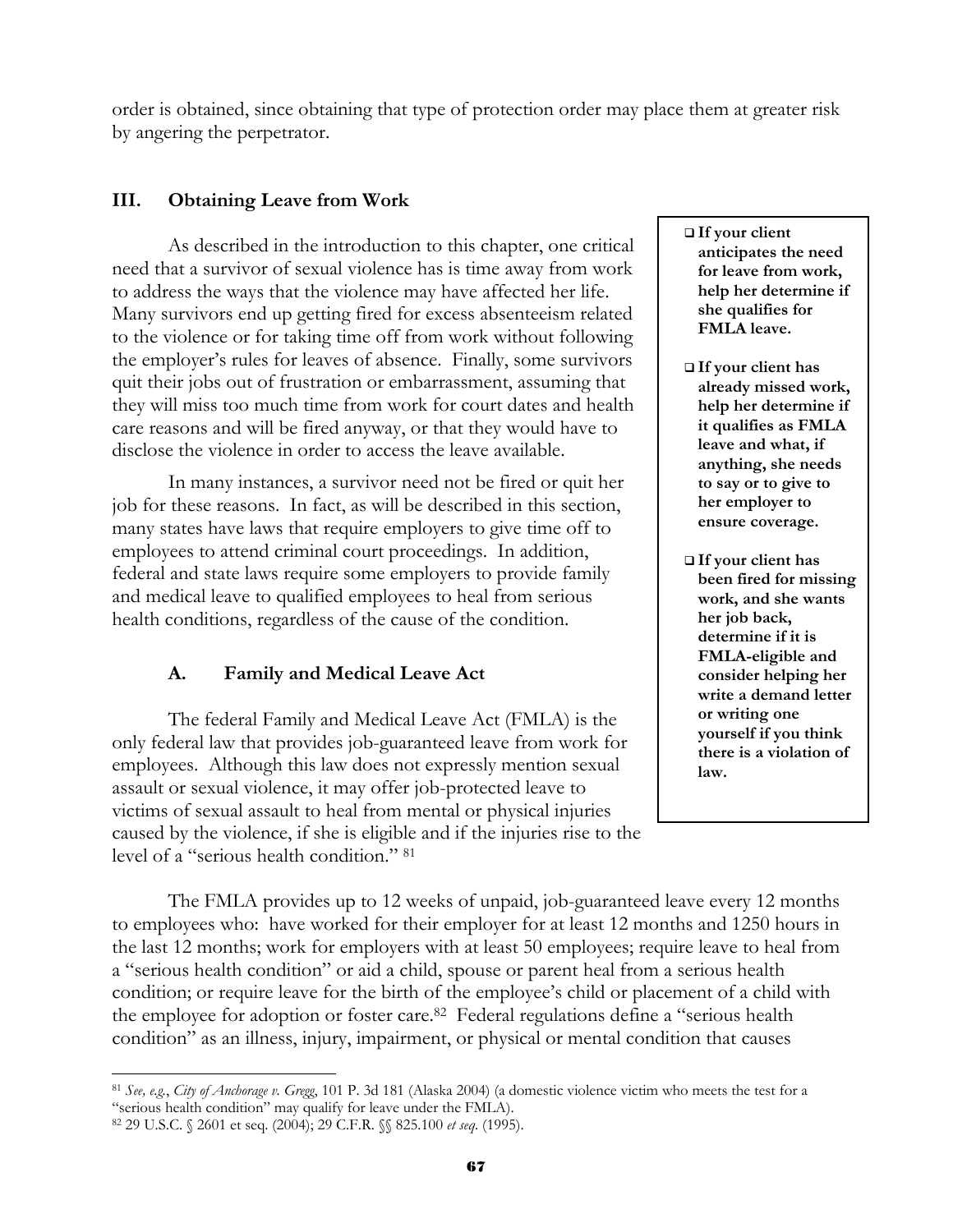order is obtained, since obtaining that type of protection order may place them at greater risk by angering the perpetrator.

## III. Obtaining Leave from Work

As described in the introduction to this chapter, one critical need that a survivor of sexual violence has is time away from work to address the ways that the violence may have affected her life. Many survivors end up getting fired for excess absenteeism related to the violence or for taking time off from work without following the employer's rules for leaves of absence. Finally, some survivors quit their jobs out of frustration or embarrassment, assuming that they will miss too much time from work for court dates and health care reasons and will be fired anyway, or that they would have to disclose the violence in order to access the leave available.

In many instances, a survivor need not be fired or quit her job for these reasons. In fact, as will be described in this section, many states have laws that require employers to give time off to employees to attend criminal court proceedings. In addition, federal and state laws require some employers to provide family and medical leave to qualified employees to heal from serious health conditions, regardless of the cause of the condition.

> - **If your client anticipates the need for leave from work, help her determine if she qualifies for FMLA leave.**
> - **If your client has already missed work, help her determine if it qualifies as FMLA leave and what, if anything, she needs to say or to give to her employer to ensure coverage.**
> - **If your client has been fired for missing work, and she wants her job back, determine if it is FMLA-eligible and consider helping her write a demand letter or writing one yourself if you think there is a violation of law.**

### A. Family and Medical Leave Act

The federal Family and Medical Leave Act (FMLA) is the only federal law that provides job-guaranteed leave from work for employees. Although this law does not expressly mention sexual assault or sexual violence, it may offer job-protected leave to victims of sexual assault to heal from mental or physical injuries caused by the violence, if she is eligible and if the injuries rise to the level of a "serious health condition." [81]

The FMLA provides up to 12 weeks of unpaid, job-guaranteed leave every 12 months to employees who: have worked for their employer for at least 12 months and 1250 hours in the last 12 months; work for employers with at least 50 employees; require leave to heal from a "serious health condition" or aid a child, spouse or parent heal from a serious health condition; or require leave for the birth of the employee's child or placement of a child with the employee for adoption or foster care.[82] Federal regulations define a "serious health condition" as an illness, injury, impairment, or physical or mental condition that causes

---

[81] *See, e.g.*, *City of Anchorage v. Gregg*, 101 P. 3d 181 (Alaska 2004) (a domestic violence victim who meets the test for a "serious health condition" may qualify for leave under the FMLA).

[82] 29 U.S.C. § 2601 et seq. (2004); 29 C.F.R. §§ 825.100 *et seq.* (1995).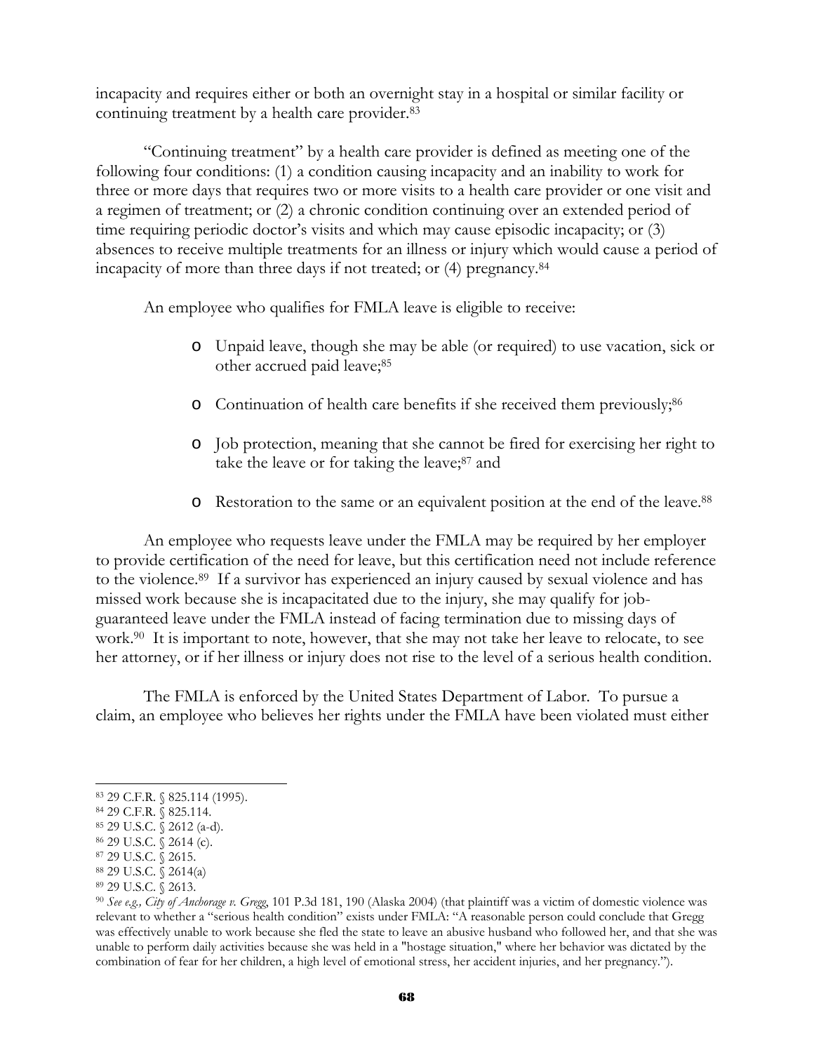incapacity and requires either or both an overnight stay in a hospital or similar facility or continuing treatment by a health care provider.[83]

"Continuing treatment" by a health care provider is defined as meeting one of the following four conditions: (1) a condition causing incapacity and an inability to work for three or more days that requires two or more visits to a health care provider or one visit and a regimen of treatment; or (2) a chronic condition continuing over an extended period of time requiring periodic doctor's visits and which may cause episodic incapacity; or (3) absences to receive multiple treatments for an illness or injury which would cause a period of incapacity of more than three days if not treated; or (4) pregnancy.[84]

An employee who qualifies for FMLA leave is eligible to receive:

- Unpaid leave, though she may be able (or required) to use vacation, sick or other accrued paid leave;[85]
- Continuation of health care benefits if she received them previously;[86]
- Job protection, meaning that she cannot be fired for exercising her right to take the leave or for taking the leave;[87] and
- Restoration to the same or an equivalent position at the end of the leave.[88]

An employee who requests leave under the FMLA may be required by her employer to provide certification of the need for leave, but this certification need not include reference to the violence.[89] If a survivor has experienced an injury caused by sexual violence and has missed work because she is incapacitated due to the injury, she may qualify for job-guaranteed leave under the FMLA instead of facing termination due to missing days of work.[90] It is important to note, however, that she may not take her leave to relocate, to see her attorney, or if her illness or injury does not rise to the level of a serious health condition.

The FMLA is enforced by the United States Department of Labor. To pursue a claim, an employee who believes her rights under the FMLA have been violated must either

---

[83] 29 C.F.R. § 825.114 (1995).

[84] 29 C.F.R. § 825.114.

[85] 29 U.S.C. § 2612 (a-d).

[86] 29 U.S.C. § 2614 (c).

[87] 29 U.S.C. § 2615.

[88] 29 U.S.C. § 2614(a)

[89] 29 U.S.C. § 2613.

[90] *See e.g., City of Anchorage v. Gregg*, 101 P.3d 181, 190 (Alaska 2004) (that plaintiff was a victim of domestic violence was relevant to whether a "serious health condition" exists under FMLA: "A reasonable person could conclude that Gregg was effectively unable to work because she fled the state to leave an abusive husband who followed her, and that she was unable to perform daily activities because she was held in a "hostage situation," where her behavior was dictated by the combination of fear for her children, a high level of emotional stress, her accident injuries, and her pregnancy.").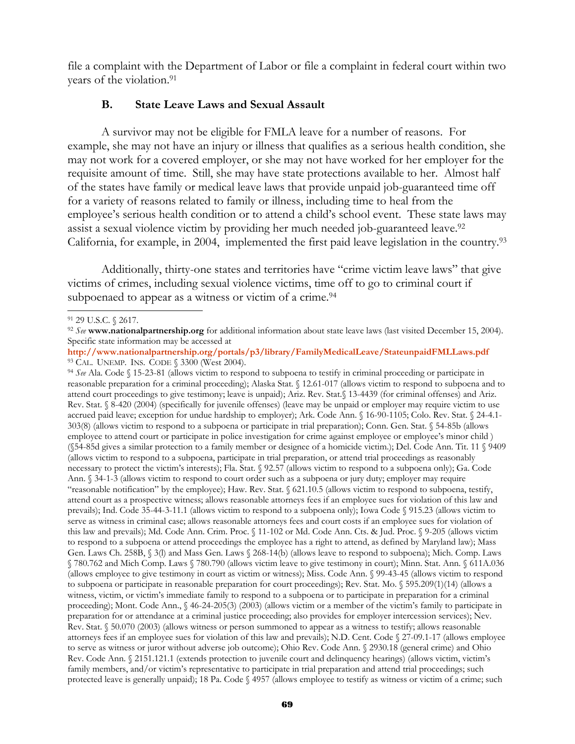file a complaint with the Department of Labor or file a complaint in federal court within two years of the violation.[91]

### B. State Leave Laws and Sexual Assault

A survivor may not be eligible for FMLA leave for a number of reasons. For example, she may not have an injury or illness that qualifies as a serious health condition, she may not work for a covered employer, or she may not have worked for her employer for the requisite amount of time. Still, she may have state protections available to her. Almost half of the states have family or medical leave laws that provide unpaid job-guaranteed time off for a variety of reasons related to family or illness, including time to heal from the employee's serious health condition or to attend a child's school event. These state laws may assist a sexual violence victim by providing her much needed job-guaranteed leave.[92] California, for example, in 2004, implemented the first paid leave legislation in the country.[93]

Additionally, thirty-one states and territories have "crime victim leave laws" that give victims of crimes, including sexual violence victims, time off to go to criminal court if subpoenaed to appear as a witness or victim of a crime.[94]

---

[91] 29 U.S.C. § 2617.

[92] *See* **www.nationalpartnership.org** for additional information about state leave laws (last visited December 15, 2004). Specific state information may be accessed at **http://www.nationalpartnership.org/portals/p3/library/FamilyMedicalLeave/StateunpaidFMLLaws.pdf**

[93] CAL. UNEMP. INS. CODE § 3300 (West 2004).

[94] *See* Ala. Code § 15-23-81 (allows victim to respond to subpoena to testify in criminal proceeding or participate in reasonable preparation for a criminal proceeding); Alaska Stat. § 12.61-017 (allows victim to respond to subpoena and to attend court proceedings to give testimony; leave is unpaid); Ariz. Rev. Stat.§ 13-4439 (for criminal offenses) and Ariz. Rev. Stat. § 8-420 (2004) (specifically for juvenile offenses) (leave may be unpaid or employer may require victim to use accrued paid leave; exception for undue hardship to employer); Ark. Code Ann. § 16-90-1105; Colo. Rev. Stat. § 24-4.1-303(8) (allows victim to respond to a subpoena or participate in trial preparation); Conn. Gen. Stat. § 54-85b (allows employee to attend court or participate in police investigation for crime against employee or employee's minor child ) (§54-85d gives a similar protection to a family member or designee of a homicide victim.); Del. Code Ann. Tit. 11 § 9409 (allows victim to respond to a subpoena, participate in trial preparation, or attend trial proceedings as reasonably necessary to protect the victim's interests); Fla. Stat. § 92.57 (allows victim to respond to a subpoena only); Ga. Code Ann. § 34-1-3 (allows victim to respond to court order such as a subpoena or jury duty; employer may require "reasonable notification" by the employee); Haw. Rev. Stat. § 621.10.5 (allows victim to respond to subpoena, testify, attend court as a prospective witness; allows reasonable attorneys fees if an employee sues for violation of this law and prevails); Ind. Code 35-44-3-11.1 (allows victim to respond to a subpoena only); Iowa Code § 915.23 (allows victim to serve as witness in criminal case; allows reasonable attorneys fees and court costs if an employee sues for violation of this law and prevails); Md. Code Ann. Crim. Proc. § 11-102 or Md. Code Ann. Cts. & Jud. Proc. § 9-205 (allows victim to respond to a subpoena or attend proceedings the employee has a right to attend, as defined by Maryland law); Mass Gen. Laws Ch. 258B, § 3(l) and Mass Gen. Laws § 268-14(b) (allows leave to respond to subpoena); Mich. Comp. Laws § 780.762 and Mich Comp. Laws § 780.790 (allows victim leave to give testimony in court); Minn. Stat. Ann. § 611A.036 (allows employee to give testimony in court as victim or witness); Miss. Code Ann. § 99-43-45 (allows victim to respond to subpoena or participate in reasonable preparation for court proceedings); Rev. Stat. Mo. § 595.209(1)(14) (allows a witness, victim, or victim's immediate family to respond to a subpoena or to participate in preparation for a criminal proceeding); Mont. Code Ann., § 46-24-205(3) (2003) (allows victim or a member of the victim's family to participate in preparation for or attendance at a criminal justice proceeding; also provides for employer intercession services); Nev. Rev. Stat. § 50.070 (2003) (allows witness or person summoned to appear as a witness to testify; allows reasonable attorneys fees if an employee sues for violation of this law and prevails); N.D. Cent. Code § 27-09.1-17 (allows employee to serve as witness or juror without adverse job outcome); Ohio Rev. Code Ann. § 2930.18 (general crime) and Ohio Rev. Code Ann. § 2151.121.1 (extends protection to juvenile court and delinquency hearings) (allows victim, victim's family members, and/or victim's representative to participate in trial preparation and attend trial proceedings; such protected leave is generally unpaid); 18 Pa. Code § 4957 (allows employee to testify as witness or victim of a crime; such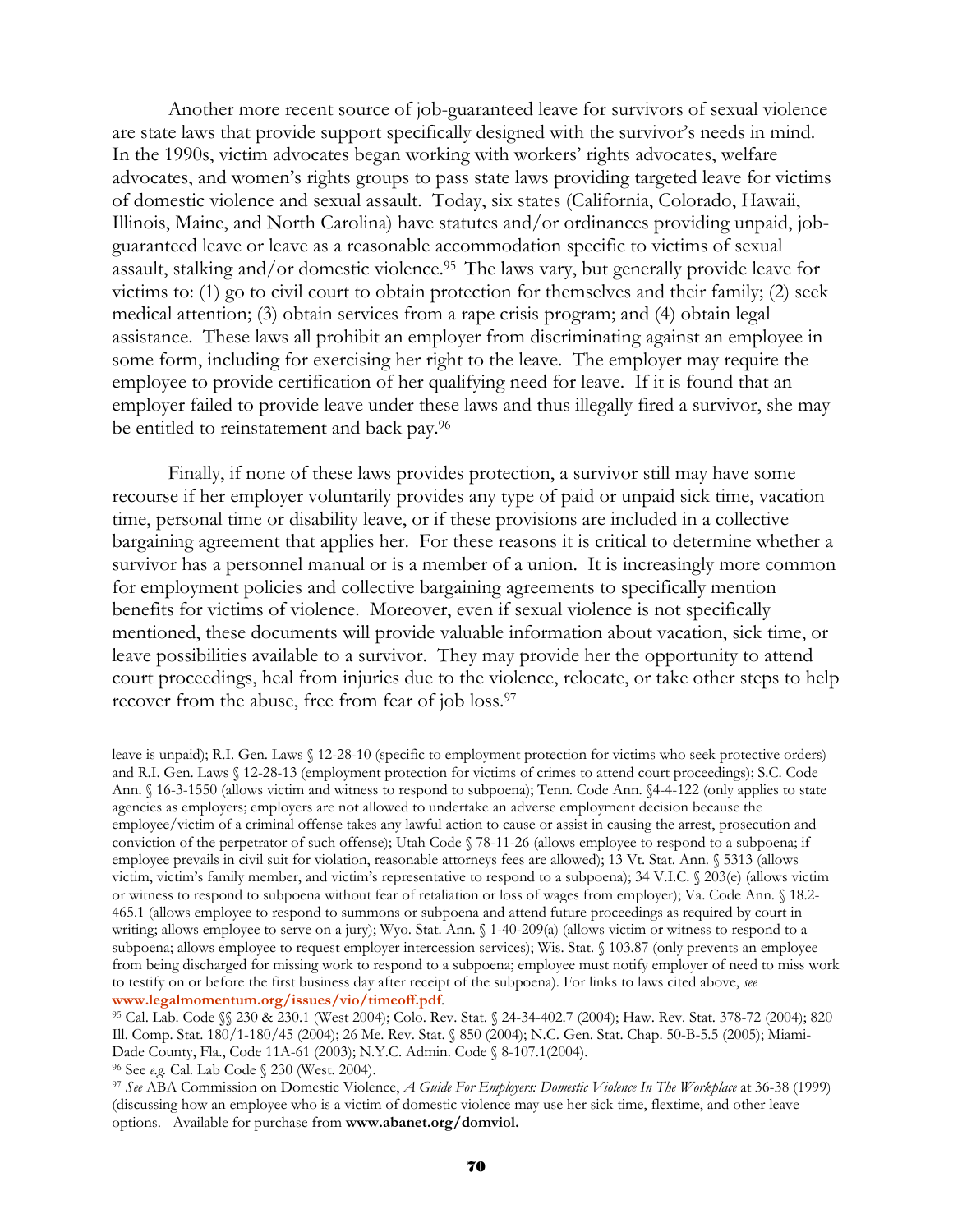Another more recent source of job-guaranteed leave for survivors of sexual violence are state laws that provide support specifically designed with the survivor's needs in mind. In the 1990s, victim advocates began working with workers' rights advocates, welfare advocates, and women's rights groups to pass state laws providing targeted leave for victims of domestic violence and sexual assault. Today, six states (California, Colorado, Hawaii, Illinois, Maine, and North Carolina) have statutes and/or ordinances providing unpaid, job-guaranteed leave or leave as a reasonable accommodation specific to victims of sexual assault, stalking and/or domestic violence.[95] The laws vary, but generally provide leave for victims to: (1) go to civil court to obtain protection for themselves and their family; (2) seek medical attention; (3) obtain services from a rape crisis program; and (4) obtain legal assistance. These laws all prohibit an employer from discriminating against an employee in some form, including for exercising her right to the leave. The employer may require the employee to provide certification of her qualifying need for leave. If it is found that an employer failed to provide leave under these laws and thus illegally fired a survivor, she may be entitled to reinstatement and back pay.[96]

Finally, if none of these laws provides protection, a survivor still may have some recourse if her employer voluntarily provides any type of paid or unpaid sick time, vacation time, personal time or disability leave, or if these provisions are included in a collective bargaining agreement that applies her. For these reasons it is critical to determine whether a survivor has a personnel manual or is a member of a union. It is increasingly more common for employment policies and collective bargaining agreements to specifically mention benefits for victims of violence. Moreover, even if sexual violence is not specifically mentioned, these documents will provide valuable information about vacation, sick time, or leave possibilities available to a survivor. They may provide her the opportunity to attend court proceedings, heal from injuries due to the violence, relocate, or take other steps to help recover from the abuse, free from fear of job loss.[97]

---

leave is unpaid); R.I. Gen. Laws § 12-28-10 (specific to employment protection for victims who seek protective orders) and R.I. Gen. Laws § 12-28-13 (employment protection for victims of crimes to attend court proceedings); S.C. Code Ann. § 16-3-1550 (allows victim and witness to respond to subpoena); Tenn. Code Ann. §4-4-122 (only applies to state agencies as employers; employers are not allowed to undertake an adverse employment decision because the employee/victim of a criminal offense takes any lawful action to cause or assist in causing the arrest, prosecution and conviction of the perpetrator of such offense); Utah Code § 78-11-26 (allows employee to respond to a subpoena; if employee prevails in civil suit for violation, reasonable attorneys fees are allowed); 13 Vt. Stat. Ann. § 5313 (allows victim, victim's family member, and victim's representative to respond to a subpoena); 34 V.I.C. § 203(e) (allows victim or witness to respond to subpoena without fear of retaliation or loss of wages from employer); Va. Code Ann. § 18.2-465.1 (allows employee to respond to summons or subpoena and attend future proceedings as required by court in writing; allows employee to serve on a jury); Wyo. Stat. Ann. § 1-40-209(a) (allows victim or witness to respond to a subpoena; allows employee to request employer intercession services); Wis. Stat. § 103.87 (only prevents an employee from being discharged for missing work to respond to a subpoena; employee must notify employer of need to miss work to testify on or before the first business day after receipt of the subpoena). For links to laws cited above, *see* **www.legalmomentum.org/issues/vio/timeoff.pdf**.

[95] Cal. Lab. Code §§ 230 & 230.1 (West 2004); Colo. Rev. Stat. § 24-34-402.7 (2004); Haw. Rev. Stat. 378-72 (2004); 820 Ill. Comp. Stat. 180/1-180/45 (2004); 26 Me. Rev. Stat. § 850 (2004); N.C. Gen. Stat. Chap. 50-B-5.5 (2005); Miami-Dade County, Fla., Code 11A-61 (2003); N.Y.C. Admin. Code § 8-107.1(2004).

[96] See *e.g.* Cal. Lab Code § 230 (West. 2004).

[97] *See* ABA Commission on Domestic Violence, *A Guide For Employers: Domestic Violence In The Workplace* at 36-38 (1999) (discussing how an employee who is a victim of domestic violence may use her sick time, flextime, and other leave options. Available for purchase from **www.abanet.org/domviol.**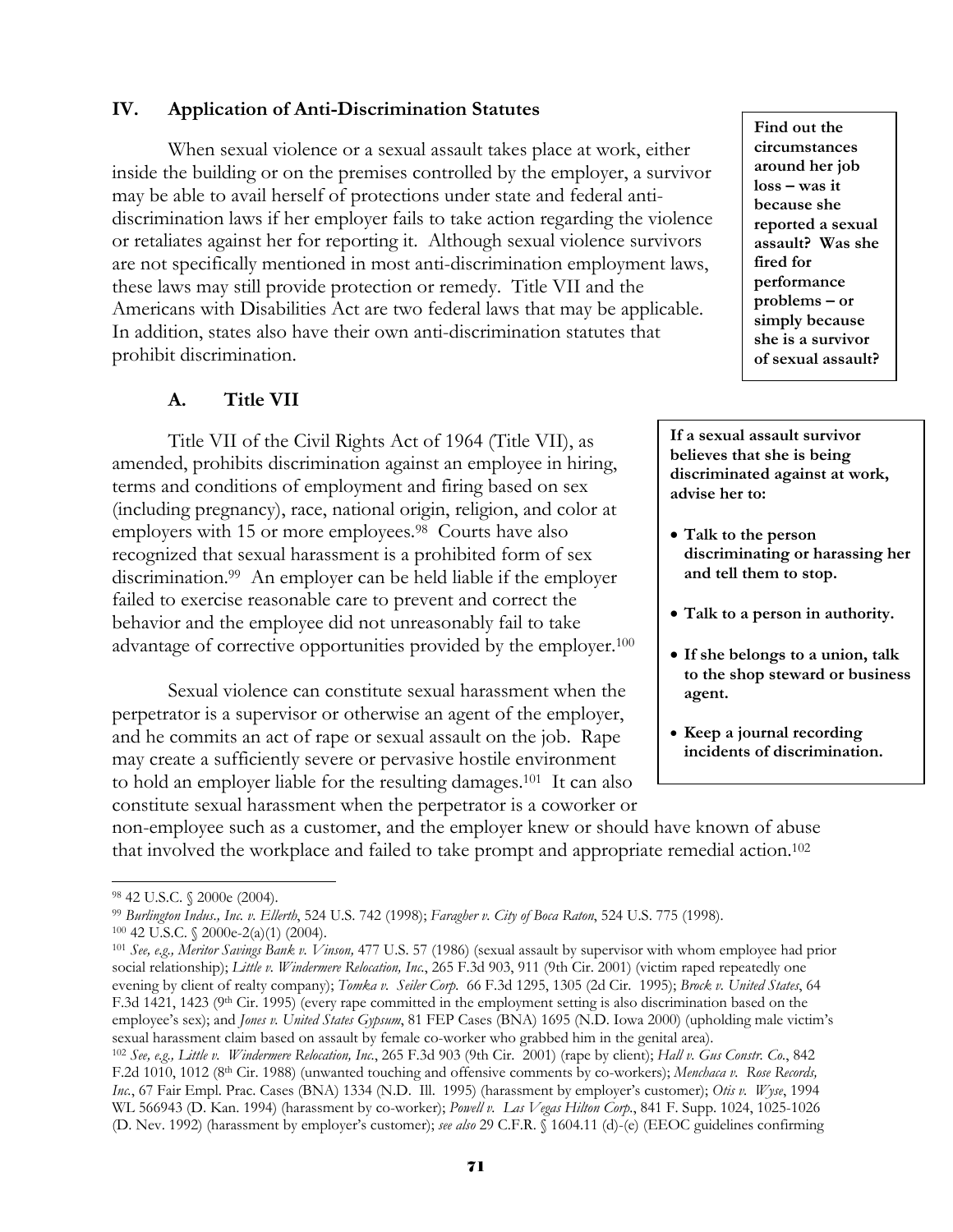## IV. Application of Anti-Discrimination Statutes

When sexual violence or a sexual assault takes place at work, either inside the building or on the premises controlled by the employer, a survivor may be able to avail herself of protections under state and federal anti-discrimination laws if her employer fails to take action regarding the violence or retaliates against her for reporting it. Although sexual violence survivors are not specifically mentioned in most anti-discrimination employment laws, these laws may still provide protection or remedy. Title VII and the Americans with Disabilities Act are two federal laws that may be applicable. In addition, states also have their own anti-discrimination statutes that prohibit discrimination.

**Find out the circumstances around her job loss – was it because she reported a sexual assault? Was she fired for performance problems – or simply because she is a survivor of sexual assault?**

### A. Title VII

Title VII of the Civil Rights Act of 1964 (Title VII), as amended, prohibits discrimination against an employee in hiring, terms and conditions of employment and firing based on sex (including pregnancy), race, national origin, religion, and color at employers with 15 or more employees.[98] Courts have also recognized that sexual harassment is a prohibited form of sex discrimination.[99] An employer can be held liable if the employer failed to exercise reasonable care to prevent and correct the behavior and the employee did not unreasonably fail to take advantage of corrective opportunities provided by the employer.[100]

**If a sexual assault survivor believes that she is being discriminated against at work, advise her to:**

- **Talk to the person discriminating or harassing her and tell them to stop.**
- **Talk to a person in authority.**
- **If she belongs to a union, talk to the shop steward or business agent.**
- **Keep a journal recording incidents of discrimination.**

Sexual violence can constitute sexual harassment when the perpetrator is a supervisor or otherwise an agent of the employer, and he commits an act of rape or sexual assault on the job. Rape may create a sufficiently severe or pervasive hostile environment to hold an employer liable for the resulting damages.[101] It can also constitute sexual harassment when the perpetrator is a coworker or non-employee such as a customer, and the employer knew or should have known of abuse that involved the workplace and failed to take prompt and appropriate remedial action.[102]

---

[98] 42 U.S.C. § 2000e (2004).

[99] *Burlington Indus., Inc. v. Ellerth*, 524 U.S. 742 (1998); *Faragher v. City of Boca Raton*, 524 U.S. 775 (1998).

[100] 42 U.S.C. § 2000e-2(a)(1) (2004).

[101] *See, e.g., Meritor Savings Bank v. Vinson,* 477 U.S. 57 (1986) (sexual assault by supervisor with whom employee had prior social relationship); *Little v. Windermere Relocation, Inc.*, 265 F.3d 903, 911 (9th Cir. 2001) (victim raped repeatedly one evening by client of realty company); *Tomka v. Seiler Corp.* 66 F.3d 1295, 1305 (2d Cir. 1995); *Brock v. United States*, 64 F.3d 1421, 1423 (9th Cir. 1995) (every rape committed in the employment setting is also discrimination based on the employee's sex); and *Jones v. United States Gypsum*, 81 FEP Cases (BNA) 1695 (N.D. Iowa 2000) (upholding male victim's sexual harassment claim based on assault by female co-worker who grabbed him in the genital area).

[102] *See, e.g., Little v. Windermere Relocation, Inc.*, 265 F.3d 903 (9th Cir. 2001) (rape by client); *Hall v. Gus Constr. Co.*, 842 F.2d 1010, 1012 (8th Cir. 1988) (unwanted touching and offensive comments by co-workers); *Menchaca v. Rose Records, Inc.*, 67 Fair Empl. Prac. Cases (BNA) 1334 (N.D. Ill. 1995) (harassment by employer's customer); *Otis v. Wyse*, 1994 WL 566943 (D. Kan. 1994) (harassment by co-worker); *Powell v. Las Vegas Hilton Corp.*, 841 F. Supp. 1024, 1025-1026 (D. Nev. 1992) (harassment by employer's customer); *see also* 29 C.F.R. § 1604.11 (d)-(e) (EEOC guidelines confirming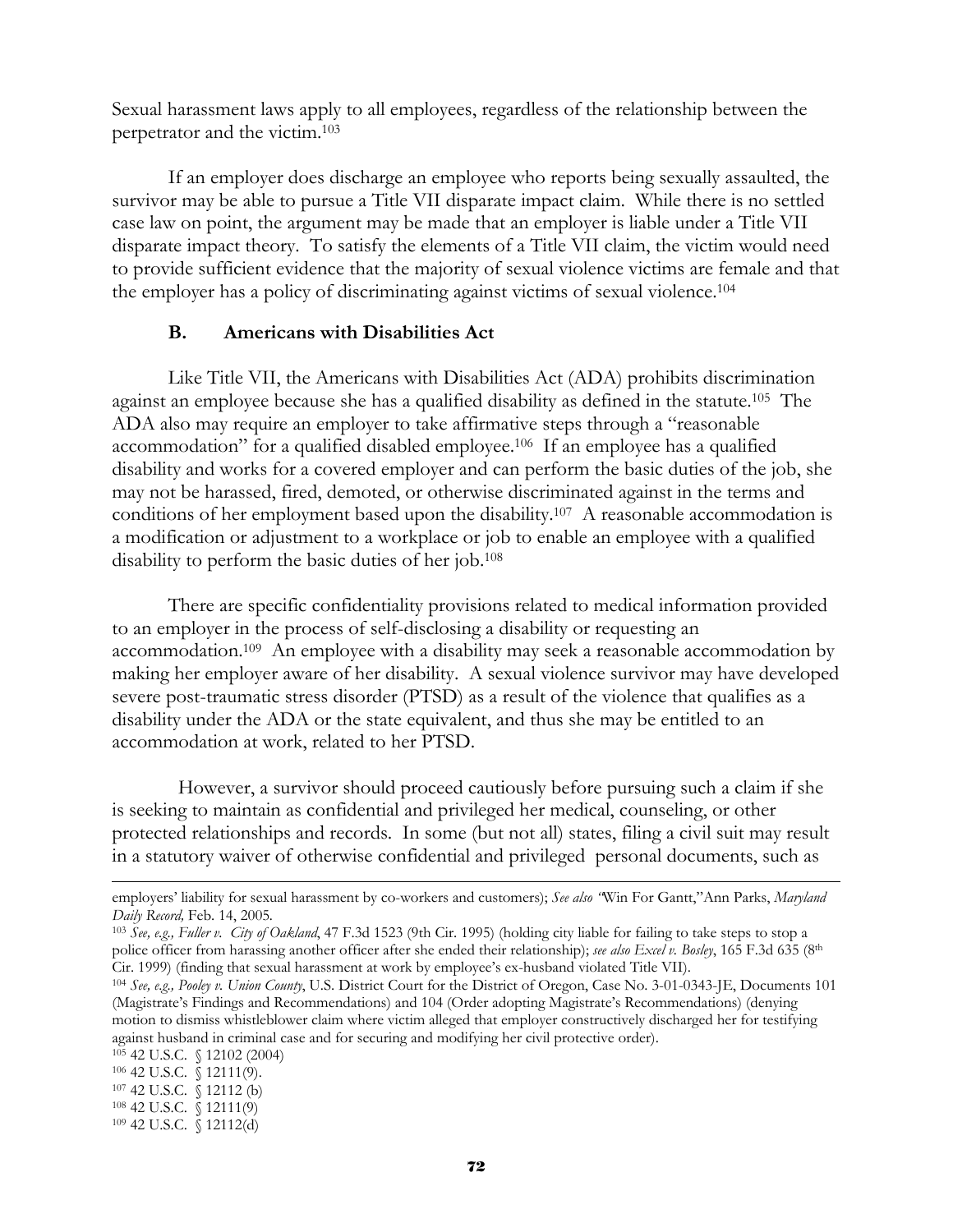Sexual harassment laws apply to all employees, regardless of the relationship between the perpetrator and the victim.[103]

If an employer does discharge an employee who reports being sexually assaulted, the survivor may be able to pursue a Title VII disparate impact claim. While there is no settled case law on point, the argument may be made that an employer is liable under a Title VII disparate impact theory. To satisfy the elements of a Title VII claim, the victim would need to provide sufficient evidence that the majority of sexual violence victims are female and that the employer has a policy of discriminating against victims of sexual violence.[104]

### B. Americans with Disabilities Act

Like Title VII, the Americans with Disabilities Act (ADA) prohibits discrimination against an employee because she has a qualified disability as defined in the statute.[105] The ADA also may require an employer to take affirmative steps through a "reasonable accommodation" for a qualified disabled employee.[106] If an employee has a qualified disability and works for a covered employer and can perform the basic duties of the job, she may not be harassed, fired, demoted, or otherwise discriminated against in the terms and conditions of her employment based upon the disability.[107] A reasonable accommodation is a modification or adjustment to a workplace or job to enable an employee with a qualified disability to perform the basic duties of her job.[108]

There are specific confidentiality provisions related to medical information provided to an employer in the process of self-disclosing a disability or requesting an accommodation.[109] An employee with a disability may seek a reasonable accommodation by making her employer aware of her disability. A sexual violence survivor may have developed severe post-traumatic stress disorder (PTSD) as a result of the violence that qualifies as a disability under the ADA or the state equivalent, and thus she may be entitled to an accommodation at work, related to her PTSD.

However, a survivor should proceed cautiously before pursuing such a claim if she is seeking to maintain as confidential and privileged her medical, counseling, or other protected relationships and records. In some (but not all) states, filing a civil suit may result in a statutory waiver of otherwise confidential and privileged personal documents, such as

---

employers' liability for sexual harassment by co-workers and customers); *See also* "Win For Gantt," Ann Parks, *Maryland Daily Record,* Feb. 14, 2005.

[103] *See, e.g., Fuller v. City of Oakland*, 47 F.3d 1523 (9th Cir. 1995) (holding city liable for failing to take steps to stop a police officer from harassing another officer after she ended their relationship); *see also Excel v. Bosley*, 165 F.3d 635 (8th Cir. 1999) (finding that sexual harassment at work by employee's ex-husband violated Title VII).

[104] *See, e.g., Pooley v. Union County*, U.S. District Court for the District of Oregon, Case No. 3-01-0343-JE, Documents 101 (Magistrate's Findings and Recommendations) and 104 (Order adopting Magistrate's Recommendations) (denying motion to dismiss whistleblower claim where victim alleged that employer constructively discharged her for testifying against husband in criminal case and for securing and modifying her civil protective order).

[105] 42 U.S.C. § 12102 (2004)

[106] 42 U.S.C. § 12111(9).

[107] 42 U.S.C. § 12112 (b)

[108] 42 U.S.C. § 12111(9)

[109] 42 U.S.C. § 12112(d)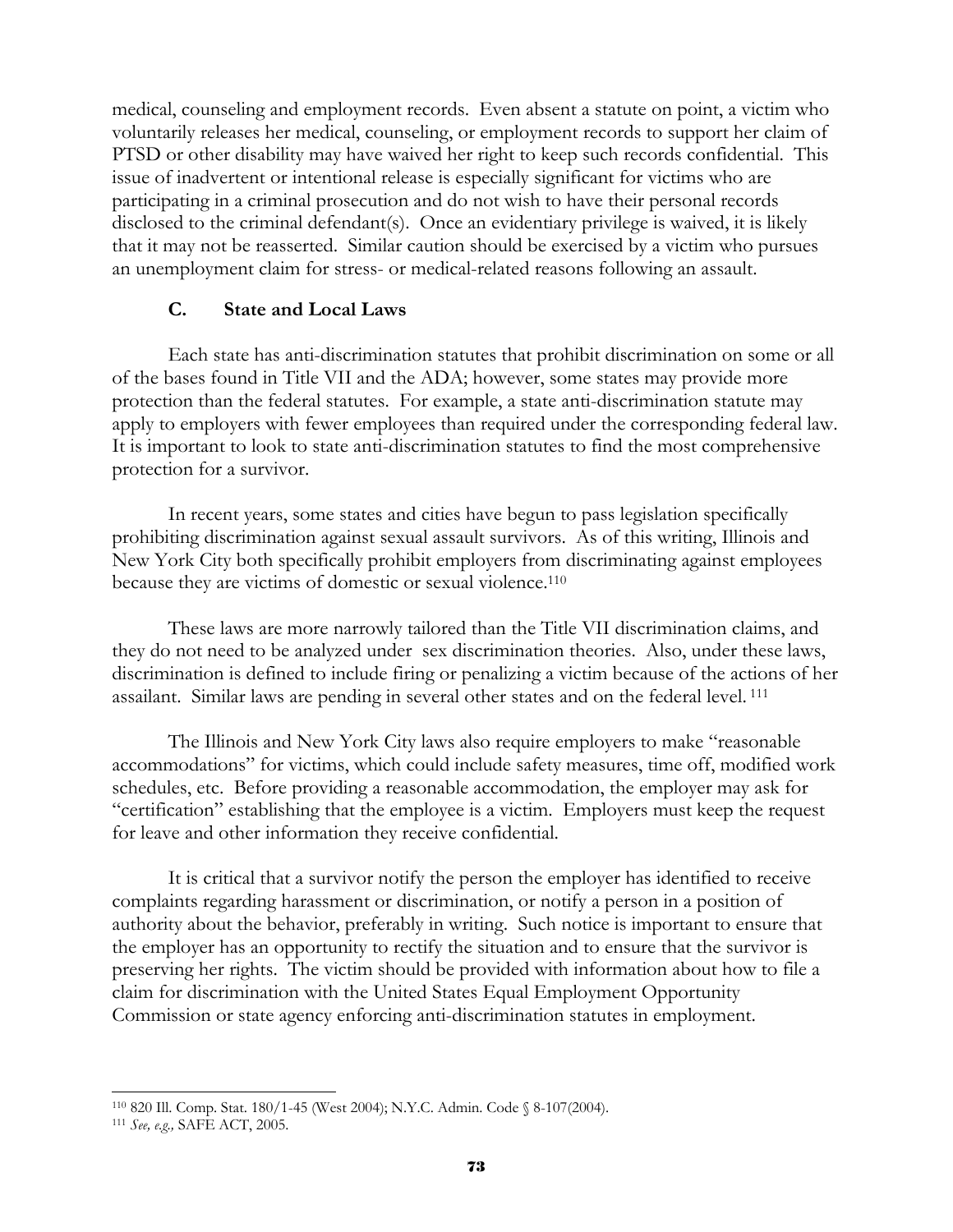medical, counseling and employment records. Even absent a statute on point, a victim who voluntarily releases her medical, counseling, or employment records to support her claim of PTSD or other disability may have waived her right to keep such records confidential. This issue of inadvertent or intentional release is especially significant for victims who are participating in a criminal prosecution and do not wish to have their personal records disclosed to the criminal defendant(s). Once an evidentiary privilege is waived, it is likely that it may not be reasserted. Similar caution should be exercised by a victim who pursues an unemployment claim for stress- or medical-related reasons following an assault.

### C. State and Local Laws

Each state has anti-discrimination statutes that prohibit discrimination on some or all of the bases found in Title VII and the ADA; however, some states may provide more protection than the federal statutes. For example, a state anti-discrimination statute may apply to employers with fewer employees than required under the corresponding federal law. It is important to look to state anti-discrimination statutes to find the most comprehensive protection for a survivor.

In recent years, some states and cities have begun to pass legislation specifically prohibiting discrimination against sexual assault survivors. As of this writing, Illinois and New York City both specifically prohibit employers from discriminating against employees because they are victims of domestic or sexual violence.[110]

These laws are more narrowly tailored than the Title VII discrimination claims, and they do not need to be analyzed under sex discrimination theories. Also, under these laws, discrimination is defined to include firing or penalizing a victim because of the actions of her assailant. Similar laws are pending in several other states and on the federal level.[111]

The Illinois and New York City laws also require employers to make "reasonable accommodations" for victims, which could include safety measures, time off, modified work schedules, etc. Before providing a reasonable accommodation, the employer may ask for "certification" establishing that the employee is a victim. Employers must keep the request for leave and other information they receive confidential.

It is critical that a survivor notify the person the employer has identified to receive complaints regarding harassment or discrimination, or notify a person in a position of authority about the behavior, preferably in writing. Such notice is important to ensure that the employer has an opportunity to rectify the situation and to ensure that the survivor is preserving her rights. The victim should be provided with information about how to file a claim for discrimination with the United States Equal Employment Opportunity Commission or state agency enforcing anti-discrimination statutes in employment.

---

[110] 820 Ill. Comp. Stat. 180/1-45 (West 2004); N.Y.C. Admin. Code § 8-107(2004).

[111] *See, e.g.,* SAFE ACT, 2005.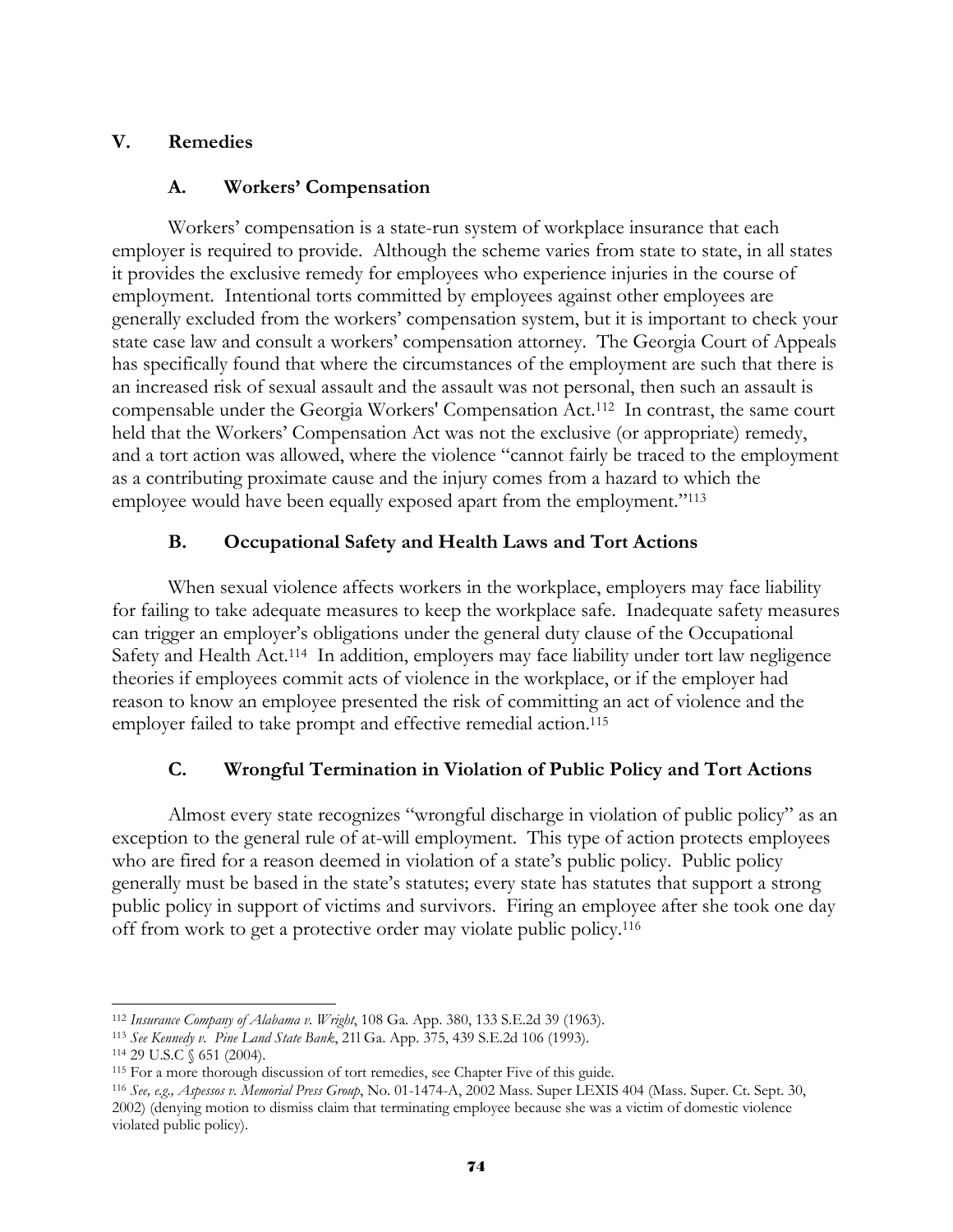## V. Remedies

### A. Workers' Compensation

Workers' compensation is a state-run system of workplace insurance that each employer is required to provide. Although the scheme varies from state to state, in all states it provides the exclusive remedy for employees who experience injuries in the course of employment. Intentional torts committed by employees against other employees are generally excluded from the workers' compensation system, but it is important to check your state case law and consult a workers' compensation attorney. The Georgia Court of Appeals has specifically found that where the circumstances of the employment are such that there is an increased risk of sexual assault and the assault was not personal, then such an assault is compensable under the Georgia Workers' Compensation Act.[112] In contrast, the same court held that the Workers' Compensation Act was not the exclusive (or appropriate) remedy, and a tort action was allowed, where the violence "cannot fairly be traced to the employment as a contributing proximate cause and the injury comes from a hazard to which the employee would have been equally exposed apart from the employment."[113]

### B. Occupational Safety and Health Laws and Tort Actions

When sexual violence affects workers in the workplace, employers may face liability for failing to take adequate measures to keep the workplace safe. Inadequate safety measures can trigger an employer's obligations under the general duty clause of the Occupational Safety and Health Act.[114] In addition, employers may face liability under tort law negligence theories if employees commit acts of violence in the workplace, or if the employer had reason to know an employee presented the risk of committing an act of violence and the employer failed to take prompt and effective remedial action.[115]

### C. Wrongful Termination in Violation of Public Policy and Tort Actions

Almost every state recognizes "wrongful discharge in violation of public policy" as an exception to the general rule of at-will employment. This type of action protects employees who are fired for a reason deemed in violation of a state's public policy. Public policy generally must be based in the state's statutes; every state has statutes that support a strong public policy in support of victims and survivors. Firing an employee after she took one day off from work to get a protective order may violate public policy.[116]

---

[112] *Insurance Company of Alabama v. Wright*, 108 Ga. App. 380, 133 S.E.2d 39 (1963).

[113] *See Kennedy v. Pine Land State Bank*, 211 Ga. App. 375, 439 S.E.2d 106 (1993).

[114] 29 U.S.C § 651 (2004).

[115] For a more thorough discussion of tort remedies, see Chapter Five of this guide.

[116] *See, e.g., Aspessos v. Memorial Press Group*, No. 01-1474-A, 2002 Mass. Super LEXIS 404 (Mass. Super. Ct. Sept. 30, 2002) (denying motion to dismiss claim that terminating employee because she was a victim of domestic violence violated public policy).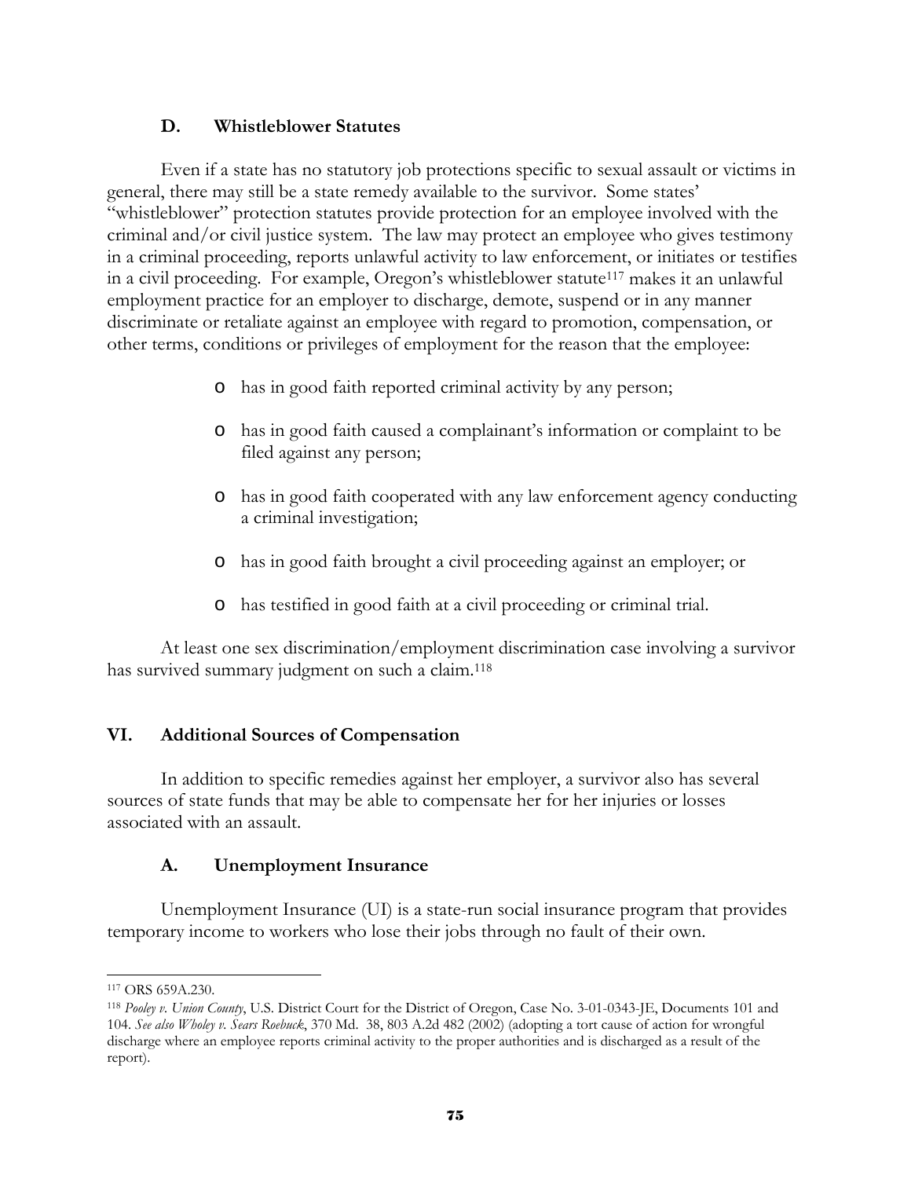### D. Whistleblower Statutes

Even if a state has no statutory job protections specific to sexual assault or victims in general, there may still be a state remedy available to the survivor. Some states' "whistleblower" protection statutes provide protection for an employee involved with the criminal and/or civil justice system. The law may protect an employee who gives testimony in a criminal proceeding, reports unlawful activity to law enforcement, or initiates or testifies in a civil proceeding. For example, Oregon's whistleblower statute[117] makes it an unlawful employment practice for an employer to discharge, demote, suspend or in any manner discriminate or retaliate against an employee with regard to promotion, compensation, or other terms, conditions or privileges of employment for the reason that the employee:

- has in good faith reported criminal activity by any person;
- has in good faith caused a complainant's information or complaint to be filed against any person;
- has in good faith cooperated with any law enforcement agency conducting a criminal investigation;
- has in good faith brought a civil proceeding against an employer; or
- has testified in good faith at a civil proceeding or criminal trial.

At least one sex discrimination/employment discrimination case involving a survivor has survived summary judgment on such a claim.[118]

## VI. Additional Sources of Compensation

In addition to specific remedies against her employer, a survivor also has several sources of state funds that may be able to compensate her for her injuries or losses associated with an assault.

### A. Unemployment Insurance

Unemployment Insurance (UI) is a state-run social insurance program that provides temporary income to workers who lose their jobs through no fault of their own.

---

[117] ORS 659A.230.

[118] *Pooley v. Union County*, U.S. District Court for the District of Oregon, Case No. 3-01-0343-JE, Documents 101 and 104. *See also Wholey v. Sears Roebuck*, 370 Md. 38, 803 A.2d 482 (2002) (adopting a tort cause of action for wrongful discharge where an employee reports criminal activity to the proper authorities and is discharged as a result of the report).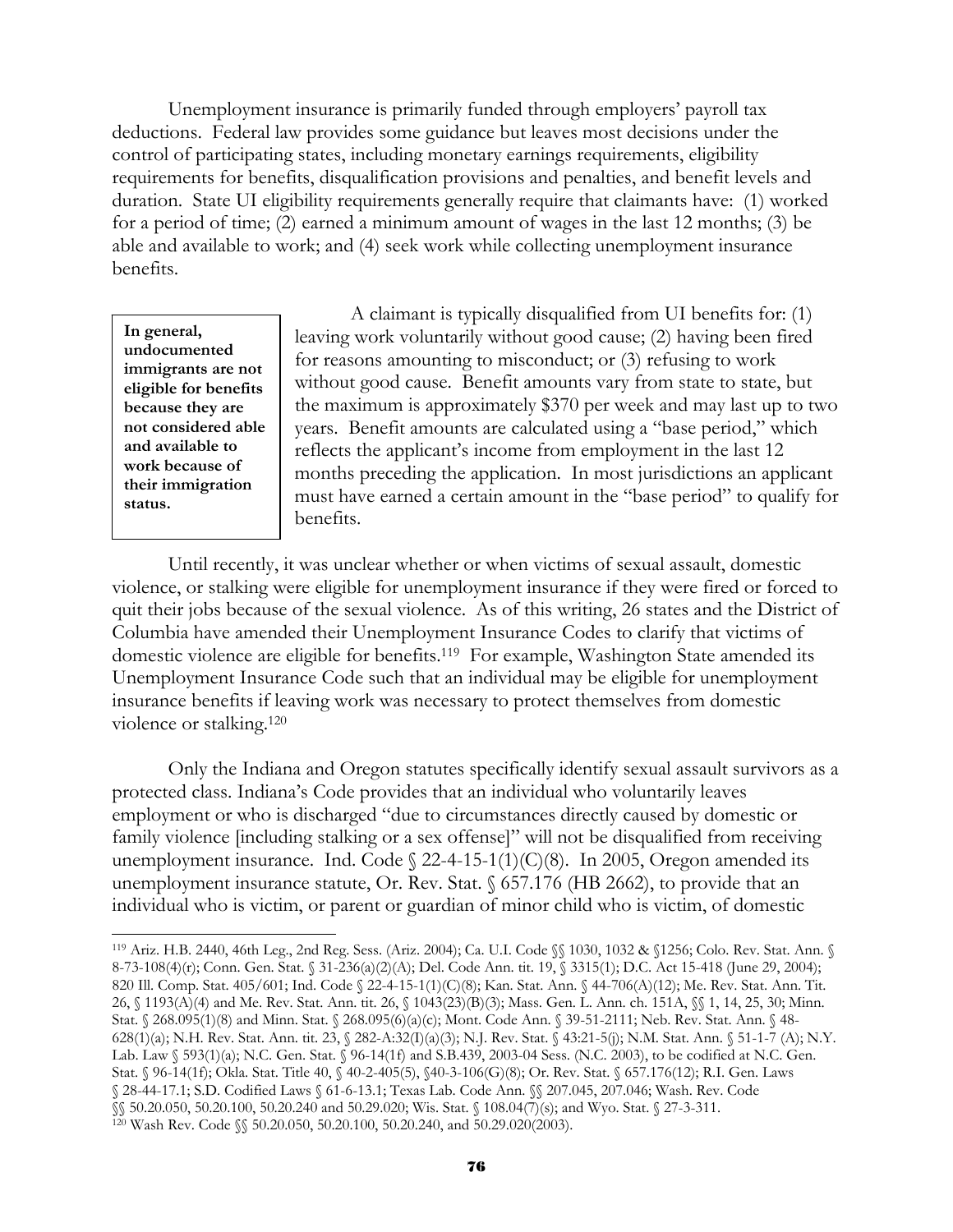Unemployment insurance is primarily funded through employers' payroll tax deductions. Federal law provides some guidance but leaves most decisions under the control of participating states, including monetary earnings requirements, eligibility requirements for benefits, disqualification provisions and penalties, and benefit levels and duration. State UI eligibility requirements generally require that claimants have: (1) worked for a period of time; (2) earned a minimum amount of wages in the last 12 months; (3) be able and available to work; and (4) seek work while collecting unemployment insurance benefits.

**In general, undocumented immigrants are not eligible for benefits because they are not considered able and available to work because of their immigration status.**

A claimant is typically disqualified from UI benefits for: (1) leaving work voluntarily without good cause; (2) having been fired for reasons amounting to misconduct; or (3) refusing to work without good cause. Benefit amounts vary from state to state, but the maximum is approximately $370 per week and may last up to two years. Benefit amounts are calculated using a "base period," which reflects the applicant's income from employment in the last 12 months preceding the application. In most jurisdictions an applicant must have earned a certain amount in the "base period" to qualify for benefits.

Until recently, it was unclear whether or when victims of sexual assault, domestic violence, or stalking were eligible for unemployment insurance if they were fired or forced to quit their jobs because of the sexual violence. As of this writing, 26 states and the District of Columbia have amended their Unemployment Insurance Codes to clarify that victims of domestic violence are eligible for benefits.[119] For example, Washington State amended its Unemployment Insurance Code such that an individual may be eligible for unemployment insurance benefits if leaving work was necessary to protect themselves from domestic violence or stalking.[120]

Only the Indiana and Oregon statutes specifically identify sexual assault survivors as a protected class. Indiana's Code provides that an individual who voluntarily leaves employment or who is discharged "due to circumstances directly caused by domestic or family violence [including stalking or a sex offense]" will not be disqualified from receiving unemployment insurance. Ind. Code § 22-4-15-1(1)(C)(8). In 2005, Oregon amended its unemployment insurance statute, Or. Rev. Stat. § 657.176 (HB 2662), to provide that an individual who is victim, or parent or guardian of minor child who is victim, of domestic

---

[119] Ariz. H.B. 2440, 46th Leg., 2nd Reg. Sess. (Ariz. 2004); Ca. U.I. Code §§ 1030, 1032 & §1256; Colo. Rev. Stat. Ann. § 8-73-108(4)(r); Conn. Gen. Stat. § 31-236(a)(2)(A); Del. Code Ann. tit. 19, § 3315(1); D.C. Act 15-418 (June 29, 2004); 820 Ill. Comp. Stat. 405/601; Ind. Code § 22-4-15-1(1)(C)(8); Kan. Stat. Ann. § 44-706(A)(12); Me. Rev. Stat. Ann. Tit. 26, § 1193(A)(4) and Me. Rev. Stat. Ann. tit. 26, § 1043(23)(B)(3); Mass. Gen. L. Ann. ch. 151A, §§ 1, 14, 25, 30; Minn. Stat. § 268.095(1)(8) and Minn. Stat. § 268.095(6)(a)(c); Mont. Code Ann. § 39-51-2111; Neb. Rev. Stat. Ann. § 48-628(1)(a); N.H. Rev. Stat. Ann. tit. 23, § 282-A:32(I)(a)(3); N.J. Rev. Stat. § 43:21-5(j); N.M. Stat. Ann. § 51-1-7 (A); N.Y. Lab. Law § 593(1)(a); N.C. Gen. Stat. § 96-14(1f) and S.B.439, 2003-04 Sess. (N.C. 2003), to be codified at N.C. Gen. Stat. § 96-14(1f); Okla. Stat. Title 40, § 40-2-405(5), §40-3-106(G)(8); Or. Rev. Stat. § 657.176(12); R.I. Gen. Laws § 28-44-17.1; S.D. Codified Laws § 61-6-13.1; Texas Lab. Code Ann. §§ 207.045, 207.046; Wash. Rev. Code §§ 50.20.050, 50.20.100, 50.20.240 and 50.29.020; Wis. Stat. § 108.04(7)(s); and Wyo. Stat. § 27-3-311.

[120] Wash Rev. Code §§ 50.20.050, 50.20.100, 50.20.240, and 50.29.020(2003).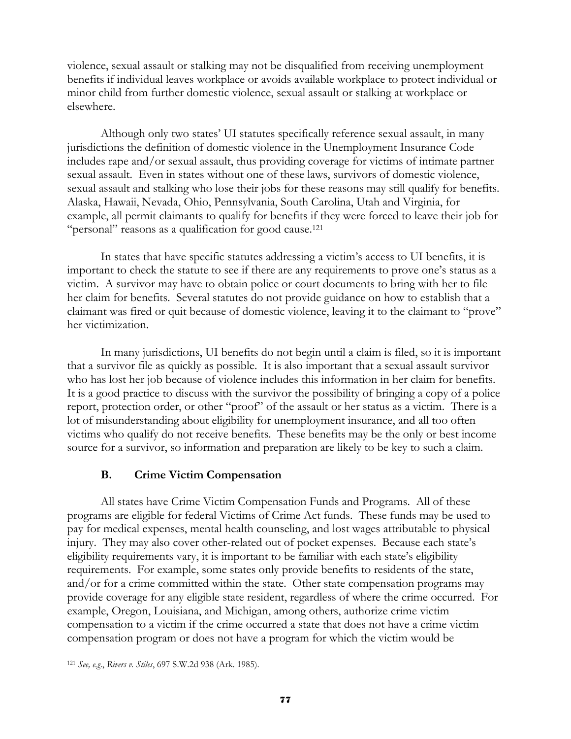violence, sexual assault or stalking may not be disqualified from receiving unemployment benefits if individual leaves workplace or avoids available workplace to protect individual or minor child from further domestic violence, sexual assault or stalking at workplace or elsewhere.

Although only two states' UI statutes specifically reference sexual assault, in many jurisdictions the definition of domestic violence in the Unemployment Insurance Code includes rape and/or sexual assault, thus providing coverage for victims of intimate partner sexual assault. Even in states without one of these laws, survivors of domestic violence, sexual assault and stalking who lose their jobs for these reasons may still qualify for benefits. Alaska, Hawaii, Nevada, Ohio, Pennsylvania, South Carolina, Utah and Virginia, for example, all permit claimants to qualify for benefits if they were forced to leave their job for "personal" reasons as a qualification for good cause.[121]

In states that have specific statutes addressing a victim's access to UI benefits, it is important to check the statute to see if there are any requirements to prove one's status as a victim. A survivor may have to obtain police or court documents to bring with her to file her claim for benefits. Several statutes do not provide guidance on how to establish that a claimant was fired or quit because of domestic violence, leaving it to the claimant to "prove" her victimization.

In many jurisdictions, UI benefits do not begin until a claim is filed, so it is important that a survivor file as quickly as possible. It is also important that a sexual assault survivor who has lost her job because of violence includes this information in her claim for benefits. It is a good practice to discuss with the survivor the possibility of bringing a copy of a police report, protection order, or other "proof" of the assault or her status as a victim. There is a lot of misunderstanding about eligibility for unemployment insurance, and all too often victims who qualify do not receive benefits. These benefits may be the only or best income source for a survivor, so information and preparation are likely to be key to such a claim.

### B. Crime Victim Compensation

All states have Crime Victim Compensation Funds and Programs. All of these programs are eligible for federal Victims of Crime Act funds. These funds may be used to pay for medical expenses, mental health counseling, and lost wages attributable to physical injury. They may also cover other-related out of pocket expenses. Because each state's eligibility requirements vary, it is important to be familiar with each state's eligibility requirements. For example, some states only provide benefits to residents of the state, and/or for a crime committed within the state. Other state compensation programs may provide coverage for any eligible state resident, regardless of where the crime occurred. For example, Oregon, Louisiana, and Michigan, among others, authorize crime victim compensation to a victim if the crime occurred a state that does not have a crime victim compensation program or does not have a program for which the victim would be

---

[121] *See, e.g.*, *Rivers v. Stiles*, 697 S.W.2d 938 (Ark. 1985).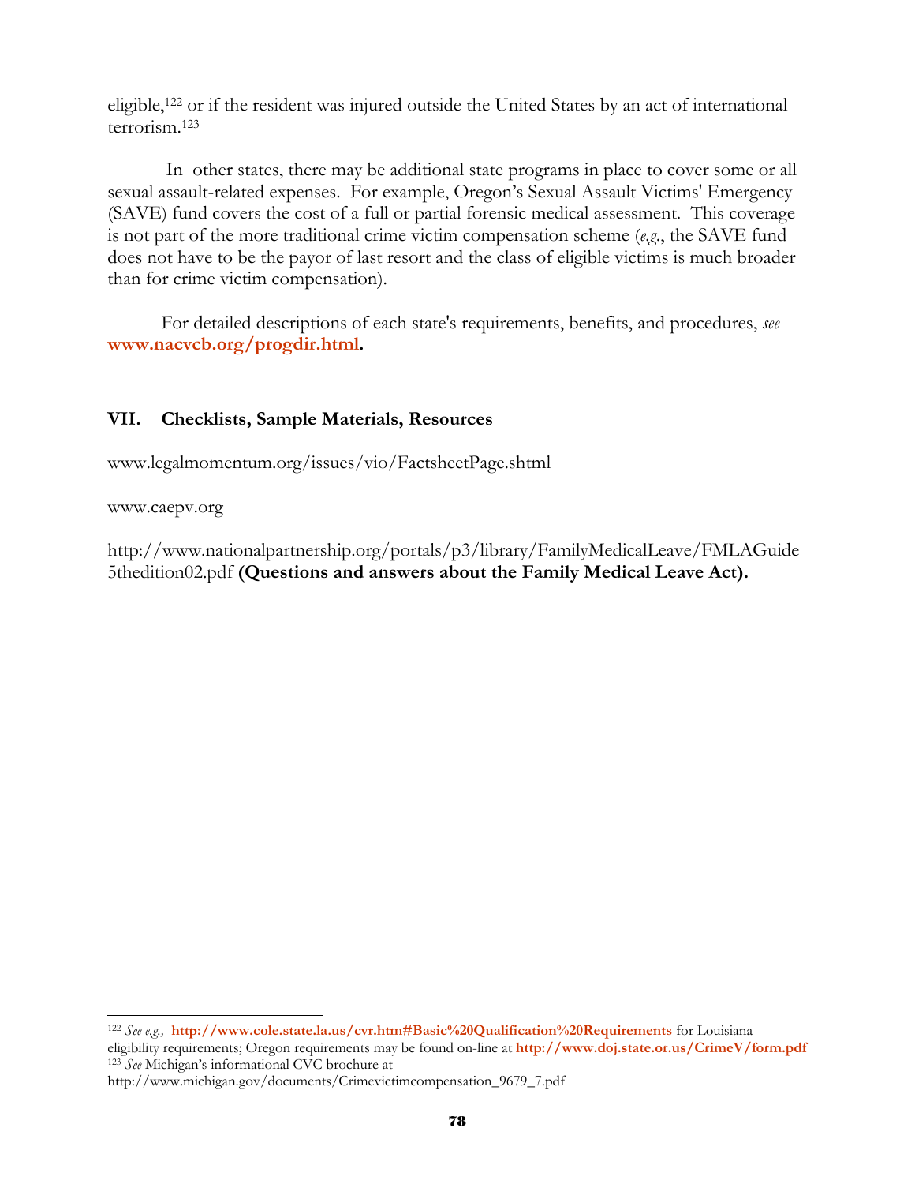eligible,[122] or if the resident was injured outside the United States by an act of international terrorism.[123]

In other states, there may be additional state programs in place to cover some or all sexual assault-related expenses. For example, Oregon's Sexual Assault Victims' Emergency (SAVE) fund covers the cost of a full or partial forensic medical assessment. This coverage is not part of the more traditional crime victim compensation scheme (*e.g.*, the SAVE fund does not have to be the payor of last resort and the class of eligible victims is much broader than for crime victim compensation).

For detailed descriptions of each state's requirements, benefits, and procedures, *see* **www.nacvcb.org/progdir.html.**

## VII. Checklists, Sample Materials, Resources

www.legalmomentum.org/issues/vio/FactsheetPage.shtml

www.caepv.org

http://www.nationalpartnership.org/portals/p3/library/FamilyMedicalLeave/FMLAGuide5thedition02.pdf **(Questions and answers about the Family Medical Leave Act).**

---

[122] *See e.g.,* **http://www.cole.state.la.us/cvr.htm#Basic%20Qualification%20Requirements** for Louisiana eligibility requirements; Oregon requirements may be found on-line at **http://www.doj.state.or.us/CrimeV/form.pdf**

[123] *See* Michigan's informational CVC brochure at http://www.michigan.gov/documents/Crimevictimcompensation_9679_7.pdf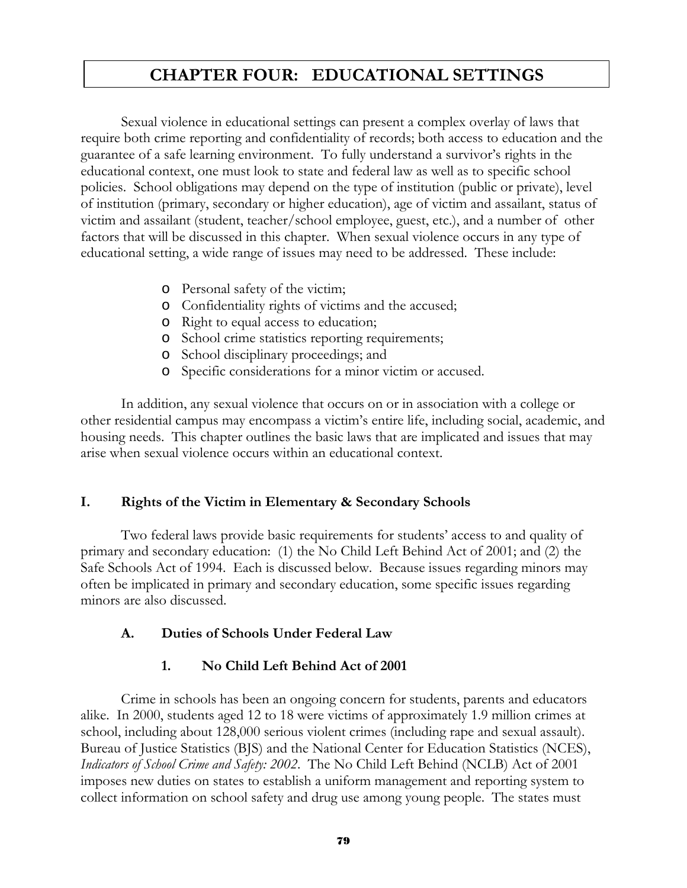# CHAPTER FOUR: EDUCATIONAL SETTINGS

Sexual violence in educational settings can present a complex overlay of laws that require both crime reporting and confidentiality of records; both access to education and the guarantee of a safe learning environment. To fully understand a survivor's rights in the educational context, one must look to state and federal law as well as to specific school policies. School obligations may depend on the type of institution (public or private), level of institution (primary, secondary or higher education), age of victim and assailant, status of victim and assailant (student, teacher/school employee, guest, etc.), and a number of other factors that will be discussed in this chapter. When sexual violence occurs in any type of educational setting, a wide range of issues may need to be addressed. These include:

- Personal safety of the victim;
- Confidentiality rights of victims and the accused;
- Right to equal access to education;
- School crime statistics reporting requirements;
- School disciplinary proceedings; and
- Specific considerations for a minor victim or accused.

In addition, any sexual violence that occurs on or in association with a college or other residential campus may encompass a victim's entire life, including social, academic, and housing needs. This chapter outlines the basic laws that are implicated and issues that may arise when sexual violence occurs within an educational context.

## I. Rights of the Victim in Elementary & Secondary Schools

Two federal laws provide basic requirements for students' access to and quality of primary and secondary education: (1) the No Child Left Behind Act of 2001; and (2) the Safe Schools Act of 1994. Each is discussed below. Because issues regarding minors may often be implicated in primary and secondary education, some specific issues regarding minors are also discussed.

### A. Duties of Schools Under Federal Law

#### 1. No Child Left Behind Act of 2001

Crime in schools has been an ongoing concern for students, parents and educators alike. In 2000, students aged 12 to 18 were victims of approximately 1.9 million crimes at school, including about 128,000 serious violent crimes (including rape and sexual assault). Bureau of Justice Statistics (BJS) and the National Center for Education Statistics (NCES), *Indicators of School Crime and Safety: 2002*. The No Child Left Behind (NCLB) Act of 2001 imposes new duties on states to establish a uniform management and reporting system to collect information on school safety and drug use among young people. The states must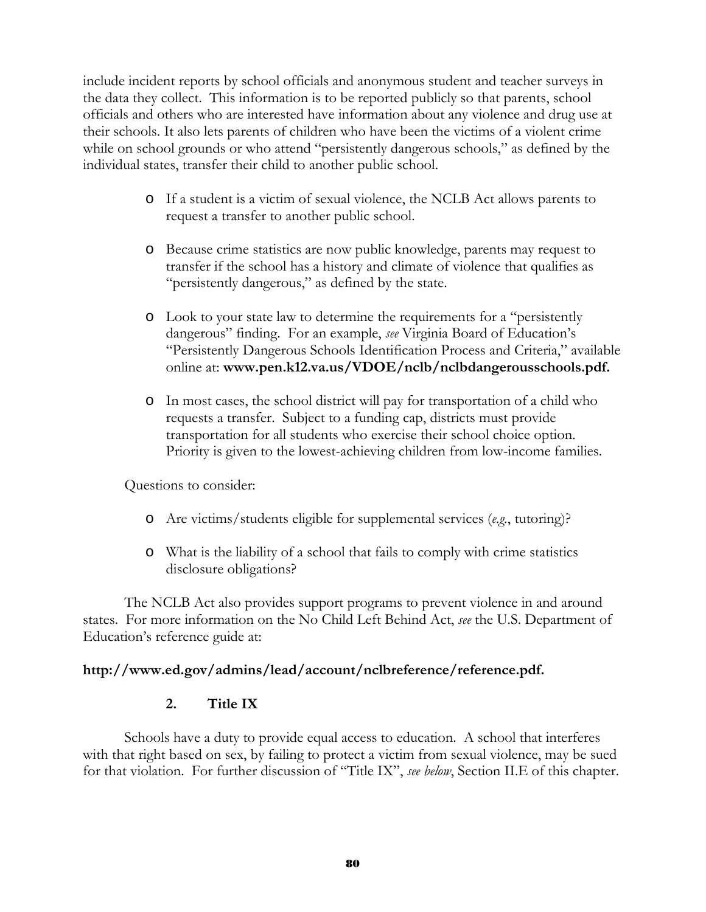include incident reports by school officials and anonymous student and teacher surveys in the data they collect. This information is to be reported publicly so that parents, school officials and others who are interested have information about any violence and drug use at their schools. It also lets parents of children who have been the victims of a violent crime while on school grounds or who attend "persistently dangerous schools," as defined by the individual states, transfer their child to another public school.

- If a student is a victim of sexual violence, the NCLB Act allows parents to request a transfer to another public school.
- Because crime statistics are now public knowledge, parents may request to transfer if the school has a history and climate of violence that qualifies as "persistently dangerous," as defined by the state.
- Look to your state law to determine the requirements for a "persistently dangerous" finding. For an example, *see* Virginia Board of Education's "Persistently Dangerous Schools Identification Process and Criteria," available online at: **www.pen.k12.va.us/VDOE/nclb/nclbdangerousschools.pdf.**
- In most cases, the school district will pay for transportation of a child who requests a transfer. Subject to a funding cap, districts must provide transportation for all students who exercise their school choice option. Priority is given to the lowest-achieving children from low-income families.

Questions to consider:

- Are victims/students eligible for supplemental services (*e.g.*, tutoring)?
- What is the liability of a school that fails to comply with crime statistics disclosure obligations?

The NCLB Act also provides support programs to prevent violence in and around states. For more information on the No Child Left Behind Act, *see* the U.S. Department of Education's reference guide at:

**http://www.ed.gov/admins/lead/account/nclbreference/reference.pdf.**

### 2. Title IX

Schools have a duty to provide equal access to education. A school that interferes with that right based on sex, by failing to protect a victim from sexual violence, may be sued for that violation. For further discussion of "Title IX", *see below*, Section II.E of this chapter.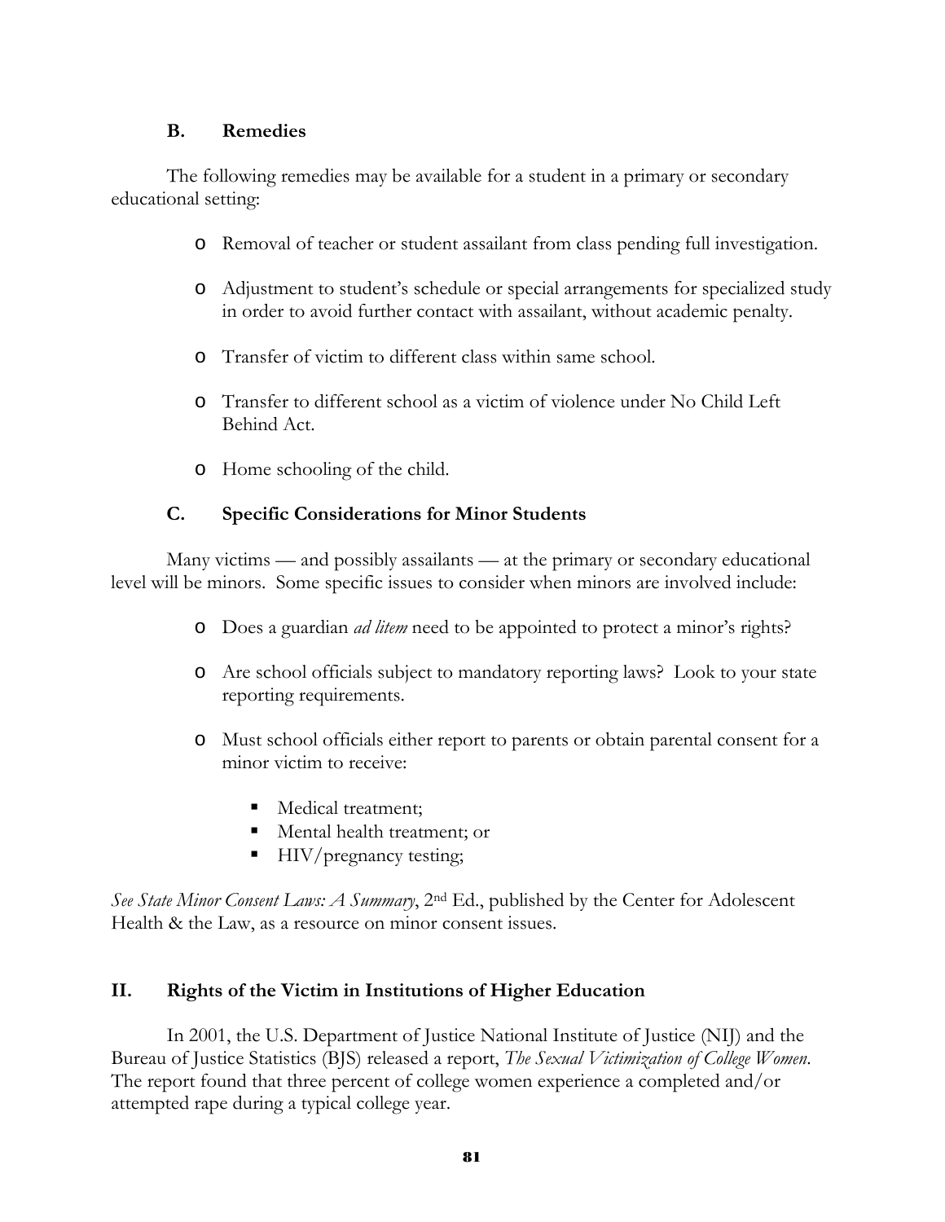### B. Remedies

The following remedies may be available for a student in a primary or secondary educational setting:

- Removal of teacher or student assailant from class pending full investigation.
- Adjustment to student's schedule or special arrangements for specialized study in order to avoid further contact with assailant, without academic penalty.
- Transfer of victim to different class within same school.
- Transfer to different school as a victim of violence under No Child Left Behind Act.
- Home schooling of the child.

### C. Specific Considerations for Minor Students

Many victims — and possibly assailants — at the primary or secondary educational level will be minors. Some specific issues to consider when minors are involved include:

- Does a guardian *ad litem* need to be appointed to protect a minor's rights?
- Are school officials subject to mandatory reporting laws? Look to your state reporting requirements.
- Must school officials either report to parents or obtain parental consent for a minor victim to receive:
  - Medical treatment;
  - Mental health treatment; or
  - HIV/pregnancy testing;

*See State Minor Consent Laws: A Summary*, 2nd Ed., published by the Center for Adolescent Health & the Law, as a resource on minor consent issues.

## II. Rights of the Victim in Institutions of Higher Education

In 2001, the U.S. Department of Justice National Institute of Justice (NIJ) and the Bureau of Justice Statistics (BJS) released a report, *The Sexual Victimization of College Women*. The report found that three percent of college women experience a completed and/or attempted rape during a typical college year.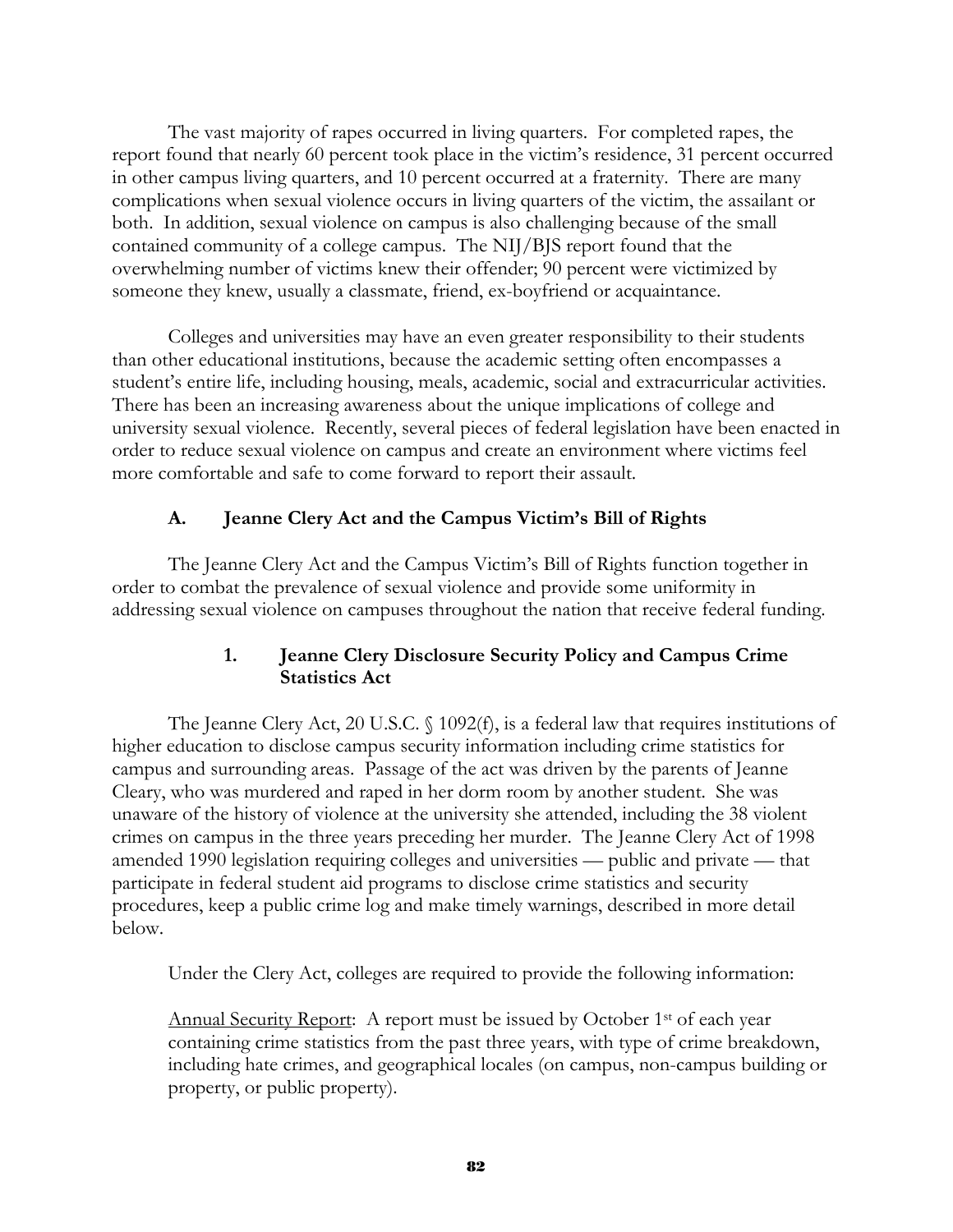The vast majority of rapes occurred in living quarters. For completed rapes, the report found that nearly 60 percent took place in the victim's residence, 31 percent occurred in other campus living quarters, and 10 percent occurred at a fraternity. There are many complications when sexual violence occurs in living quarters of the victim, the assailant or both. In addition, sexual violence on campus is also challenging because of the small contained community of a college campus. The NIJ/BJS report found that the overwhelming number of victims knew their offender; 90 percent were victimized by someone they knew, usually a classmate, friend, ex-boyfriend or acquaintance.

Colleges and universities may have an even greater responsibility to their students than other educational institutions, because the academic setting often encompasses a student's entire life, including housing, meals, academic, social and extracurricular activities. There has been an increasing awareness about the unique implications of college and university sexual violence. Recently, several pieces of federal legislation have been enacted in order to reduce sexual violence on campus and create an environment where victims feel more comfortable and safe to come forward to report their assault.

### A. Jeanne Clery Act and the Campus Victim's Bill of Rights

The Jeanne Clery Act and the Campus Victim's Bill of Rights function together in order to combat the prevalence of sexual violence and provide some uniformity in addressing sexual violence on campuses throughout the nation that receive federal funding.

#### 1. Jeanne Clery Disclosure Security Policy and Campus Crime Statistics Act

The Jeanne Clery Act, 20 U.S.C. § 1092(f), is a federal law that requires institutions of higher education to disclose campus security information including crime statistics for campus and surrounding areas. Passage of the act was driven by the parents of Jeanne Cleary, who was murdered and raped in her dorm room by another student. She was unaware of the history of violence at the university she attended, including the 38 violent crimes on campus in the three years preceding her murder. The Jeanne Clery Act of 1998 amended 1990 legislation requiring colleges and universities — public and private — that participate in federal student aid programs to disclose crime statistics and security procedures, keep a public crime log and make timely warnings, described in more detail below.

Under the Clery Act, colleges are required to provide the following information:

<u>Annual Security Report</u>: A report must be issued by October 1st of each year containing crime statistics from the past three years, with type of crime breakdown, including hate crimes, and geographical locales (on campus, non-campus building or property, or public property).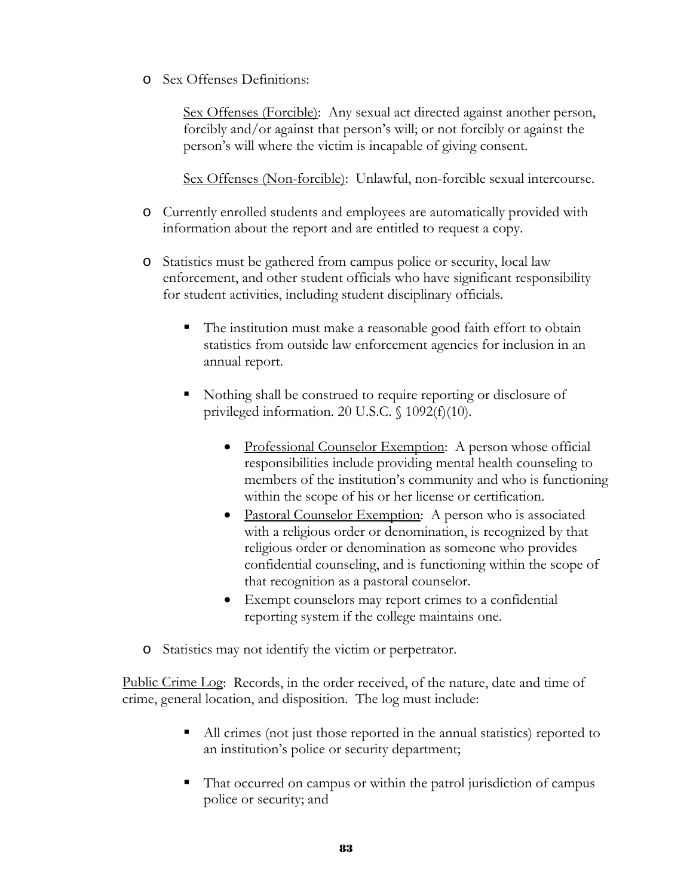- Sex Offenses Definitions:

  Sex Offenses (Forcible): Any sexual act directed against another person, forcibly and/or against that person's will; or not forcibly or against the person's will where the victim is incapable of giving consent.

  Sex Offenses (Non-forcible): Unlawful, non-forcible sexual intercourse.

- Currently enrolled students and employees are automatically provided with information about the report and are entitled to request a copy.

- Statistics must be gathered from campus police or security, local law enforcement, and other student officials who have significant responsibility for student activities, including student disciplinary officials.

  - The institution must make a reasonable good faith effort to obtain statistics from outside law enforcement agencies for inclusion in an annual report.

  - Nothing shall be construed to require reporting or disclosure of privileged information. 20 U.S.C. § 1092(f)(10).

    - Professional Counselor Exemption: A person whose official responsibilities include providing mental health counseling to members of the institution's community and who is functioning within the scope of his or her license or certification.
    - Pastoral Counselor Exemption: A person who is associated with a religious order or denomination, is recognized by that religious order or denomination as someone who provides confidential counseling, and is functioning within the scope of that recognition as a pastoral counselor.
    - Exempt counselors may report crimes to a confidential reporting system if the college maintains one.

- Statistics may not identify the victim or perpetrator.

Public Crime Log: Records, in the order received, of the nature, date and time of crime, general location, and disposition. The log must include:

- All crimes (not just those reported in the annual statistics) reported to an institution's police or security department;

- That occurred on campus or within the patrol jurisdiction of campus police or security; and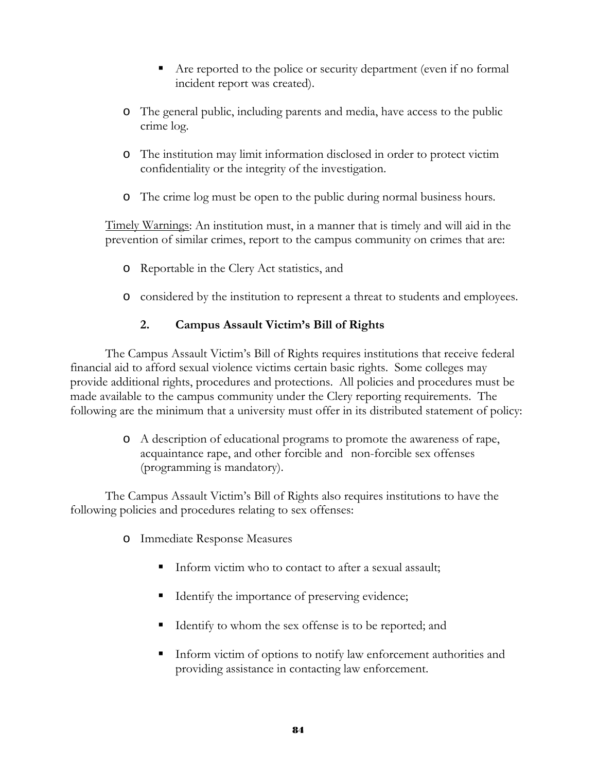- Are reported to the police or security department (even if no formal incident report was created).

- The general public, including parents and media, have access to the public crime log.

- The institution may limit information disclosed in order to protect victim confidentiality or the integrity of the investigation.

- The crime log must be open to the public during normal business hours.

<u>Timely Warnings</u>: An institution must, in a manner that is timely and will aid in the prevention of similar crimes, report to the campus community on crimes that are:

- Reportable in the Clery Act statistics, and

- considered by the institution to represent a threat to students and employees.

### 2. Campus Assault Victim's Bill of Rights

The Campus Assault Victim's Bill of Rights requires institutions that receive federal financial aid to afford sexual violence victims certain basic rights. Some colleges may provide additional rights, procedures and protections. All policies and procedures must be made available to the campus community under the Clery reporting requirements. The following are the minimum that a university must offer in its distributed statement of policy:

- A description of educational programs to promote the awareness of rape, acquaintance rape, and other forcible and non-forcible sex offenses (programming is mandatory).

The Campus Assault Victim's Bill of Rights also requires institutions to have the following policies and procedures relating to sex offenses:

- Immediate Response Measures
    - Inform victim who to contact to after a sexual assault;
    - Identify the importance of preserving evidence;
    - Identify to whom the sex offense is to be reported; and
    - Inform victim of options to notify law enforcement authorities and providing assistance in contacting law enforcement.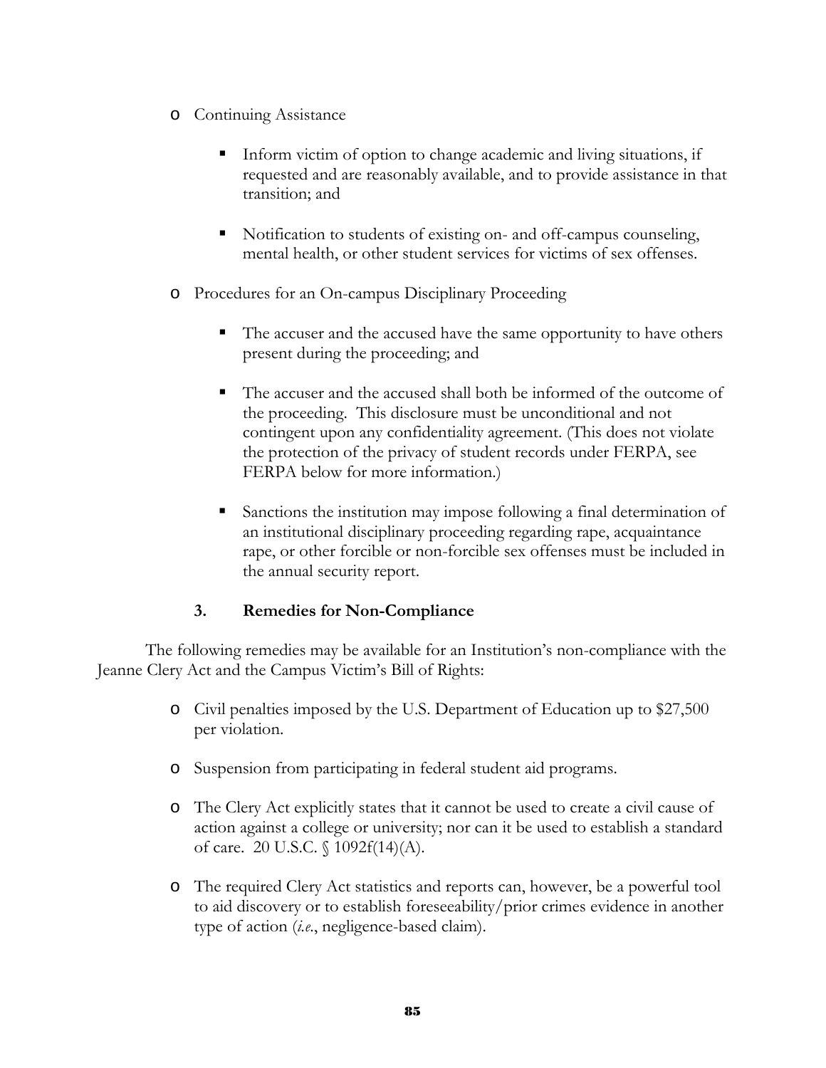- Continuing Assistance
  - Inform victim of option to change academic and living situations, if requested and are reasonably available, and to provide assistance in that transition; and
  - Notification to students of existing on- and off-campus counseling, mental health, or other student services for victims of sex offenses.
- Procedures for an On-campus Disciplinary Proceeding
  - The accuser and the accused have the same opportunity to have others present during the proceeding; and
  - The accuser and the accused shall both be informed of the outcome of the proceeding. This disclosure must be unconditional and not contingent upon any confidentiality agreement. (This does not violate the protection of the privacy of student records under FERPA, see FERPA below for more information.)
  - Sanctions the institution may impose following a final determination of an institutional disciplinary proceeding regarding rape, acquaintance rape, or other forcible or non-forcible sex offenses must be included in the annual security report.

### 3. Remedies for Non-Compliance

The following remedies may be available for an Institution's non-compliance with the Jeanne Clery Act and the Campus Victim's Bill of Rights:

- Civil penalties imposed by the U.S. Department of Education up to $27,500 per violation.
- Suspension from participating in federal student aid programs.
- The Clery Act explicitly states that it cannot be used to create a civil cause of action against a college or university; nor can it be used to establish a standard of care. 20 U.S.C. § 1092f(14)(A).
- The required Clery Act statistics and reports can, however, be a powerful tool to aid discovery or to establish foreseeability/prior crimes evidence in another type of action (*i.e.*, negligence-based claim).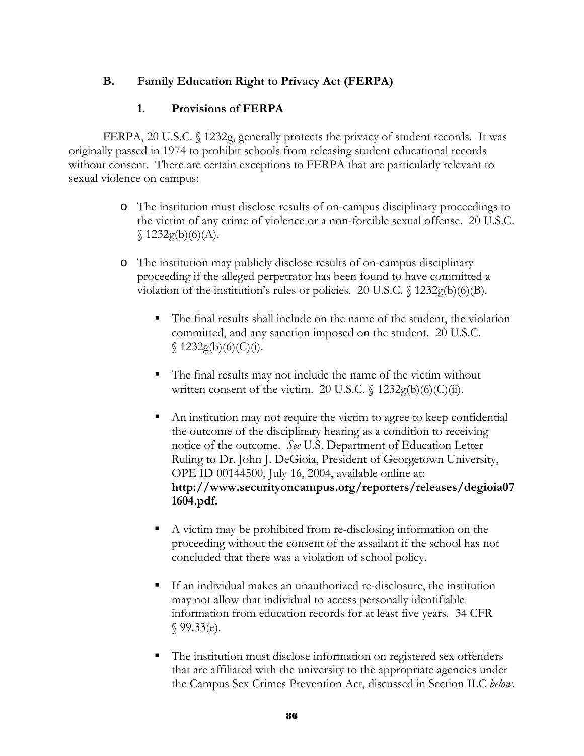## B. Family Education Right to Privacy Act (FERPA)

### 1. Provisions of FERPA

FERPA, 20 U.S.C. § 1232g, generally protects the privacy of student records. It was originally passed in 1974 to prohibit schools from releasing student educational records without consent. There are certain exceptions to FERPA that are particularly relevant to sexual violence on campus:

- The institution must disclose results of on-campus disciplinary proceedings to the victim of any crime of violence or a non-forcible sexual offense. 20 U.S.C. § 1232g(b)(6)(A).
- The institution may publicly disclose results of on-campus disciplinary proceeding if the alleged perpetrator has been found to have committed a violation of the institution's rules or policies. 20 U.S.C. § 1232g(b)(6)(B).
  - The final results shall include on the name of the student, the violation committed, and any sanction imposed on the student. 20 U.S.C. § 1232g(b)(6)(C)(i).
  - The final results may not include the name of the victim without written consent of the victim. 20 U.S.C. § 1232g(b)(6)(C)(ii).
  - An institution may not require the victim to agree to keep confidential the outcome of the disciplinary hearing as a condition to receiving notice of the outcome. *See* U.S. Department of Education Letter Ruling to Dr. John J. DeGioia, President of Georgetown University, OPE ID 00144500, July 16, 2004, available online at: **http://www.securityoncampus.org/reporters/releases/degioia071604.pdf.**
  - A victim may be prohibited from re-disclosing information on the proceeding without the consent of the assailant if the school has not concluded that there was a violation of school policy.
  - If an individual makes an unauthorized re-disclosure, the institution may not allow that individual to access personally identifiable information from education records for at least five years. 34 CFR § 99.33(e).
  - The institution must disclose information on registered sex offenders that are affiliated with the university to the appropriate agencies under the Campus Sex Crimes Prevention Act, discussed in Section II.C *below*.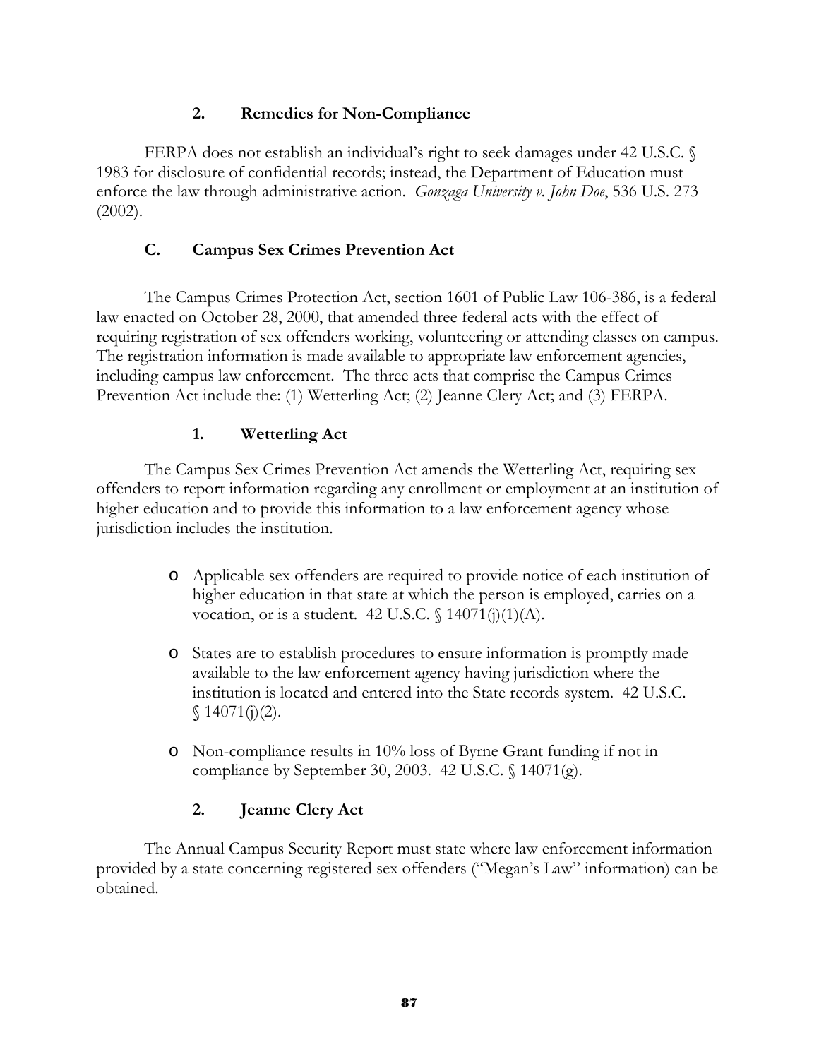### 2. Remedies for Non-Compliance

FERPA does not establish an individual's right to seek damages under 42 U.S.C. § 1983 for disclosure of confidential records; instead, the Department of Education must enforce the law through administrative action. *Gonzaga University v. John Doe*, 536 U.S. 273 (2002).

## C. Campus Sex Crimes Prevention Act

The Campus Crimes Protection Act, section 1601 of Public Law 106-386, is a federal law enacted on October 28, 2000, that amended three federal acts with the effect of requiring registration of sex offenders working, volunteering or attending classes on campus. The registration information is made available to appropriate law enforcement agencies, including campus law enforcement. The three acts that comprise the Campus Crimes Prevention Act include the: (1) Wetterling Act; (2) Jeanne Clery Act; and (3) FERPA.

### 1. Wetterling Act

The Campus Sex Crimes Prevention Act amends the Wetterling Act, requiring sex offenders to report information regarding any enrollment or employment at an institution of higher education and to provide this information to a law enforcement agency whose jurisdiction includes the institution.

- Applicable sex offenders are required to provide notice of each institution of higher education in that state at which the person is employed, carries on a vocation, or is a student. 42 U.S.C. § 14071(j)(1)(A).
- States are to establish procedures to ensure information is promptly made available to the law enforcement agency having jurisdiction where the institution is located and entered into the State records system. 42 U.S.C. § 14071(j)(2).
- Non-compliance results in 10% loss of Byrne Grant funding if not in compliance by September 30, 2003. 42 U.S.C. § 14071(g).

### 2. Jeanne Clery Act

The Annual Campus Security Report must state where law enforcement information provided by a state concerning registered sex offenders ("Megan's Law" information) can be obtained.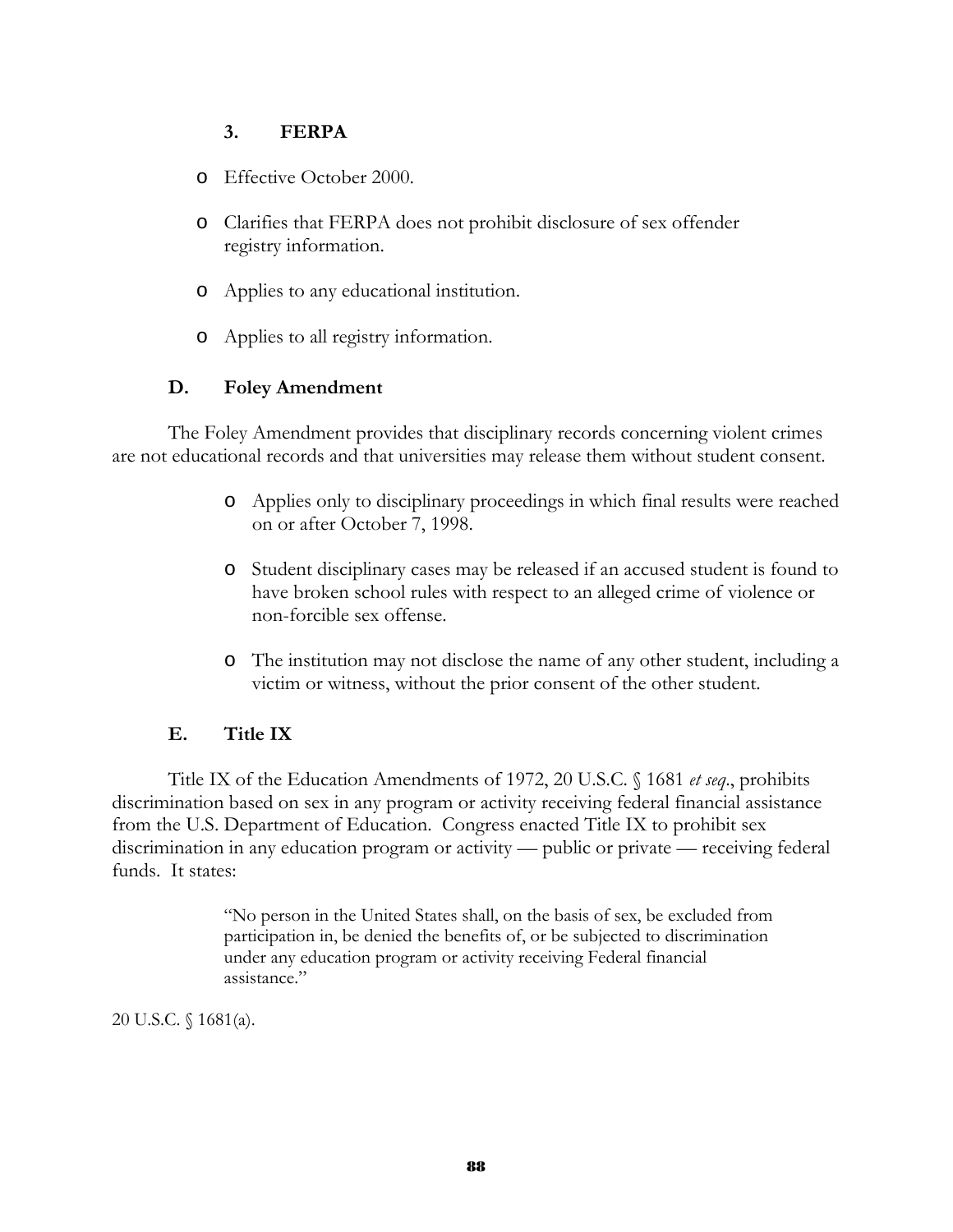### 3. FERPA

- Effective October 2000.
- Clarifies that FERPA does not prohibit disclosure of sex offender registry information.
- Applies to any educational institution.
- Applies to all registry information.

## D. Foley Amendment

The Foley Amendment provides that disciplinary records concerning violent crimes are not educational records and that universities may release them without student consent.

- Applies only to disciplinary proceedings in which final results were reached on or after October 7, 1998.
- Student disciplinary cases may be released if an accused student is found to have broken school rules with respect to an alleged crime of violence or non-forcible sex offense.
- The institution may not disclose the name of any other student, including a victim or witness, without the prior consent of the other student.

## E. Title IX

Title IX of the Education Amendments of 1972, 20 U.S.C. § 1681 *et seq*., prohibits discrimination based on sex in any program or activity receiving federal financial assistance from the U.S. Department of Education. Congress enacted Title IX to prohibit sex discrimination in any education program or activity — public or private — receiving federal funds. It states:

> "No person in the United States shall, on the basis of sex, be excluded from participation in, be denied the benefits of, or be subjected to discrimination under any education program or activity receiving Federal financial assistance."

20 U.S.C. § 1681(a).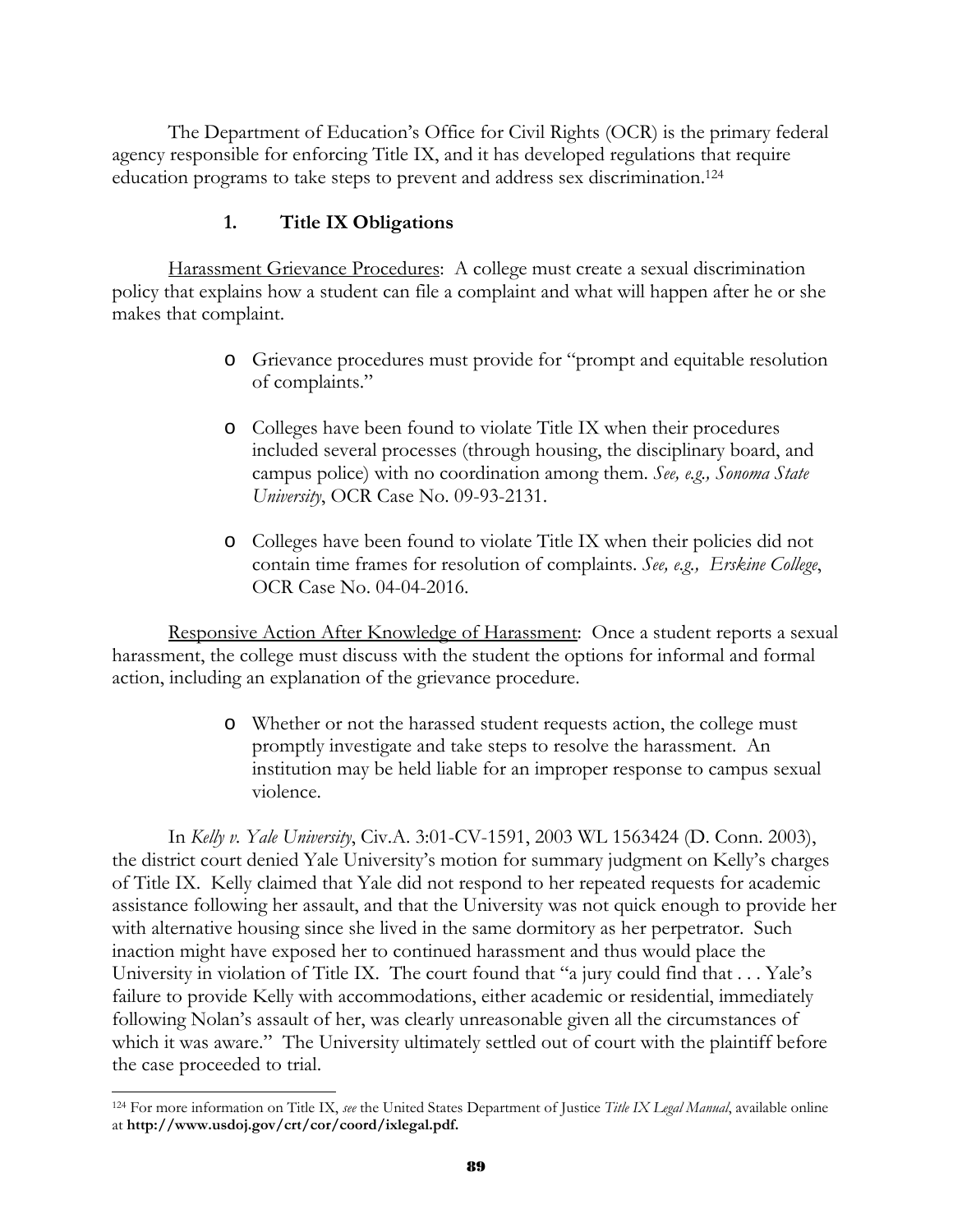The Department of Education's Office for Civil Rights (OCR) is the primary federal agency responsible for enforcing Title IX, and it has developed regulations that require education programs to take steps to prevent and address sex discrimination.[124]

### 1. Title IX Obligations

<u>Harassment Grievance Procedures</u>: A college must create a sexual discrimination policy that explains how a student can file a complaint and what will happen after he or she makes that complaint.

- Grievance procedures must provide for "prompt and equitable resolution of complaints."
- Colleges have been found to violate Title IX when their procedures included several processes (through housing, the disciplinary board, and campus police) with no coordination among them. *See, e.g., Sonoma State University*, OCR Case No. 09-93-2131.
- Colleges have been found to violate Title IX when their policies did not contain time frames for resolution of complaints. *See, e.g., Erskine College*, OCR Case No. 04-04-2016.

<u>Responsive Action After Knowledge of Harassment</u>: Once a student reports a sexual harassment, the college must discuss with the student the options for informal and formal action, including an explanation of the grievance procedure.

- Whether or not the harassed student requests action, the college must promptly investigate and take steps to resolve the harassment. An institution may be held liable for an improper response to campus sexual violence.

In *Kelly v. Yale University*, Civ.A. 3:01-CV-1591, 2003 WL 1563424 (D. Conn. 2003), the district court denied Yale University's motion for summary judgment on Kelly's charges of Title IX. Kelly claimed that Yale did not respond to her repeated requests for academic assistance following her assault, and that the University was not quick enough to provide her with alternative housing since she lived in the same dormitory as her perpetrator. Such inaction might have exposed her to continued harassment and thus would place the University in violation of Title IX. The court found that "a jury could find that . . . Yale's failure to provide Kelly with accommodations, either academic or residential, immediately following Nolan's assault of her, was clearly unreasonable given all the circumstances of which it was aware." The University ultimately settled out of court with the plaintiff before the case proceeded to trial.

---

[124] For more information on Title IX, *see* the United States Department of Justice *Title IX Legal Manual*, available online at **http://www.usdoj.gov/crt/cor/coord/ixlegal.pdf.**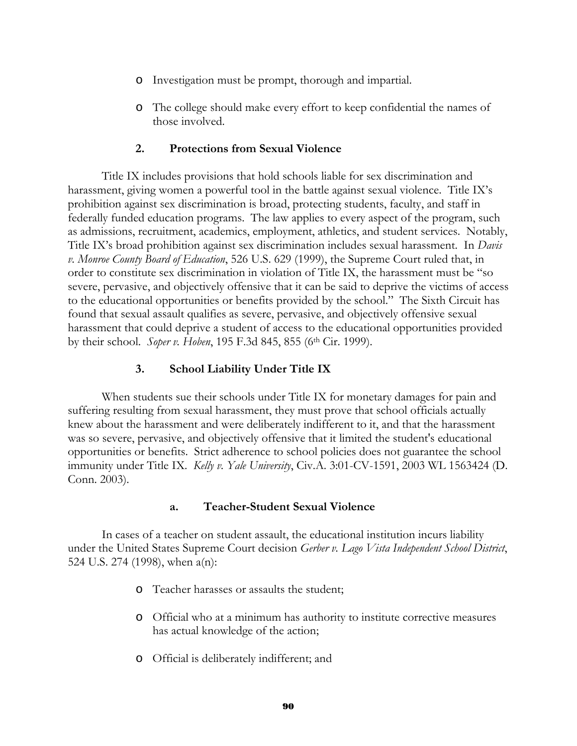- Investigation must be prompt, thorough and impartial.
- The college should make every effort to keep confidential the names of those involved.

### 2. Protections from Sexual Violence

Title IX includes provisions that hold schools liable for sex discrimination and harassment, giving women a powerful tool in the battle against sexual violence. Title IX's prohibition against sex discrimination is broad, protecting students, faculty, and staff in federally funded education programs. The law applies to every aspect of the program, such as admissions, recruitment, academics, employment, athletics, and student services. Notably, Title IX's broad prohibition against sex discrimination includes sexual harassment. In *Davis v. Monroe County Board of Education*, 526 U.S. 629 (1999), the Supreme Court ruled that, in order to constitute sex discrimination in violation of Title IX, the harassment must be "so severe, pervasive, and objectively offensive that it can be said to deprive the victims of access to the educational opportunities or benefits provided by the school." The Sixth Circuit has found that sexual assault qualifies as severe, pervasive, and objectively offensive sexual harassment that could deprive a student of access to the educational opportunities provided by their school. *Soper v. Hoben*, 195 F.3d 845, 855 (6th Cir. 1999).

### 3. School Liability Under Title IX

When students sue their schools under Title IX for monetary damages for pain and suffering resulting from sexual harassment, they must prove that school officials actually knew about the harassment and were deliberately indifferent to it, and that the harassment was so severe, pervasive, and objectively offensive that it limited the student's educational opportunities or benefits. Strict adherence to school policies does not guarantee the school immunity under Title IX. *Kelly v. Yale University*, Civ.A. 3:01-CV-1591, 2003 WL 1563424 (D. Conn. 2003).

#### a. Teacher-Student Sexual Violence

In cases of a teacher on student assault, the educational institution incurs liability under the United States Supreme Court decision *Gerber v. Lago Vista Independent School District*, 524 U.S. 274 (1998), when a(n):

- Teacher harasses or assaults the student;
- Official who at a minimum has authority to institute corrective measures has actual knowledge of the action;
- Official is deliberately indifferent; and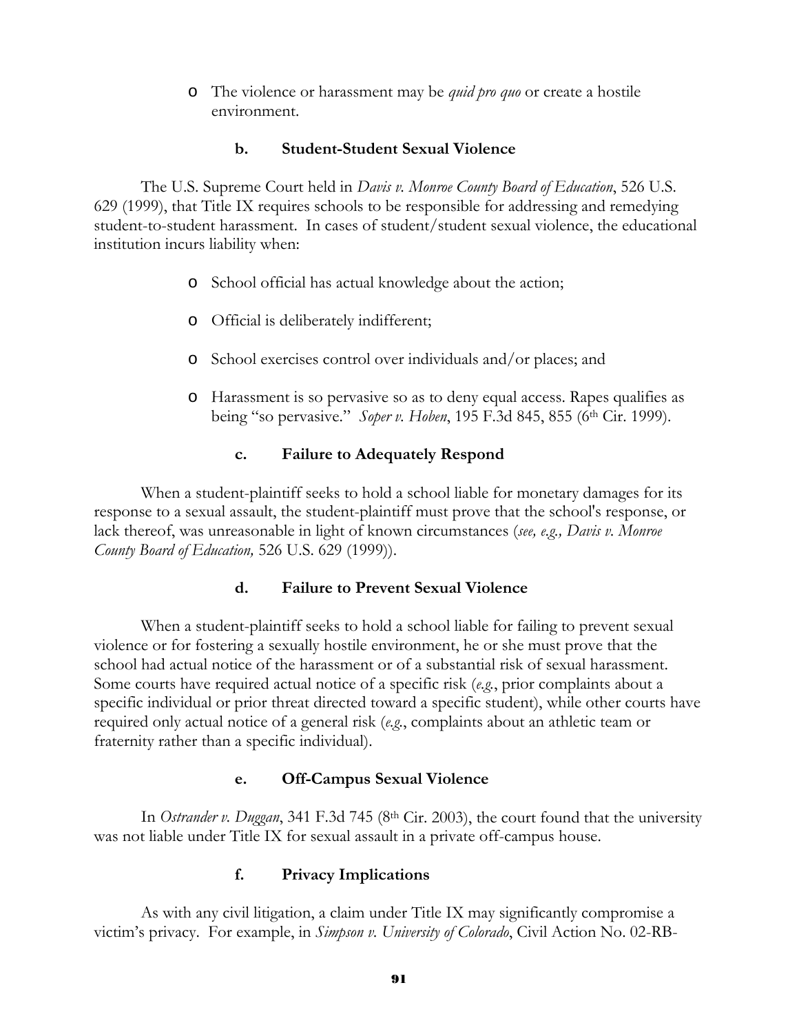- The violence or harassment may be *quid pro quo* or create a hostile environment.

#### b. Student-Student Sexual Violence

The U.S. Supreme Court held in *Davis v. Monroe County Board of Education*, 526 U.S. 629 (1999), that Title IX requires schools to be responsible for addressing and remedying student-to-student harassment. In cases of student/student sexual violence, the educational institution incurs liability when:

- School official has actual knowledge about the action;
- Official is deliberately indifferent;
- School exercises control over individuals and/or places; and
- Harassment is so pervasive so as to deny equal access. Rapes qualifies as being "so pervasive." *Soper v. Hoben*, 195 F.3d 845, 855 (6th Cir. 1999).

#### c. Failure to Adequately Respond

When a student-plaintiff seeks to hold a school liable for monetary damages for its response to a sexual assault, the student-plaintiff must prove that the school's response, or lack thereof, was unreasonable in light of known circumstances (*see, e.g., Davis v. Monroe County Board of Education,* 526 U.S. 629 (1999)).

#### d. Failure to Prevent Sexual Violence

When a student-plaintiff seeks to hold a school liable for failing to prevent sexual violence or for fostering a sexually hostile environment, he or she must prove that the school had actual notice of the harassment or of a substantial risk of sexual harassment. Some courts have required actual notice of a specific risk (*e.g.*, prior complaints about a specific individual or prior threat directed toward a specific student), while other courts have required only actual notice of a general risk (*e.g.*, complaints about an athletic team or fraternity rather than a specific individual).

#### e. Off-Campus Sexual Violence

In *Ostrander v. Duggan*, 341 F.3d 745 (8th Cir. 2003), the court found that the university was not liable under Title IX for sexual assault in a private off-campus house.

#### f. Privacy Implications

As with any civil litigation, a claim under Title IX may significantly compromise a victim's privacy. For example, in *Simpson v. University of Colorado*, Civil Action No. 02-RB-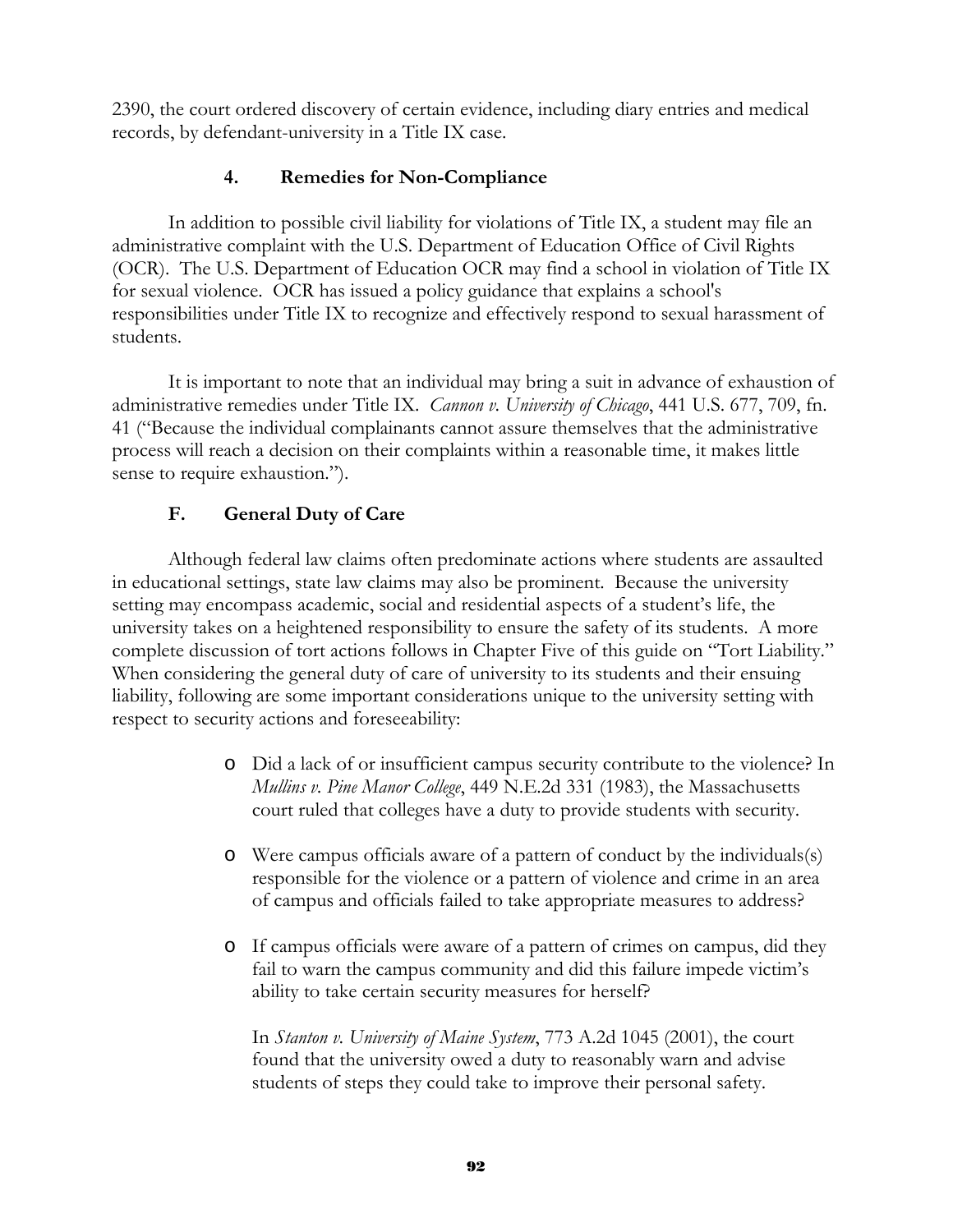2390, the court ordered discovery of certain evidence, including diary entries and medical records, by defendant-university in a Title IX case.

### 4. Remedies for Non-Compliance

In addition to possible civil liability for violations of Title IX, a student may file an administrative complaint with the U.S. Department of Education Office of Civil Rights (OCR). The U.S. Department of Education OCR may find a school in violation of Title IX for sexual violence. OCR has issued a policy guidance that explains a school's responsibilities under Title IX to recognize and effectively respond to sexual harassment of students.

It is important to note that an individual may bring a suit in advance of exhaustion of administrative remedies under Title IX. *Cannon v. University of Chicago*, 441 U.S. 677, 709, fn. 41 ("Because the individual complainants cannot assure themselves that the administrative process will reach a decision on their complaints within a reasonable time, it makes little sense to require exhaustion.").

## F. General Duty of Care

Although federal law claims often predominate actions where students are assaulted in educational settings, state law claims may also be prominent. Because the university setting may encompass academic, social and residential aspects of a student's life, the university takes on a heightened responsibility to ensure the safety of its students. A more complete discussion of tort actions follows in Chapter Five of this guide on "Tort Liability." When considering the general duty of care of university to its students and their ensuing liability, following are some important considerations unique to the university setting with respect to security actions and foreseeability:

- Did a lack of or insufficient campus security contribute to the violence? In *Mullins v. Pine Manor College*, 449 N.E.2d 331 (1983), the Massachusetts court ruled that colleges have a duty to provide students with security.

- Were campus officials aware of a pattern of conduct by the individuals(s) responsible for the violence or a pattern of violence and crime in an area of campus and officials failed to take appropriate measures to address?

- If campus officials were aware of a pattern of crimes on campus, did they fail to warn the campus community and did this failure impede victim's ability to take certain security measures for herself?

  In *Stanton v. University of Maine System*, 773 A.2d 1045 (2001), the court found that the university owed a duty to reasonably warn and advise students of steps they could take to improve their personal safety.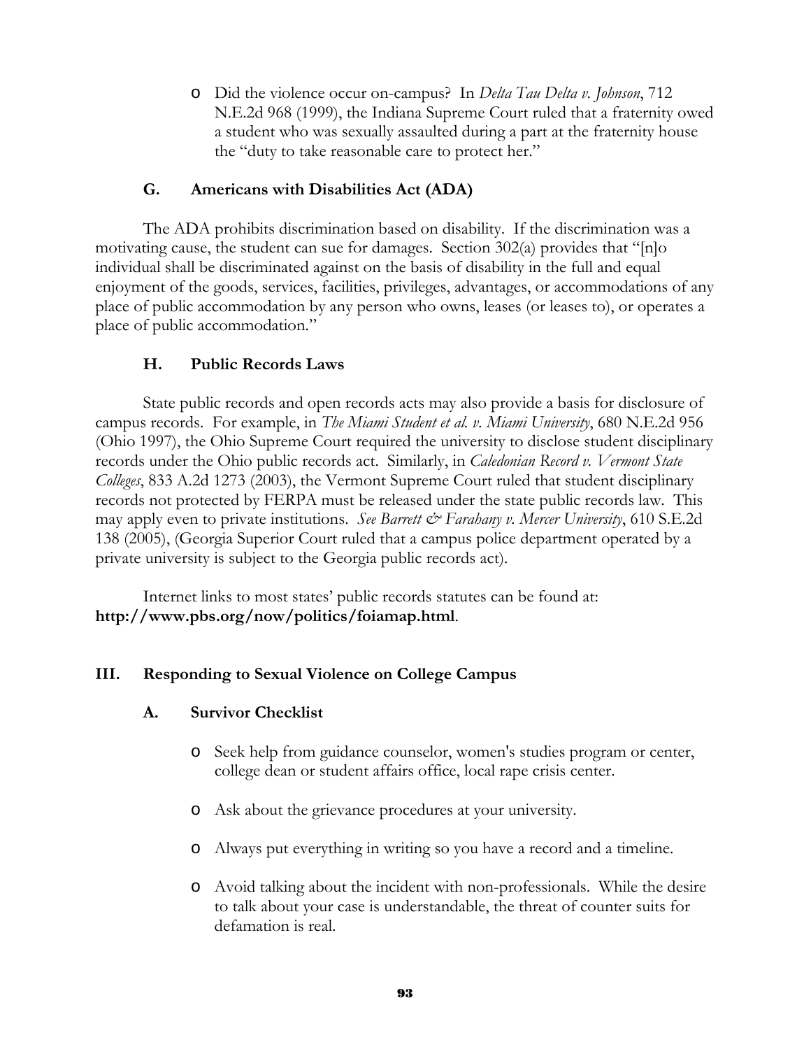- Did the violence occur on-campus? In *Delta Tau Delta v. Johnson*, 712 N.E.2d 968 (1999), the Indiana Supreme Court ruled that a fraternity owed a student who was sexually assaulted during a part at the fraternity house the "duty to take reasonable care to protect her."

### G. Americans with Disabilities Act (ADA)

The ADA prohibits discrimination based on disability. If the discrimination was a motivating cause, the student can sue for damages. Section 302(a) provides that "[n]o individual shall be discriminated against on the basis of disability in the full and equal enjoyment of the goods, services, facilities, privileges, advantages, or accommodations of any place of public accommodation by any person who owns, leases (or leases to), or operates a place of public accommodation."

### H. Public Records Laws

State public records and open records acts may also provide a basis for disclosure of campus records. For example, in *The Miami Student et al. v. Miami University*, 680 N.E.2d 956 (Ohio 1997), the Ohio Supreme Court required the university to disclose student disciplinary records under the Ohio public records act. Similarly, in *Caledonian Record v. Vermont State Colleges*, 833 A.2d 1273 (2003), the Vermont Supreme Court ruled that student disciplinary records not protected by FERPA must be released under the state public records law. This may apply even to private institutions. *See Barrett & Farahany v. Mercer University*, 610 S.E.2d 138 (2005), (Georgia Superior Court ruled that a campus police department operated by a private university is subject to the Georgia public records act).

Internet links to most states' public records statutes can be found at: **http://www.pbs.org/now/politics/foiamap.html**.

## III. Responding to Sexual Violence on College Campus

### A. Survivor Checklist

- Seek help from guidance counselor, women's studies program or center, college dean or student affairs office, local rape crisis center.
- Ask about the grievance procedures at your university.
- Always put everything in writing so you have a record and a timeline.
- Avoid talking about the incident with non-professionals. While the desire to talk about your case is understandable, the threat of counter suits for defamation is real.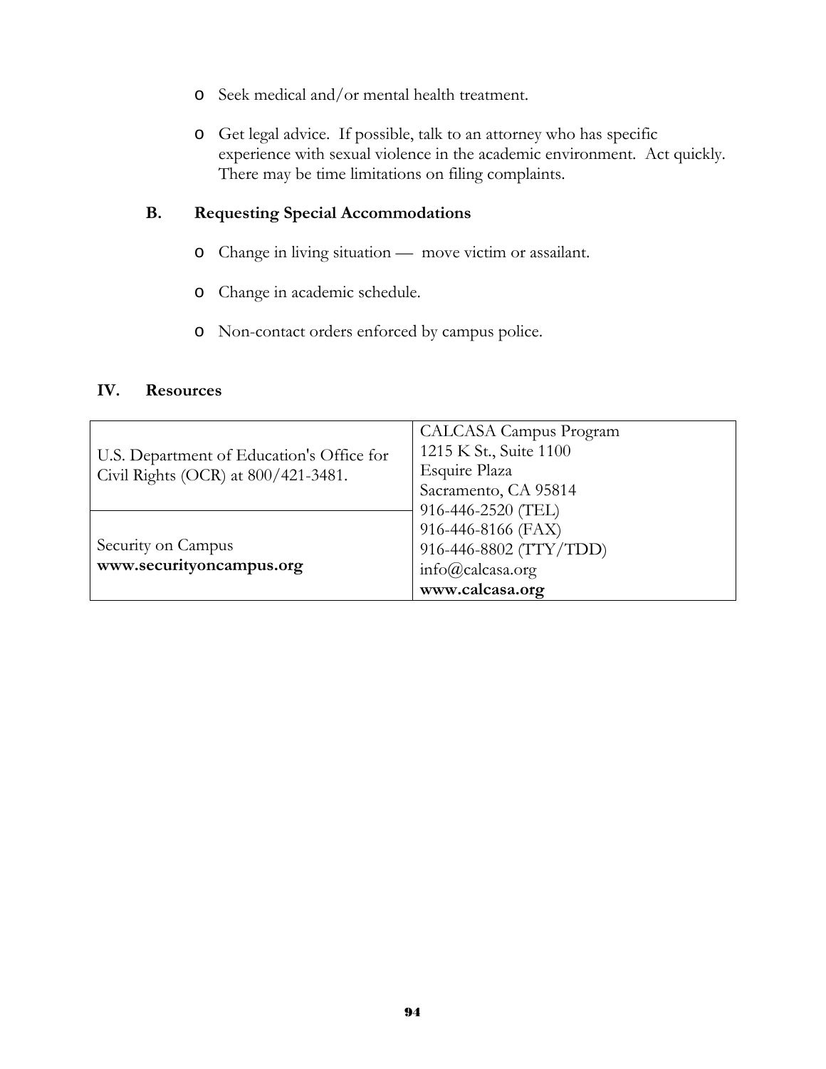- Seek medical and/or mental health treatment.

- Get legal advice. If possible, talk to an attorney who has specific experience with sexual violence in the academic environment. Act quickly. There may be time limitations on filing complaints.

### B. Requesting Special Accommodations

- Change in living situation — move victim or assailant.

- Change in academic schedule.

- Non-contact orders enforced by campus police.

## IV. Resources

| | |
|---|---|
| U.S. Department of Education's Office for Civil Rights (OCR) at 800/421-3481. | CALCASA Campus Program<br>1215 K St., Suite 1100<br>Esquire Plaza<br>Sacramento, CA 95814<br>916-446-2520 (TEL)<br>916-446-8166 (FAX)<br>916-446-8802 (TTY/TDD)<br>info@calcasa.org<br>**www.calcasa.org** |
| Security on Campus<br>**www.securityoncampus.org** | |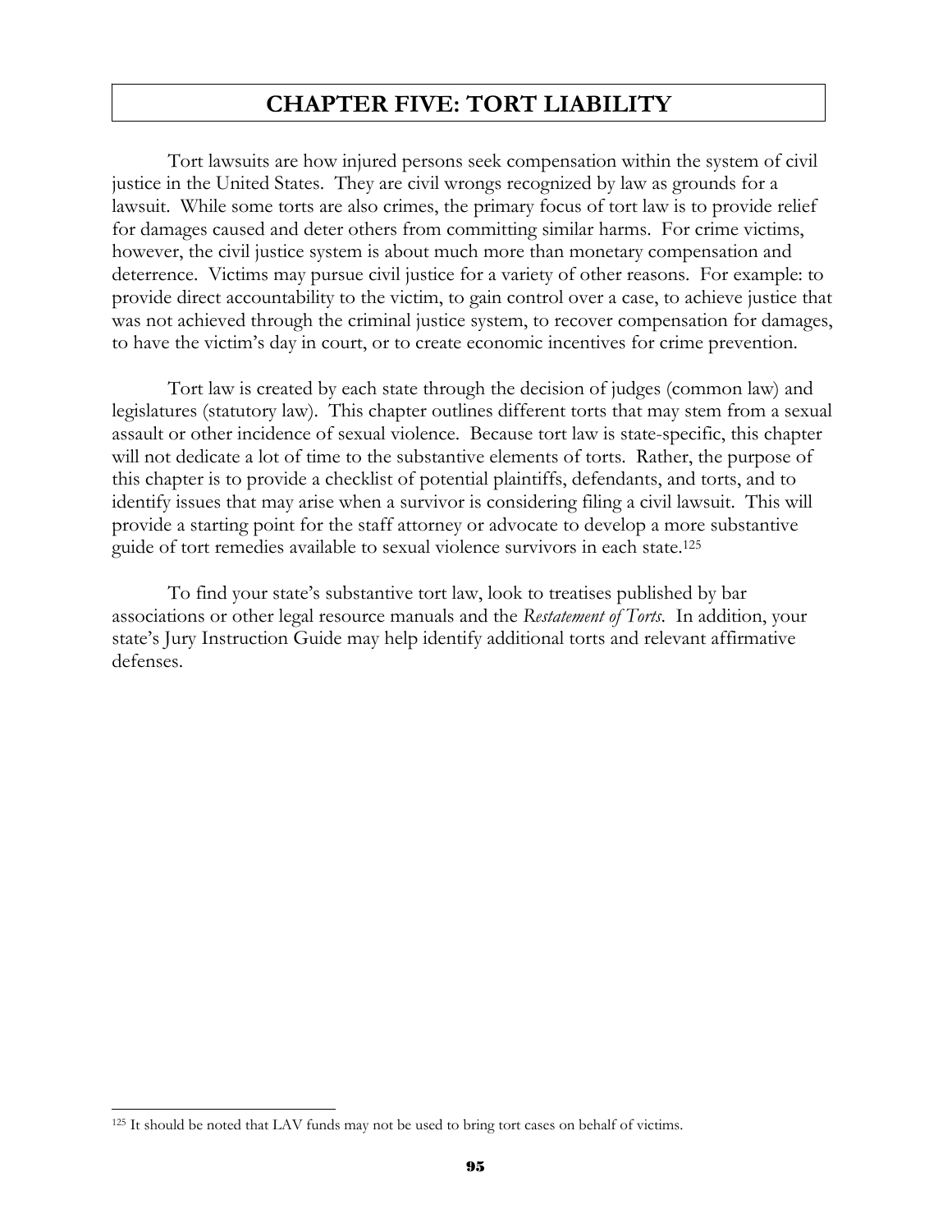# CHAPTER FIVE: TORT LIABILITY

Tort lawsuits are how injured persons seek compensation within the system of civil justice in the United States. They are civil wrongs recognized by law as grounds for a lawsuit. While some torts are also crimes, the primary focus of tort law is to provide relief for damages caused and deter others from committing similar harms. For crime victims, however, the civil justice system is about much more than monetary compensation and deterrence. Victims may pursue civil justice for a variety of other reasons. For example: to provide direct accountability to the victim, to gain control over a case, to achieve justice that was not achieved through the criminal justice system, to recover compensation for damages, to have the victim's day in court, or to create economic incentives for crime prevention.

Tort law is created by each state through the decision of judges (common law) and legislatures (statutory law). This chapter outlines different torts that may stem from a sexual assault or other incidence of sexual violence. Because tort law is state-specific, this chapter will not dedicate a lot of time to the substantive elements of torts. Rather, the purpose of this chapter is to provide a checklist of potential plaintiffs, defendants, and torts, and to identify issues that may arise when a survivor is considering filing a civil lawsuit. This will provide a starting point for the staff attorney or advocate to develop a more substantive guide of tort remedies available to sexual violence survivors in each state.[125]

To find your state's substantive tort law, look to treatises published by bar associations or other legal resource manuals and the *Restatement of Torts*. In addition, your state's Jury Instruction Guide may help identify additional torts and relevant affirmative defenses.

---

[125] It should be noted that LAV funds may not be used to bring tort cases on behalf of victims.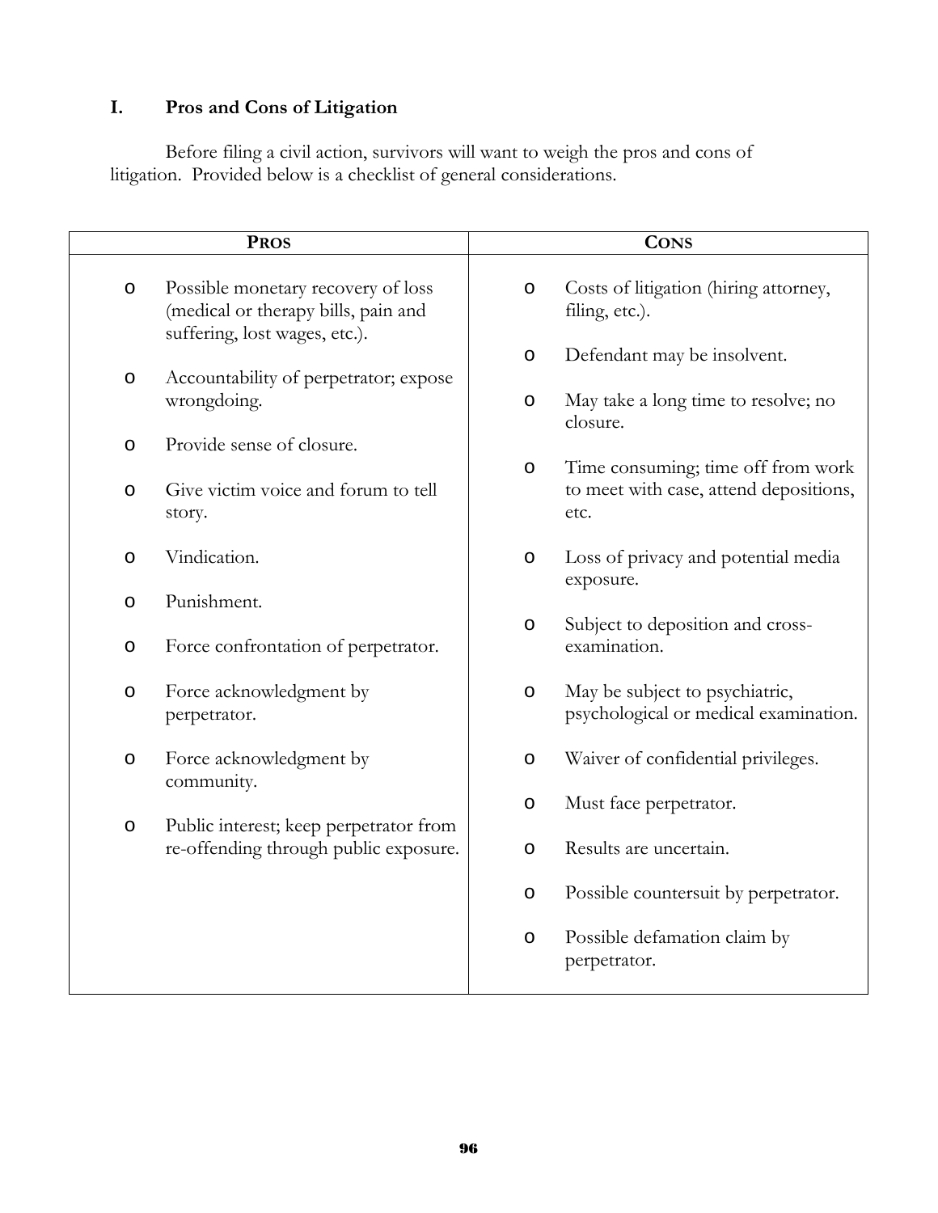## I. Pros and Cons of Litigation

Before filing a civil action, survivors will want to weigh the pros and cons of litigation. Provided below is a checklist of general considerations.

| **PROS** | **CONS** |
|---|---|
| o Possible monetary recovery of loss (medical or therapy bills, pain and suffering, lost wages, etc.). | o Costs of litigation (hiring attorney, filing, etc.). |
| o Accountability of perpetrator; expose wrongdoing. | o Defendant may be insolvent. |
| o Provide sense of closure. | o May take a long time to resolve; no closure. |
| o Give victim voice and forum to tell story. | o Time consuming; time off from work to meet with case, attend depositions, etc. |
| o Vindication. | o Loss of privacy and potential media exposure. |
| o Punishment. | o Subject to deposition and cross-examination. |
| o Force confrontation of perpetrator. | o May be subject to psychiatric, psychological or medical examination. |
| o Force acknowledgment by perpetrator. | o Waiver of confidential privileges. |
| o Force acknowledgment by community. | o Must face perpetrator. |
| o Public interest; keep perpetrator from re-offending through public exposure. | o Results are uncertain. |
| | o Possible countersuit by perpetrator. |
| | o Possible defamation claim by perpetrator. |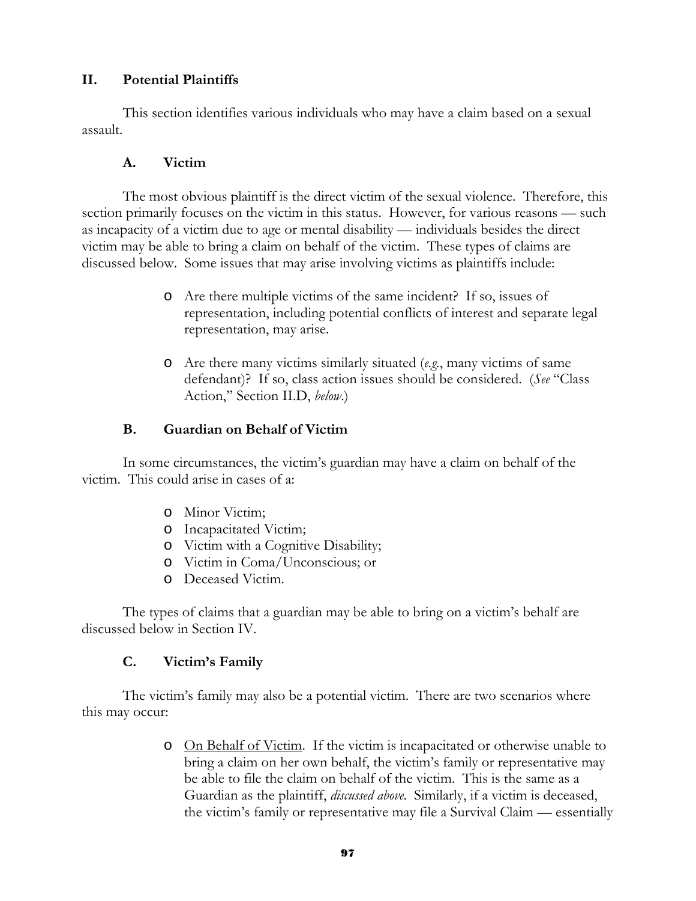## II. Potential Plaintiffs

This section identifies various individuals who may have a claim based on a sexual assault.

### A. Victim

The most obvious plaintiff is the direct victim of the sexual violence. Therefore, this section primarily focuses on the victim in this status. However, for various reasons — such as incapacity of a victim due to age or mental disability — individuals besides the direct victim may be able to bring a claim on behalf of the victim. These types of claims are discussed below. Some issues that may arise involving victims as plaintiffs include:

- Are there multiple victims of the same incident? If so, issues of representation, including potential conflicts of interest and separate legal representation, may arise.
- Are there many victims similarly situated (*e.g.*, many victims of same defendant)? If so, class action issues should be considered. (*See* "Class Action," Section II.D, *below*.)

### B. Guardian on Behalf of Victim

In some circumstances, the victim's guardian may have a claim on behalf of the victim. This could arise in cases of a:

- Minor Victim;
- Incapacitated Victim;
- Victim with a Cognitive Disability;
- Victim in Coma/Unconscious; or
- Deceased Victim.

The types of claims that a guardian may be able to bring on a victim's behalf are discussed below in Section IV.

### C. Victim's Family

The victim's family may also be a potential victim. There are two scenarios where this may occur:

- <u>On Behalf of Victim</u>. If the victim is incapacitated or otherwise unable to bring a claim on her own behalf, the victim's family or representative may be able to file the claim on behalf of the victim. This is the same as a Guardian as the plaintiff, *discussed above*. Similarly, if a victim is deceased, the victim's family or representative may file a Survival Claim — essentially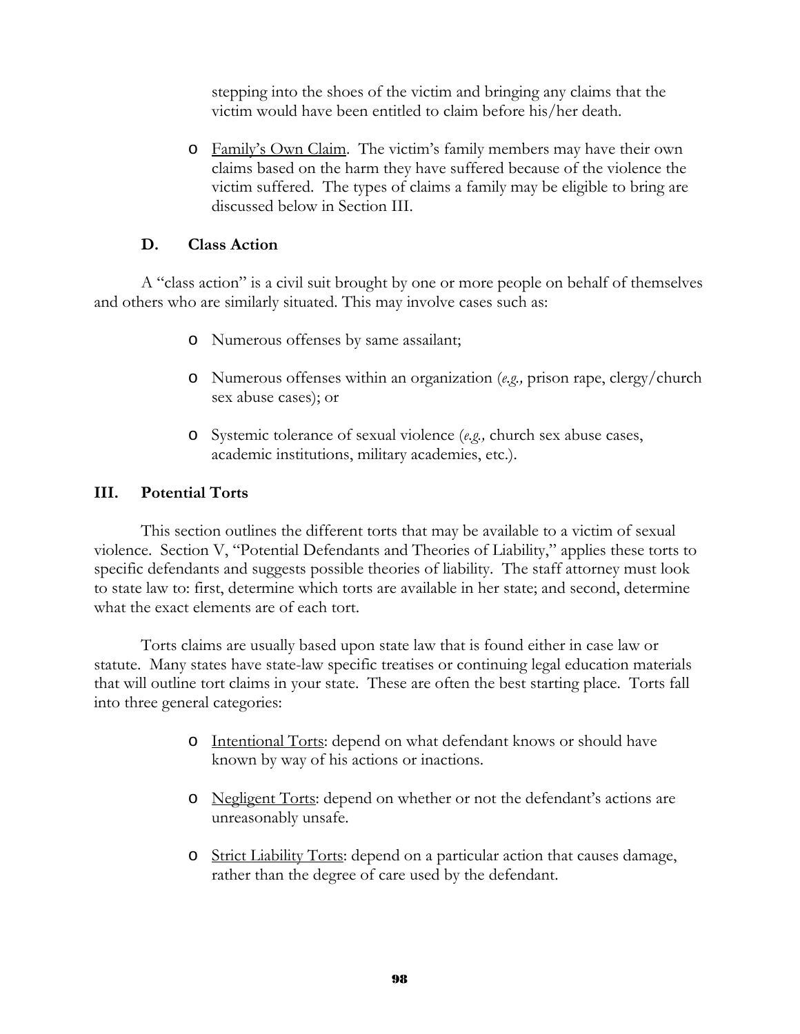stepping into the shoes of the victim and bringing any claims that the victim would have been entitled to claim before his/her death.

- Family's Own Claim. The victim's family members may have their own claims based on the harm they have suffered because of the violence the victim suffered. The types of claims a family may be eligible to bring are discussed below in Section III.

### D. Class Action

A "class action" is a civil suit brought by one or more people on behalf of themselves and others who are similarly situated. This may involve cases such as:

- Numerous offenses by same assailant;
- Numerous offenses within an organization (*e.g.,* prison rape, clergy/church sex abuse cases); or
- Systemic tolerance of sexual violence (*e.g.,* church sex abuse cases, academic institutions, military academies, etc.).

## III. Potential Torts

This section outlines the different torts that may be available to a victim of sexual violence. Section V, "Potential Defendants and Theories of Liability," applies these torts to specific defendants and suggests possible theories of liability. The staff attorney must look to state law to: first, determine which torts are available in her state; and second, determine what the exact elements are of each tort.

Torts claims are usually based upon state law that is found either in case law or statute. Many states have state-law specific treatises or continuing legal education materials that will outline tort claims in your state. These are often the best starting place. Torts fall into three general categories:

- Intentional Torts: depend on what defendant knows or should have known by way of his actions or inactions.
- Negligent Torts: depend on whether or not the defendant's actions are unreasonably unsafe.
- Strict Liability Torts: depend on a particular action that causes damage, rather than the degree of care used by the defendant.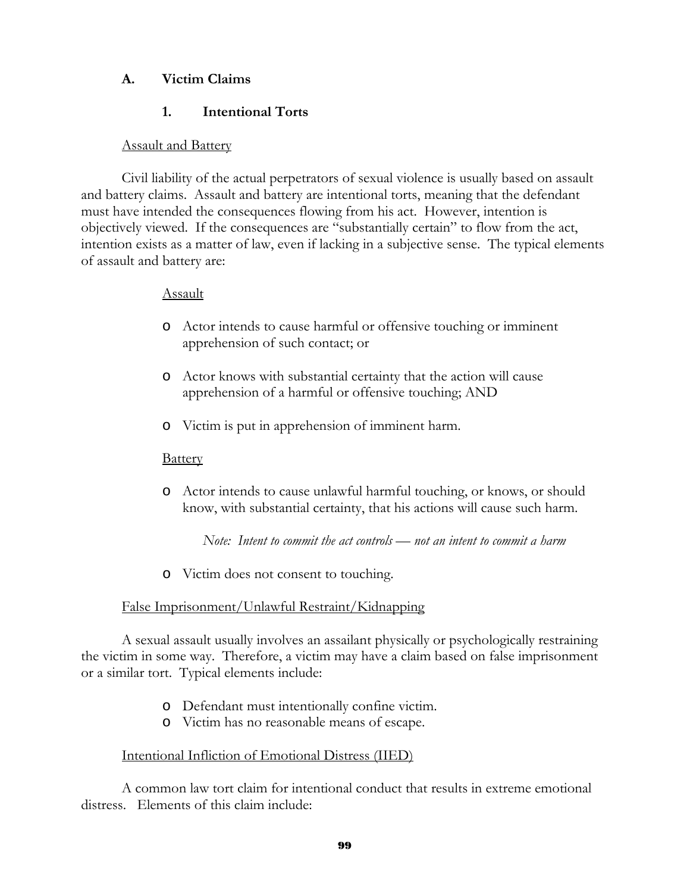## A. Victim Claims

### 1. Intentional Torts

Assault and Battery

Civil liability of the actual perpetrators of sexual violence is usually based on assault and battery claims. Assault and battery are intentional torts, meaning that the defendant must have intended the consequences flowing from his act. However, intention is objectively viewed. If the consequences are "substantially certain" to flow from the act, intention exists as a matter of law, even if lacking in a subjective sense. The typical elements of assault and battery are:

Assault

- Actor intends to cause harmful or offensive touching or imminent apprehension of such contact; or
- Actor knows with substantial certainty that the action will cause apprehension of a harmful or offensive touching; AND
- Victim is put in apprehension of imminent harm.

Battery

- Actor intends to cause unlawful harmful touching, or knows, or should know, with substantial certainty, that his actions will cause such harm.

  *Note: Intent to commit the act controls — not an intent to commit a harm*

- Victim does not consent to touching.

False Imprisonment/Unlawful Restraint/Kidnapping

A sexual assault usually involves an assailant physically or psychologically restraining the victim in some way. Therefore, a victim may have a claim based on false imprisonment or a similar tort. Typical elements include:

- Defendant must intentionally confine victim.
- Victim has no reasonable means of escape.

Intentional Infliction of Emotional Distress (IIED)

A common law tort claim for intentional conduct that results in extreme emotional distress. Elements of this claim include: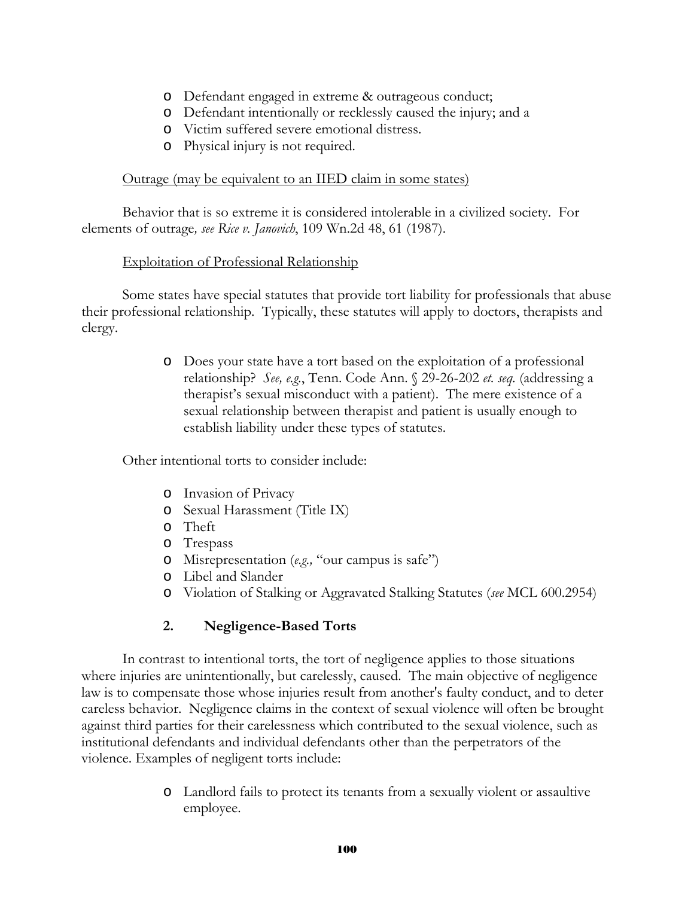- Defendant engaged in extreme & outrageous conduct;
- Defendant intentionally or recklessly caused the injury; and a
- Victim suffered severe emotional distress.
- Physical injury is not required.

<u>Outrage (may be equivalent to an IIED claim in some states)</u>

Behavior that is so extreme it is considered intolerable in a civilized society. For elements of outrage*, see Rice v. Janovich*, 109 Wn.2d 48, 61 (1987).

<u>Exploitation of Professional Relationship</u>

Some states have special statutes that provide tort liability for professionals that abuse their professional relationship. Typically, these statutes will apply to doctors, therapists and clergy.

- Does your state have a tort based on the exploitation of a professional relationship? *See, e.g.*, Tenn. Code Ann. § 29-26-202 *et. seq.* (addressing a therapist's sexual misconduct with a patient). The mere existence of a sexual relationship between therapist and patient is usually enough to establish liability under these types of statutes.

Other intentional torts to consider include:

- Invasion of Privacy
- Sexual Harassment (Title IX)
- Theft
- Trespass
- Misrepresentation (*e.g.,* "our campus is safe")
- Libel and Slander
- Violation of Stalking or Aggravated Stalking Statutes (*see* MCL 600.2954)

### 2. Negligence-Based Torts

In contrast to intentional torts, the tort of negligence applies to those situations where injuries are unintentionally, but carelessly, caused. The main objective of negligence law is to compensate those whose injuries result from another's faulty conduct, and to deter careless behavior. Negligence claims in the context of sexual violence will often be brought against third parties for their carelessness which contributed to the sexual violence, such as institutional defendants and individual defendants other than the perpetrators of the violence. Examples of negligent torts include:

- Landlord fails to protect its tenants from a sexually violent or assaultive employee.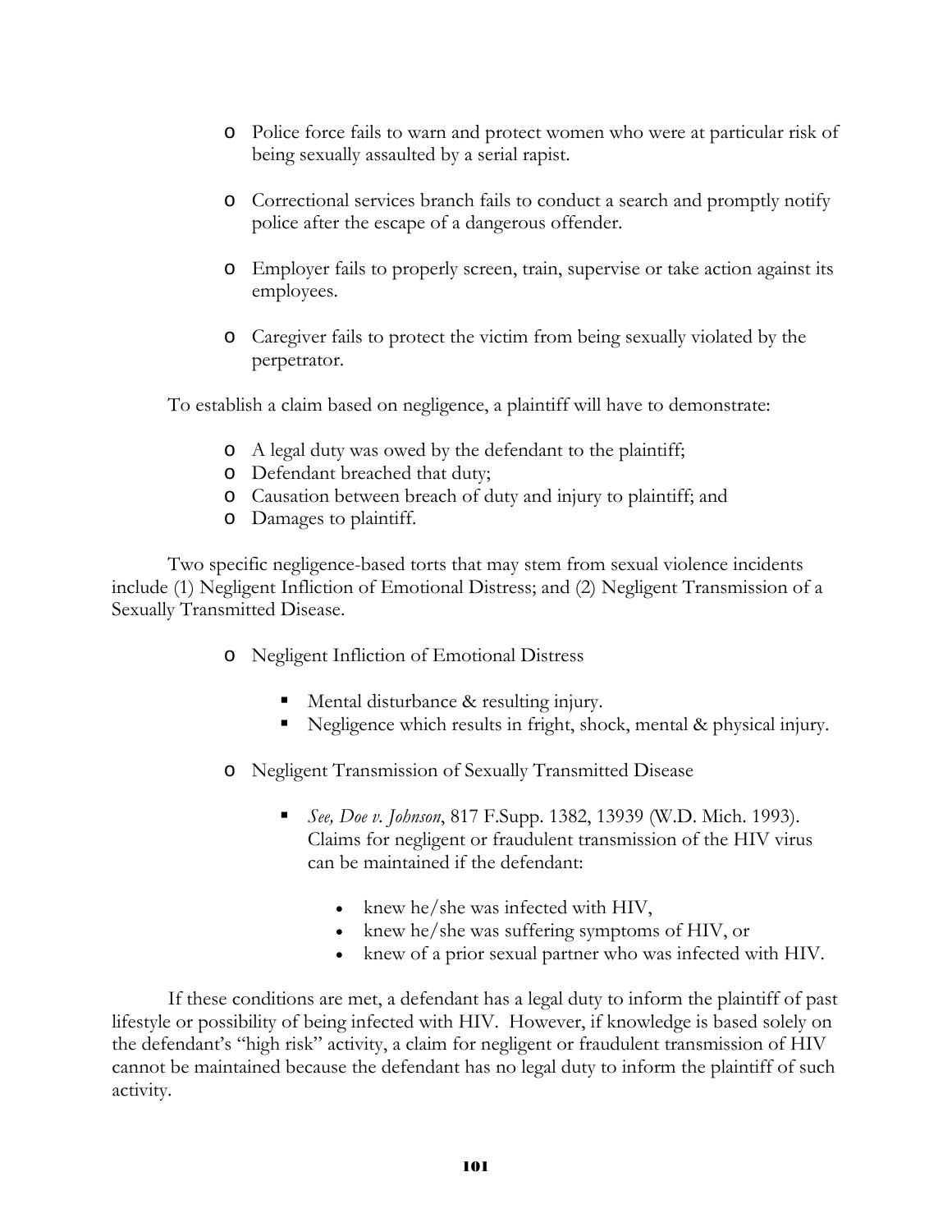- Police force fails to warn and protect women who were at particular risk of being sexually assaulted by a serial rapist.

- Correctional services branch fails to conduct a search and promptly notify police after the escape of a dangerous offender.

- Employer fails to properly screen, train, supervise or take action against its employees.

- Caregiver fails to protect the victim from being sexually violated by the perpetrator.

To establish a claim based on negligence, a plaintiff will have to demonstrate:

- A legal duty was owed by the defendant to the plaintiff;
- Defendant breached that duty;
- Causation between breach of duty and injury to plaintiff; and
- Damages to plaintiff.

Two specific negligence-based torts that may stem from sexual violence incidents include (1) Negligent Infliction of Emotional Distress; and (2) Negligent Transmission of a Sexually Transmitted Disease.

- Negligent Infliction of Emotional Distress
  - Mental disturbance & resulting injury.
  - Negligence which results in fright, shock, mental & physical injury.

- Negligent Transmission of Sexually Transmitted Disease
  - *See, Doe v. Johnson*, 817 F.Supp. 1382, 13939 (W.D. Mich. 1993). Claims for negligent or fraudulent transmission of the HIV virus can be maintained if the defendant:
    - knew he/she was infected with HIV,
    - knew he/she was suffering symptoms of HIV, or
    - knew of a prior sexual partner who was infected with HIV.

If these conditions are met, a defendant has a legal duty to inform the plaintiff of past lifestyle or possibility of being infected with HIV. However, if knowledge is based solely on the defendant's "high risk" activity, a claim for negligent or fraudulent transmission of HIV cannot be maintained because the defendant has no legal duty to inform the plaintiff of such activity.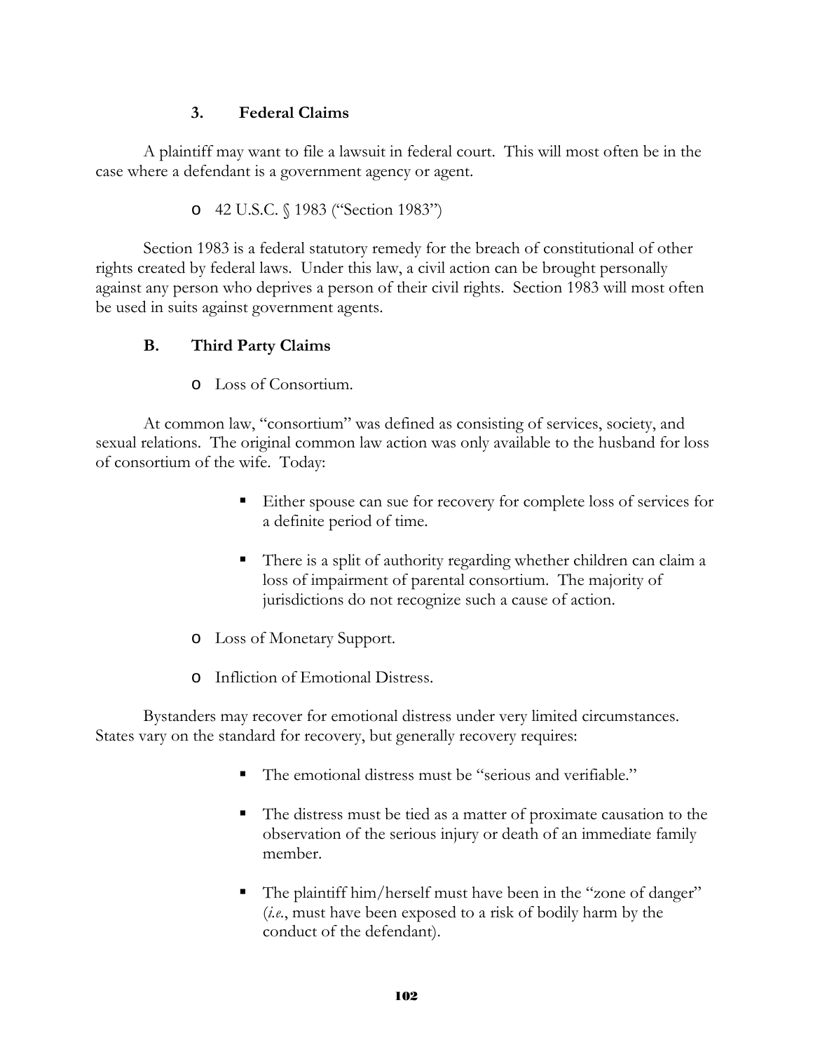### 3. Federal Claims

A plaintiff may want to file a lawsuit in federal court. This will most often be in the case where a defendant is a government agency or agent.

- 42 U.S.C. § 1983 ("Section 1983")

Section 1983 is a federal statutory remedy for the breach of constitutional of other rights created by federal laws. Under this law, a civil action can be brought personally against any person who deprives a person of their civil rights. Section 1983 will most often be used in suits against government agents.

## B. Third Party Claims

- Loss of Consortium.

At common law, "consortium" was defined as consisting of services, society, and sexual relations. The original common law action was only available to the husband for loss of consortium of the wife. Today:

  - Either spouse can sue for recovery for complete loss of services for a definite period of time.
  - There is a split of authority regarding whether children can claim a loss of impairment of parental consortium. The majority of jurisdictions do not recognize such a cause of action.

- Loss of Monetary Support.
- Infliction of Emotional Distress.

Bystanders may recover for emotional distress under very limited circumstances. States vary on the standard for recovery, but generally recovery requires:

  - The emotional distress must be "serious and verifiable."
  - The distress must be tied as a matter of proximate causation to the observation of the serious injury or death of an immediate family member.
  - The plaintiff him/herself must have been in the "zone of danger" (*i.e.*, must have been exposed to a risk of bodily harm by the conduct of the defendant).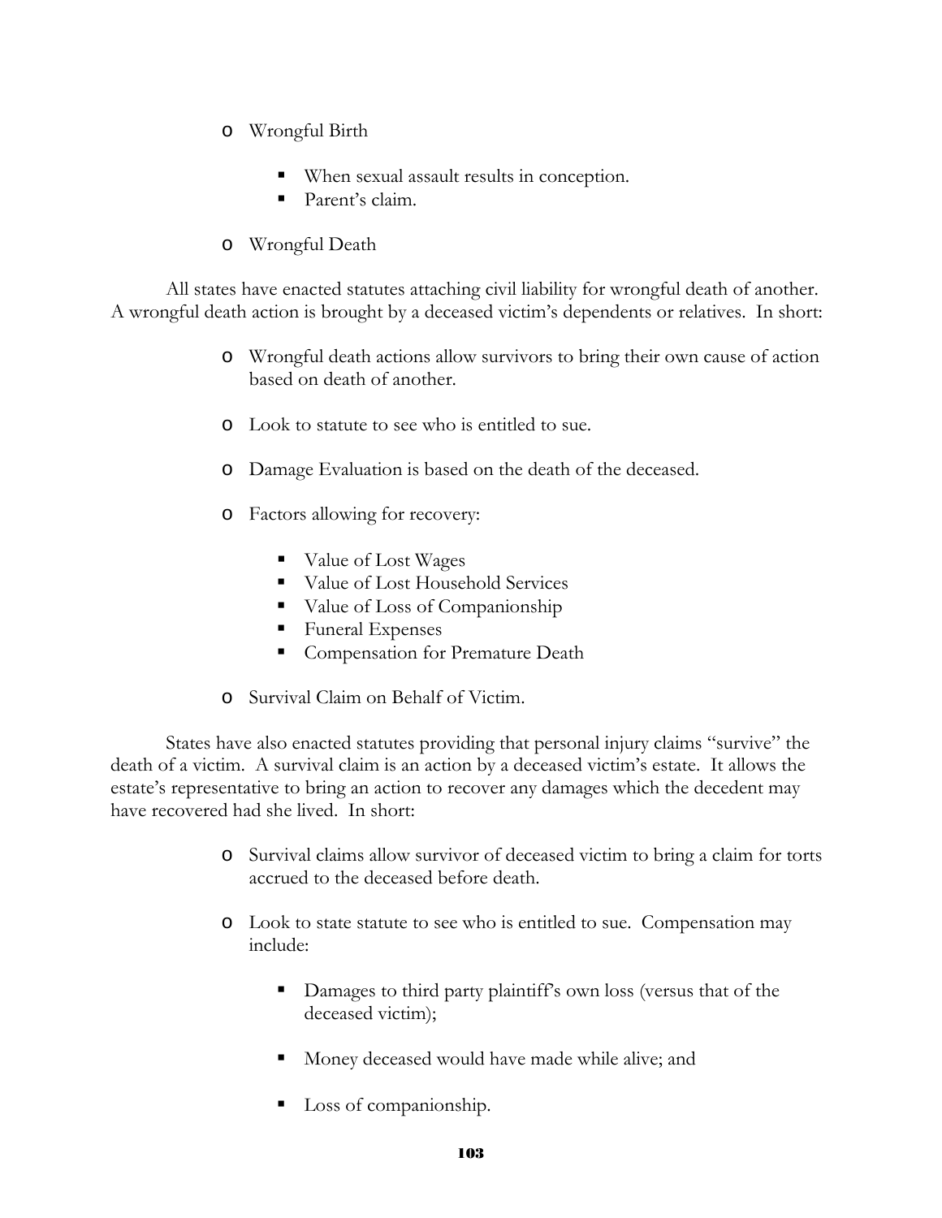- Wrongful Birth

    - When sexual assault results in conception.
    - Parent's claim.

- Wrongful Death

All states have enacted statutes attaching civil liability for wrongful death of another. A wrongful death action is brought by a deceased victim's dependents or relatives. In short:

- Wrongful death actions allow survivors to bring their own cause of action based on death of another.

- Look to statute to see who is entitled to sue.

- Damage Evaluation is based on the death of the deceased.

- Factors allowing for recovery:

    - Value of Lost Wages
    - Value of Lost Household Services
    - Value of Loss of Companionship
    - Funeral Expenses
    - Compensation for Premature Death

- Survival Claim on Behalf of Victim.

States have also enacted statutes providing that personal injury claims "survive" the death of a victim. A survival claim is an action by a deceased victim's estate. It allows the estate's representative to bring an action to recover any damages which the decedent may have recovered had she lived. In short:

- Survival claims allow survivor of deceased victim to bring a claim for torts accrued to the deceased before death.

- Look to state statute to see who is entitled to sue. Compensation may include:

    - Damages to third party plaintiff's own loss (versus that of the deceased victim);

    - Money deceased would have made while alive; and

    - Loss of companionship.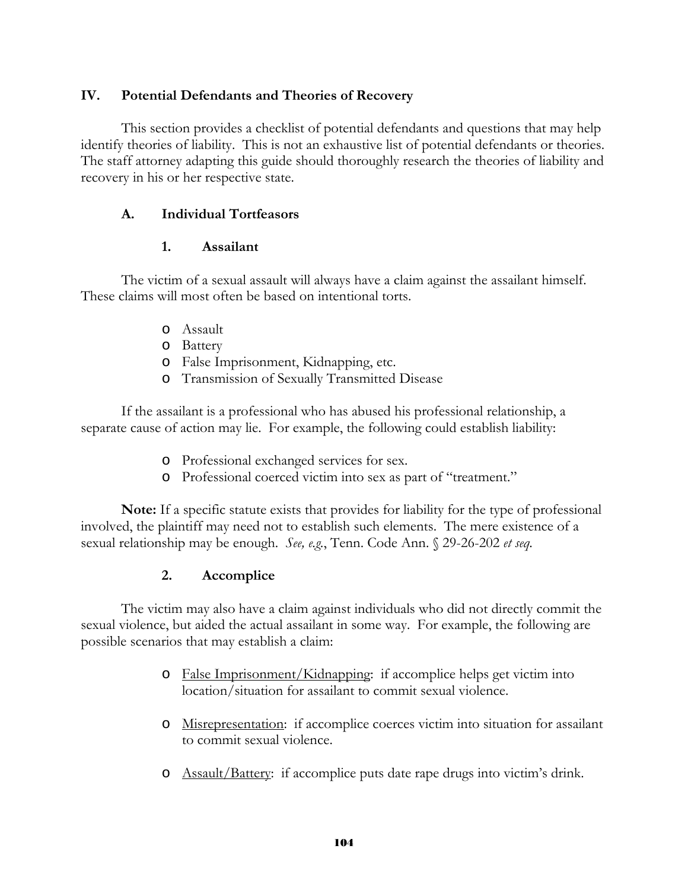## IV. Potential Defendants and Theories of Recovery

This section provides a checklist of potential defendants and questions that may help identify theories of liability. This is not an exhaustive list of potential defendants or theories. The staff attorney adapting this guide should thoroughly research the theories of liability and recovery in his or her respective state.

### A. Individual Tortfeasors

#### 1. Assailant

The victim of a sexual assault will always have a claim against the assailant himself. These claims will most often be based on intentional torts.

- Assault
- Battery
- False Imprisonment, Kidnapping, etc.
- Transmission of Sexually Transmitted Disease

If the assailant is a professional who has abused his professional relationship, a separate cause of action may lie. For example, the following could establish liability:

- Professional exchanged services for sex.
- Professional coerced victim into sex as part of "treatment."

**Note:** If a specific statute exists that provides for liability for the type of professional involved, the plaintiff may need not to establish such elements. The mere existence of a sexual relationship may be enough. *See, e.g.*, Tenn. Code Ann. § 29-26-202 *et seq.*

#### 2. Accomplice

The victim may also have a claim against individuals who did not directly commit the sexual violence, but aided the actual assailant in some way. For example, the following are possible scenarios that may establish a claim:

- <u>False Imprisonment/Kidnapping</u>: if accomplice helps get victim into location/situation for assailant to commit sexual violence.

- <u>Misrepresentation</u>: if accomplice coerces victim into situation for assailant to commit sexual violence.

- <u>Assault/Battery</u>: if accomplice puts date rape drugs into victim's drink.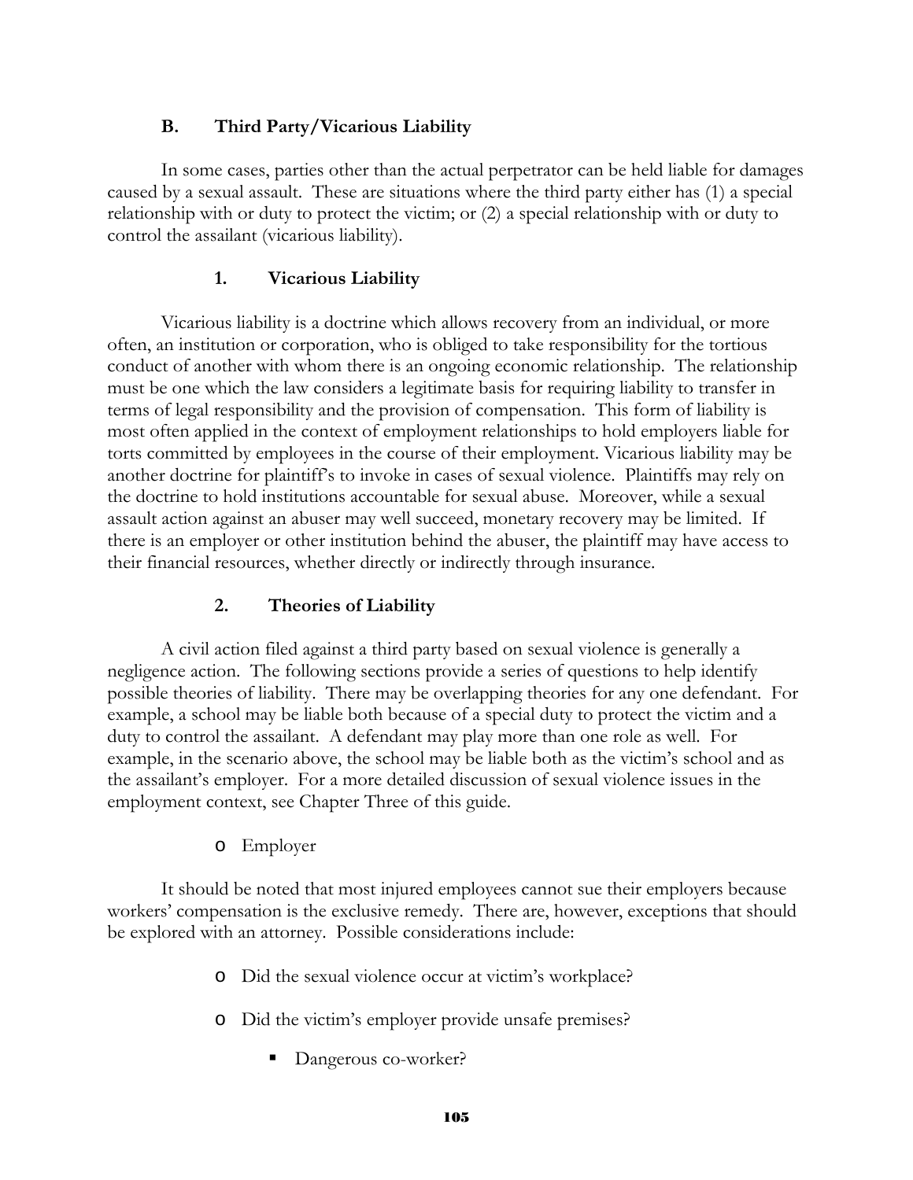### B. Third Party/Vicarious Liability

In some cases, parties other than the actual perpetrator can be held liable for damages caused by a sexual assault. These are situations where the third party either has (1) a special relationship with or duty to protect the victim; or (2) a special relationship with or duty to control the assailant (vicarious liability).

#### 1. Vicarious Liability

Vicarious liability is a doctrine which allows recovery from an individual, or more often, an institution or corporation, who is obliged to take responsibility for the tortious conduct of another with whom there is an ongoing economic relationship. The relationship must be one which the law considers a legitimate basis for requiring liability to transfer in terms of legal responsibility and the provision of compensation. This form of liability is most often applied in the context of employment relationships to hold employers liable for torts committed by employees in the course of their employment. Vicarious liability may be another doctrine for plaintiff's to invoke in cases of sexual violence. Plaintiffs may rely on the doctrine to hold institutions accountable for sexual abuse. Moreover, while a sexual assault action against an abuser may well succeed, monetary recovery may be limited. If there is an employer or other institution behind the abuser, the plaintiff may have access to their financial resources, whether directly or indirectly through insurance.

#### 2. Theories of Liability

A civil action filed against a third party based on sexual violence is generally a negligence action. The following sections provide a series of questions to help identify possible theories of liability. There may be overlapping theories for any one defendant. For example, a school may be liable both because of a special duty to protect the victim and a duty to control the assailant. A defendant may play more than one role as well. For example, in the scenario above, the school may be liable both as the victim's school and as the assailant's employer. For a more detailed discussion of sexual violence issues in the employment context, see Chapter Three of this guide.

- Employer

It should be noted that most injured employees cannot sue their employers because workers' compensation is the exclusive remedy. There are, however, exceptions that should be explored with an attorney. Possible considerations include:

- Did the sexual violence occur at victim's workplace?
- Did the victim's employer provide unsafe premises?
  - Dangerous co-worker?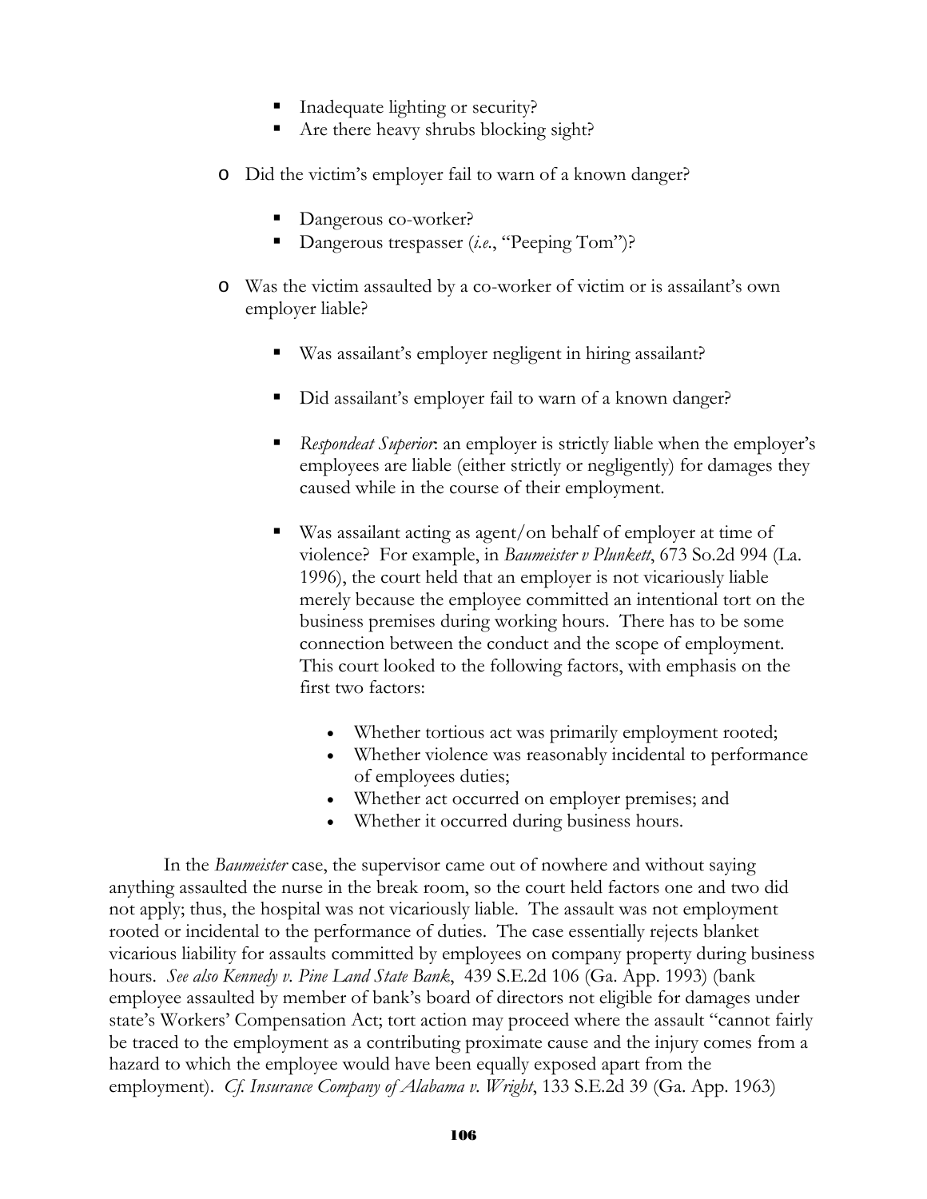- Inadequate lighting or security?
        - Are there heavy shrubs blocking sight?

    - Did the victim's employer fail to warn of a known danger?

        - Dangerous co-worker?
        - Dangerous trespasser (*i.e.*, "Peeping Tom")?

    - Was the victim assaulted by a co-worker of victim or is assailant's own employer liable?

        - Was assailant's employer negligent in hiring assailant?

        - Did assailant's employer fail to warn of a known danger?

        - *Respondeat Superior*: an employer is strictly liable when the employer's employees are liable (either strictly or negligently) for damages they caused while in the course of their employment.

        - Was assailant acting as agent/on behalf of employer at time of violence? For example, in *Baumeister v Plunkett*, 673 So.2d 994 (La. 1996), the court held that an employer is not vicariously liable merely because the employee committed an intentional tort on the business premises during working hours. There has to be some connection between the conduct and the scope of employment. This court looked to the following factors, with emphasis on the first two factors:

            - Whether tortious act was primarily employment rooted;
            - Whether violence was reasonably incidental to performance of employees duties;
            - Whether act occurred on employer premises; and
            - Whether it occurred during business hours.

In the *Baumeister* case, the supervisor came out of nowhere and without saying anything assaulted the nurse in the break room, so the court held factors one and two did not apply; thus, the hospital was not vicariously liable. The assault was not employment rooted or incidental to the performance of duties. The case essentially rejects blanket vicarious liability for assaults committed by employees on company property during business hours. *See also Kennedy v. Pine Land State Bank*, 439 S.E.2d 106 (Ga. App. 1993) (bank employee assaulted by member of bank's board of directors not eligible for damages under state's Workers' Compensation Act; tort action may proceed where the assault "cannot fairly be traced to the employment as a contributing proximate cause and the injury comes from a hazard to which the employee would have been equally exposed apart from the employment). *Cf. Insurance Company of Alabama v. Wright*, 133 S.E.2d 39 (Ga. App. 1963)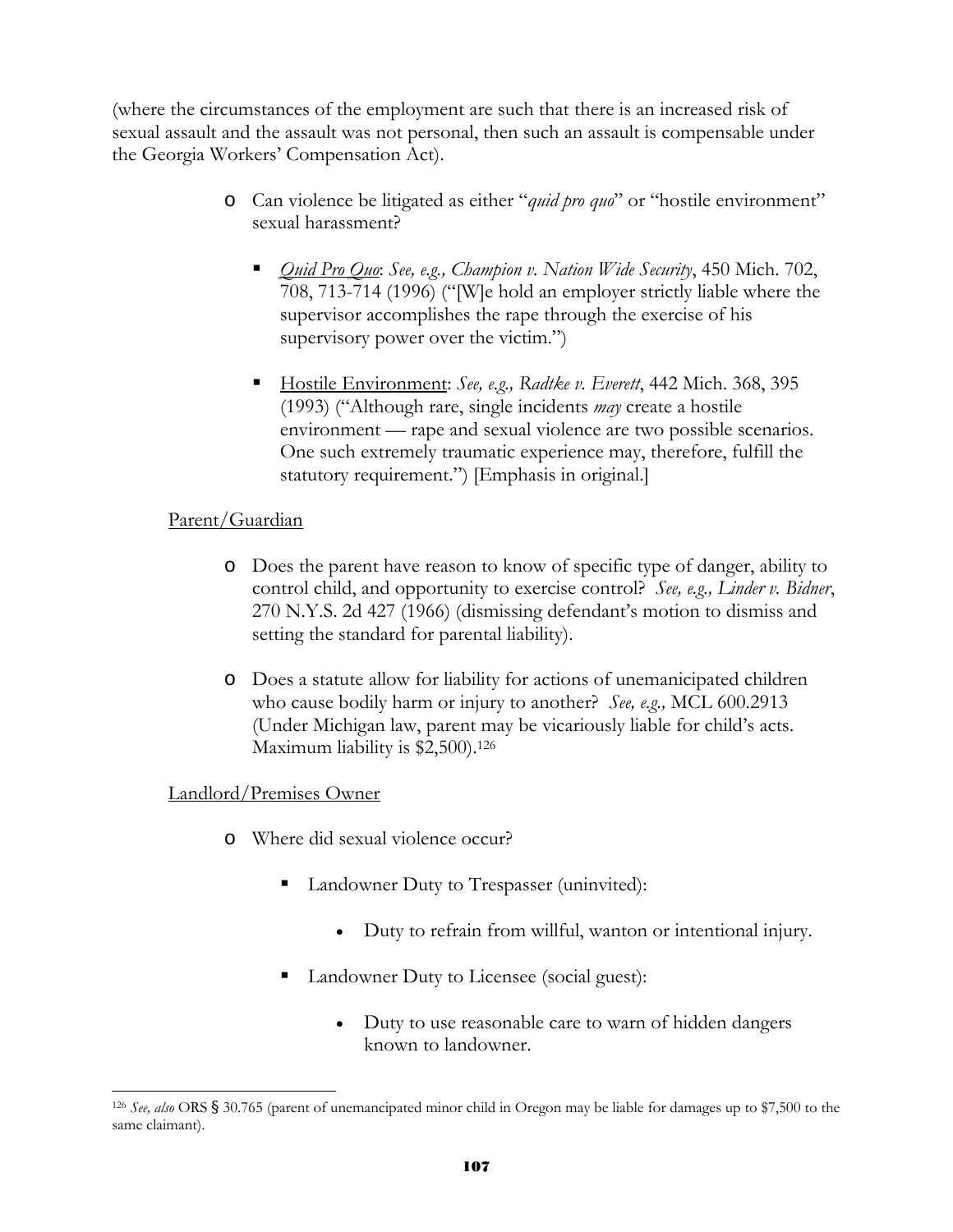(where the circumstances of the employment are such that there is an increased risk of sexual assault and the assault was not personal, then such an assault is compensable under the Georgia Workers' Compensation Act).

- Can violence be litigated as either "*quid pro quo*" or "hostile environment" sexual harassment?
  - *Quid Pro Quo*: *See, e.g., Champion v. Nation Wide Security*, 450 Mich. 702, 708, 713-714 (1996) ("[W]e hold an employer strictly liable where the supervisor accomplishes the rape through the exercise of his supervisory power over the victim.")
  - Hostile Environment: *See, e.g., Radtke v. Everett*, 442 Mich. 368, 395 (1993) ("Although rare, single incidents *may* create a hostile environment — rape and sexual violence are two possible scenarios. One such extremely traumatic experience may, therefore, fulfill the statutory requirement.") [Emphasis in original.]

Parent/Guardian

- Does the parent have reason to know of specific type of danger, ability to control child, and opportunity to exercise control? *See, e.g., Linder v. Bidner*, 270 N.Y.S. 2d 427 (1966) (dismissing defendant's motion to dismiss and setting the standard for parental liability).
- Does a statute allow for liability for actions of unemanicipated children who cause bodily harm or injury to another? *See, e.g.,* MCL 600.2913 (Under Michigan law, parent may be vicariously liable for child's acts. Maximum liability is $2,500).[126]

Landlord/Premises Owner

- Where did sexual violence occur?
  - Landowner Duty to Trespasser (uninvited):
    - Duty to refrain from willful, wanton or intentional injury.
  - Landowner Duty to Licensee (social guest):
    - Duty to use reasonable care to warn of hidden dangers known to landowner.

[126] *See, also* ORS § 30.765 (parent of unemancipated minor child in Oregon may be liable for damages up to $7,500 to the same claimant).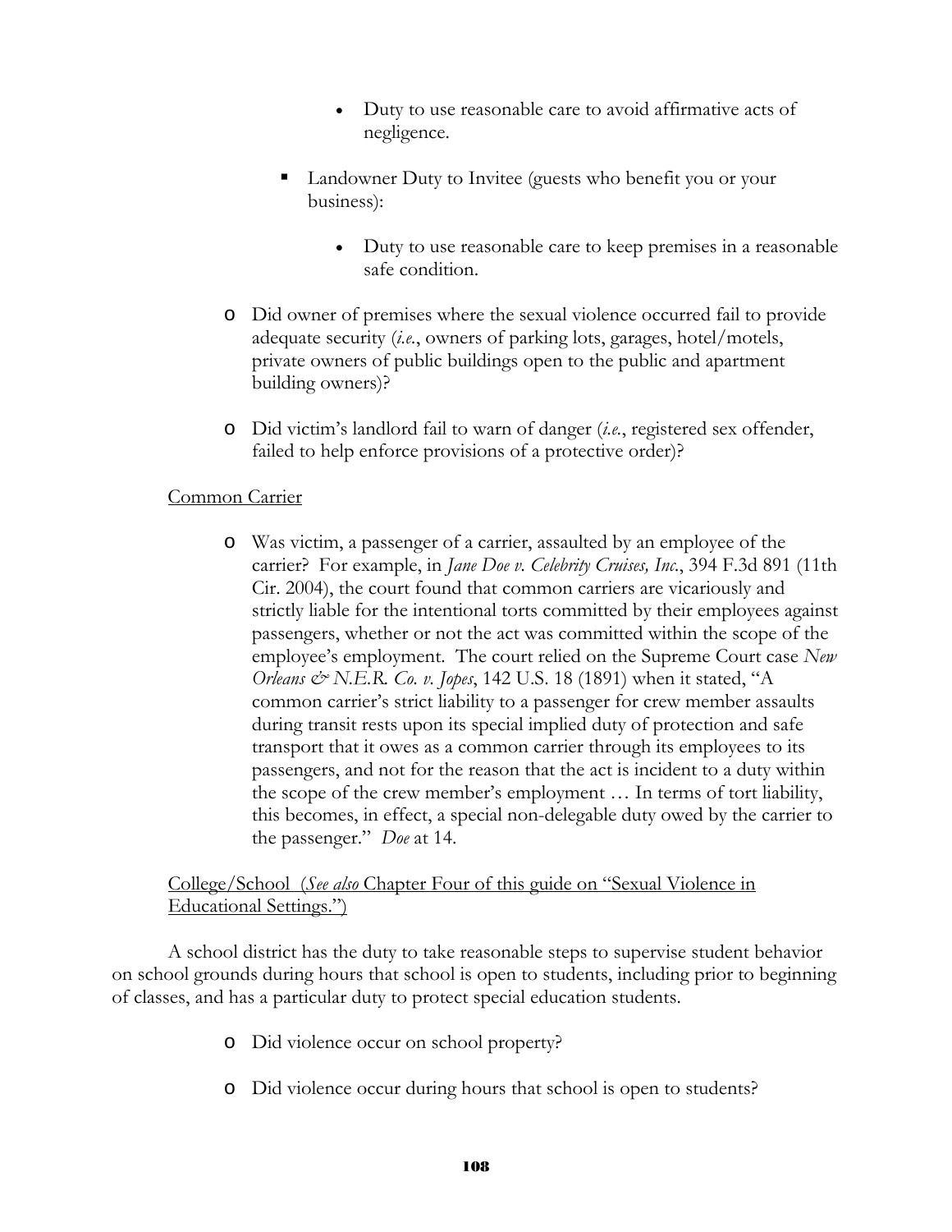- Duty to use reasonable care to avoid affirmative acts of negligence.

    - Landowner Duty to Invitee (guests who benefit you or your business):

        - Duty to use reasonable care to keep premises in a reasonable safe condition.

- Did owner of premises where the sexual violence occurred fail to provide adequate security (*i.e.*, owners of parking lots, garages, hotel/motels, private owners of public buildings open to the public and apartment building owners)?

- Did victim's landlord fail to warn of danger (*i.e.*, registered sex offender, failed to help enforce provisions of a protective order)?

<u>Common Carrier</u>

- Was victim, a passenger of a carrier, assaulted by an employee of the carrier? For example, in *Jane Doe v. Celebrity Cruises, Inc.*, 394 F.3d 891 (11th Cir. 2004), the court found that common carriers are vicariously and strictly liable for the intentional torts committed by their employees against passengers, whether or not the act was committed within the scope of the employee's employment. The court relied on the Supreme Court case *New Orleans & N.E.R. Co. v. Jopes*, 142 U.S. 18 (1891) when it stated, "A common carrier's strict liability to a passenger for crew member assaults during transit rests upon its special implied duty of protection and safe transport that it owes as a common carrier through its employees to its passengers, and not for the reason that the act is incident to a duty within the scope of the crew member's employment … In terms of tort liability, this becomes, in effect, a special non-delegable duty owed by the carrier to the passenger." *Doe* at 14.

<u>College/School (*See also* Chapter Four of this guide on "Sexual Violence in Educational Settings.")</u>

A school district has the duty to take reasonable steps to supervise student behavior on school grounds during hours that school is open to students, including prior to beginning of classes, and has a particular duty to protect special education students.

- Did violence occur on school property?

- Did violence occur during hours that school is open to students?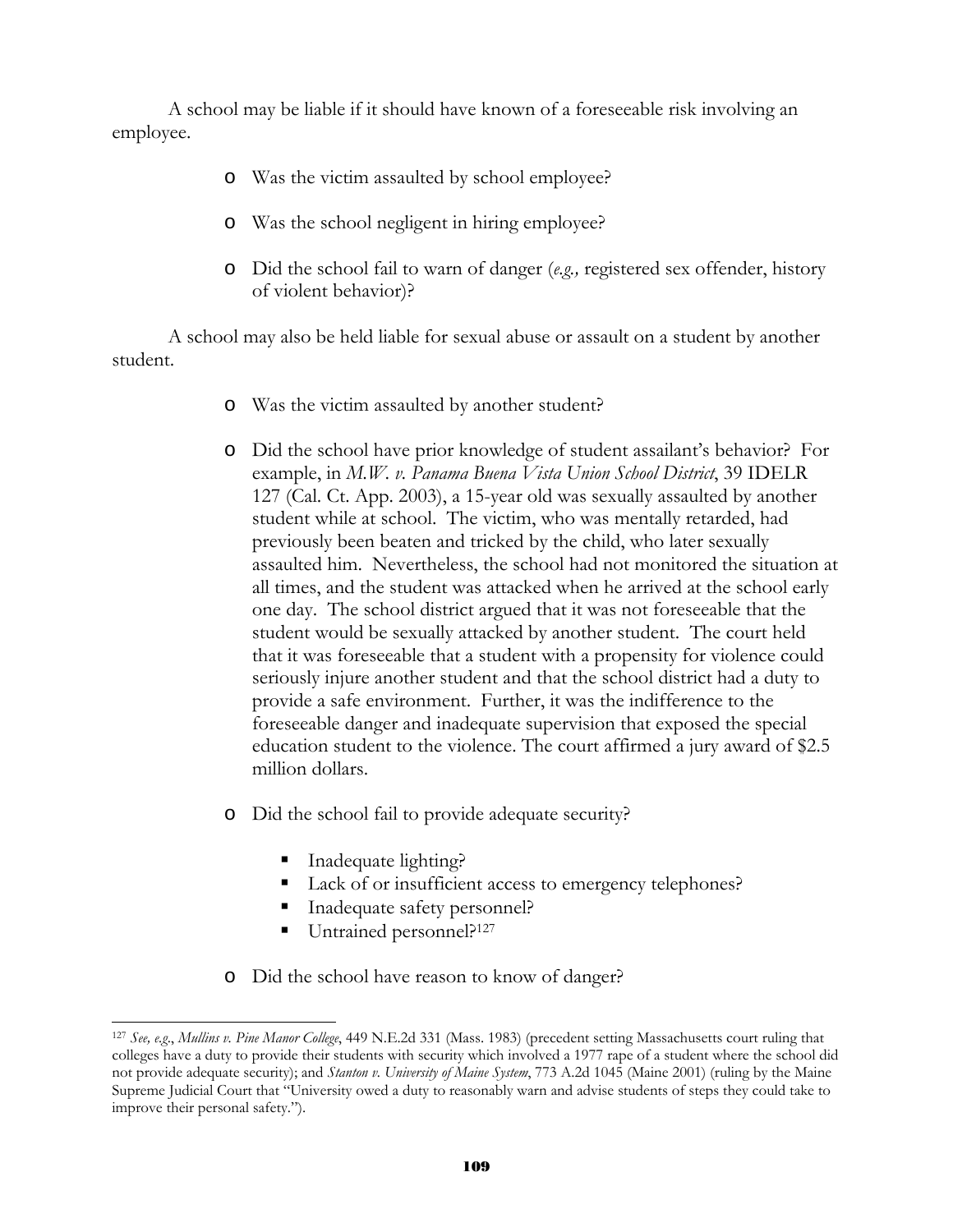A school may be liable if it should have known of a foreseeable risk involving an employee.

- Was the victim assaulted by school employee?
- Was the school negligent in hiring employee?
- Did the school fail to warn of danger (*e.g.,* registered sex offender, history of violent behavior)?

A school may also be held liable for sexual abuse or assault on a student by another student.

- Was the victim assaulted by another student?
- Did the school have prior knowledge of student assailant's behavior? For example, in *M.W. v. Panama Buena Vista Union School District*, 39 IDELR 127 (Cal. Ct. App. 2003), a 15-year old was sexually assaulted by another student while at school. The victim, who was mentally retarded, had previously been beaten and tricked by the child, who later sexually assaulted him. Nevertheless, the school had not monitored the situation at all times, and the student was attacked when he arrived at the school early one day. The school district argued that it was not foreseeable that the student would be sexually attacked by another student. The court held that it was foreseeable that a student with a propensity for violence could seriously injure another student and that the school district had a duty to provide a safe environment. Further, it was the indifference to the foreseeable danger and inadequate supervision that exposed the special education student to the violence. The court affirmed a jury award of $2.5 million dollars.
- Did the school fail to provide adequate security?
  - Inadequate lighting?
  - Lack of or insufficient access to emergency telephones?
  - Inadequate safety personnel?
  - Untrained personnel?[127]
- Did the school have reason to know of danger?

---

[127] *See, e.g.*, *Mullins v. Pine Manor College*, 449 N.E.2d 331 (Mass. 1983) (precedent setting Massachusetts court ruling that colleges have a duty to provide their students with security which involved a 1977 rape of a student where the school did not provide adequate security); and *Stanton v. University of Maine System*, 773 A.2d 1045 (Maine 2001) (ruling by the Maine Supreme Judicial Court that "University owed a duty to reasonably warn and advise students of steps they could take to improve their personal safety.").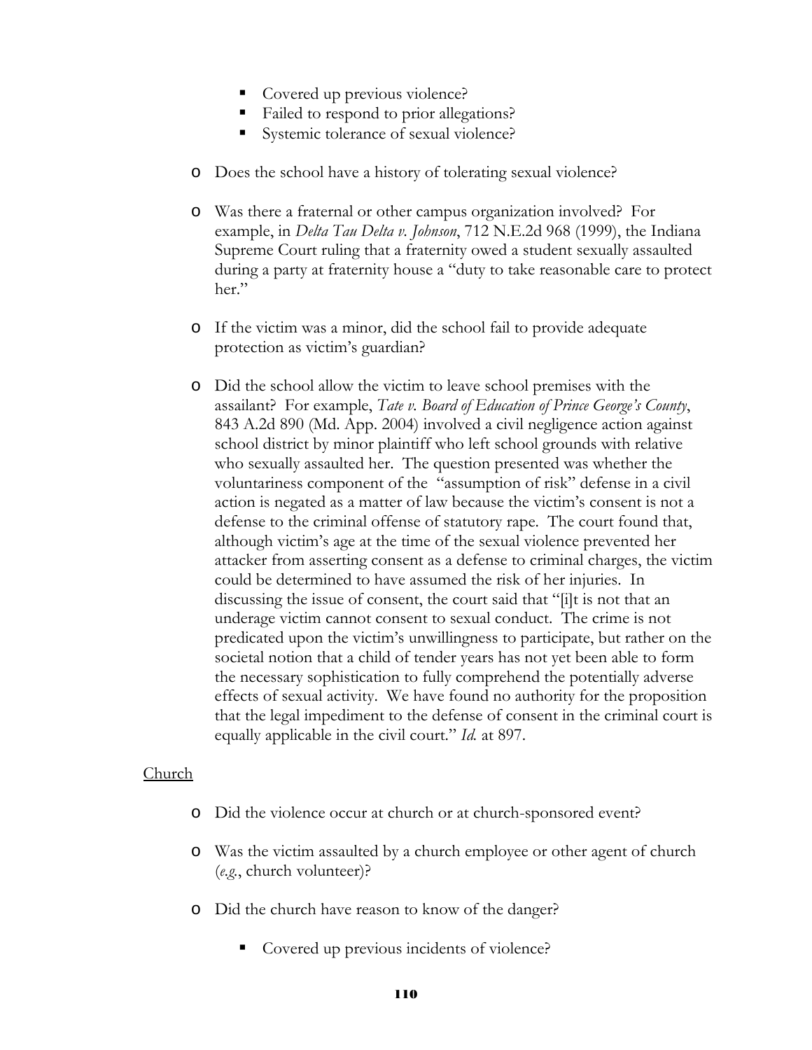- Covered up previous violence?
    - Failed to respond to prior allegations?
    - Systemic tolerance of sexual violence?

- Does the school have a history of tolerating sexual violence?

- Was there a fraternal or other campus organization involved? For example, in *Delta Tau Delta v. Johnson*, 712 N.E.2d 968 (1999), the Indiana Supreme Court ruling that a fraternity owed a student sexually assaulted during a party at fraternity house a "duty to take reasonable care to protect her."

- If the victim was a minor, did the school fail to provide adequate protection as victim's guardian?

- Did the school allow the victim to leave school premises with the assailant? For example, *Tate v. Board of Education of Prince George's County*, 843 A.2d 890 (Md. App. 2004) involved a civil negligence action against school district by minor plaintiff who left school grounds with relative who sexually assaulted her. The question presented was whether the voluntariness component of the "assumption of risk" defense in a civil action is negated as a matter of law because the victim's consent is not a defense to the criminal offense of statutory rape. The court found that, although victim's age at the time of the sexual violence prevented her attacker from asserting consent as a defense to criminal charges, the victim could be determined to have assumed the risk of her injuries. In discussing the issue of consent, the court said that "[i]t is not that an underage victim cannot consent to sexual conduct. The crime is not predicated upon the victim's unwillingness to participate, but rather on the societal notion that a child of tender years has not yet been able to form the necessary sophistication to fully comprehend the potentially adverse effects of sexual activity. We have found no authority for the proposition that the legal impediment to the defense of consent in the criminal court is equally applicable in the civil court." *Id.* at 897.

<u>Church</u>

- Did the violence occur at church or at church-sponsored event?

- Was the victim assaulted by a church employee or other agent of church (*e.g.*, church volunteer)?

- Did the church have reason to know of the danger?

    - Covered up previous incidents of violence?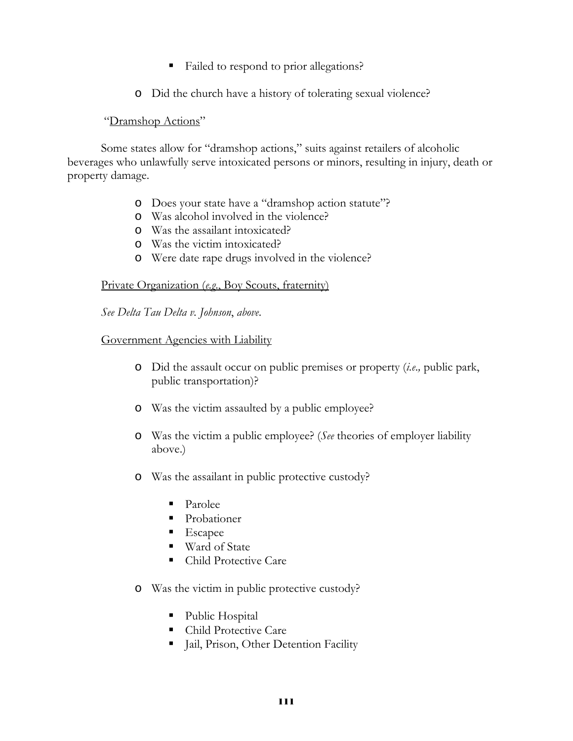- Failed to respond to prior allegations?
- Did the church have a history of tolerating sexual violence?

"<u>Dramshop Actions</u>"

Some states allow for "dramshop actions," suits against retailers of alcoholic beverages who unlawfully serve intoxicated persons or minors, resulting in injury, death or property damage.

- Does your state have a "dramshop action statute"?
- Was alcohol involved in the violence?
- Was the assailant intoxicated?
- Was the victim intoxicated?
- Were date rape drugs involved in the violence?

<u>Private Organization (*e.g.*, Boy Scouts, fraternity)</u>

*See Delta Tau Delta v. Johnson*, *above.*

<u>Government Agencies with Liability</u>

- Did the assault occur on public premises or property (*i.e.,* public park, public transportation)?
- Was the victim assaulted by a public employee?
- Was the victim a public employee? (*See* theories of employer liability above.)
- Was the assailant in public protective custody?
  - Parolee
  - Probationer
  - Escapee
  - Ward of State
  - Child Protective Care
- Was the victim in public protective custody?
  - Public Hospital
  - Child Protective Care
  - Jail, Prison, Other Detention Facility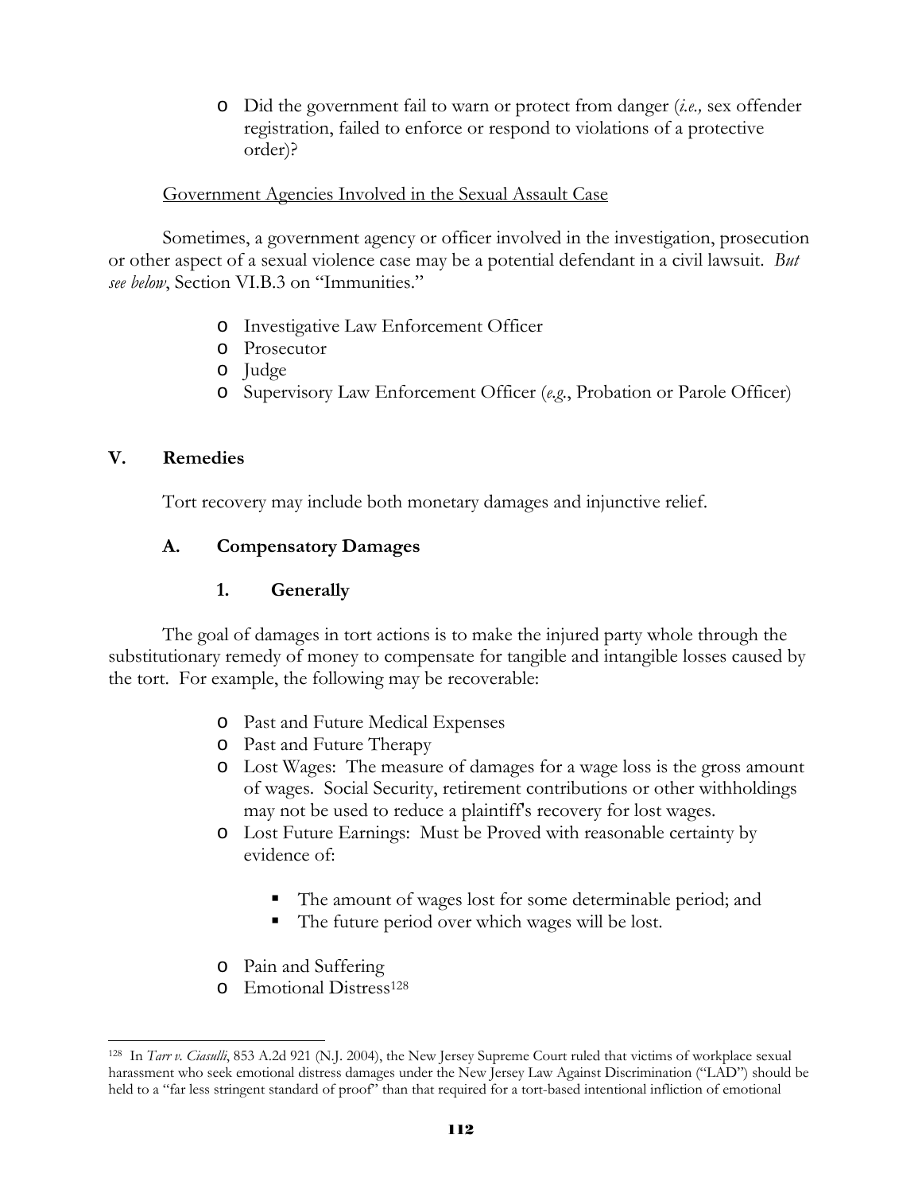- Did the government fail to warn or protect from danger (*i.e.,* sex offender registration, failed to enforce or respond to violations of a protective order)?

<u>Government Agencies Involved in the Sexual Assault Case</u>

Sometimes, a government agency or officer involved in the investigation, prosecution or other aspect of a sexual violence case may be a potential defendant in a civil lawsuit. *But see below*, Section VI.B.3 on "Immunities."

- Investigative Law Enforcement Officer
- Prosecutor
- Judge
- Supervisory Law Enforcement Officer (*e.g.*, Probation or Parole Officer)

## V. Remedies

Tort recovery may include both monetary damages and injunctive relief.

### A. Compensatory Damages

#### 1. Generally

The goal of damages in tort actions is to make the injured party whole through the substitutionary remedy of money to compensate for tangible and intangible losses caused by the tort. For example, the following may be recoverable:

- Past and Future Medical Expenses
- Past and Future Therapy
- Lost Wages: The measure of damages for a wage loss is the gross amount of wages. Social Security, retirement contributions or other withholdings may not be used to reduce a plaintiff's recovery for lost wages.
- Lost Future Earnings: Must be Proved with reasonable certainty by evidence of:
  - The amount of wages lost for some determinable period; and
  - The future period over which wages will be lost.
- Pain and Suffering
- Emotional Distress[128]

---

[128] In *Tarr v. Ciasulli*, 853 A.2d 921 (N.J. 2004), the New Jersey Supreme Court ruled that victims of workplace sexual harassment who seek emotional distress damages under the New Jersey Law Against Discrimination ("LAD") should be held to a "far less stringent standard of proof" than that required for a tort-based intentional infliction of emotional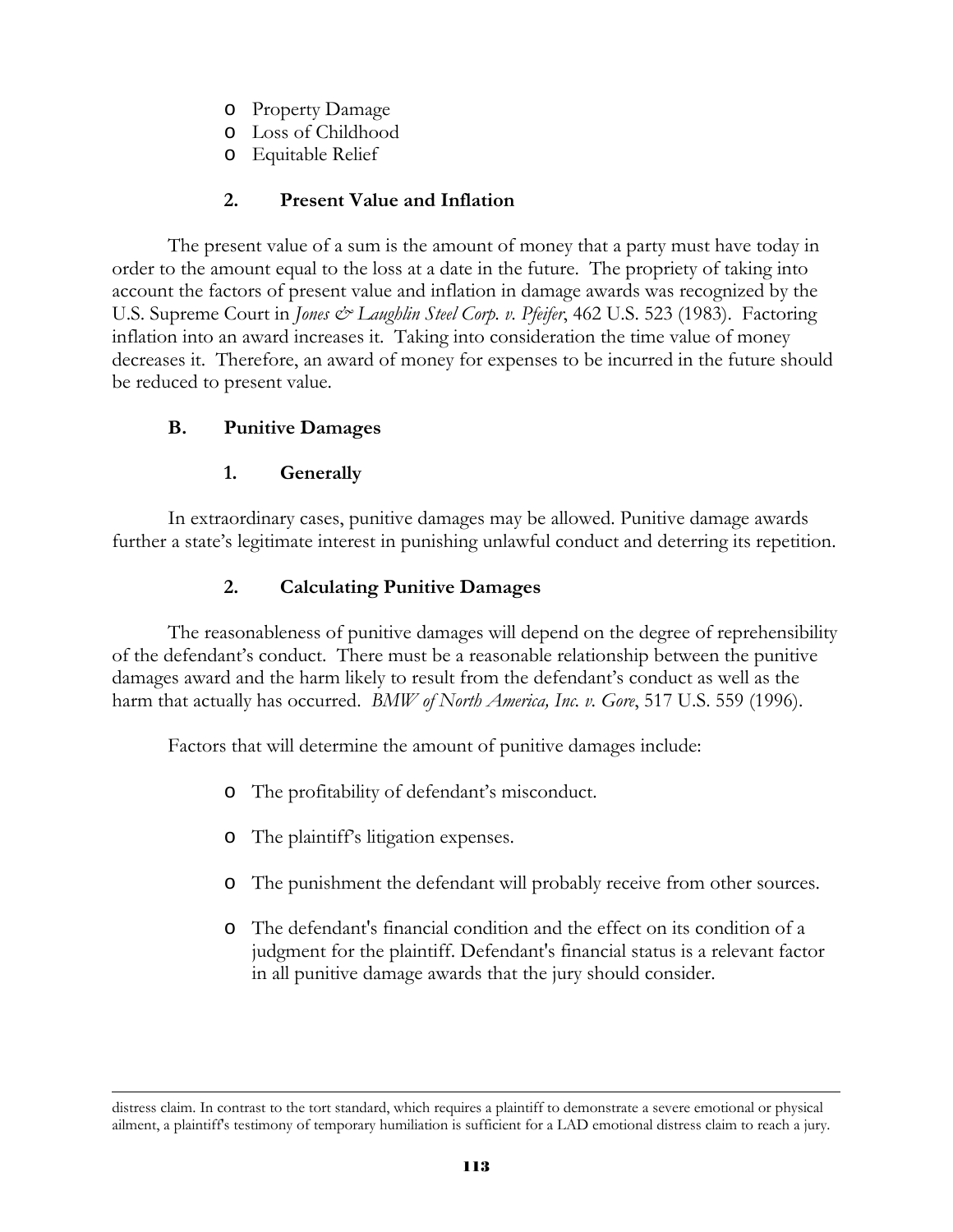- Property Damage
- Loss of Childhood
- Equitable Relief

### 2. Present Value and Inflation

The present value of a sum is the amount of money that a party must have today in order to the amount equal to the loss at a date in the future. The propriety of taking into account the factors of present value and inflation in damage awards was recognized by the U.S. Supreme Court in *Jones & Laughlin Steel Corp. v. Pfeifer*, 462 U.S. 523 (1983). Factoring inflation into an award increases it. Taking into consideration the time value of money decreases it. Therefore, an award of money for expenses to be incurred in the future should be reduced to present value.

## B. Punitive Damages

### 1. Generally

In extraordinary cases, punitive damages may be allowed. Punitive damage awards further a state's legitimate interest in punishing unlawful conduct and deterring its repetition.

### 2. Calculating Punitive Damages

The reasonableness of punitive damages will depend on the degree of reprehensibility of the defendant's conduct. There must be a reasonable relationship between the punitive damages award and the harm likely to result from the defendant's conduct as well as the harm that actually has occurred. *BMW of North America, Inc. v. Gore*, 517 U.S. 559 (1996).

Factors that will determine the amount of punitive damages include:

- The profitability of defendant's misconduct.
- The plaintiff's litigation expenses.
- The punishment the defendant will probably receive from other sources.
- The defendant's financial condition and the effect on its condition of a judgment for the plaintiff. Defendant's financial status is a relevant factor in all punitive damage awards that the jury should consider.

---

distress claim. In contrast to the tort standard, which requires a plaintiff to demonstrate a severe emotional or physical ailment, a plaintiff's testimony of temporary humiliation is sufficient for a LAD emotional distress claim to reach a jury.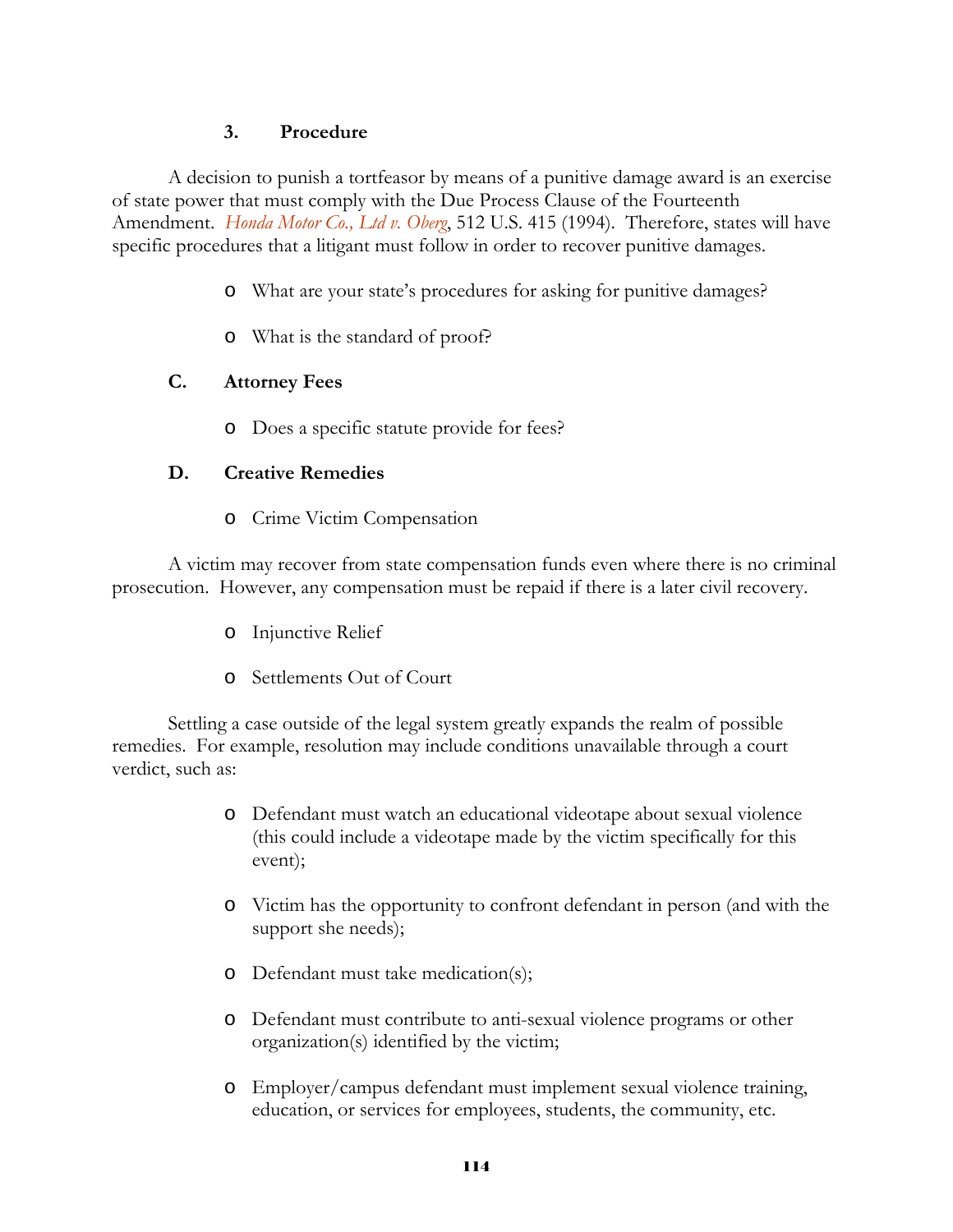### 3. Procedure

A decision to punish a tortfeasor by means of a punitive damage award is an exercise of state power that must comply with the Due Process Clause of the Fourteenth Amendment. *Honda Motor Co., Ltd v. Oberg*, 512 U.S. 415 (1994). Therefore, states will have specific procedures that a litigant must follow in order to recover punitive damages.

- What are your state's procedures for asking for punitive damages?
- What is the standard of proof?

## C. Attorney Fees

- Does a specific statute provide for fees?

## D. Creative Remedies

- Crime Victim Compensation

A victim may recover from state compensation funds even where there is no criminal prosecution. However, any compensation must be repaid if there is a later civil recovery.

- Injunctive Relief
- Settlements Out of Court

Settling a case outside of the legal system greatly expands the realm of possible remedies. For example, resolution may include conditions unavailable through a court verdict, such as:

- Defendant must watch an educational videotape about sexual violence (this could include a videotape made by the victim specifically for this event);
- Victim has the opportunity to confront defendant in person (and with the support she needs);
- Defendant must take medication(s);
- Defendant must contribute to anti-sexual violence programs or other organization(s) identified by the victim;
- Employer/campus defendant must implement sexual violence training, education, or services for employees, students, the community, etc.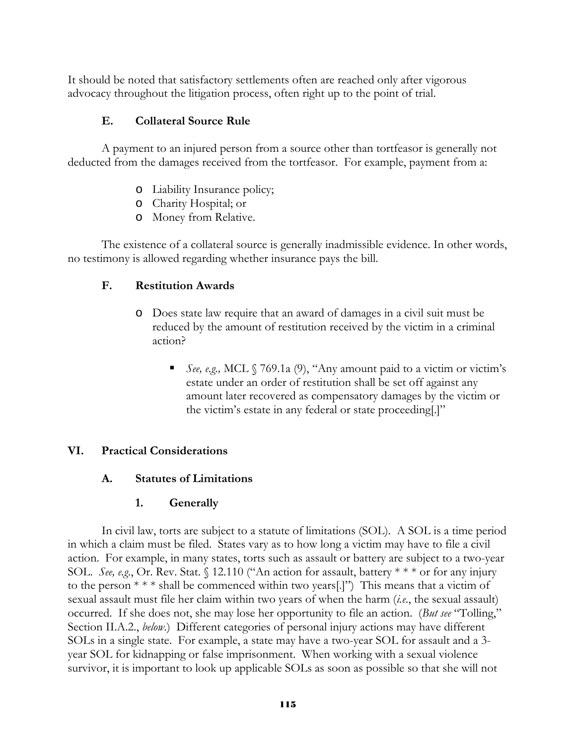It should be noted that satisfactory settlements often are reached only after vigorous advocacy throughout the litigation process, often right up to the point of trial.

### E. Collateral Source Rule

A payment to an injured person from a source other than tortfeasor is generally not deducted from the damages received from the tortfeasor. For example, payment from a:

- Liability Insurance policy;
- Charity Hospital; or
- Money from Relative.

The existence of a collateral source is generally inadmissible evidence. In other words, no testimony is allowed regarding whether insurance pays the bill.

### F. Restitution Awards

- Does state law require that an award of damages in a civil suit must be reduced by the amount of restitution received by the victim in a criminal action?
  - *See, e.g.,* MCL § 769.1a (9), "Any amount paid to a victim or victim's estate under an order of restitution shall be set off against any amount later recovered as compensatory damages by the victim or the victim's estate in any federal or state proceeding[.]"

## VI. Practical Considerations

### A. Statutes of Limitations

#### 1. Generally

In civil law, torts are subject to a statute of limitations (SOL). A SOL is a time period in which a claim must be filed. States vary as to how long a victim may have to file a civil action. For example, in many states, torts such as assault or battery are subject to a two-year SOL. *See, e.g.*, Or. Rev. Stat. § 12.110 ("An action for assault, battery * * * or for any injury to the person * * * shall be commenced within two years[.]") This means that a victim of sexual assault must file her claim within two years of when the harm (*i.e.*, the sexual assault) occurred. If she does not, she may lose her opportunity to file an action. (*But see* "Tolling," Section II.A.2., *below*.) Different categories of personal injury actions may have different SOLs in a single state. For example, a state may have a two-year SOL for assault and a 3-year SOL for kidnapping or false imprisonment. When working with a sexual violence survivor, it is important to look up applicable SOLs as soon as possible so that she will not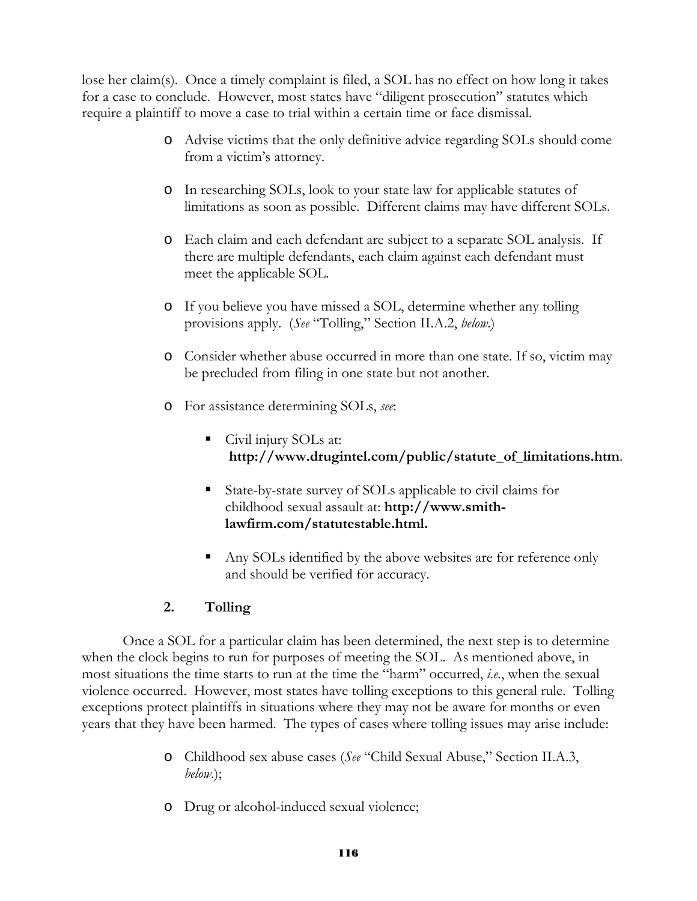lose her claim(s). Once a timely complaint is filed, a SOL has no effect on how long it takes for a case to conclude. However, most states have "diligent prosecution" statutes which require a plaintiff to move a case to trial within a certain time or face dismissal.

- Advise victims that the only definitive advice regarding SOLs should come from a victim's attorney.
- In researching SOLs, look to your state law for applicable statutes of limitations as soon as possible. Different claims may have different SOLs.
- Each claim and each defendant are subject to a separate SOL analysis. If there are multiple defendants, each claim against each defendant must meet the applicable SOL.
- If you believe you have missed a SOL, determine whether any tolling provisions apply. (*See* "Tolling," Section II.A.2, *below*.)
- Consider whether abuse occurred in more than one state. If so, victim may be precluded from filing in one state but not another.
- For assistance determining SOLs, *see*:
  - Civil injury SOLs at: **http://www.drugintel.com/public/statute_of_limitations.htm**.
  - State-by-state survey of SOLs applicable to civil claims for childhood sexual assault at: **http://www.smith-lawfirm.com/statutestable.html.**
  - Any SOLs identified by the above websites are for reference only and should be verified for accuracy.

### 2. Tolling

Once a SOL for a particular claim has been determined, the next step is to determine when the clock begins to run for purposes of meeting the SOL. As mentioned above, in most situations the time starts to run at the time the "harm" occurred, *i.e.*, when the sexual violence occurred. However, most states have tolling exceptions to this general rule. Tolling exceptions protect plaintiffs in situations where they may not be aware for months or even years that they have been harmed. The types of cases where tolling issues may arise include:

- Childhood sex abuse cases (*See* "Child Sexual Abuse," Section II.A.3, *below*.);
- Drug or alcohol-induced sexual violence;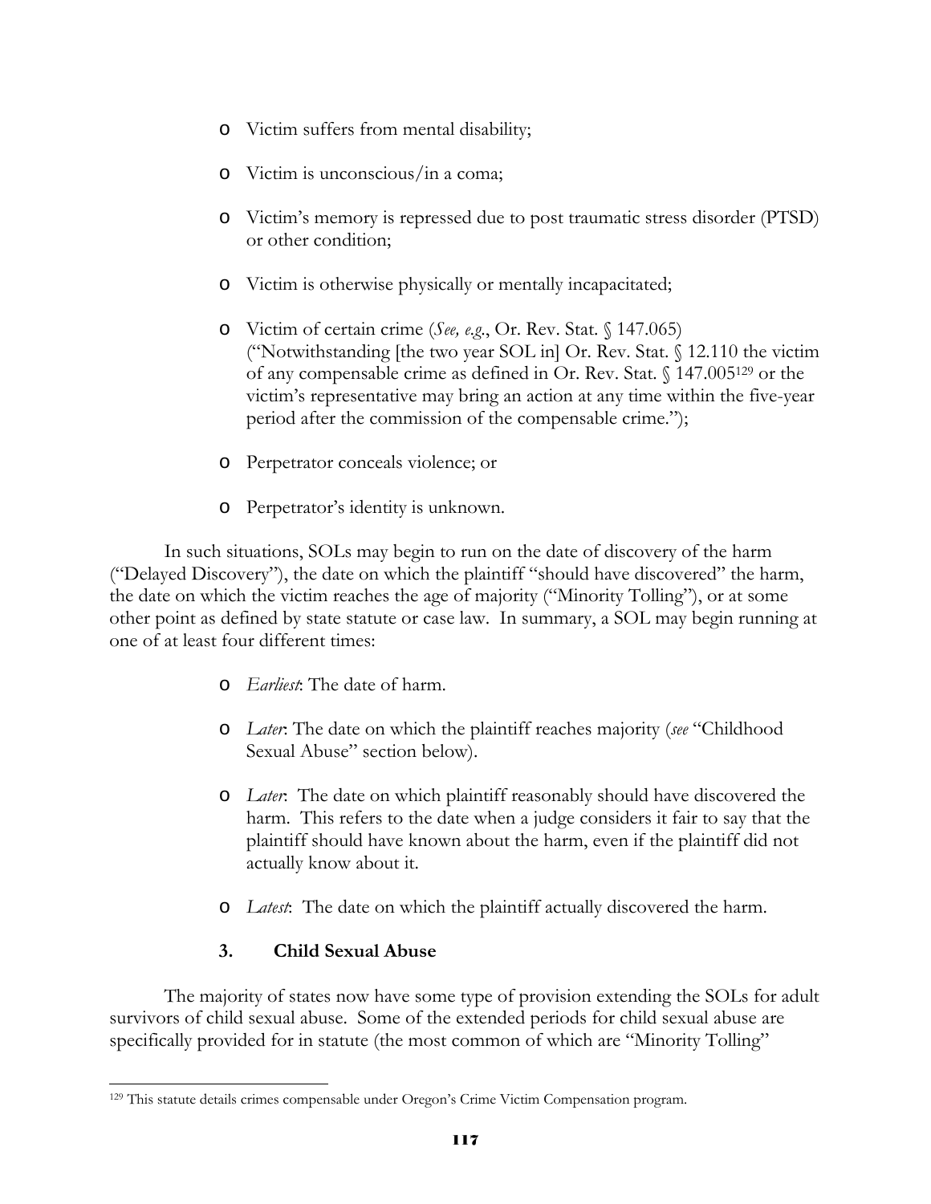- Victim suffers from mental disability;
- Victim is unconscious/in a coma;
- Victim's memory is repressed due to post traumatic stress disorder (PTSD) or other condition;
- Victim is otherwise physically or mentally incapacitated;
- Victim of certain crime (*See, e.g.*, Or. Rev. Stat. § 147.065) ("Notwithstanding [the two year SOL in] Or. Rev. Stat. § 12.110 the victim of any compensable crime as defined in Or. Rev. Stat. § 147.005[129] or the victim's representative may bring an action at any time within the five-year period after the commission of the compensable crime.");
- Perpetrator conceals violence; or
- Perpetrator's identity is unknown.

In such situations, SOLs may begin to run on the date of discovery of the harm ("Delayed Discovery"), the date on which the plaintiff "should have discovered" the harm, the date on which the victim reaches the age of majority ("Minority Tolling"), or at some other point as defined by state statute or case law. In summary, a SOL may begin running at one of at least four different times:

- *Earliest*: The date of harm.
- *Later*: The date on which the plaintiff reaches majority (*see* "Childhood Sexual Abuse" section below).
- *Later*: The date on which plaintiff reasonably should have discovered the harm. This refers to the date when a judge considers it fair to say that the plaintiff should have known about the harm, even if the plaintiff did not actually know about it.
- *Latest*: The date on which the plaintiff actually discovered the harm.

### 3. Child Sexual Abuse

The majority of states now have some type of provision extending the SOLs for adult survivors of child sexual abuse. Some of the extended periods for child sexual abuse are specifically provided for in statute (the most common of which are "Minority Tolling"

[129] This statute details crimes compensable under Oregon's Crime Victim Compensation program.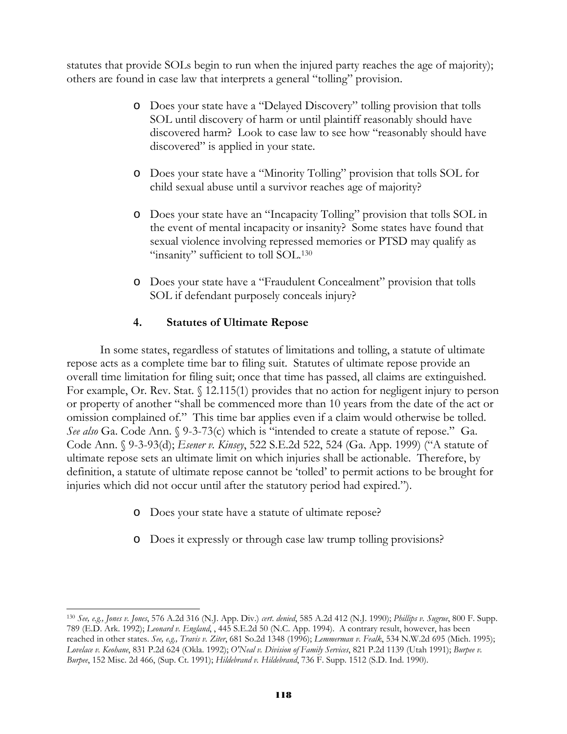statutes that provide SOLs begin to run when the injured party reaches the age of majority); others are found in case law that interprets a general "tolling" provision.

- Does your state have a "Delayed Discovery" tolling provision that tolls SOL until discovery of harm or until plaintiff reasonably should have discovered harm? Look to case law to see how "reasonably should have discovered" is applied in your state.

- Does your state have a "Minority Tolling" provision that tolls SOL for child sexual abuse until a survivor reaches age of majority?

- Does your state have an "Incapacity Tolling" provision that tolls SOL in the event of mental incapacity or insanity? Some states have found that sexual violence involving repressed memories or PTSD may qualify as "insanity" sufficient to toll SOL.[130]

- Does your state have a "Fraudulent Concealment" provision that tolls SOL if defendant purposely conceals injury?

### 4. Statutes of Ultimate Repose

In some states, regardless of statutes of limitations and tolling, a statute of ultimate repose acts as a complete time bar to filing suit. Statutes of ultimate repose provide an overall time limitation for filing suit; once that time has passed, all claims are extinguished. For example, Or. Rev. Stat. § 12.115(1) provides that no action for negligent injury to person or property of another "shall be commenced more than 10 years from the date of the act or omission complained of." This time bar applies even if a claim would otherwise be tolled. *See also* Ga. Code Ann. § 9-3-73(c) which is "intended to create a statute of repose." Ga. Code Ann. § 9-3-93(d); *Esener v. Kinsey*, 522 S.E.2d 522, 524 (Ga. App. 1999) ("A statute of ultimate repose sets an ultimate limit on which injuries shall be actionable. Therefore, by definition, a statute of ultimate repose cannot be 'tolled' to permit actions to be brought for injuries which did not occur until after the statutory period had expired.").

- Does your state have a statute of ultimate repose?

- Does it expressly or through case law trump tolling provisions?

---

[130] *See, e.g., Jones v. Jones*, 576 A.2d 316 (N.J. App. Div.) *cert. denied*, 585 A.2d 412 (N.J. 1990); *Phillips v. Sugrue*, 800 F. Supp. 789 (E.D. Ark. 1992); *Leonard v. England*, , 445 S.E.2d 50 (N.C. App. 1994). A contrary result, however, has been reached in other states. *See, e.g., Travis v. Ziter*, 681 So.2d 1348 (1996); *Lemmerman v. Fealk*, 534 N.W.2d 695 (Mich. 1995); *Lovelace v. Keohane*, 831 P.2d 624 (Okla. 1992); *O'Neal v. Division of Family Services*, 821 P.2d 1139 (Utah 1991); *Burpee v. Burpee*, 152 Misc. 2d 466, (Sup. Ct. 1991); *Hildebrand v. Hildebrand*, 736 F. Supp. 1512 (S.D. Ind. 1990).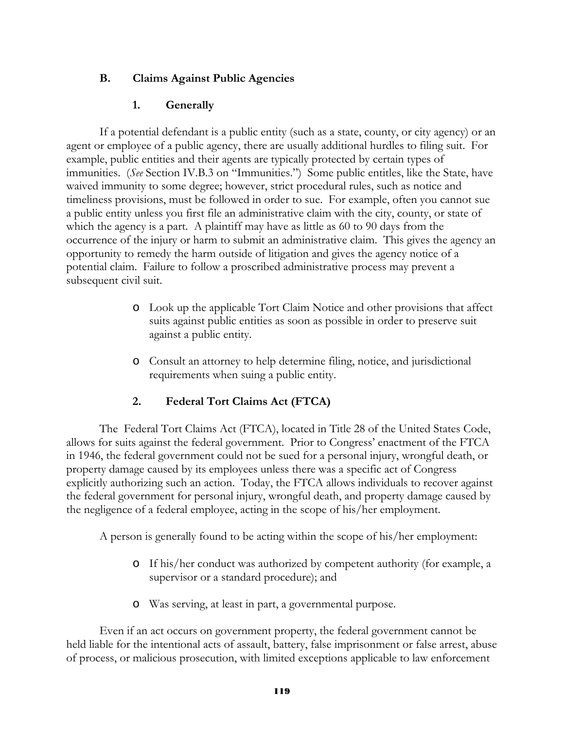## B. Claims Against Public Agencies

### 1. Generally

If a potential defendant is a public entity (such as a state, county, or city agency) or an agent or employee of a public agency, there are usually additional hurdles to filing suit. For example, public entities and their agents are typically protected by certain types of immunities. (*See* Section IV.B.3 on "Immunities.") Some public entitles, like the State, have waived immunity to some degree; however, strict procedural rules, such as notice and timeliness provisions, must be followed in order to sue. For example, often you cannot sue a public entity unless you first file an administrative claim with the city, county, or state of which the agency is a part. A plaintiff may have as little as 60 to 90 days from the occurrence of the injury or harm to submit an administrative claim. This gives the agency an opportunity to remedy the harm outside of litigation and gives the agency notice of a potential claim. Failure to follow a proscribed administrative process may prevent a subsequent civil suit.

- Look up the applicable Tort Claim Notice and other provisions that affect suits against public entities as soon as possible in order to preserve suit against a public entity.
- Consult an attorney to help determine filing, notice, and jurisdictional requirements when suing a public entity.

### 2. Federal Tort Claims Act (FTCA)

The Federal Tort Claims Act (FTCA), located in Title 28 of the United States Code, allows for suits against the federal government. Prior to Congress' enactment of the FTCA in 1946, the federal government could not be sued for a personal injury, wrongful death, or property damage caused by its employees unless there was a specific act of Congress explicitly authorizing such an action. Today, the FTCA allows individuals to recover against the federal government for personal injury, wrongful death, and property damage caused by the negligence of a federal employee, acting in the scope of his/her employment.

A person is generally found to be acting within the scope of his/her employment:

- If his/her conduct was authorized by competent authority (for example, a supervisor or a standard procedure); and
- Was serving, at least in part, a governmental purpose.

Even if an act occurs on government property, the federal government cannot be held liable for the intentional acts of assault, battery, false imprisonment or false arrest, abuse of process, or malicious prosecution, with limited exceptions applicable to law enforcement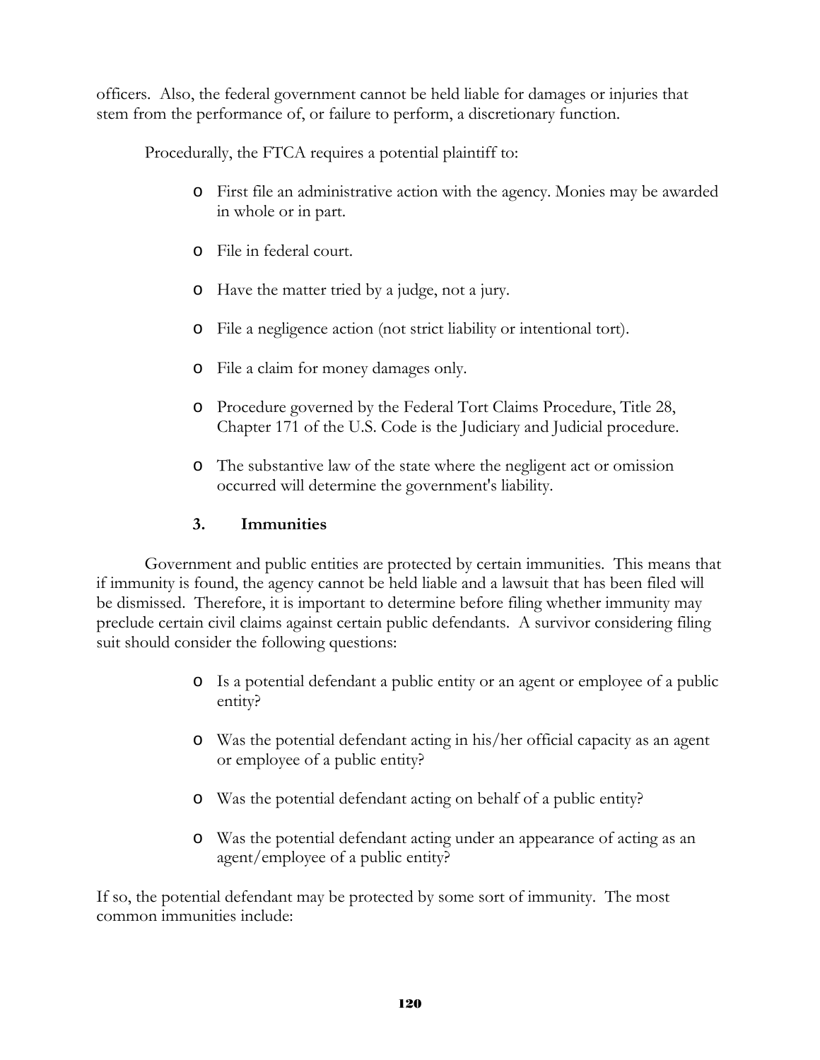officers. Also, the federal government cannot be held liable for damages or injuries that stem from the performance of, or failure to perform, a discretionary function.

Procedurally, the FTCA requires a potential plaintiff to:

- First file an administrative action with the agency. Monies may be awarded in whole or in part.
- File in federal court.
- Have the matter tried by a judge, not a jury.
- File a negligence action (not strict liability or intentional tort).
- File a claim for money damages only.
- Procedure governed by the Federal Tort Claims Procedure, Title 28, Chapter 171 of the U.S. Code is the Judiciary and Judicial procedure.
- The substantive law of the state where the negligent act or omission occurred will determine the government's liability.

### 3. Immunities

Government and public entities are protected by certain immunities. This means that if immunity is found, the agency cannot be held liable and a lawsuit that has been filed will be dismissed. Therefore, it is important to determine before filing whether immunity may preclude certain civil claims against certain public defendants. A survivor considering filing suit should consider the following questions:

- Is a potential defendant a public entity or an agent or employee of a public entity?
- Was the potential defendant acting in his/her official capacity as an agent or employee of a public entity?
- Was the potential defendant acting on behalf of a public entity?
- Was the potential defendant acting under an appearance of acting as an agent/employee of a public entity?

If so, the potential defendant may be protected by some sort of immunity. The most common immunities include: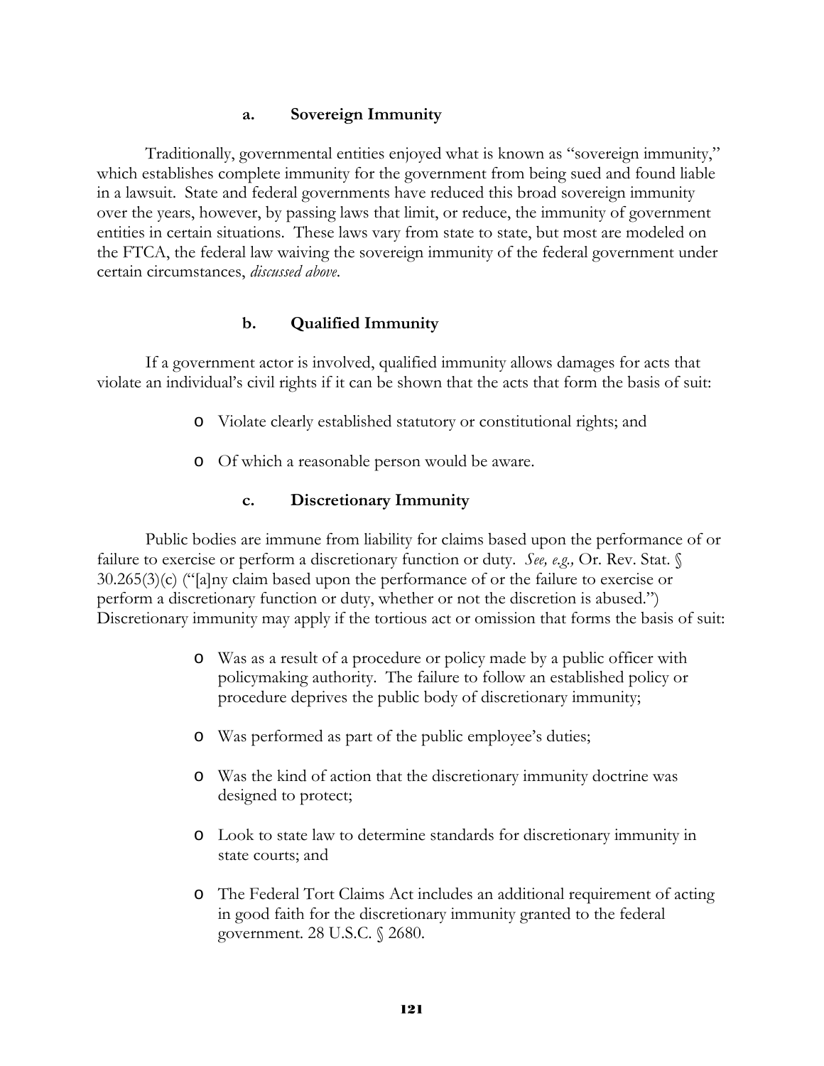#### a. Sovereign Immunity

Traditionally, governmental entities enjoyed what is known as "sovereign immunity," which establishes complete immunity for the government from being sued and found liable in a lawsuit. State and federal governments have reduced this broad sovereign immunity over the years, however, by passing laws that limit, or reduce, the immunity of government entities in certain situations. These laws vary from state to state, but most are modeled on the FTCA, the federal law waiving the sovereign immunity of the federal government under certain circumstances, *discussed above*.

#### b. Qualified Immunity

If a government actor is involved, qualified immunity allows damages for acts that violate an individual's civil rights if it can be shown that the acts that form the basis of suit:

- Violate clearly established statutory or constitutional rights; and
- Of which a reasonable person would be aware.

#### c. Discretionary Immunity

Public bodies are immune from liability for claims based upon the performance of or failure to exercise or perform a discretionary function or duty. *See, e.g.,* Or. Rev. Stat. § 30.265(3)(c) ("[a]ny claim based upon the performance of or the failure to exercise or perform a discretionary function or duty, whether or not the discretion is abused.") Discretionary immunity may apply if the tortious act or omission that forms the basis of suit:

- Was as a result of a procedure or policy made by a public officer with policymaking authority. The failure to follow an established policy or procedure deprives the public body of discretionary immunity;
- Was performed as part of the public employee's duties;
- Was the kind of action that the discretionary immunity doctrine was designed to protect;
- Look to state law to determine standards for discretionary immunity in state courts; and
- The Federal Tort Claims Act includes an additional requirement of acting in good faith for the discretionary immunity granted to the federal government. 28 U.S.C. § 2680.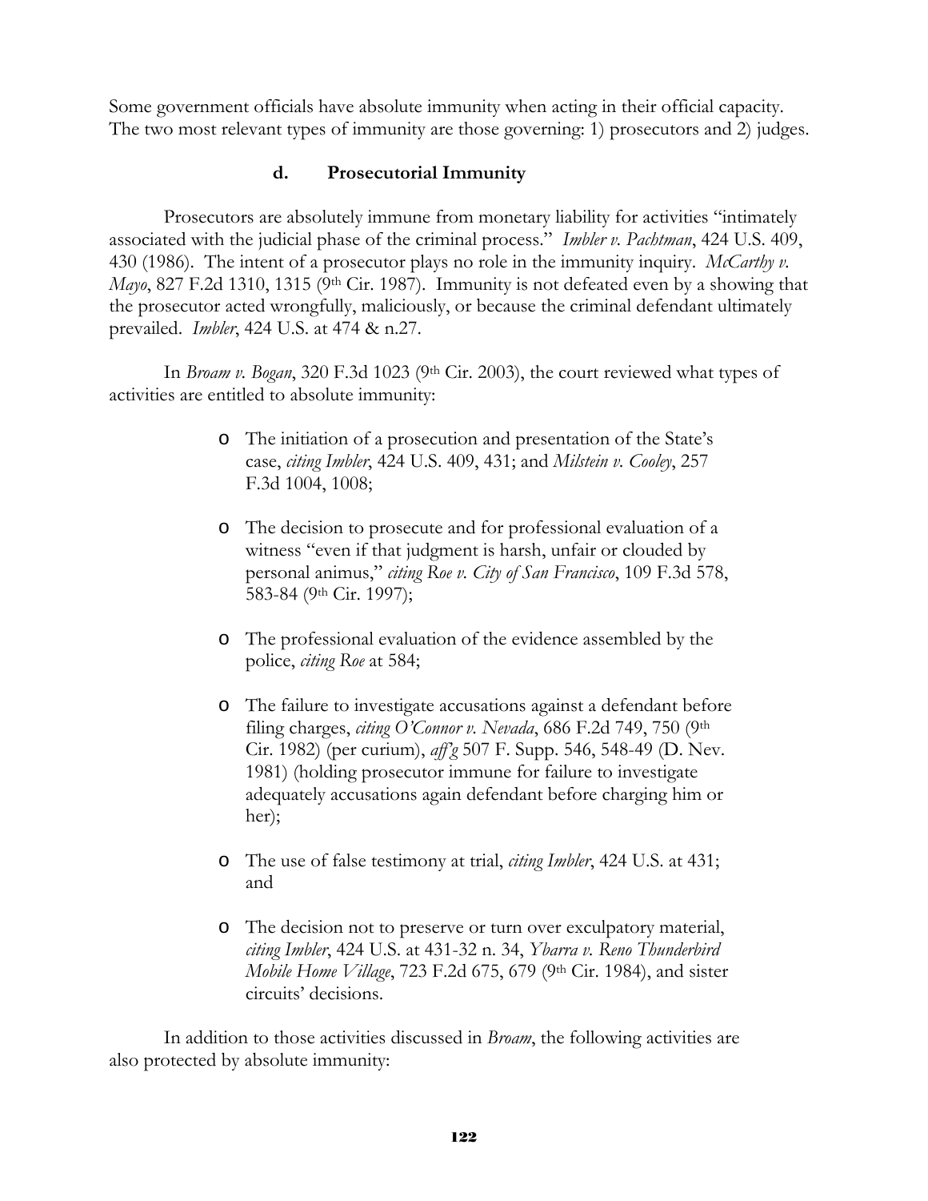Some government officials have absolute immunity when acting in their official capacity. The two most relevant types of immunity are those governing: 1) prosecutors and 2) judges.

### d. Prosecutorial Immunity

Prosecutors are absolutely immune from monetary liability for activities "intimately associated with the judicial phase of the criminal process." *Imbler v. Pachtman*, 424 U.S. 409, 430 (1986). The intent of a prosecutor plays no role in the immunity inquiry. *McCarthy v. Mayo*, 827 F.2d 1310, 1315 (9th Cir. 1987). Immunity is not defeated even by a showing that the prosecutor acted wrongfully, maliciously, or because the criminal defendant ultimately prevailed. *Imbler*, 424 U.S. at 474 & n.27.

In *Broam v. Bogan*, 320 F.3d 1023 (9th Cir. 2003), the court reviewed what types of activities are entitled to absolute immunity:

- The initiation of a prosecution and presentation of the State's case, *citing Imbler*, 424 U.S. 409, 431; and *Milstein v. Cooley*, 257 F.3d 1004, 1008;
- The decision to prosecute and for professional evaluation of a witness "even if that judgment is harsh, unfair or clouded by personal animus," *citing Roe v. City of San Francisco*, 109 F.3d 578, 583-84 (9th Cir. 1997);
- The professional evaluation of the evidence assembled by the police, *citing Roe* at 584;
- The failure to investigate accusations against a defendant before filing charges, *citing O'Connor v. Nevada*, 686 F.2d 749, 750 (9th Cir. 1982) (per curium), *aff'g* 507 F. Supp. 546, 548-49 (D. Nev. 1981) (holding prosecutor immune for failure to investigate adequately accusations again defendant before charging him or her);
- The use of false testimony at trial, *citing Imbler*, 424 U.S. at 431; and
- The decision not to preserve or turn over exculpatory material, *citing Imbler*, 424 U.S. at 431-32 n. 34, *Ybarra v. Reno Thunderbird Mobile Home Village*, 723 F.2d 675, 679 (9th Cir. 1984), and sister circuits' decisions.

In addition to those activities discussed in *Broam*, the following activities are also protected by absolute immunity: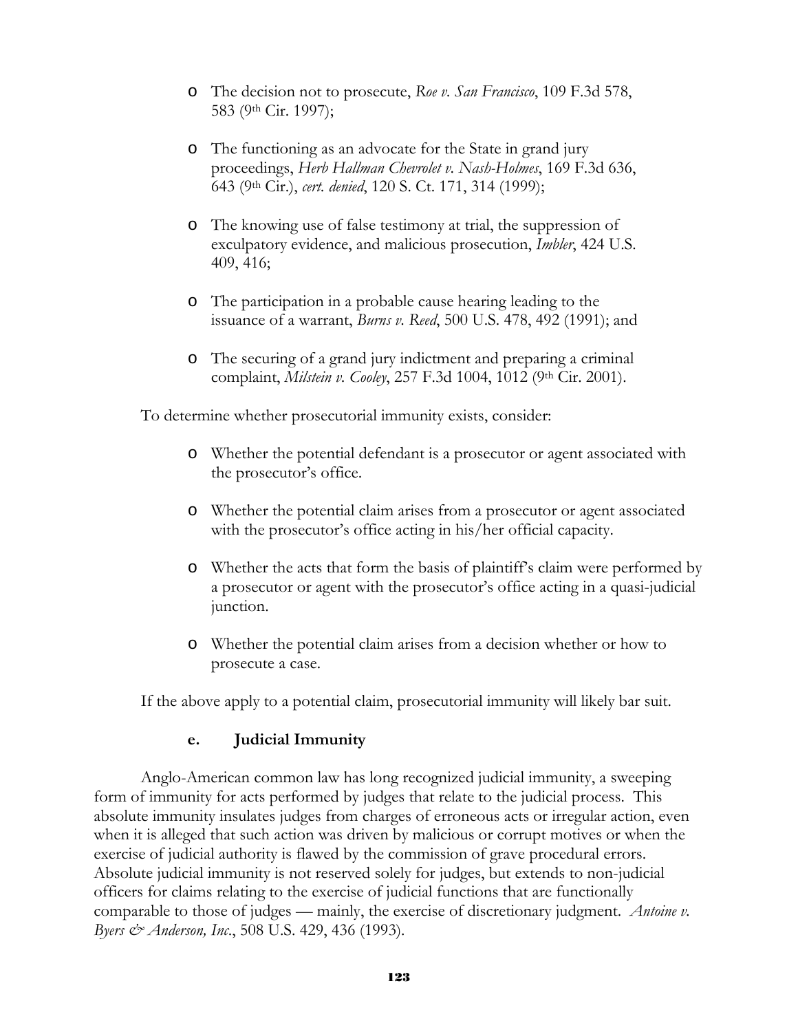- The decision not to prosecute, *Roe v. San Francisco*, 109 F.3d 578, 583 (9th Cir. 1997);

- The functioning as an advocate for the State in grand jury proceedings, *Herb Hallman Chevrolet v. Nash-Holmes*, 169 F.3d 636, 643 (9th Cir.), *cert. denied*, 120 S. Ct. 171, 314 (1999);

- The knowing use of false testimony at trial, the suppression of exculpatory evidence, and malicious prosecution, *Imbler*, 424 U.S. 409, 416;

- The participation in a probable cause hearing leading to the issuance of a warrant, *Burns v. Reed*, 500 U.S. 478, 492 (1991); and

- The securing of a grand jury indictment and preparing a criminal complaint, *Milstein v. Cooley*, 257 F.3d 1004, 1012 (9th Cir. 2001).

To determine whether prosecutorial immunity exists, consider:

- Whether the potential defendant is a prosecutor or agent associated with the prosecutor's office.

- Whether the potential claim arises from a prosecutor or agent associated with the prosecutor's office acting in his/her official capacity.

- Whether the acts that form the basis of plaintiff's claim were performed by a prosecutor or agent with the prosecutor's office acting in a quasi-judicial junction.

- Whether the potential claim arises from a decision whether or how to prosecute a case.

If the above apply to a potential claim, prosecutorial immunity will likely bar suit.

### e. Judicial Immunity

Anglo-American common law has long recognized judicial immunity, a sweeping form of immunity for acts performed by judges that relate to the judicial process. This absolute immunity insulates judges from charges of erroneous acts or irregular action, even when it is alleged that such action was driven by malicious or corrupt motives or when the exercise of judicial authority is flawed by the commission of grave procedural errors. Absolute judicial immunity is not reserved solely for judges, but extends to non-judicial officers for claims relating to the exercise of judicial functions that are functionally comparable to those of judges — mainly, the exercise of discretionary judgment. *Antoine v. Byers & Anderson, Inc.*, 508 U.S. 429, 436 (1993).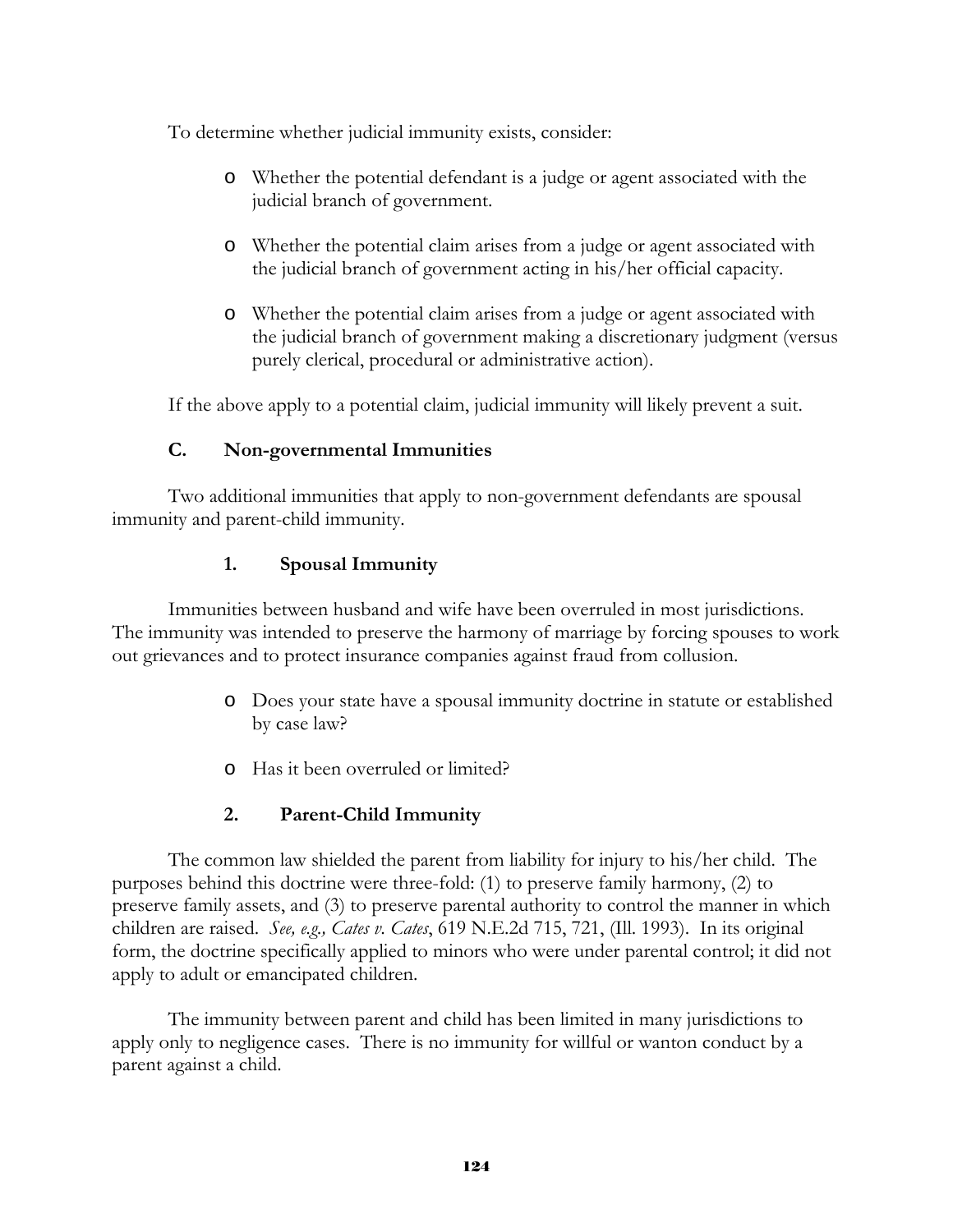To determine whether judicial immunity exists, consider:

- Whether the potential defendant is a judge or agent associated with the judicial branch of government.

- Whether the potential claim arises from a judge or agent associated with the judicial branch of government acting in his/her official capacity.

- Whether the potential claim arises from a judge or agent associated with the judicial branch of government making a discretionary judgment (versus purely clerical, procedural or administrative action).

If the above apply to a potential claim, judicial immunity will likely prevent a suit.

### C. Non-governmental Immunities

Two additional immunities that apply to non-government defendants are spousal immunity and parent-child immunity.

#### 1. Spousal Immunity

Immunities between husband and wife have been overruled in most jurisdictions. The immunity was intended to preserve the harmony of marriage by forcing spouses to work out grievances and to protect insurance companies against fraud from collusion.

- Does your state have a spousal immunity doctrine in statute or established by case law?

- Has it been overruled or limited?

#### 2. Parent-Child Immunity

The common law shielded the parent from liability for injury to his/her child. The purposes behind this doctrine were three-fold: (1) to preserve family harmony, (2) to preserve family assets, and (3) to preserve parental authority to control the manner in which children are raised. *See, e.g., Cates v. Cates*, 619 N.E.2d 715, 721, (Ill. 1993). In its original form, the doctrine specifically applied to minors who were under parental control; it did not apply to adult or emancipated children.

The immunity between parent and child has been limited in many jurisdictions to apply only to negligence cases. There is no immunity for willful or wanton conduct by a parent against a child.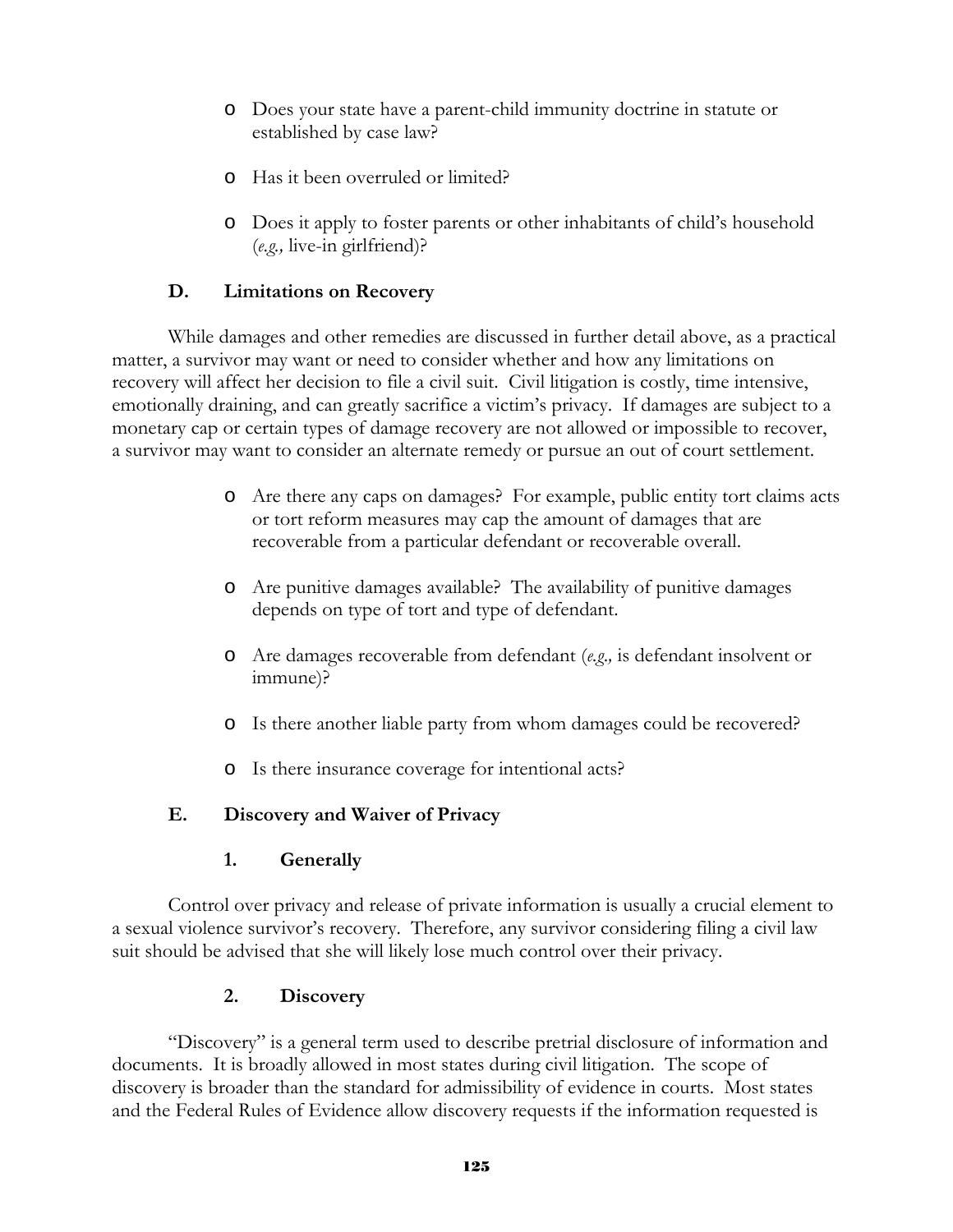- Does your state have a parent-child immunity doctrine in statute or established by case law?
- Has it been overruled or limited?
- Does it apply to foster parents or other inhabitants of child's household (*e.g.,* live-in girlfriend)?

### D. Limitations on Recovery

While damages and other remedies are discussed in further detail above, as a practical matter, a survivor may want or need to consider whether and how any limitations on recovery will affect her decision to file a civil suit. Civil litigation is costly, time intensive, emotionally draining, and can greatly sacrifice a victim's privacy. If damages are subject to a monetary cap or certain types of damage recovery are not allowed or impossible to recover, a survivor may want to consider an alternate remedy or pursue an out of court settlement.

- Are there any caps on damages? For example, public entity tort claims acts or tort reform measures may cap the amount of damages that are recoverable from a particular defendant or recoverable overall.
- Are punitive damages available? The availability of punitive damages depends on type of tort and type of defendant.
- Are damages recoverable from defendant (*e.g.,* is defendant insolvent or immune)?
- Is there another liable party from whom damages could be recovered?
- Is there insurance coverage for intentional acts?

### E. Discovery and Waiver of Privacy

#### 1. Generally

Control over privacy and release of private information is usually a crucial element to a sexual violence survivor's recovery. Therefore, any survivor considering filing a civil law suit should be advised that she will likely lose much control over their privacy.

#### 2. Discovery

"Discovery" is a general term used to describe pretrial disclosure of information and documents. It is broadly allowed in most states during civil litigation. The scope of discovery is broader than the standard for admissibility of evidence in courts. Most states and the Federal Rules of Evidence allow discovery requests if the information requested is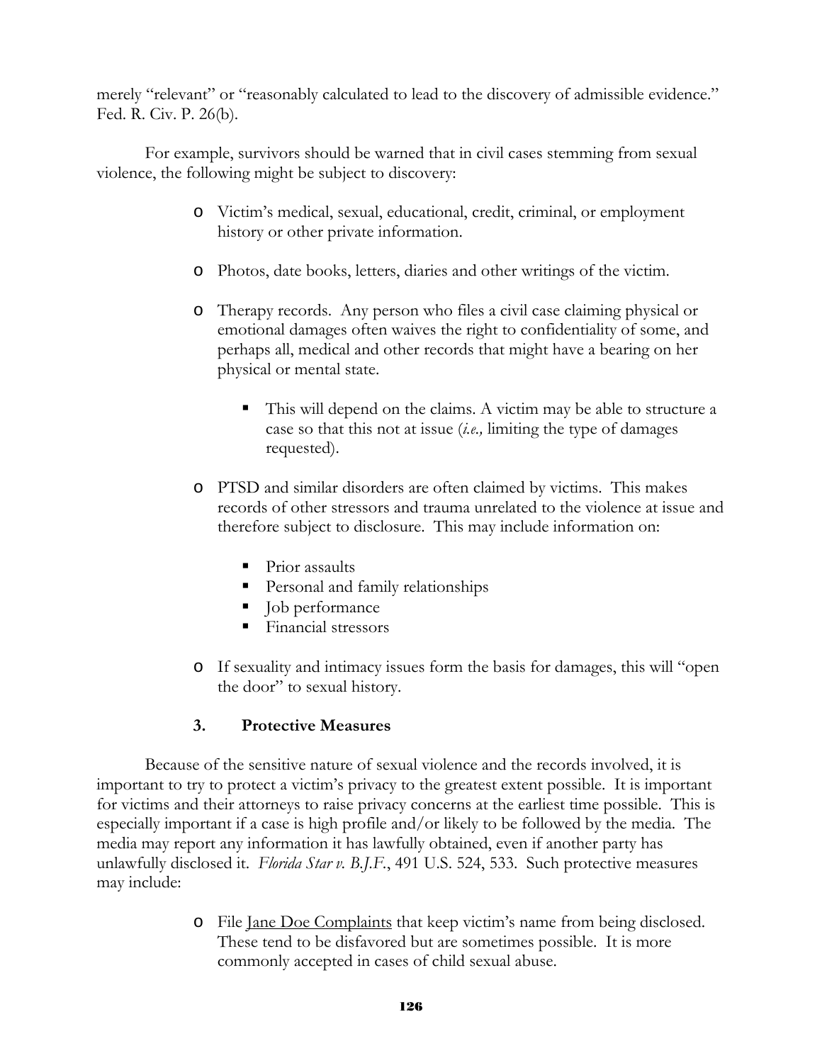merely "relevant" or "reasonably calculated to lead to the discovery of admissible evidence." Fed. R. Civ. P. 26(b).

For example, survivors should be warned that in civil cases stemming from sexual violence, the following might be subject to discovery:

- Victim's medical, sexual, educational, credit, criminal, or employment history or other private information.
- Photos, date books, letters, diaries and other writings of the victim.
- Therapy records. Any person who files a civil case claiming physical or emotional damages often waives the right to confidentiality of some, and perhaps all, medical and other records that might have a bearing on her physical or mental state.
  - This will depend on the claims. A victim may be able to structure a case so that this not at issue (*i.e.,* limiting the type of damages requested).
- PTSD and similar disorders are often claimed by victims. This makes records of other stressors and trauma unrelated to the violence at issue and therefore subject to disclosure. This may include information on:
  - Prior assaults
  - Personal and family relationships
  - Job performance
  - Financial stressors
- If sexuality and intimacy issues form the basis for damages, this will "open the door" to sexual history.

### 3. Protective Measures

Because of the sensitive nature of sexual violence and the records involved, it is important to try to protect a victim's privacy to the greatest extent possible. It is important for victims and their attorneys to raise privacy concerns at the earliest time possible. This is especially important if a case is high profile and/or likely to be followed by the media. The media may report any information it has lawfully obtained, even if another party has unlawfully disclosed it. *Florida Star v. B.J.F.*, 491 U.S. 524, 533. Such protective measures may include:

- File Jane Doe Complaints that keep victim's name from being disclosed. These tend to be disfavored but are sometimes possible. It is more commonly accepted in cases of child sexual abuse.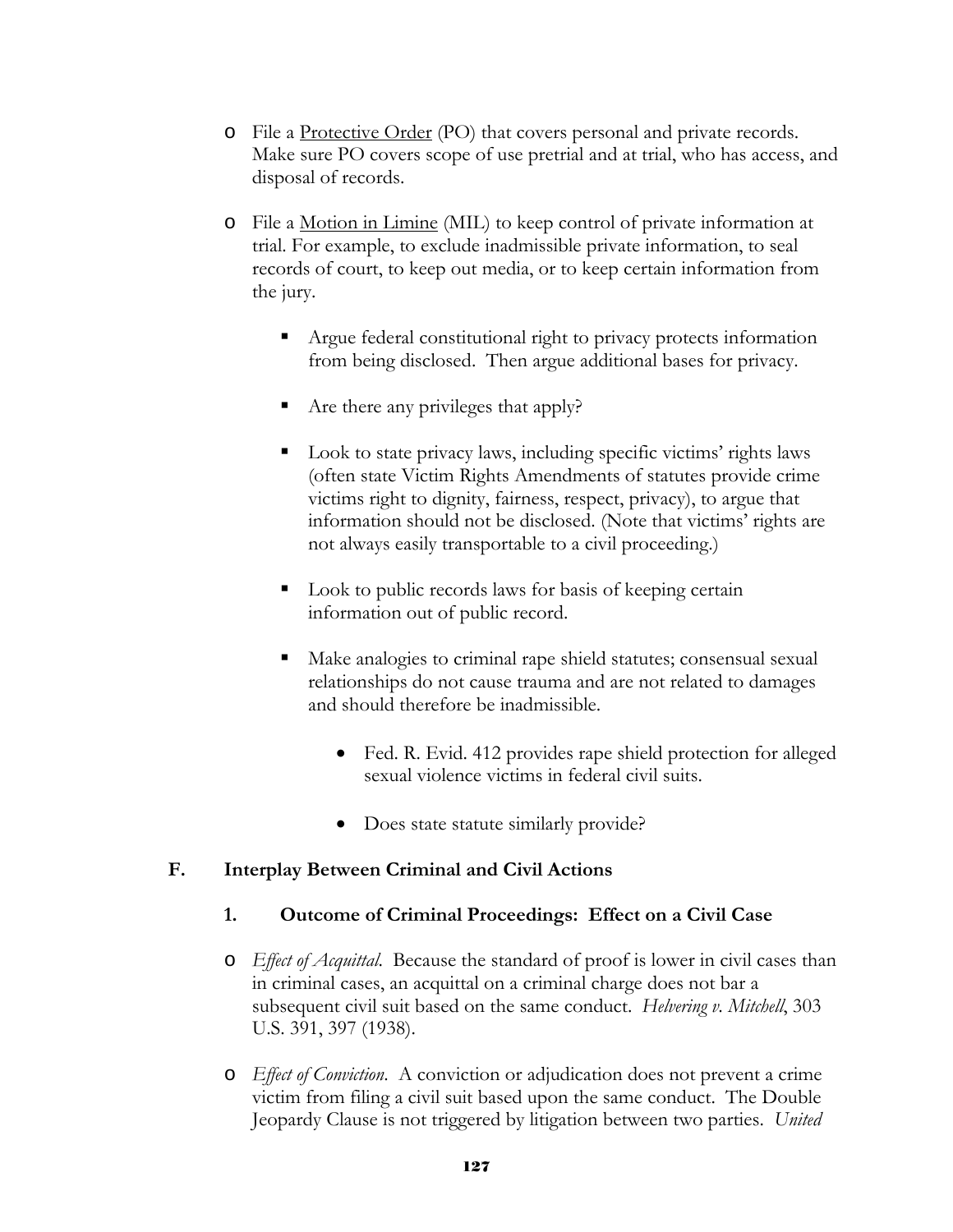- File a <u>Protective Order</u> (PO) that covers personal and private records. Make sure PO covers scope of use pretrial and at trial, who has access, and disposal of records.

- File a <u>Motion in Limine</u> (MIL) to keep control of private information at trial. For example, to exclude inadmissible private information, to seal records of court, to keep out media, or to keep certain information from the jury.

  - Argue federal constitutional right to privacy protects information from being disclosed. Then argue additional bases for privacy.

  - Are there any privileges that apply?

  - Look to state privacy laws, including specific victims' rights laws (often state Victim Rights Amendments of statutes provide crime victims right to dignity, fairness, respect, privacy), to argue that information should not be disclosed. (Note that victims' rights are not always easily transportable to a civil proceeding.)

  - Look to public records laws for basis of keeping certain information out of public record.

  - Make analogies to criminal rape shield statutes; consensual sexual relationships do not cause trauma and are not related to damages and should therefore be inadmissible.

    - Fed. R. Evid. 412 provides rape shield protection for alleged sexual violence victims in federal civil suits.

    - Does state statute similarly provide?

## F. Interplay Between Criminal and Civil Actions

### 1. Outcome of Criminal Proceedings: Effect on a Civil Case

- *Effect of Acquittal*. Because the standard of proof is lower in civil cases than in criminal cases, an acquittal on a criminal charge does not bar a subsequent civil suit based on the same conduct. *Helvering v. Mitchell*, 303 U.S. 391, 397 (1938).

- *Effect of Conviction*. A conviction or adjudication does not prevent a crime victim from filing a civil suit based upon the same conduct. The Double Jeopardy Clause is not triggered by litigation between two parties. *United*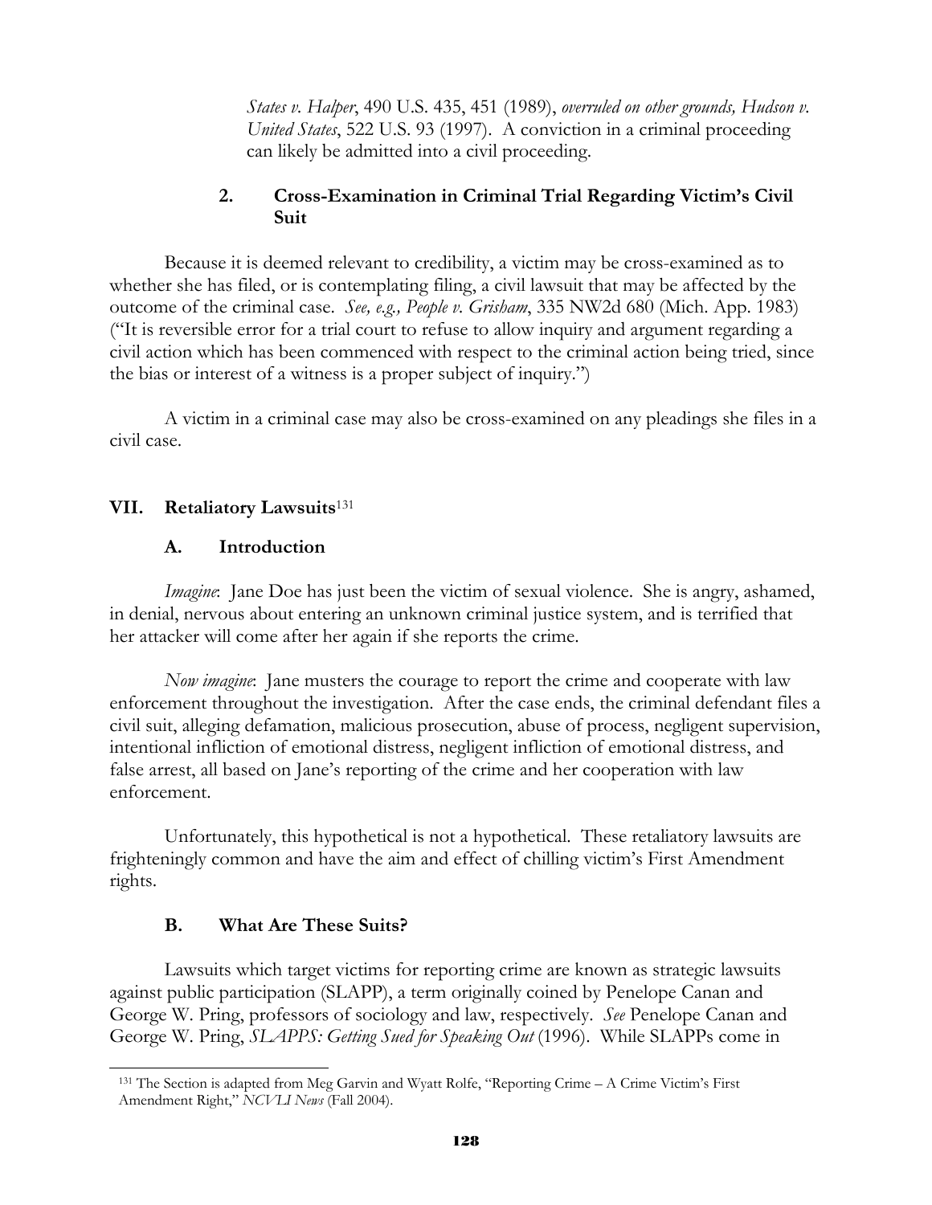*States v. Halper*, 490 U.S. 435, 451 (1989), *overruled on other grounds, Hudson v. United States*, 522 U.S. 93 (1997). A conviction in a criminal proceeding can likely be admitted into a civil proceeding.

### 2. Cross-Examination in Criminal Trial Regarding Victim's Civil Suit

Because it is deemed relevant to credibility, a victim may be cross-examined as to whether she has filed, or is contemplating filing, a civil lawsuit that may be affected by the outcome of the criminal case. *See, e.g., People v. Grisham*, 335 NW2d 680 (Mich. App. 1983) ("It is reversible error for a trial court to refuse to allow inquiry and argument regarding a civil action which has been commenced with respect to the criminal action being tried, since the bias or interest of a witness is a proper subject of inquiry.")

A victim in a criminal case may also be cross-examined on any pleadings she files in a civil case.

## VII. Retaliatory Lawsuits[131]

### A. Introduction

*Imagine*: Jane Doe has just been the victim of sexual violence. She is angry, ashamed, in denial, nervous about entering an unknown criminal justice system, and is terrified that her attacker will come after her again if she reports the crime.

*Now imagine*: Jane musters the courage to report the crime and cooperate with law enforcement throughout the investigation. After the case ends, the criminal defendant files a civil suit, alleging defamation, malicious prosecution, abuse of process, negligent supervision, intentional infliction of emotional distress, negligent infliction of emotional distress, and false arrest, all based on Jane's reporting of the crime and her cooperation with law enforcement.

Unfortunately, this hypothetical is not a hypothetical. These retaliatory lawsuits are frighteningly common and have the aim and effect of chilling victim's First Amendment rights.

### B. What Are These Suits?

Lawsuits which target victims for reporting crime are known as strategic lawsuits against public participation (SLAPP), a term originally coined by Penelope Canan and George W. Pring, professors of sociology and law, respectively. *See* Penelope Canan and George W. Pring, *SLAPPS: Getting Sued for Speaking Out* (1996). While SLAPPs come in

---

[131] The Section is adapted from Meg Garvin and Wyatt Rolfe, "Reporting Crime – A Crime Victim's First Amendment Right," *NCVLI News* (Fall 2004).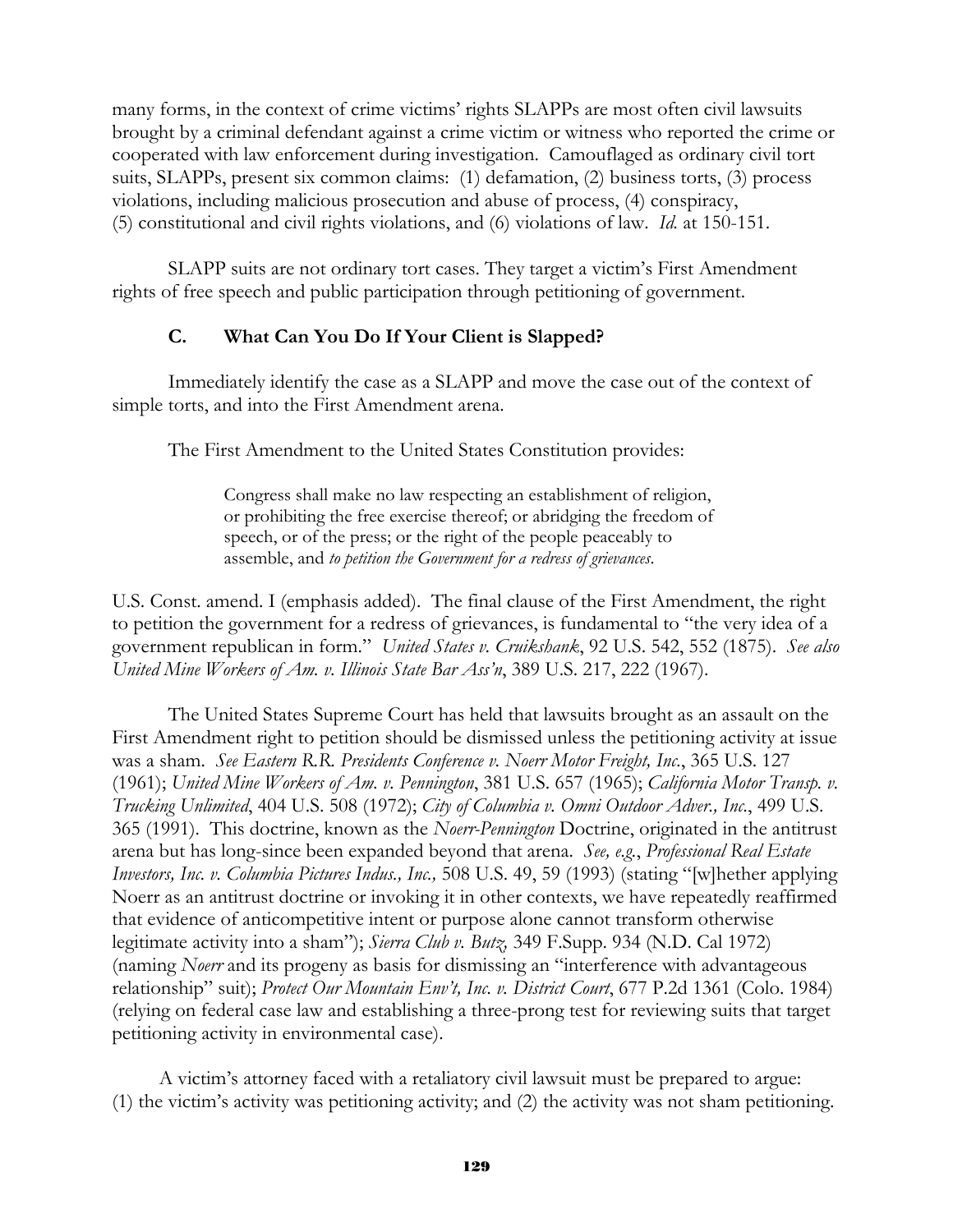many forms, in the context of crime victims' rights SLAPPs are most often civil lawsuits brought by a criminal defendant against a crime victim or witness who reported the crime or cooperated with law enforcement during investigation. Camouflaged as ordinary civil tort suits, SLAPPs, present six common claims: (1) defamation, (2) business torts, (3) process violations, including malicious prosecution and abuse of process, (4) conspiracy, (5) constitutional and civil rights violations, and (6) violations of law. *Id.* at 150-151.

SLAPP suits are not ordinary tort cases. They target a victim's First Amendment rights of free speech and public participation through petitioning of government.

### C. What Can You Do If Your Client is Slapped?

Immediately identify the case as a SLAPP and move the case out of the context of simple torts, and into the First Amendment arena.

The First Amendment to the United States Constitution provides:

> Congress shall make no law respecting an establishment of religion, or prohibiting the free exercise thereof; or abridging the freedom of speech, or of the press; or the right of the people peaceably to assemble, and *to petition the Government for a redress of grievances*.

U.S. Const. amend. I (emphasis added). The final clause of the First Amendment, the right to petition the government for a redress of grievances, is fundamental to "the very idea of a government republican in form." *United States v. Cruikshank*, 92 U.S. 542, 552 (1875). *See also United Mine Workers of Am. v. Illinois State Bar Ass'n*, 389 U.S. 217, 222 (1967).

The United States Supreme Court has held that lawsuits brought as an assault on the First Amendment right to petition should be dismissed unless the petitioning activity at issue was a sham. *See Eastern R.R. Presidents Conference v. Noerr Motor Freight, Inc.*, 365 U.S. 127 (1961); *United Mine Workers of Am. v. Pennington*, 381 U.S. 657 (1965); *California Motor Transp. v. Trucking Unlimited*, 404 U.S. 508 (1972); *City of Columbia v. Omni Outdoor Adver., Inc.*, 499 U.S. 365 (1991). This doctrine, known as the *Noerr-Pennington* Doctrine, originated in the antitrust arena but has long-since been expanded beyond that arena. *See, e.g.*, *Professional Real Estate Investors, Inc. v. Columbia Pictures Indus., Inc.,* 508 U.S. 49, 59 (1993) (stating "[w]hether applying Noerr as an antitrust doctrine or invoking it in other contexts, we have repeatedly reaffirmed that evidence of anticompetitive intent or purpose alone cannot transform otherwise legitimate activity into a sham"); *Sierra Club v. Butz,* 349 F.Supp. 934 (N.D. Cal 1972) (naming *Noerr* and its progeny as basis for dismissing an "interference with advantageous relationship" suit); *Protect Our Mountain Env't, Inc. v. District Court*, 677 P.2d 1361 (Colo. 1984) (relying on federal case law and establishing a three-prong test for reviewing suits that target petitioning activity in environmental case).

A victim's attorney faced with a retaliatory civil lawsuit must be prepared to argue: (1) the victim's activity was petitioning activity; and (2) the activity was not sham petitioning.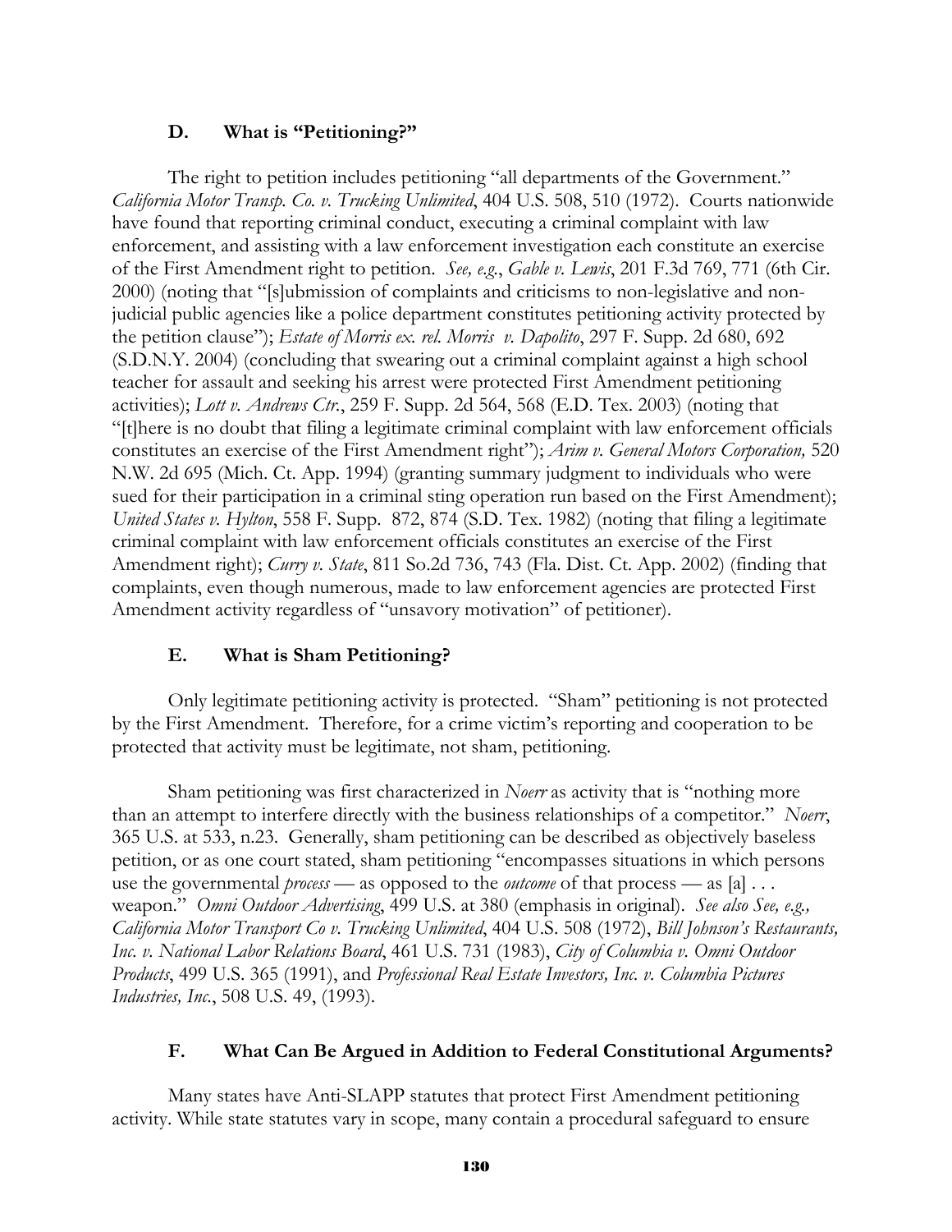### D. What is "Petitioning?"

The right to petition includes petitioning "all departments of the Government." *California Motor Transp. Co. v. Trucking Unlimited*, 404 U.S. 508, 510 (1972). Courts nationwide have found that reporting criminal conduct, executing a criminal complaint with law enforcement, and assisting with a law enforcement investigation each constitute an exercise of the First Amendment right to petition. *See, e.g.*, *Gable v. Lewis*, 201 F.3d 769, 771 (6th Cir. 2000) (noting that "[s]ubmission of complaints and criticisms to non-legislative and non-judicial public agencies like a police department constitutes petitioning activity protected by the petition clause"); *Estate of Morris ex. rel. Morris v. Dapolito*, 297 F. Supp. 2d 680, 692 (S.D.N.Y. 2004) (concluding that swearing out a criminal complaint against a high school teacher for assault and seeking his arrest were protected First Amendment petitioning activities); *Lott v. Andrews Ctr.*, 259 F. Supp. 2d 564, 568 (E.D. Tex. 2003) (noting that "[t]here is no doubt that filing a legitimate criminal complaint with law enforcement officials constitutes an exercise of the First Amendment right"); *Arim v. General Motors Corporation,* 520 N.W. 2d 695 (Mich. Ct. App. 1994) (granting summary judgment to individuals who were sued for their participation in a criminal sting operation run based on the First Amendment); *United States v. Hylton*, 558 F. Supp. 872, 874 (S.D. Tex. 1982) (noting that filing a legitimate criminal complaint with law enforcement officials constitutes an exercise of the First Amendment right); *Curry v. State*, 811 So.2d 736, 743 (Fla. Dist. Ct. App. 2002) (finding that complaints, even though numerous, made to law enforcement agencies are protected First Amendment activity regardless of "unsavory motivation" of petitioner).

### E. What is Sham Petitioning?

Only legitimate petitioning activity is protected. "Sham" petitioning is not protected by the First Amendment. Therefore, for a crime victim's reporting and cooperation to be protected that activity must be legitimate, not sham, petitioning.

Sham petitioning was first characterized in *Noerr* as activity that is "nothing more than an attempt to interfere directly with the business relationships of a competitor." *Noerr*, 365 U.S. at 533, n.23. Generally, sham petitioning can be described as objectively baseless petition, or as one court stated, sham petitioning "encompasses situations in which persons use the governmental *process* — as opposed to the *outcome* of that process — as [a] . . . weapon." *Omni Outdoor Advertising*, 499 U.S. at 380 (emphasis in original). *See also See, e.g., California Motor Transport Co v. Trucking Unlimited*, 404 U.S. 508 (1972), *Bill Johnson's Restaurants, Inc. v. National Labor Relations Board*, 461 U.S. 731 (1983), *City of Columbia v. Omni Outdoor Products*, 499 U.S. 365 (1991), and *Professional Real Estate Investors, Inc. v. Columbia Pictures Industries, Inc.*, 508 U.S. 49, (1993).

### F. What Can Be Argued in Addition to Federal Constitutional Arguments?

Many states have Anti-SLAPP statutes that protect First Amendment petitioning activity. While state statutes vary in scope, many contain a procedural safeguard to ensure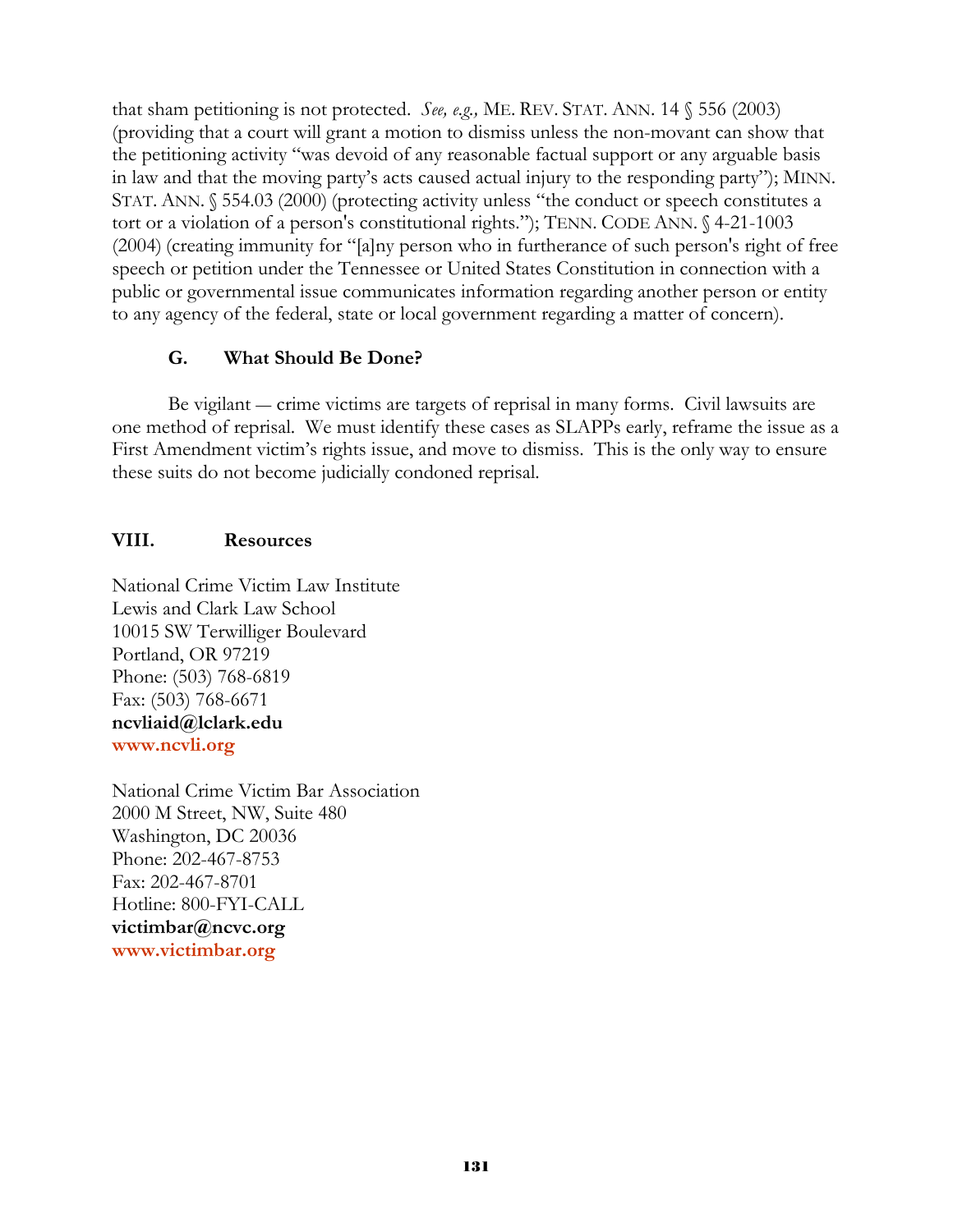that sham petitioning is not protected. *See, e.g.,* ME. REV. STAT. ANN. 14 § 556 (2003) (providing that a court will grant a motion to dismiss unless the non-movant can show that the petitioning activity "was devoid of any reasonable factual support or any arguable basis in law and that the moving party's acts caused actual injury to the responding party"); MINN. STAT. ANN. § 554.03 (2000) (protecting activity unless "the conduct or speech constitutes a tort or a violation of a person's constitutional rights."); TENN. CODE ANN. § 4-21-1003 (2004) (creating immunity for "[a]ny person who in furtherance of such person's right of free speech or petition under the Tennessee or United States Constitution in connection with a public or governmental issue communicates information regarding another person or entity to any agency of the federal, state or local government regarding a matter of concern).

### G. What Should Be Done?

Be vigilant — crime victims are targets of reprisal in many forms. Civil lawsuits are one method of reprisal. We must identify these cases as SLAPPs early, reframe the issue as a First Amendment victim's rights issue, and move to dismiss. This is the only way to ensure these suits do not become judicially condoned reprisal.

## VIII. Resources

National Crime Victim Law Institute
Lewis and Clark Law School
10015 SW Terwilliger Boulevard
Portland, OR 97219
Phone: (503) 768-6819
Fax: (503) 768-6671
**ncvliaid@lclark.edu**
**www.ncvli.org**

National Crime Victim Bar Association
2000 M Street, NW, Suite 480
Washington, DC 20036
Phone: 202-467-8753
Fax: 202-467-8701
Hotline: 800-FYI-CALL
**victimbar@ncvc.org**
**www.victimbar.org**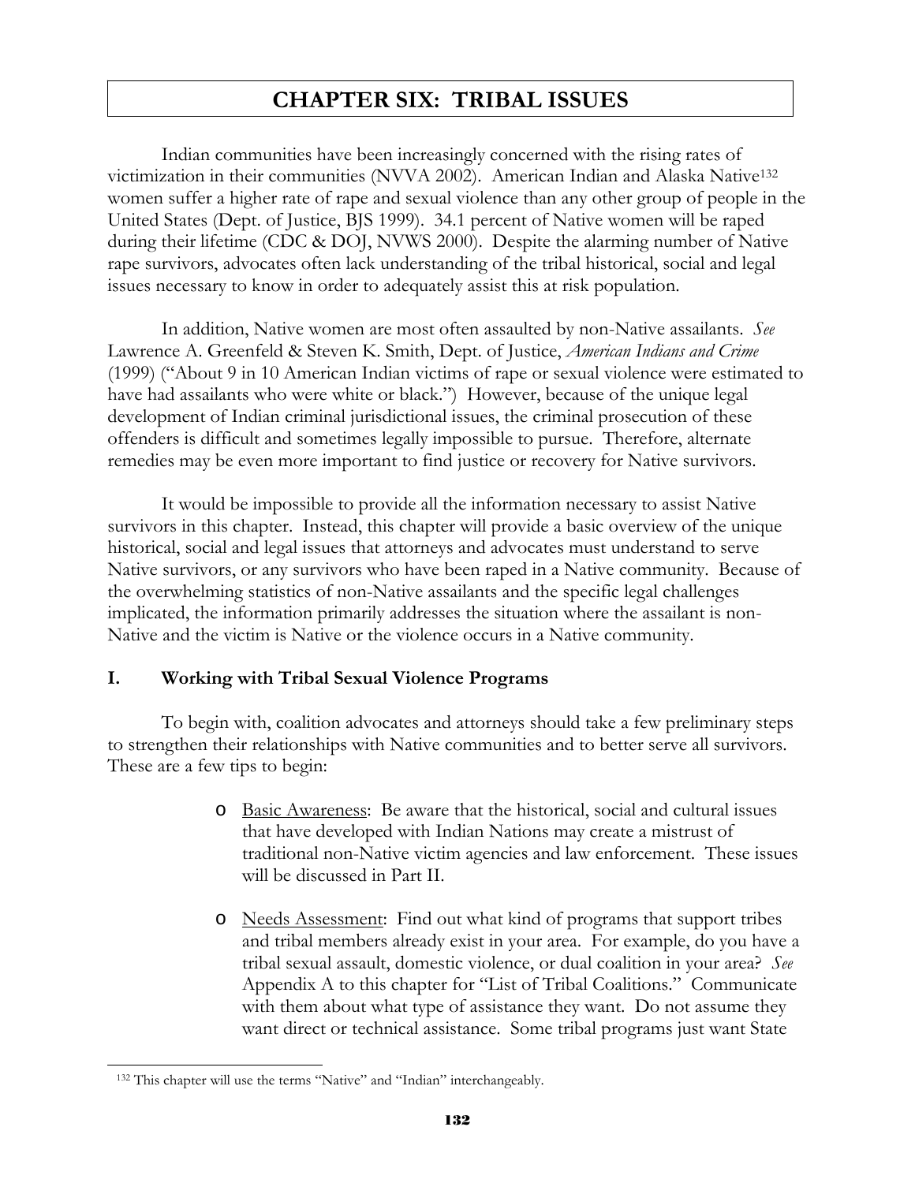# CHAPTER SIX: TRIBAL ISSUES

Indian communities have been increasingly concerned with the rising rates of victimization in their communities (NVVA 2002). American Indian and Alaska Native[132] women suffer a higher rate of rape and sexual violence than any other group of people in the United States (Dept. of Justice, BJS 1999). 34.1 percent of Native women will be raped during their lifetime (CDC & DOJ, NVWS 2000). Despite the alarming number of Native rape survivors, advocates often lack understanding of the tribal historical, social and legal issues necessary to know in order to adequately assist this at risk population.

In addition, Native women are most often assaulted by non-Native assailants. *See* Lawrence A. Greenfeld & Steven K. Smith, Dept. of Justice, *American Indians and Crime* (1999) ("About 9 in 10 American Indian victims of rape or sexual violence were estimated to have had assailants who were white or black.") However, because of the unique legal development of Indian criminal jurisdictional issues, the criminal prosecution of these offenders is difficult and sometimes legally impossible to pursue. Therefore, alternate remedies may be even more important to find justice or recovery for Native survivors.

It would be impossible to provide all the information necessary to assist Native survivors in this chapter. Instead, this chapter will provide a basic overview of the unique historical, social and legal issues that attorneys and advocates must understand to serve Native survivors, or any survivors who have been raped in a Native community. Because of the overwhelming statistics of non-Native assailants and the specific legal challenges implicated, the information primarily addresses the situation where the assailant is non-Native and the victim is Native or the violence occurs in a Native community.

## I. Working with Tribal Sexual Violence Programs

To begin with, coalition advocates and attorneys should take a few preliminary steps to strengthen their relationships with Native communities and to better serve all survivors. These are a few tips to begin:

- Basic Awareness: Be aware that the historical, social and cultural issues that have developed with Indian Nations may create a mistrust of traditional non-Native victim agencies and law enforcement. These issues will be discussed in Part II.
- Needs Assessment: Find out what kind of programs that support tribes and tribal members already exist in your area. For example, do you have a tribal sexual assault, domestic violence, or dual coalition in your area? *See* Appendix A to this chapter for "List of Tribal Coalitions." Communicate with them about what type of assistance they want. Do not assume they want direct or technical assistance. Some tribal programs just want State

[132] This chapter will use the terms "Native" and "Indian" interchangeably.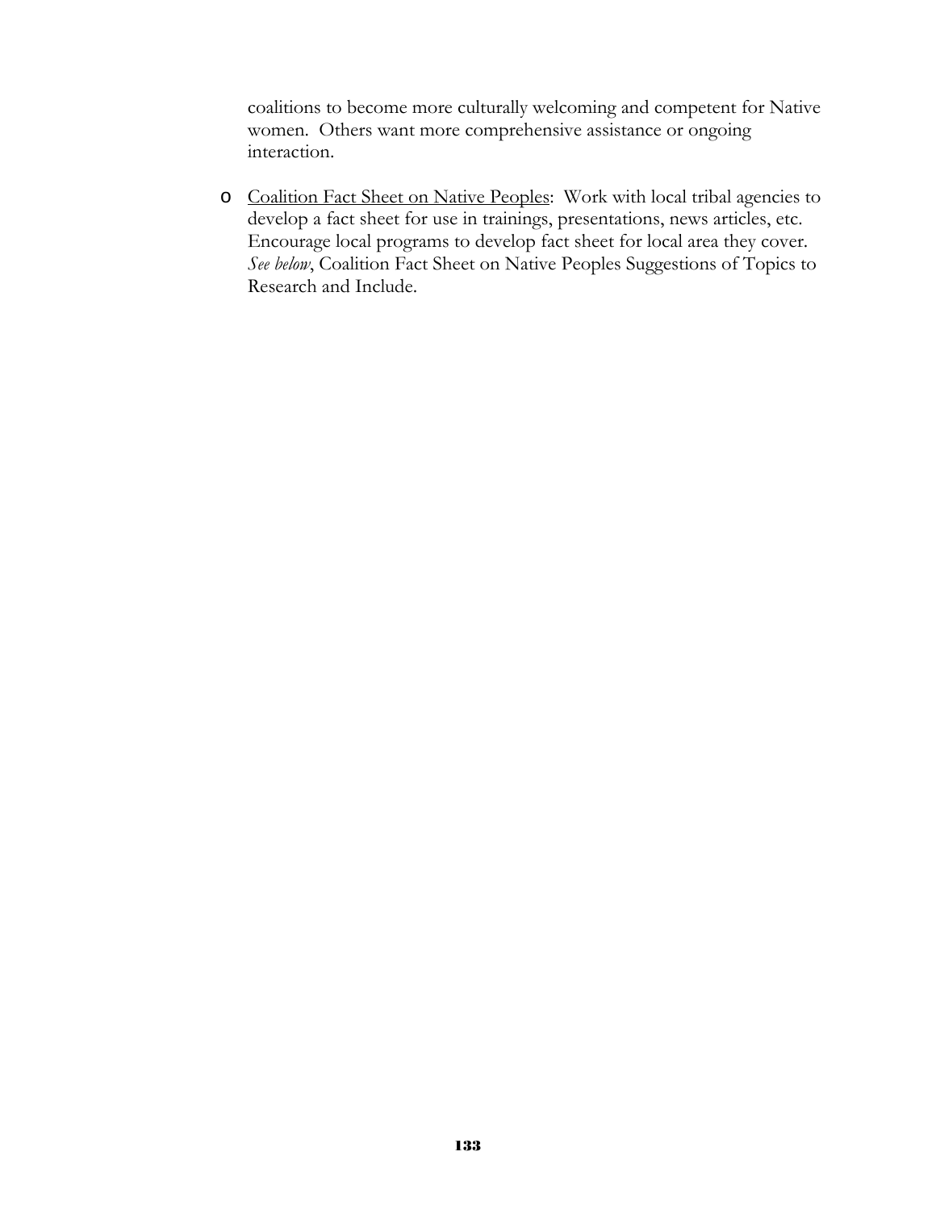coalitions to become more culturally welcoming and competent for Native women. Others want more comprehensive assistance or ongoing interaction.

- Coalition Fact Sheet on Native Peoples: Work with local tribal agencies to develop a fact sheet for use in trainings, presentations, news articles, etc. Encourage local programs to develop fact sheet for local area they cover. *See below*, Coalition Fact Sheet on Native Peoples Suggestions of Topics to Research and Include.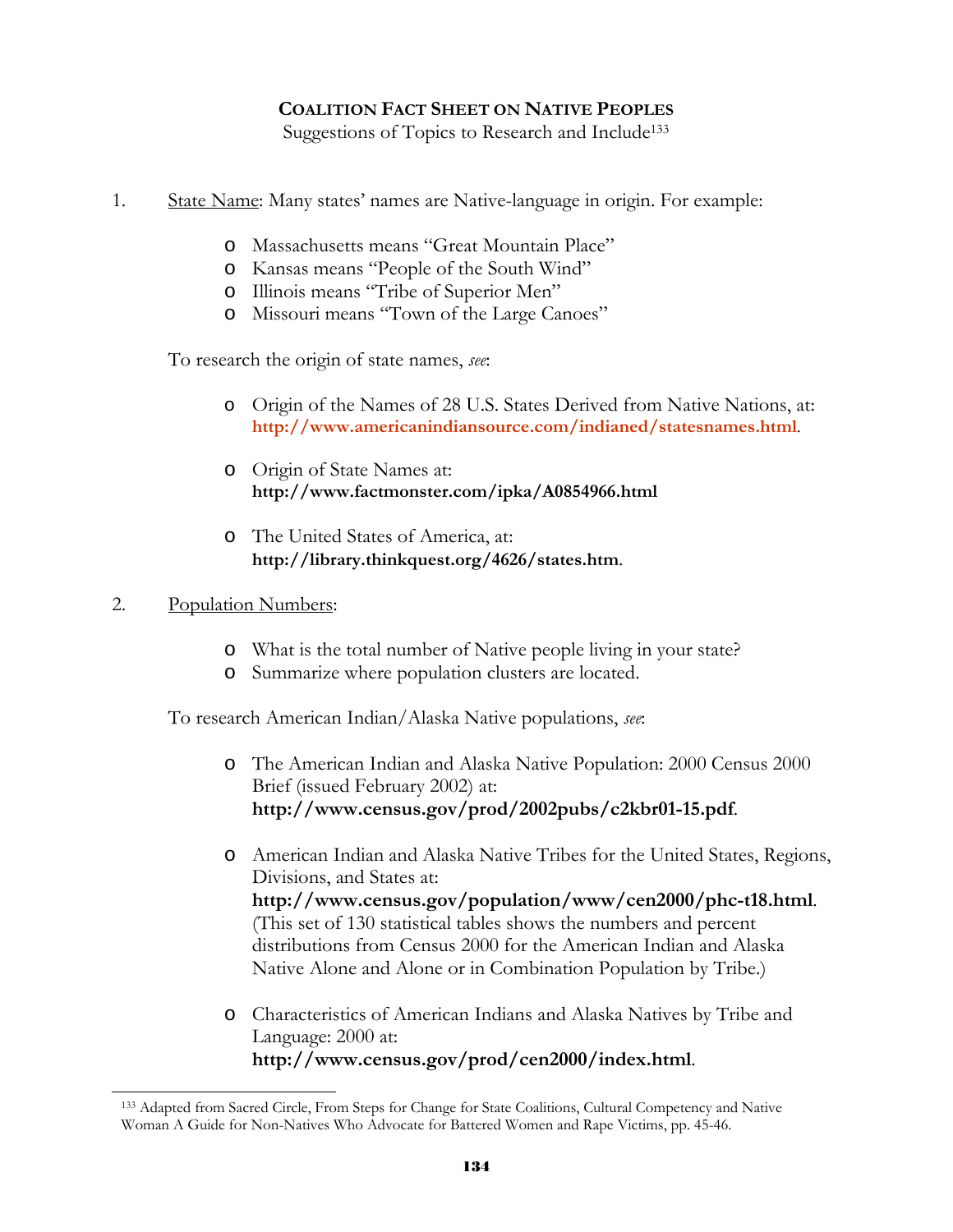## COALITION FACT SHEET ON NATIVE PEOPLES

Suggestions of Topics to Research and Include[133]

1. <u>State Name</u>: Many states' names are Native-language in origin. For example:

    - Massachusetts means "Great Mountain Place"
    - Kansas means "People of the South Wind"
    - Illinois means "Tribe of Superior Men"
    - Missouri means "Town of the Large Canoes"

    To research the origin of state names, *see*:

    - Origin of the Names of 28 U.S. States Derived from Native Nations, at: **http://www.americanindiansource.com/indianed/statesnames.html**.

    - Origin of State Names at: **http://www.factmonster.com/ipka/A0854966.html**

    - The United States of America, at: **http://library.thinkquest.org/4626/states.htm**.

2. <u>Population Numbers</u>:

    - What is the total number of Native people living in your state?
    - Summarize where population clusters are located.

    To research American Indian/Alaska Native populations, *see*:

    - The American Indian and Alaska Native Population: 2000 Census 2000 Brief (issued February 2002) at: **http://www.census.gov/prod/2002pubs/c2kbr01-15.pdf**.

    - American Indian and Alaska Native Tribes for the United States, Regions, Divisions, and States at: **http://www.census.gov/population/www/cen2000/phc-t18.html**. (This set of 130 statistical tables shows the numbers and percent distributions from Census 2000 for the American Indian and Alaska Native Alone and Alone or in Combination Population by Tribe.)

    - Characteristics of American Indians and Alaska Natives by Tribe and Language: 2000 at: **http://www.census.gov/prod/cen2000/index.html**.

---

[133] Adapted from Sacred Circle, From Steps for Change for State Coalitions, Cultural Competency and Native Woman A Guide for Non-Natives Who Advocate for Battered Women and Rape Victims, pp. 45-46.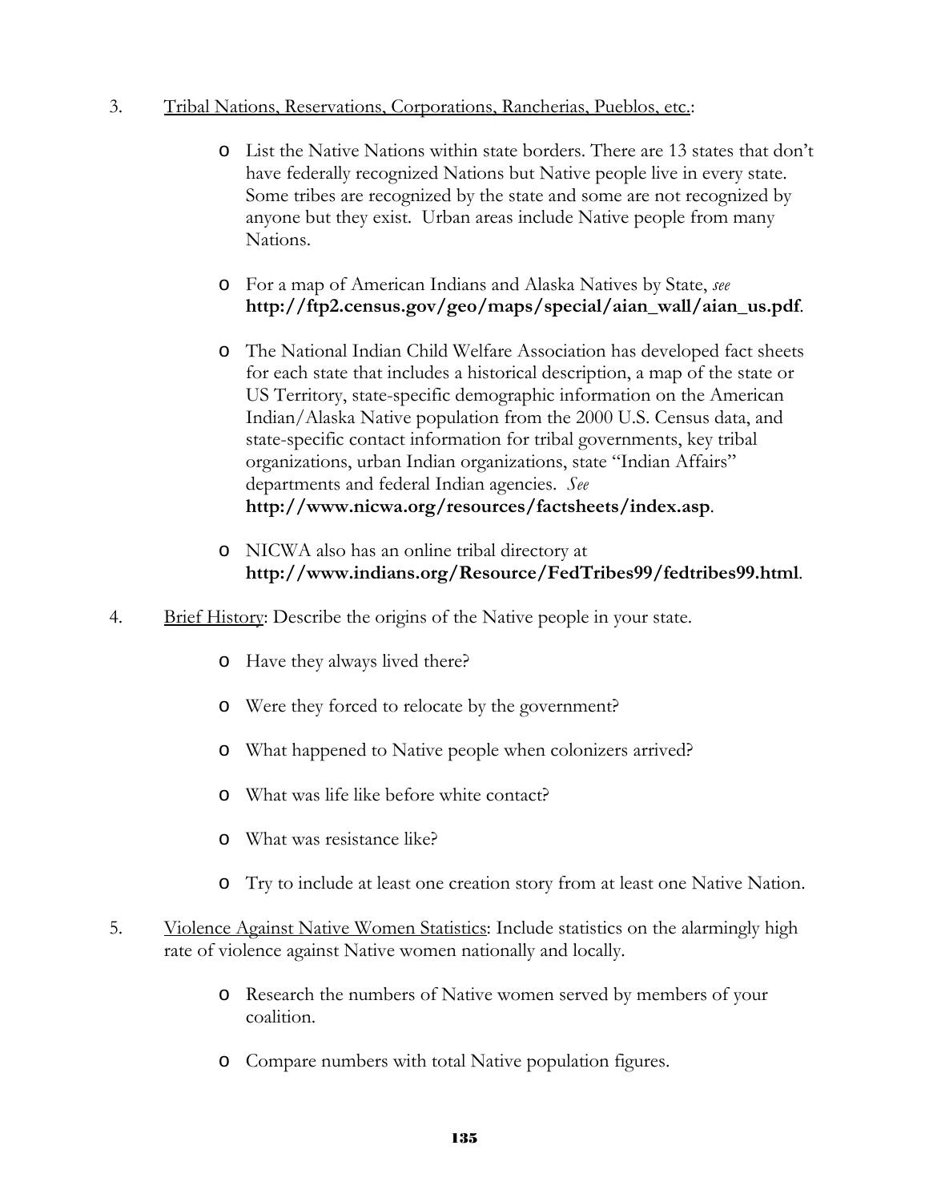3. Tribal Nations, Reservations, Corporations, Rancherias, Pueblos, etc.:

   - List the Native Nations within state borders. There are 13 states that don't have federally recognized Nations but Native people live in every state. Some tribes are recognized by the state and some are not recognized by anyone but they exist. Urban areas include Native people from many Nations.

   - For a map of American Indians and Alaska Natives by State, *see* **http://ftp2.census.gov/geo/maps/special/aian_wall/aian_us.pdf**.

   - The National Indian Child Welfare Association has developed fact sheets for each state that includes a historical description, a map of the state or US Territory, state-specific demographic information on the American Indian/Alaska Native population from the 2000 U.S. Census data, and state-specific contact information for tribal governments, key tribal organizations, urban Indian organizations, state "Indian Affairs" departments and federal Indian agencies. *See* **http://www.nicwa.org/resources/factsheets/index.asp**.

   - NICWA also has an online tribal directory at **http://www.indians.org/Resource/FedTribes99/fedtribes99.html**.

4. Brief History: Describe the origins of the Native people in your state.

   - Have they always lived there?

   - Were they forced to relocate by the government?

   - What happened to Native people when colonizers arrived?

   - What was life like before white contact?

   - What was resistance like?

   - Try to include at least one creation story from at least one Native Nation.

5. Violence Against Native Women Statistics: Include statistics on the alarmingly high rate of violence against Native women nationally and locally.

   - Research the numbers of Native women served by members of your coalition.

   - Compare numbers with total Native population figures.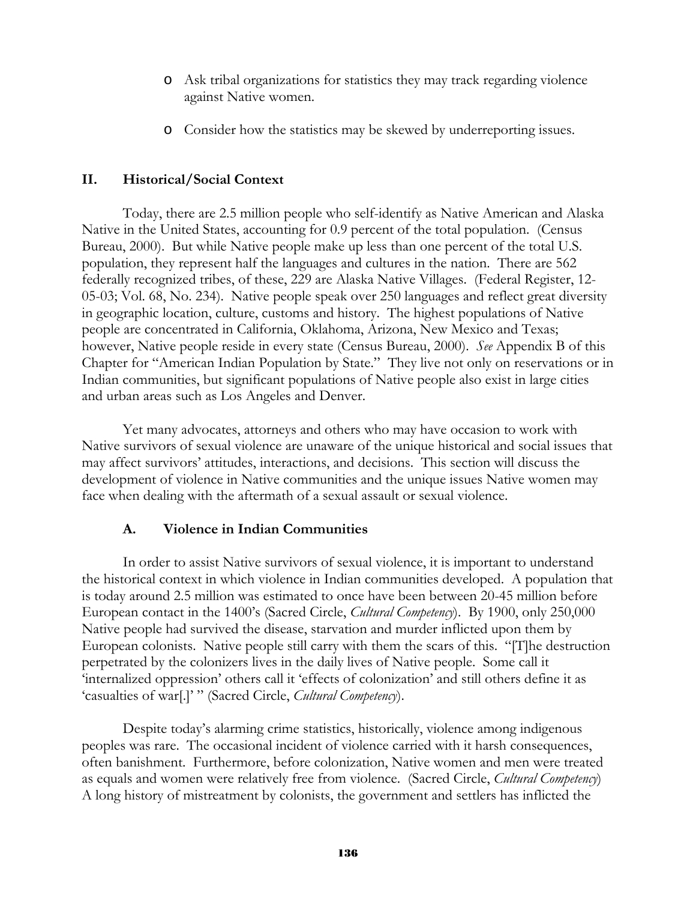- Ask tribal organizations for statistics they may track regarding violence against Native women.
- Consider how the statistics may be skewed by underreporting issues.

## II. Historical/Social Context

Today, there are 2.5 million people who self-identify as Native American and Alaska Native in the United States, accounting for 0.9 percent of the total population. (Census Bureau, 2000). But while Native people make up less than one percent of the total U.S. population, they represent half the languages and cultures in the nation. There are 562 federally recognized tribes, of these, 229 are Alaska Native Villages. (Federal Register, 12-05-03; Vol. 68, No. 234). Native people speak over 250 languages and reflect great diversity in geographic location, culture, customs and history. The highest populations of Native people are concentrated in California, Oklahoma, Arizona, New Mexico and Texas; however, Native people reside in every state (Census Bureau, 2000). *See* Appendix B of this Chapter for "American Indian Population by State." They live not only on reservations or in Indian communities, but significant populations of Native people also exist in large cities and urban areas such as Los Angeles and Denver.

Yet many advocates, attorneys and others who may have occasion to work with Native survivors of sexual violence are unaware of the unique historical and social issues that may affect survivors' attitudes, interactions, and decisions. This section will discuss the development of violence in Native communities and the unique issues Native women may face when dealing with the aftermath of a sexual assault or sexual violence.

### A. Violence in Indian Communities

In order to assist Native survivors of sexual violence, it is important to understand the historical context in which violence in Indian communities developed. A population that is today around 2.5 million was estimated to once have been between 20-45 million before European contact in the 1400's (Sacred Circle, *Cultural Competency*). By 1900, only 250,000 Native people had survived the disease, starvation and murder inflicted upon them by European colonists. Native people still carry with them the scars of this. "[T]he destruction perpetrated by the colonizers lives in the daily lives of Native people. Some call it 'internalized oppression' others call it 'effects of colonization' and still others define it as 'casualties of war[.]' " (Sacred Circle, *Cultural Competency*).

Despite today's alarming crime statistics, historically, violence among indigenous peoples was rare. The occasional incident of violence carried with it harsh consequences, often banishment. Furthermore, before colonization, Native women and men were treated as equals and women were relatively free from violence. (Sacred Circle, *Cultural Competency*) A long history of mistreatment by colonists, the government and settlers has inflicted the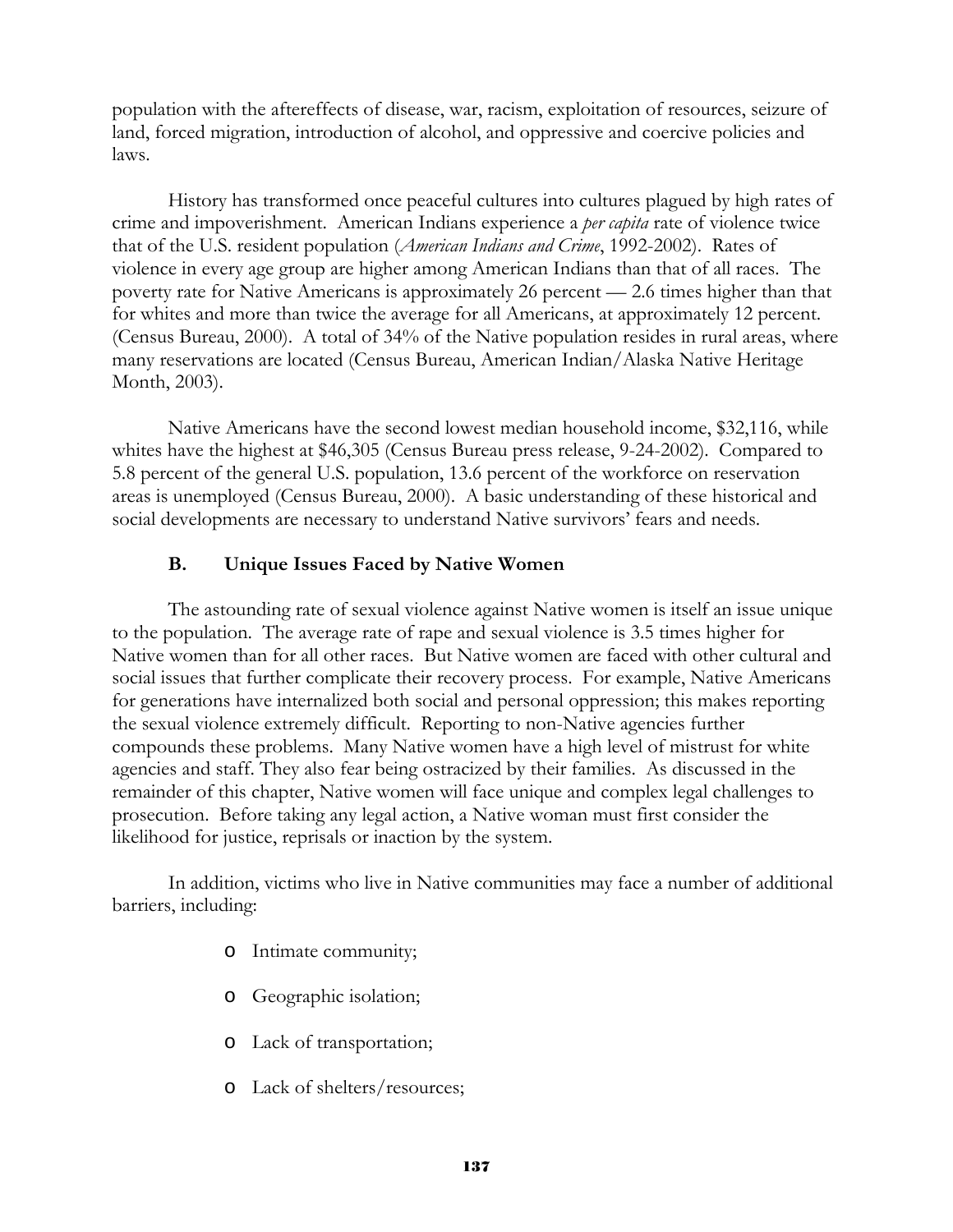population with the aftereffects of disease, war, racism, exploitation of resources, seizure of land, forced migration, introduction of alcohol, and oppressive and coercive policies and laws.

History has transformed once peaceful cultures into cultures plagued by high rates of crime and impoverishment. American Indians experience a *per capita* rate of violence twice that of the U.S. resident population (*American Indians and Crime*, 1992-2002). Rates of violence in every age group are higher among American Indians than that of all races. The poverty rate for Native Americans is approximately 26 percent — 2.6 times higher than that for whites and more than twice the average for all Americans, at approximately 12 percent. (Census Bureau, 2000). A total of 34% of the Native population resides in rural areas, where many reservations are located (Census Bureau, American Indian/Alaska Native Heritage Month, 2003).

Native Americans have the second lowest median household income, $32,116, while whites have the highest at $46,305 (Census Bureau press release, 9-24-2002). Compared to 5.8 percent of the general U.S. population, 13.6 percent of the workforce on reservation areas is unemployed (Census Bureau, 2000). A basic understanding of these historical and social developments are necessary to understand Native survivors' fears and needs.

## B. Unique Issues Faced by Native Women

The astounding rate of sexual violence against Native women is itself an issue unique to the population. The average rate of rape and sexual violence is 3.5 times higher for Native women than for all other races. But Native women are faced with other cultural and social issues that further complicate their recovery process. For example, Native Americans for generations have internalized both social and personal oppression; this makes reporting the sexual violence extremely difficult. Reporting to non-Native agencies further compounds these problems. Many Native women have a high level of mistrust for white agencies and staff. They also fear being ostracized by their families. As discussed in the remainder of this chapter, Native women will face unique and complex legal challenges to prosecution. Before taking any legal action, a Native woman must first consider the likelihood for justice, reprisals or inaction by the system.

In addition, victims who live in Native communities may face a number of additional barriers, including:

- Intimate community;
- Geographic isolation;
- Lack of transportation;
- Lack of shelters/resources;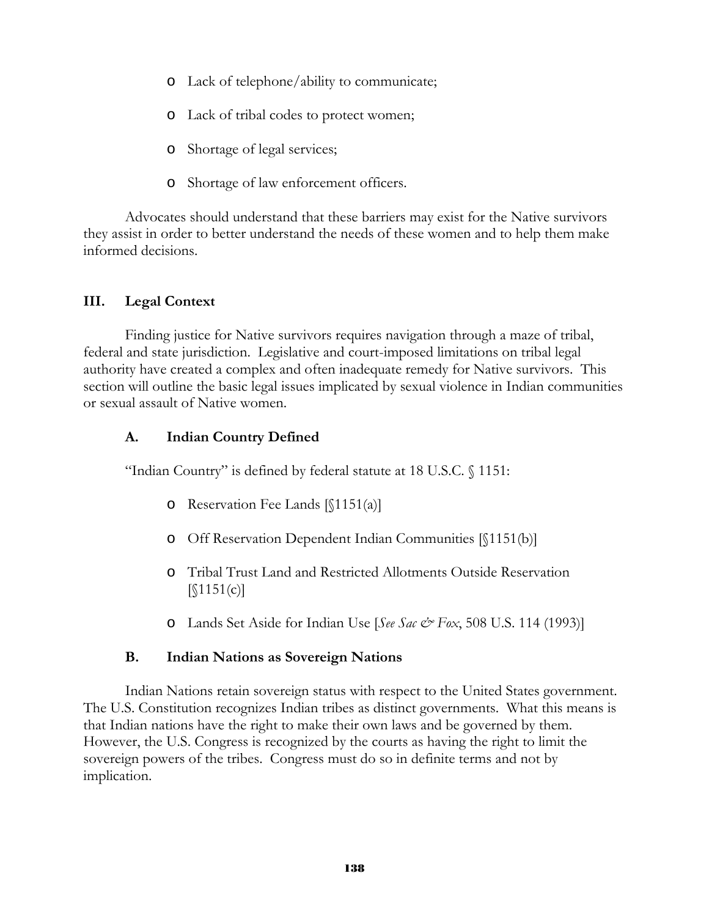- Lack of telephone/ability to communicate;
- Lack of tribal codes to protect women;
- Shortage of legal services;
- Shortage of law enforcement officers.

Advocates should understand that these barriers may exist for the Native survivors they assist in order to better understand the needs of these women and to help them make informed decisions.

## III. Legal Context

Finding justice for Native survivors requires navigation through a maze of tribal, federal and state jurisdiction. Legislative and court-imposed limitations on tribal legal authority have created a complex and often inadequate remedy for Native survivors. This section will outline the basic legal issues implicated by sexual violence in Indian communities or sexual assault of Native women.

### A. Indian Country Defined

"Indian Country" is defined by federal statute at 18 U.S.C. § 1151:

- Reservation Fee Lands [§1151(a)]
- Off Reservation Dependent Indian Communities [§1151(b)]
- Tribal Trust Land and Restricted Allotments Outside Reservation [§1151(c)]
- Lands Set Aside for Indian Use [*See Sac & Fox*, 508 U.S. 114 (1993)]

### B. Indian Nations as Sovereign Nations

Indian Nations retain sovereign status with respect to the United States government. The U.S. Constitution recognizes Indian tribes as distinct governments. What this means is that Indian nations have the right to make their own laws and be governed by them. However, the U.S. Congress is recognized by the courts as having the right to limit the sovereign powers of the tribes. Congress must do so in definite terms and not by implication.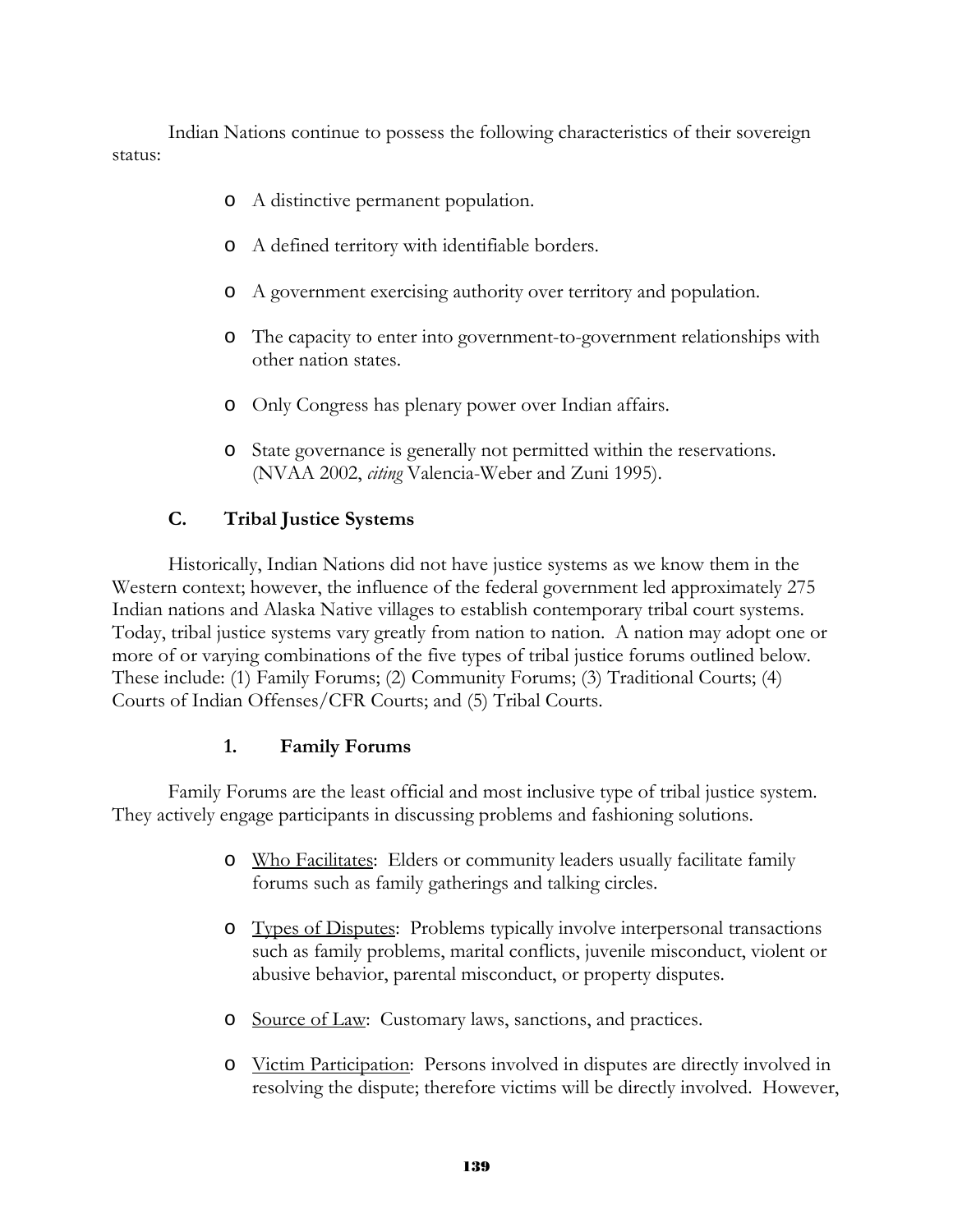Indian Nations continue to possess the following characteristics of their sovereign status:

- A distinctive permanent population.
- A defined territory with identifiable borders.
- A government exercising authority over territory and population.
- The capacity to enter into government-to-government relationships with other nation states.
- Only Congress has plenary power over Indian affairs.
- State governance is generally not permitted within the reservations. (NVAA 2002, *citing* Valencia-Weber and Zuni 1995).

## C. Tribal Justice Systems

Historically, Indian Nations did not have justice systems as we know them in the Western context; however, the influence of the federal government led approximately 275 Indian nations and Alaska Native villages to establish contemporary tribal court systems. Today, tribal justice systems vary greatly from nation to nation. A nation may adopt one or more of or varying combinations of the five types of tribal justice forums outlined below. These include: (1) Family Forums; (2) Community Forums; (3) Traditional Courts; (4) Courts of Indian Offenses/CFR Courts; and (5) Tribal Courts.

### 1. Family Forums

Family Forums are the least official and most inclusive type of tribal justice system. They actively engage participants in discussing problems and fashioning solutions.

- <u>Who Facilitates</u>: Elders or community leaders usually facilitate family forums such as family gatherings and talking circles.
- <u>Types of Disputes</u>: Problems typically involve interpersonal transactions such as family problems, marital conflicts, juvenile misconduct, violent or abusive behavior, parental misconduct, or property disputes.
- <u>Source of Law</u>: Customary laws, sanctions, and practices.
- <u>Victim Participation</u>: Persons involved in disputes are directly involved in resolving the dispute; therefore victims will be directly involved. However,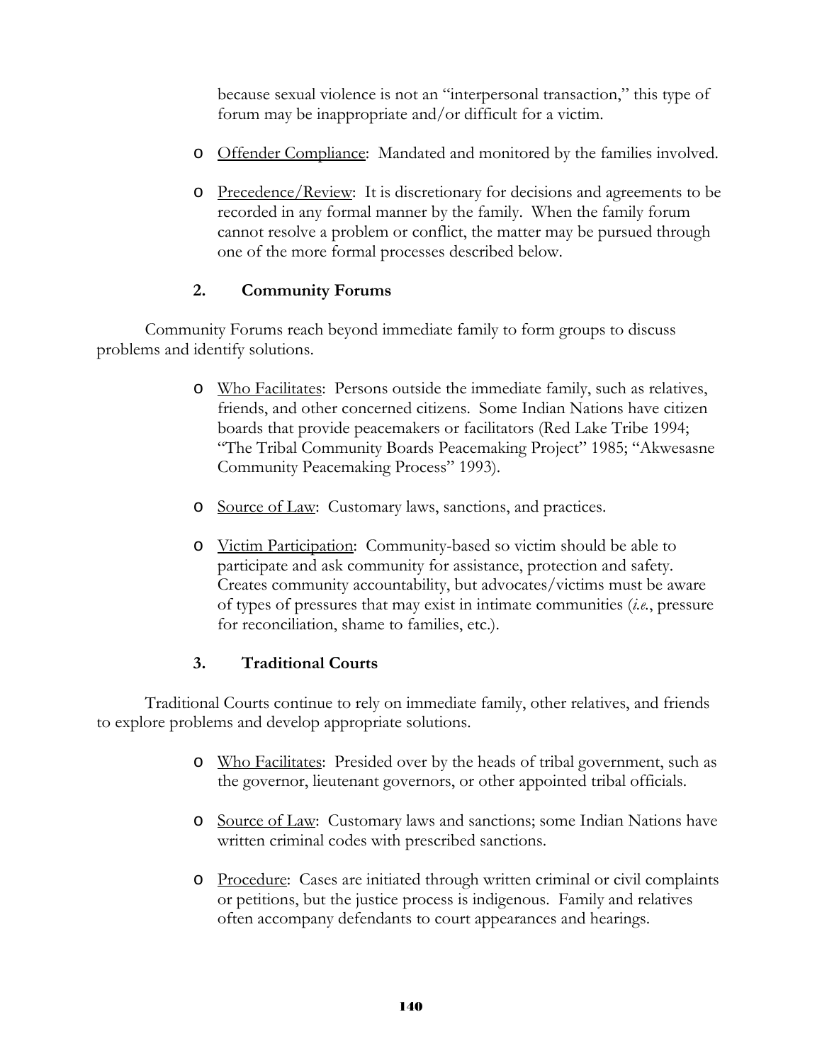because sexual violence is not an "interpersonal transaction," this type of forum may be inappropriate and/or difficult for a victim.

- Offender Compliance: Mandated and monitored by the families involved.
- Precedence/Review: It is discretionary for decisions and agreements to be recorded in any formal manner by the family. When the family forum cannot resolve a problem or conflict, the matter may be pursued through one of the more formal processes described below.

### 2. Community Forums

Community Forums reach beyond immediate family to form groups to discuss problems and identify solutions.

- Who Facilitates: Persons outside the immediate family, such as relatives, friends, and other concerned citizens. Some Indian Nations have citizen boards that provide peacemakers or facilitators (Red Lake Tribe 1994; "The Tribal Community Boards Peacemaking Project" 1985; "Akwesasne Community Peacemaking Process" 1993).
- Source of Law: Customary laws, sanctions, and practices.
- Victim Participation: Community-based so victim should be able to participate and ask community for assistance, protection and safety. Creates community accountability, but advocates/victims must be aware of types of pressures that may exist in intimate communities (*i.e.*, pressure for reconciliation, shame to families, etc.).

### 3. Traditional Courts

Traditional Courts continue to rely on immediate family, other relatives, and friends to explore problems and develop appropriate solutions.

- Who Facilitates: Presided over by the heads of tribal government, such as the governor, lieutenant governors, or other appointed tribal officials.
- Source of Law: Customary laws and sanctions; some Indian Nations have written criminal codes with prescribed sanctions.
- Procedure: Cases are initiated through written criminal or civil complaints or petitions, but the justice process is indigenous. Family and relatives often accompany defendants to court appearances and hearings.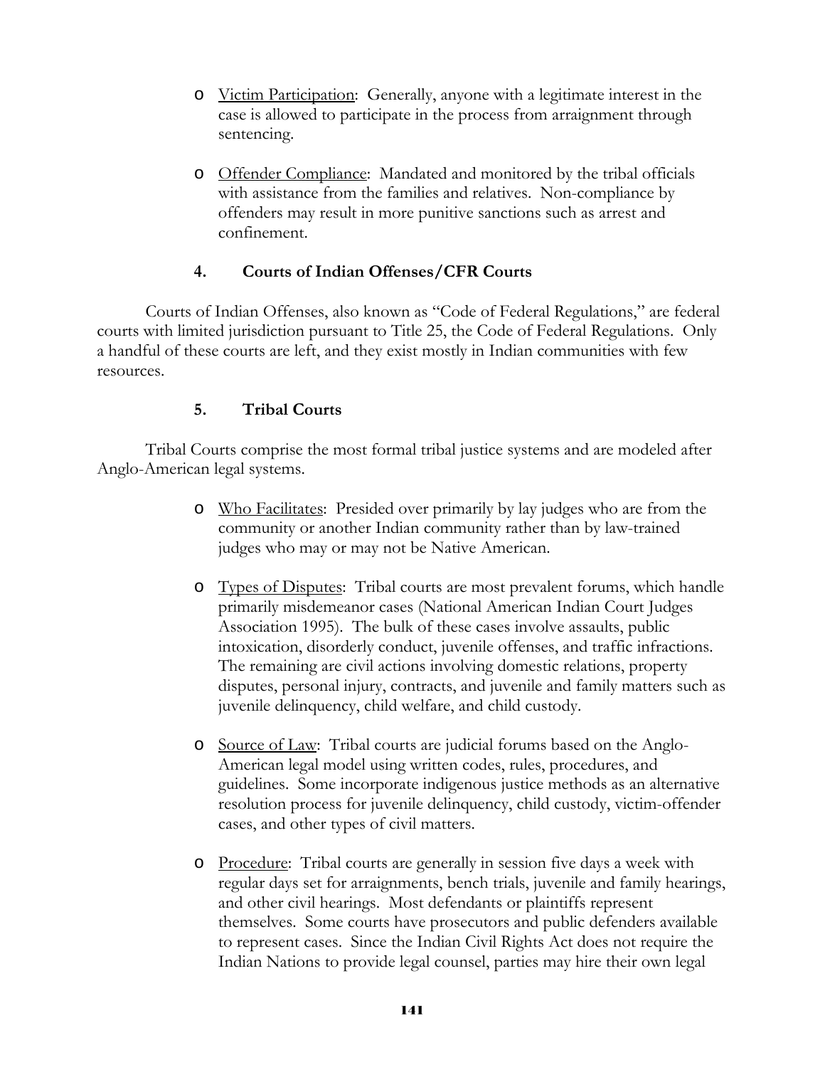- Victim Participation: Generally, anyone with a legitimate interest in the case is allowed to participate in the process from arraignment through sentencing.

- Offender Compliance: Mandated and monitored by the tribal officials with assistance from the families and relatives. Non-compliance by offenders may result in more punitive sanctions such as arrest and confinement.

### 4. Courts of Indian Offenses/CFR Courts

Courts of Indian Offenses, also known as "Code of Federal Regulations," are federal courts with limited jurisdiction pursuant to Title 25, the Code of Federal Regulations. Only a handful of these courts are left, and they exist mostly in Indian communities with few resources.

### 5. Tribal Courts

Tribal Courts comprise the most formal tribal justice systems and are modeled after Anglo-American legal systems.

- Who Facilitates: Presided over primarily by lay judges who are from the community or another Indian community rather than by law-trained judges who may or may not be Native American.

- Types of Disputes: Tribal courts are most prevalent forums, which handle primarily misdemeanor cases (National American Indian Court Judges Association 1995). The bulk of these cases involve assaults, public intoxication, disorderly conduct, juvenile offenses, and traffic infractions. The remaining are civil actions involving domestic relations, property disputes, personal injury, contracts, and juvenile and family matters such as juvenile delinquency, child welfare, and child custody.

- Source of Law: Tribal courts are judicial forums based on the Anglo-American legal model using written codes, rules, procedures, and guidelines. Some incorporate indigenous justice methods as an alternative resolution process for juvenile delinquency, child custody, victim-offender cases, and other types of civil matters.

- Procedure: Tribal courts are generally in session five days a week with regular days set for arraignments, bench trials, juvenile and family hearings, and other civil hearings. Most defendants or plaintiffs represent themselves. Some courts have prosecutors and public defenders available to represent cases. Since the Indian Civil Rights Act does not require the Indian Nations to provide legal counsel, parties may hire their own legal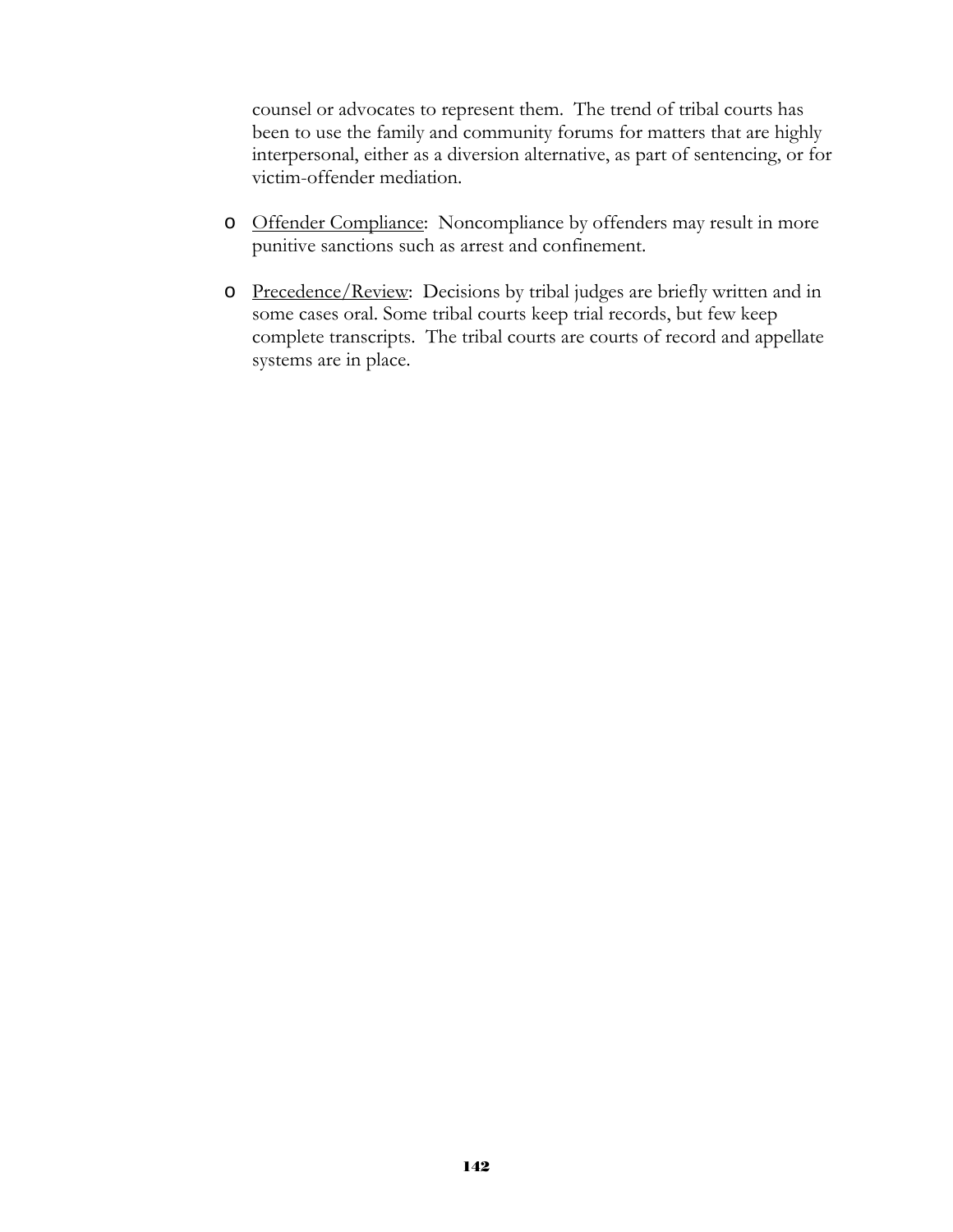counsel or advocates to represent them. The trend of tribal courts has been to use the family and community forums for matters that are highly interpersonal, either as a diversion alternative, as part of sentencing, or for victim-offender mediation.

- Offender Compliance: Noncompliance by offenders may result in more punitive sanctions such as arrest and confinement.

- Precedence/Review: Decisions by tribal judges are briefly written and in some cases oral. Some tribal courts keep trial records, but few keep complete transcripts. The tribal courts are courts of record and appellate systems are in place.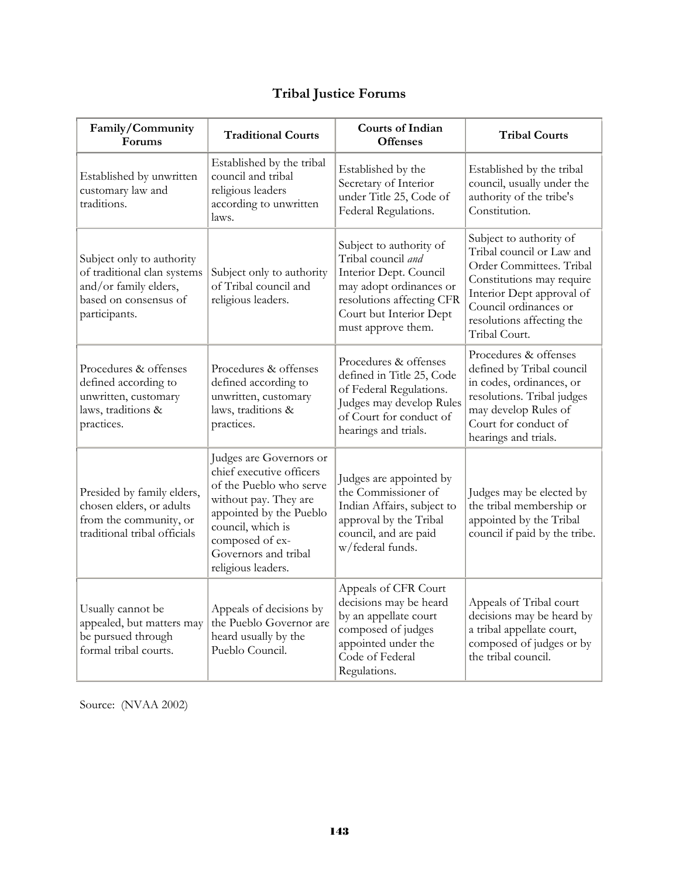## Tribal Justice Forums

| Family/Community Forums | Traditional Courts | Courts of Indian Offenses | Tribal Courts |
|---|---|---|---|
| Established by unwritten customary law and traditions. | Established by the tribal council and tribal religious leaders according to unwritten laws. | Established by the Secretary of Interior under Title 25, Code of Federal Regulations. | Established by the tribal council, usually under the authority of the tribe's Constitution. |
| Subject only to authority of traditional clan systems and/or family elders, based on consensus of participants. | Subject only to authority of Tribal council and religious leaders. | Subject to authority of Tribal council *and* Interior Dept. Council may adopt ordinances or resolutions affecting CFR Court but Interior Dept must approve them. | Subject to authority of Tribal council or Law and Order Committees. Tribal Constitutions may require Interior Dept approval of Council ordinances or resolutions affecting the Tribal Court. |
| Procedures & offenses defined according to unwritten, customary laws, traditions & practices. | Procedures & offenses defined according to unwritten, customary laws, traditions & practices. | Procedures & offenses defined in Title 25, Code of Federal Regulations. Judges may develop Rules of Court for conduct of hearings and trials. | Procedures & offenses defined by Tribal council in codes, ordinances, or resolutions. Tribal judges may develop Rules of Court for conduct of hearings and trials. |
| Presided by family elders, chosen elders, or adults from the community, or traditional tribal officials | Judges are Governors or chief executive officers of the Pueblo who serve without pay. They are appointed by the Pueblo council, which is composed of ex-Governors and tribal religious leaders. | Judges are appointed by the Commissioner of Indian Affairs, subject to approval by the Tribal council, and are paid w/federal funds. | Judges may be elected by the tribal membership or appointed by the Tribal council if paid by the tribe. |
| Usually cannot be appealed, but matters may be pursued through formal tribal courts. | Appeals of decisions by the Pueblo Governor are heard usually by the Pueblo Council. | Appeals of CFR Court decisions may be heard by an appellate court composed of judges appointed under the Code of Federal Regulations. | Appeals of Tribal court decisions may be heard by a tribal appellate court, composed of judges or by the tribal council. |

Source: (NVAA 2002)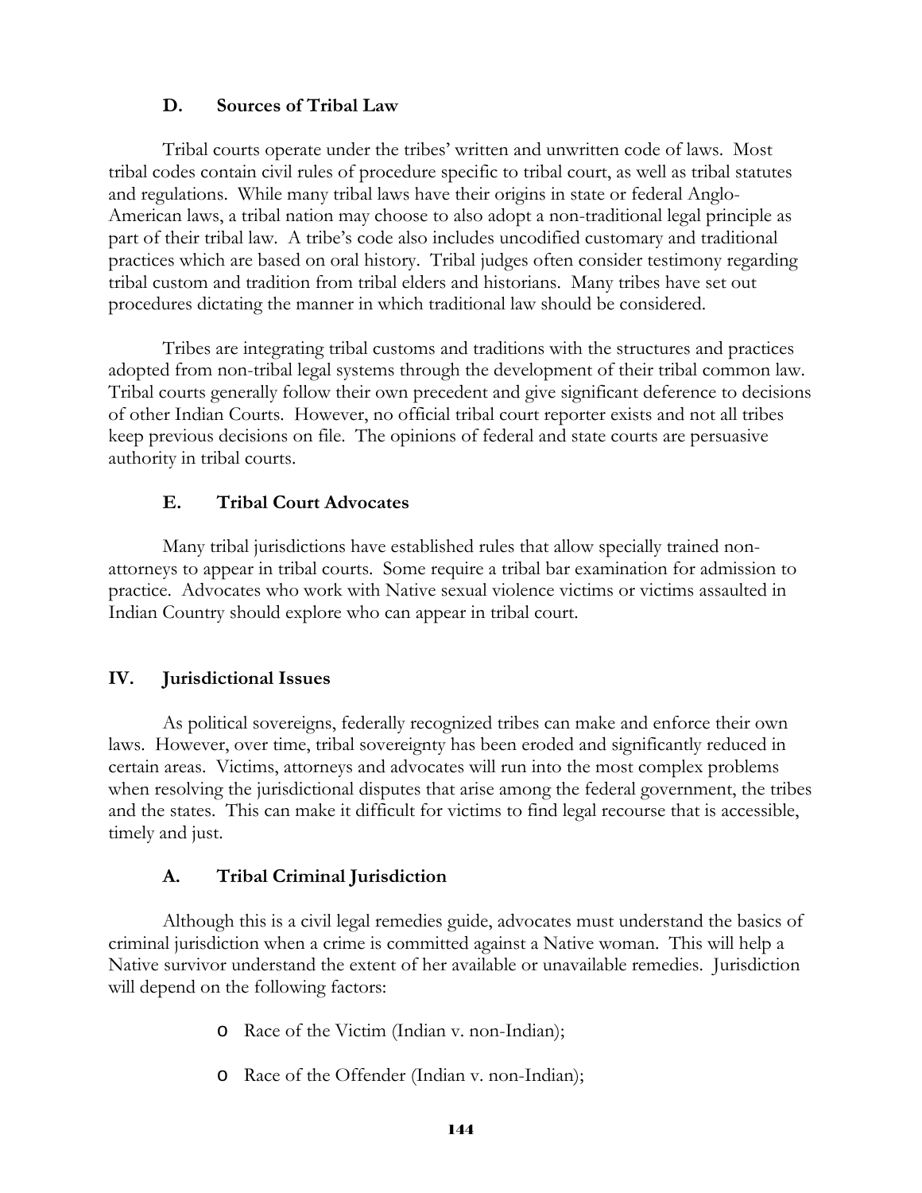### D. Sources of Tribal Law

Tribal courts operate under the tribes' written and unwritten code of laws. Most tribal codes contain civil rules of procedure specific to tribal court, as well as tribal statutes and regulations. While many tribal laws have their origins in state or federal Anglo-American laws, a tribal nation may choose to also adopt a non-traditional legal principle as part of their tribal law. A tribe's code also includes uncodified customary and traditional practices which are based on oral history. Tribal judges often consider testimony regarding tribal custom and tradition from tribal elders and historians. Many tribes have set out procedures dictating the manner in which traditional law should be considered.

Tribes are integrating tribal customs and traditions with the structures and practices adopted from non-tribal legal systems through the development of their tribal common law. Tribal courts generally follow their own precedent and give significant deference to decisions of other Indian Courts. However, no official tribal court reporter exists and not all tribes keep previous decisions on file. The opinions of federal and state courts are persuasive authority in tribal courts.

### E. Tribal Court Advocates

Many tribal jurisdictions have established rules that allow specially trained non-attorneys to appear in tribal courts. Some require a tribal bar examination for admission to practice. Advocates who work with Native sexual violence victims or victims assaulted in Indian Country should explore who can appear in tribal court.

## IV. Jurisdictional Issues

As political sovereigns, federally recognized tribes can make and enforce their own laws. However, over time, tribal sovereignty has been eroded and significantly reduced in certain areas. Victims, attorneys and advocates will run into the most complex problems when resolving the jurisdictional disputes that arise among the federal government, the tribes and the states. This can make it difficult for victims to find legal recourse that is accessible, timely and just.

### A. Tribal Criminal Jurisdiction

Although this is a civil legal remedies guide, advocates must understand the basics of criminal jurisdiction when a crime is committed against a Native woman. This will help a Native survivor understand the extent of her available or unavailable remedies. Jurisdiction will depend on the following factors:

- Race of the Victim (Indian v. non-Indian);
- Race of the Offender (Indian v. non-Indian);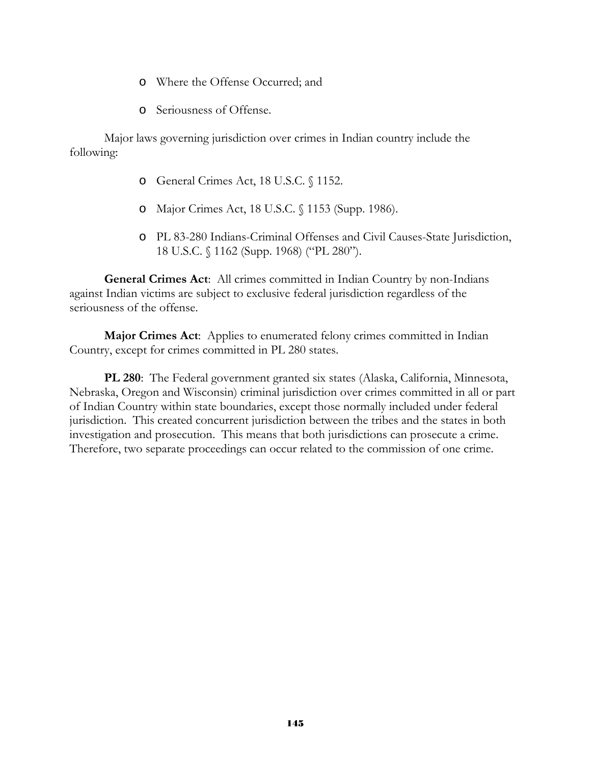- Where the Offense Occurred; and
- Seriousness of Offense.

Major laws governing jurisdiction over crimes in Indian country include the following:

- General Crimes Act, 18 U.S.C. § 1152.
- Major Crimes Act, 18 U.S.C. § 1153 (Supp. 1986).
- PL 83-280 Indians-Criminal Offenses and Civil Causes-State Jurisdiction, 18 U.S.C. § 1162 (Supp. 1968) ("PL 280").

**General Crimes Act**: All crimes committed in Indian Country by non-Indians against Indian victims are subject to exclusive federal jurisdiction regardless of the seriousness of the offense.

**Major Crimes Act**: Applies to enumerated felony crimes committed in Indian Country, except for crimes committed in PL 280 states.

**PL 280**: The Federal government granted six states (Alaska, California, Minnesota, Nebraska, Oregon and Wisconsin) criminal jurisdiction over crimes committed in all or part of Indian Country within state boundaries, except those normally included under federal jurisdiction. This created concurrent jurisdiction between the tribes and the states in both investigation and prosecution. This means that both jurisdictions can prosecute a crime. Therefore, two separate proceedings can occur related to the commission of one crime.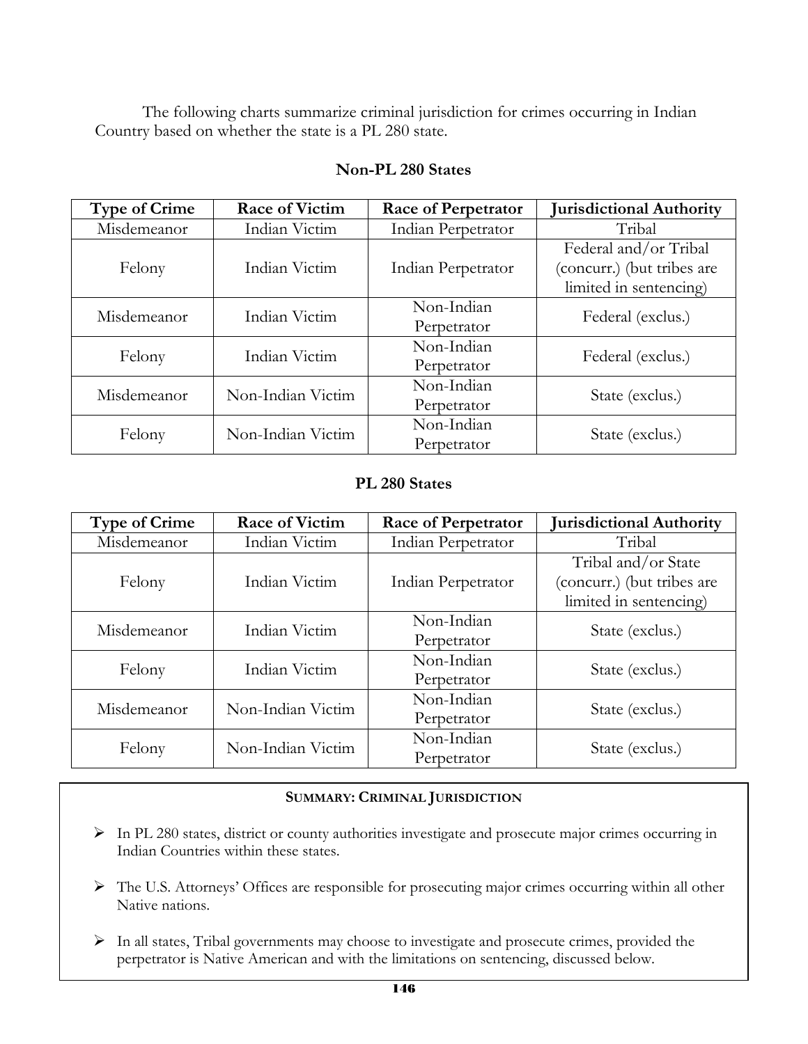The following charts summarize criminal jurisdiction for crimes occurring in Indian Country based on whether the state is a PL 280 state.

### Non-PL 280 States

| Type of Crime | Race of Victim | Race of Perpetrator | Jurisdictional Authority |
|---|---|---|---|
| Misdemeanor | Indian Victim | Indian Perpetrator | Tribal |
| Felony | Indian Victim | Indian Perpetrator | Federal and/or Tribal (concurr.) (but tribes are limited in sentencing) |
| Misdemeanor | Indian Victim | Non-Indian Perpetrator | Federal (exclus.) |
| Felony | Indian Victim | Non-Indian Perpetrator | Federal (exclus.) |
| Misdemeanor | Non-Indian Victim | Non-Indian Perpetrator | State (exclus.) |
| Felony | Non-Indian Victim | Non-Indian Perpetrator | State (exclus.) |

### PL 280 States

| Type of Crime | Race of Victim | Race of Perpetrator | Jurisdictional Authority |
|---|---|---|---|
| Misdemeanor | Indian Victim | Indian Perpetrator | Tribal |
| Felony | Indian Victim | Indian Perpetrator | Tribal and/or State (concurr.) (but tribes are limited in sentencing) |
| Misdemeanor | Indian Victim | Non-Indian Perpetrator | State (exclus.) |
| Felony | Indian Victim | Non-Indian Perpetrator | State (exclus.) |
| Misdemeanor | Non-Indian Victim | Non-Indian Perpetrator | State (exclus.) |
| Felony | Non-Indian Victim | Non-Indian Perpetrator | State (exclus.) |

**SUMMARY: CRIMINAL JURISDICTION**

- In PL 280 states, district or county authorities investigate and prosecute major crimes occurring in Indian Countries within these states.
- The U.S. Attorneys' Offices are responsible for prosecuting major crimes occurring within all other Native nations.
- In all states, Tribal governments may choose to investigate and prosecute crimes, provided the perpetrator is Native American and with the limitations on sentencing, discussed below.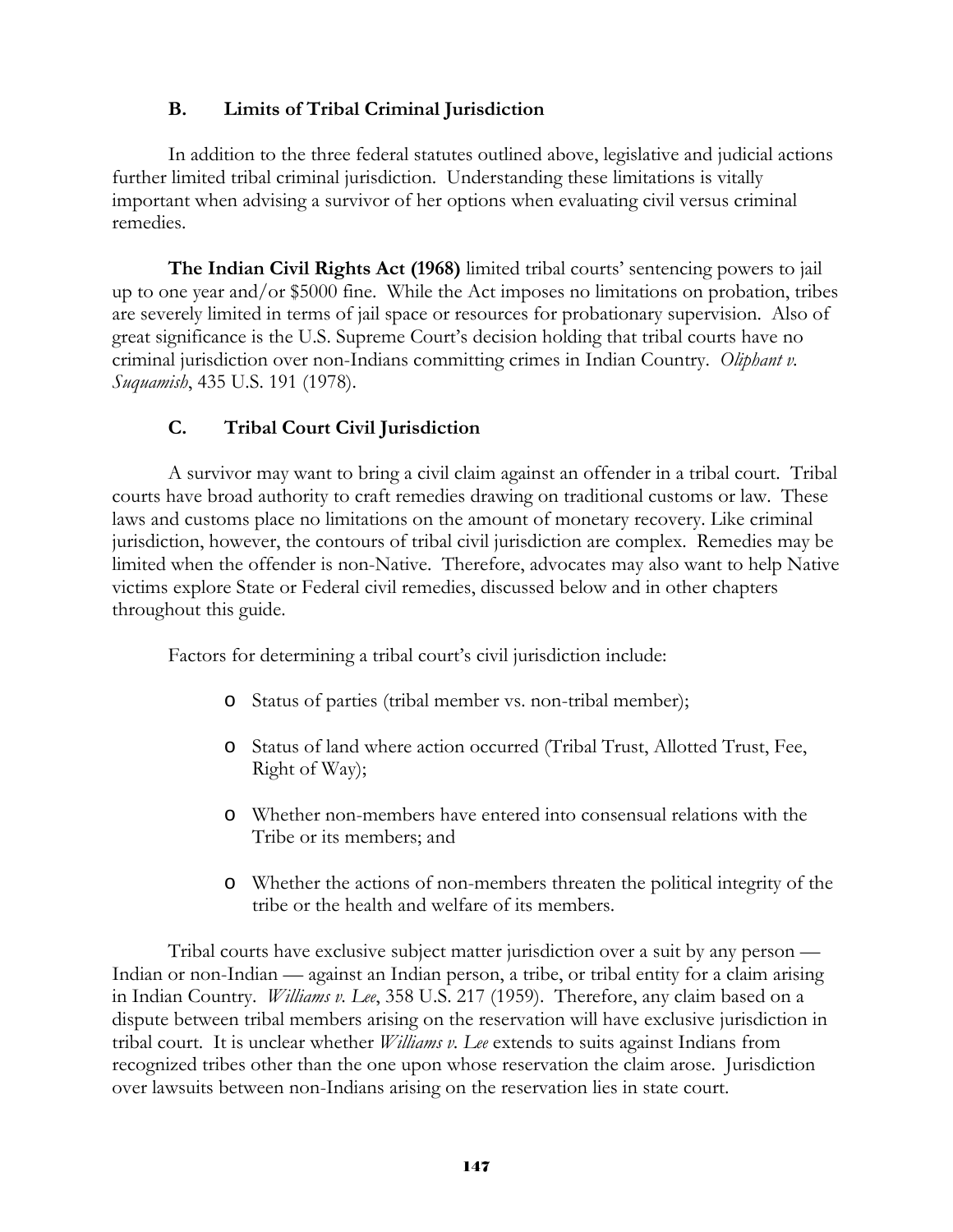### B. Limits of Tribal Criminal Jurisdiction

In addition to the three federal statutes outlined above, legislative and judicial actions further limited tribal criminal jurisdiction. Understanding these limitations is vitally important when advising a survivor of her options when evaluating civil versus criminal remedies.

**The Indian Civil Rights Act (1968)** limited tribal courts' sentencing powers to jail up to one year and/or $5000 fine. While the Act imposes no limitations on probation, tribes are severely limited in terms of jail space or resources for probationary supervision. Also of great significance is the U.S. Supreme Court's decision holding that tribal courts have no criminal jurisdiction over non-Indians committing crimes in Indian Country. *Oliphant v. Suquamish*, 435 U.S. 191 (1978).

### C. Tribal Court Civil Jurisdiction

A survivor may want to bring a civil claim against an offender in a tribal court. Tribal courts have broad authority to craft remedies drawing on traditional customs or law. These laws and customs place no limitations on the amount of monetary recovery. Like criminal jurisdiction, however, the contours of tribal civil jurisdiction are complex. Remedies may be limited when the offender is non-Native. Therefore, advocates may also want to help Native victims explore State or Federal civil remedies, discussed below and in other chapters throughout this guide.

Factors for determining a tribal court's civil jurisdiction include:

- Status of parties (tribal member vs. non-tribal member);
- Status of land where action occurred (Tribal Trust, Allotted Trust, Fee, Right of Way);
- Whether non-members have entered into consensual relations with the Tribe or its members; and
- Whether the actions of non-members threaten the political integrity of the tribe or the health and welfare of its members.

Tribal courts have exclusive subject matter jurisdiction over a suit by any person — Indian or non-Indian — against an Indian person, a tribe, or tribal entity for a claim arising in Indian Country. *Williams v. Lee*, 358 U.S. 217 (1959). Therefore, any claim based on a dispute between tribal members arising on the reservation will have exclusive jurisdiction in tribal court. It is unclear whether *Williams v. Lee* extends to suits against Indians from recognized tribes other than the one upon whose reservation the claim arose. Jurisdiction over lawsuits between non-Indians arising on the reservation lies in state court.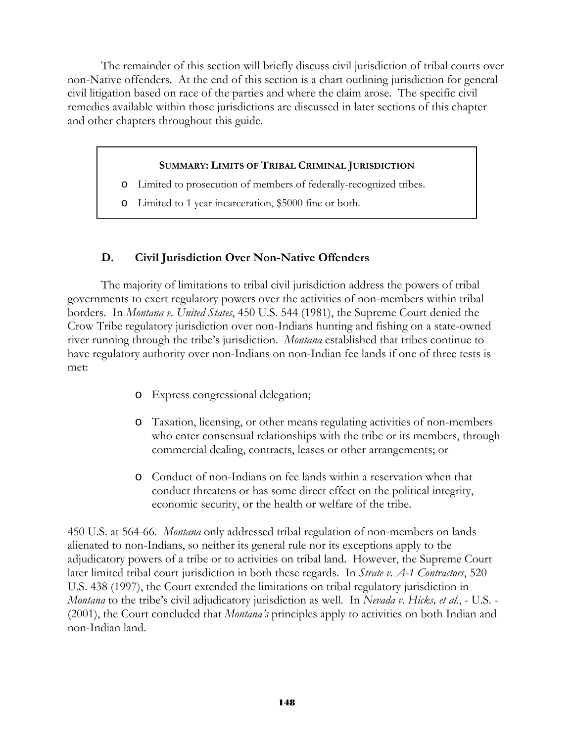The remainder of this section will briefly discuss civil jurisdiction of tribal courts over non-Native offenders. At the end of this section is a chart outlining jurisdiction for general civil litigation based on race of the parties and where the claim arose. The specific civil remedies available within those jurisdictions are discussed in later sections of this chapter and other chapters throughout this guide.

> **SUMMARY: LIMITS OF TRIBAL CRIMINAL JURISDICTION**
>
> - Limited to prosecution of members of federally-recognized tribes.
> - Limited to 1 year incarceration, $5000 fine or both.

### D. Civil Jurisdiction Over Non-Native Offenders

The majority of limitations to tribal civil jurisdiction address the powers of tribal governments to exert regulatory powers over the activities of non-members within tribal borders. In *Montana v. United States*, 450 U.S. 544 (1981), the Supreme Court denied the Crow Tribe regulatory jurisdiction over non-Indians hunting and fishing on a state-owned river running through the tribe's jurisdiction. *Montana* established that tribes continue to have regulatory authority over non-Indians on non-Indian fee lands if one of three tests is met:

- Express congressional delegation;
- Taxation, licensing, or other means regulating activities of non-members who enter consensual relationships with the tribe or its members, through commercial dealing, contracts, leases or other arrangements; or
- Conduct of non-Indians on fee lands within a reservation when that conduct threatens or has some direct effect on the political integrity, economic security, or the health or welfare of the tribe.

450 U.S. at 564-66. *Montana* only addressed tribal regulation of non-members on lands alienated to non-Indians, so neither its general rule nor its exceptions apply to the adjudicatory powers of a tribe or to activities on tribal land. However, the Supreme Court later limited tribal court jurisdiction in both these regards. In *Strate v. A-1 Contractors*, 520 U.S. 438 (1997), the Court extended the limitations on tribal regulatory jurisdiction in *Montana* to the tribe's civil adjudicatory jurisdiction as well. In *Nevada v. Hicks, et al.*, - U.S. - (2001), the Court concluded that *Montana's* principles apply to activities on both Indian and non-Indian land.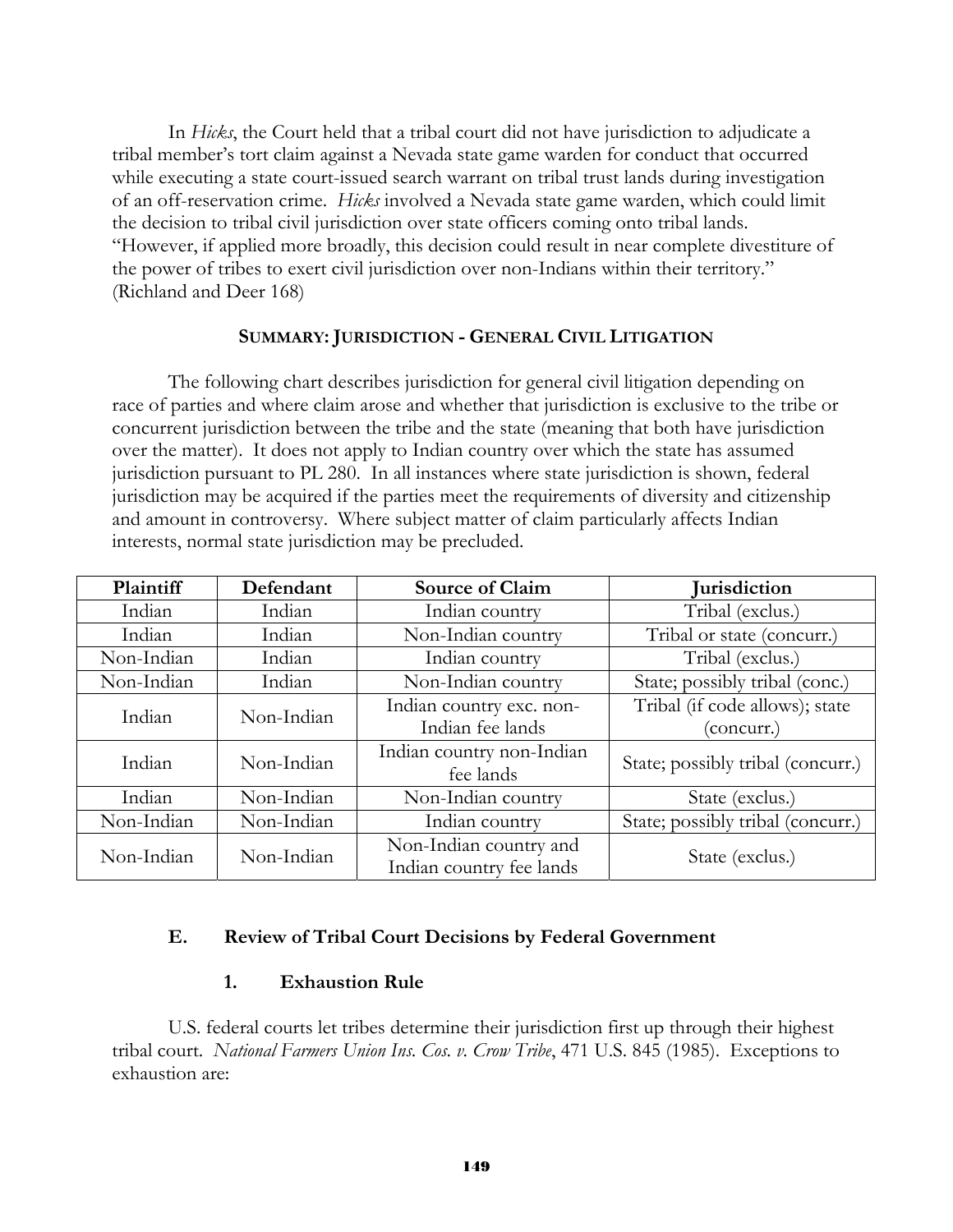In *Hicks*, the Court held that a tribal court did not have jurisdiction to adjudicate a tribal member's tort claim against a Nevada state game warden for conduct that occurred while executing a state court-issued search warrant on tribal trust lands during investigation of an off-reservation crime. *Hicks* involved a Nevada state game warden, which could limit the decision to tribal civil jurisdiction over state officers coming onto tribal lands. "However, if applied more broadly, this decision could result in near complete divestiture of the power of tribes to exert civil jurisdiction over non-Indians within their territory." (Richland and Deer 168)

**SUMMARY: JURISDICTION - GENERAL CIVIL LITIGATION**

The following chart describes jurisdiction for general civil litigation depending on race of parties and where claim arose and whether that jurisdiction is exclusive to the tribe or concurrent jurisdiction between the tribe and the state (meaning that both have jurisdiction over the matter). It does not apply to Indian country over which the state has assumed jurisdiction pursuant to PL 280. In all instances where state jurisdiction is shown, federal jurisdiction may be acquired if the parties meet the requirements of diversity and citizenship and amount in controversy. Where subject matter of claim particularly affects Indian interests, normal state jurisdiction may be precluded.

| Plaintiff | Defendant | Source of Claim | Jurisdiction |
|---|---|---|---|
| Indian | Indian | Indian country | Tribal (exclus.) |
| Indian | Indian | Non-Indian country | Tribal or state (concurr.) |
| Non-Indian | Indian | Indian country | Tribal (exclus.) |
| Non-Indian | Indian | Non-Indian country | State; possibly tribal (conc.) |
| Indian | Non-Indian | Indian country exc. non-Indian fee lands | Tribal (if code allows); state (concurr.) |
| Indian | Non-Indian | Indian country non-Indian fee lands | State; possibly tribal (concurr.) |
| Indian | Non-Indian | Non-Indian country | State (exclus.) |
| Non-Indian | Non-Indian | Indian country | State; possibly tribal (concurr.) |
| Non-Indian | Non-Indian | Non-Indian country and Indian country fee lands | State (exclus.) |

### E. Review of Tribal Court Decisions by Federal Government

#### 1. Exhaustion Rule

U.S. federal courts let tribes determine their jurisdiction first up through their highest tribal court. *National Farmers Union Ins. Cos. v. Crow Tribe*, 471 U.S. 845 (1985). Exceptions to exhaustion are: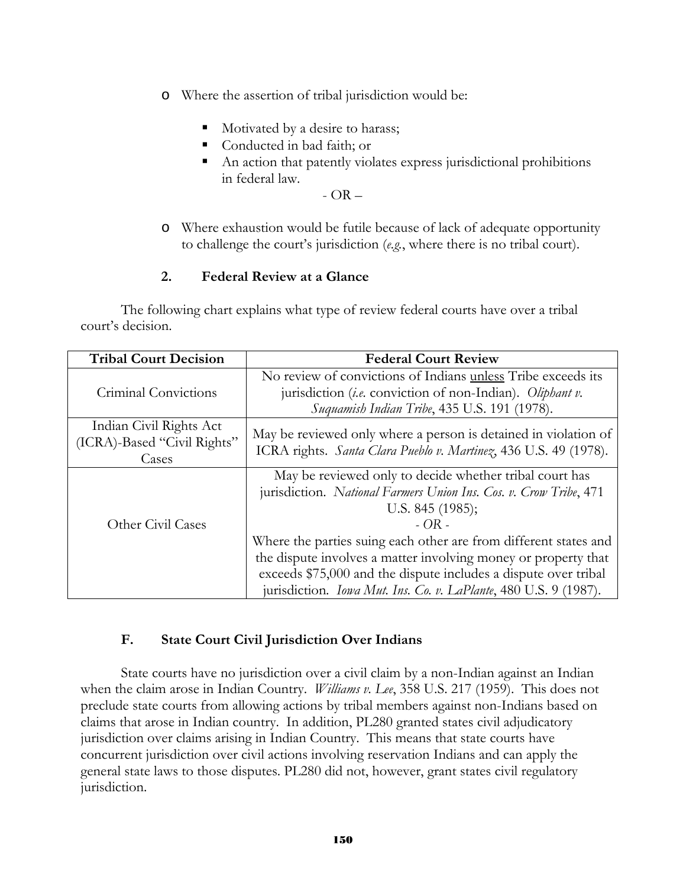- Where the assertion of tribal jurisdiction would be:
  - Motivated by a desire to harass;
  - Conducted in bad faith; or
  - An action that patently violates express jurisdictional prohibitions in federal law.

  \- OR –

- Where exhaustion would be futile because of lack of adequate opportunity to challenge the court's jurisdiction (*e.g.*, where there is no tribal court).

### 2. Federal Review at a Glance

The following chart explains what type of review federal courts have over a tribal court's decision.

| Tribal Court Decision | Federal Court Review |
| --- | --- |
| Criminal Convictions | No review of convictions of Indians <u>unless</u> Tribe exceeds its jurisdiction (*i.e.* conviction of non-Indian). *Oliphant v. Suquamish Indian Tribe*, 435 U.S. 191 (1978). |
| Indian Civil Rights Act (ICRA)-Based "Civil Rights" Cases | May be reviewed only where a person is detained in violation of ICRA rights. *Santa Clara Pueblo v. Martinez*, 436 U.S. 49 (1978). |
| Other Civil Cases | May be reviewed only to decide whether tribal court has jurisdiction. *National Farmers Union Ins. Cos. v. Crow Tribe*, 471 U.S. 845 (1985); *- OR -* Where the parties suing each other are from different states and the dispute involves a matter involving money or property that exceeds $75,000 and the dispute includes a dispute over tribal jurisdiction. *Iowa Mut. Ins. Co. v. LaPlante*, 480 U.S. 9 (1987). |

## F. State Court Civil Jurisdiction Over Indians

State courts have no jurisdiction over a civil claim by a non-Indian against an Indian when the claim arose in Indian Country. *Williams v. Lee*, 358 U.S. 217 (1959). This does not preclude state courts from allowing actions by tribal members against non-Indians based on claims that arose in Indian country. In addition, PL280 granted states civil adjudicatory jurisdiction over claims arising in Indian Country. This means that state courts have concurrent jurisdiction over civil actions involving reservation Indians and can apply the general state laws to those disputes. PL280 did not, however, grant states civil regulatory jurisdiction.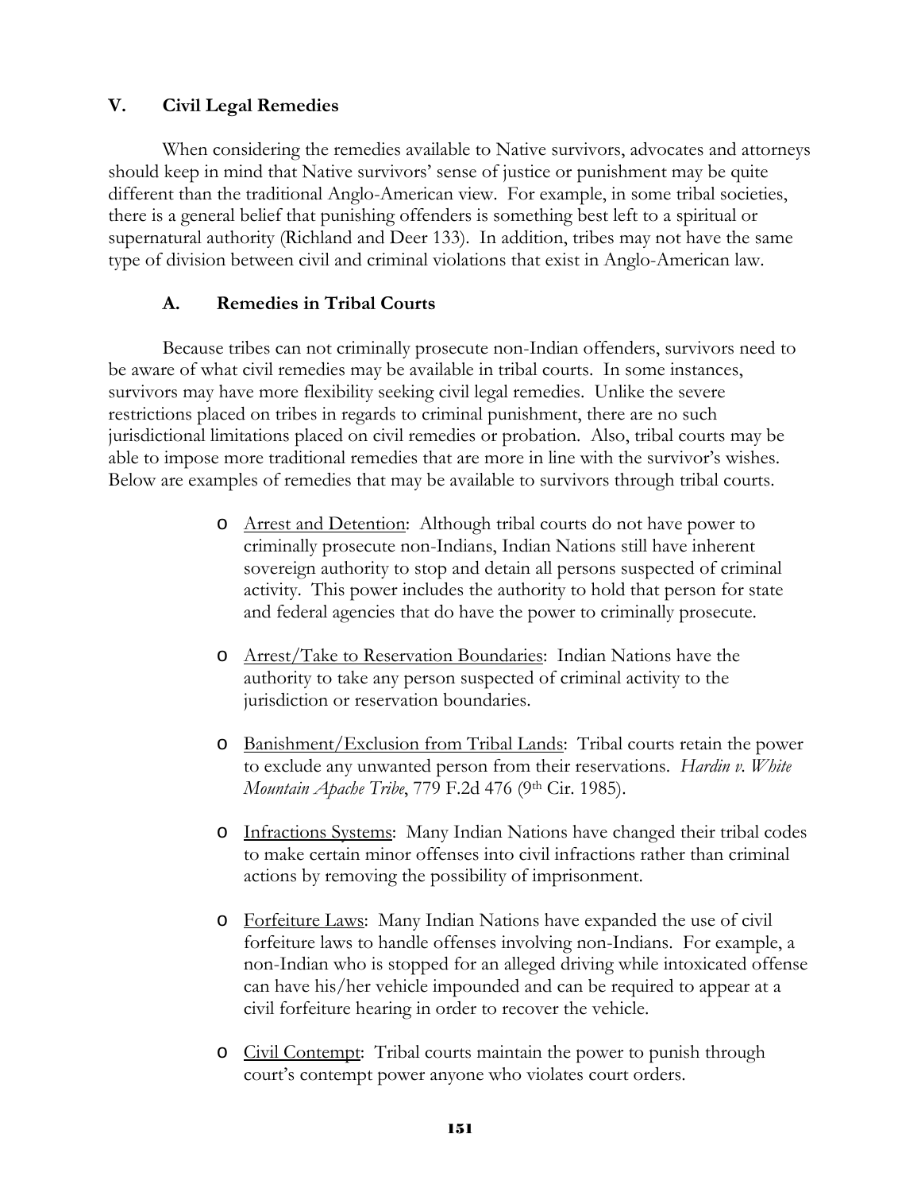## V. Civil Legal Remedies

When considering the remedies available to Native survivors, advocates and attorneys should keep in mind that Native survivors' sense of justice or punishment may be quite different than the traditional Anglo-American view. For example, in some tribal societies, there is a general belief that punishing offenders is something best left to a spiritual or supernatural authority (Richland and Deer 133). In addition, tribes may not have the same type of division between civil and criminal violations that exist in Anglo-American law.

### A. Remedies in Tribal Courts

Because tribes can not criminally prosecute non-Indian offenders, survivors need to be aware of what civil remedies may be available in tribal courts. In some instances, survivors may have more flexibility seeking civil legal remedies. Unlike the severe restrictions placed on tribes in regards to criminal punishment, there are no such jurisdictional limitations placed on civil remedies or probation. Also, tribal courts may be able to impose more traditional remedies that are more in line with the survivor's wishes. Below are examples of remedies that may be available to survivors through tribal courts.

- <u>Arrest and Detention</u>: Although tribal courts do not have power to criminally prosecute non-Indians, Indian Nations still have inherent sovereign authority to stop and detain all persons suspected of criminal activity. This power includes the authority to hold that person for state and federal agencies that do have the power to criminally prosecute.

- <u>Arrest/Take to Reservation Boundaries</u>: Indian Nations have the authority to take any person suspected of criminal activity to the jurisdiction or reservation boundaries.

- <u>Banishment/Exclusion from Tribal Lands</u>: Tribal courts retain the power to exclude any unwanted person from their reservations. *Hardin v. White Mountain Apache Tribe*, 779 F.2d 476 (9th Cir. 1985).

- <u>Infractions Systems</u>: Many Indian Nations have changed their tribal codes to make certain minor offenses into civil infractions rather than criminal actions by removing the possibility of imprisonment.

- <u>Forfeiture Laws</u>: Many Indian Nations have expanded the use of civil forfeiture laws to handle offenses involving non-Indians. For example, a non-Indian who is stopped for an alleged driving while intoxicated offense can have his/her vehicle impounded and can be required to appear at a civil forfeiture hearing in order to recover the vehicle.

- <u>Civil Contempt</u>: Tribal courts maintain the power to punish through court's contempt power anyone who violates court orders.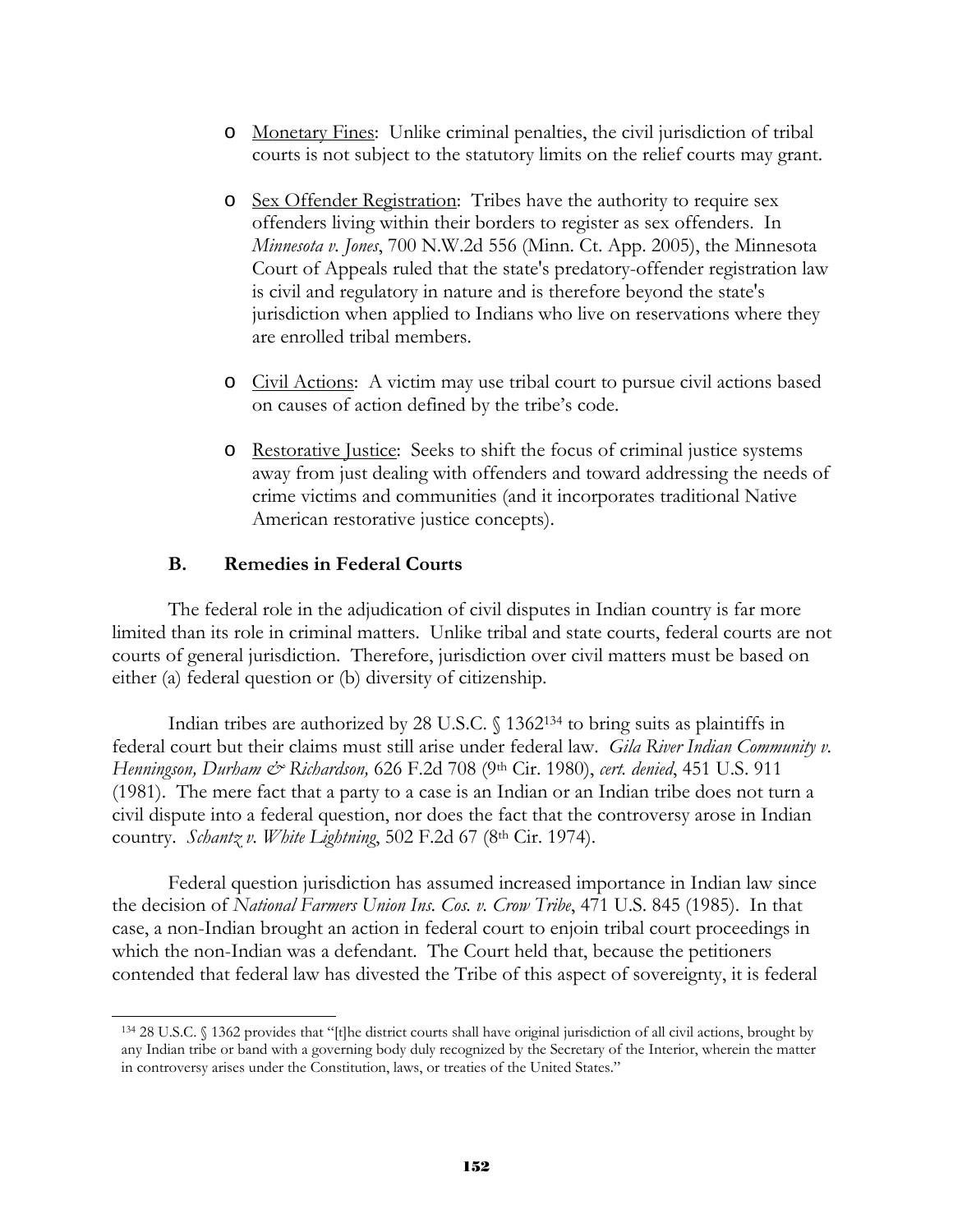- Monetary Fines: Unlike criminal penalties, the civil jurisdiction of tribal courts is not subject to the statutory limits on the relief courts may grant.

- Sex Offender Registration: Tribes have the authority to require sex offenders living within their borders to register as sex offenders. In *Minnesota v. Jones*, 700 N.W.2d 556 (Minn. Ct. App. 2005), the Minnesota Court of Appeals ruled that the state's predatory-offender registration law is civil and regulatory in nature and is therefore beyond the state's jurisdiction when applied to Indians who live on reservations where they are enrolled tribal members.

- Civil Actions: A victim may use tribal court to pursue civil actions based on causes of action defined by the tribe's code.

- Restorative Justice: Seeks to shift the focus of criminal justice systems away from just dealing with offenders and toward addressing the needs of crime victims and communities (and it incorporates traditional Native American restorative justice concepts).

### B. Remedies in Federal Courts

The federal role in the adjudication of civil disputes in Indian country is far more limited than its role in criminal matters. Unlike tribal and state courts, federal courts are not courts of general jurisdiction. Therefore, jurisdiction over civil matters must be based on either (a) federal question or (b) diversity of citizenship.

Indian tribes are authorized by 28 U.S.C. § 1362[134] to bring suits as plaintiffs in federal court but their claims must still arise under federal law. *Gila River Indian Community v. Henningson, Durham & Richardson,* 626 F.2d 708 (9th Cir. 1980), *cert. denied*, 451 U.S. 911 (1981). The mere fact that a party to a case is an Indian or an Indian tribe does not turn a civil dispute into a federal question, nor does the fact that the controversy arose in Indian country. *Schantz v. White Lightning*, 502 F.2d 67 (8th Cir. 1974).

Federal question jurisdiction has assumed increased importance in Indian law since the decision of *National Farmers Union Ins. Cos. v. Crow Tribe*, 471 U.S. 845 (1985). In that case, a non-Indian brought an action in federal court to enjoin tribal court proceedings in which the non-Indian was a defendant. The Court held that, because the petitioners contended that federal law has divested the Tribe of this aspect of sovereignty, it is federal

---

[134] 28 U.S.C. § 1362 provides that "[t]he district courts shall have original jurisdiction of all civil actions, brought by any Indian tribe or band with a governing body duly recognized by the Secretary of the Interior, wherein the matter in controversy arises under the Constitution, laws, or treaties of the United States."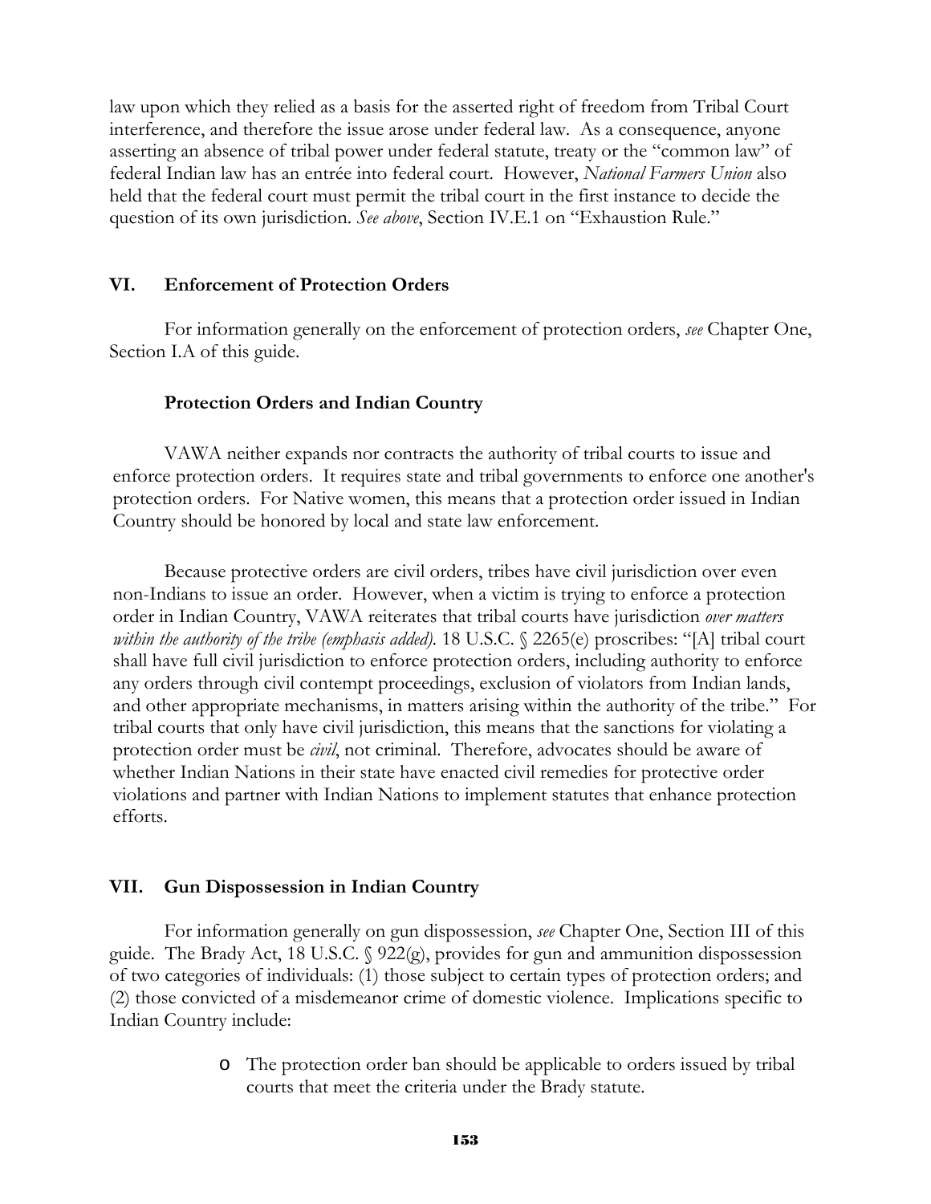law upon which they relied as a basis for the asserted right of freedom from Tribal Court interference, and therefore the issue arose under federal law. As a consequence, anyone asserting an absence of tribal power under federal statute, treaty or the "common law" of federal Indian law has an entrée into federal court. However, *National Farmers Union* also held that the federal court must permit the tribal court in the first instance to decide the question of its own jurisdiction. *See above*, Section IV.E.1 on "Exhaustion Rule."

## VI. Enforcement of Protection Orders

For information generally on the enforcement of protection orders, *see* Chapter One, Section I.A of this guide.

### Protection Orders and Indian Country

VAWA neither expands nor contracts the authority of tribal courts to issue and enforce protection orders. It requires state and tribal governments to enforce one another's protection orders. For Native women, this means that a protection order issued in Indian Country should be honored by local and state law enforcement.

Because protective orders are civil orders, tribes have civil jurisdiction over even non-Indians to issue an order. However, when a victim is trying to enforce a protection order in Indian Country, VAWA reiterates that tribal courts have jurisdiction *over matters within the authority of the tribe (emphasis added)*. 18 U.S.C. § 2265(e) proscribes: "[A] tribal court shall have full civil jurisdiction to enforce protection orders, including authority to enforce any orders through civil contempt proceedings, exclusion of violators from Indian lands, and other appropriate mechanisms, in matters arising within the authority of the tribe." For tribal courts that only have civil jurisdiction, this means that the sanctions for violating a protection order must be *civil*, not criminal. Therefore, advocates should be aware of whether Indian Nations in their state have enacted civil remedies for protective order violations and partner with Indian Nations to implement statutes that enhance protection efforts.

## VII. Gun Dispossession in Indian Country

For information generally on gun dispossession, *see* Chapter One, Section III of this guide. The Brady Act, 18 U.S.C. § 922(g), provides for gun and ammunition dispossession of two categories of individuals: (1) those subject to certain types of protection orders; and (2) those convicted of a misdemeanor crime of domestic violence. Implications specific to Indian Country include:

- The protection order ban should be applicable to orders issued by tribal courts that meet the criteria under the Brady statute.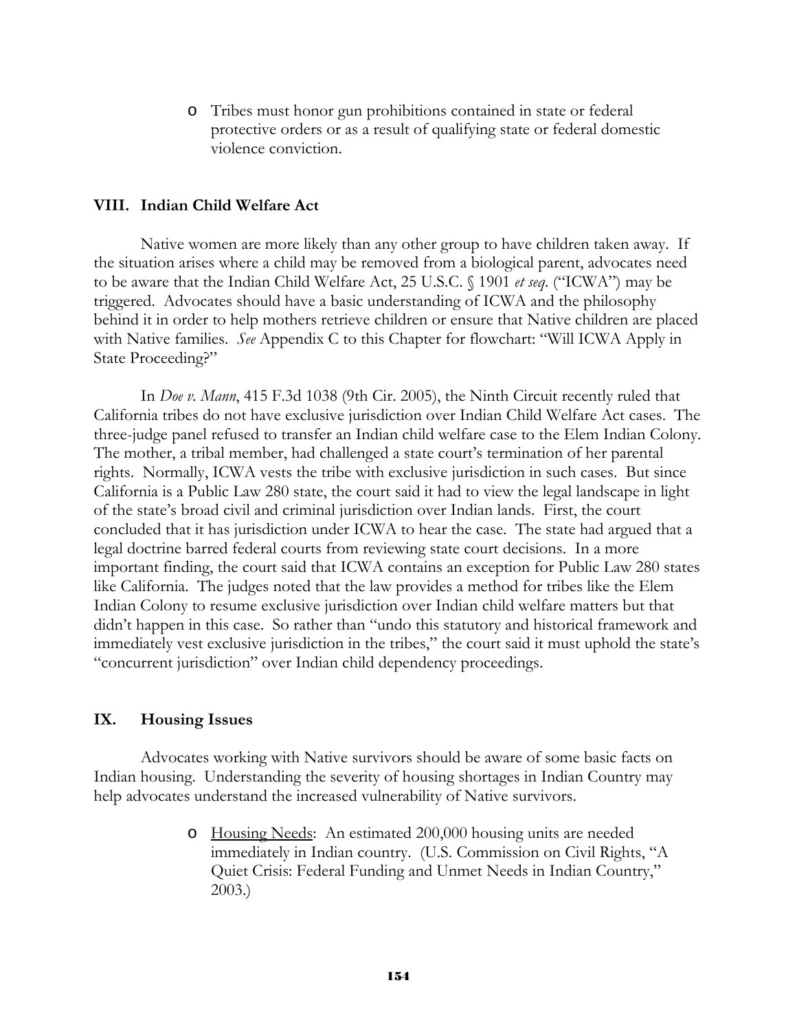- Tribes must honor gun prohibitions contained in state or federal protective orders or as a result of qualifying state or federal domestic violence conviction.

## VIII. Indian Child Welfare Act

Native women are more likely than any other group to have children taken away. If the situation arises where a child may be removed from a biological parent, advocates need to be aware that the Indian Child Welfare Act, 25 U.S.C. § 1901 *et seq*. ("ICWA") may be triggered. Advocates should have a basic understanding of ICWA and the philosophy behind it in order to help mothers retrieve children or ensure that Native children are placed with Native families. *See* Appendix C to this Chapter for flowchart: "Will ICWA Apply in State Proceeding?"

In *Doe v. Mann*, 415 F.3d 1038 (9th Cir. 2005), the Ninth Circuit recently ruled that California tribes do not have exclusive jurisdiction over Indian Child Welfare Act cases. The three-judge panel refused to transfer an Indian child welfare case to the Elem Indian Colony. The mother, a tribal member, had challenged a state court's termination of her parental rights. Normally, ICWA vests the tribe with exclusive jurisdiction in such cases. But since California is a Public Law 280 state, the court said it had to view the legal landscape in light of the state's broad civil and criminal jurisdiction over Indian lands. First, the court concluded that it has jurisdiction under ICWA to hear the case. The state had argued that a legal doctrine barred federal courts from reviewing state court decisions. In a more important finding, the court said that ICWA contains an exception for Public Law 280 states like California. The judges noted that the law provides a method for tribes like the Elem Indian Colony to resume exclusive jurisdiction over Indian child welfare matters but that didn't happen in this case. So rather than "undo this statutory and historical framework and immediately vest exclusive jurisdiction in the tribes," the court said it must uphold the state's "concurrent jurisdiction" over Indian child dependency proceedings.

## IX. Housing Issues

Advocates working with Native survivors should be aware of some basic facts on Indian housing. Understanding the severity of housing shortages in Indian Country may help advocates understand the increased vulnerability of Native survivors.

- Housing Needs: An estimated 200,000 housing units are needed immediately in Indian country. (U.S. Commission on Civil Rights, "A Quiet Crisis: Federal Funding and Unmet Needs in Indian Country," 2003.)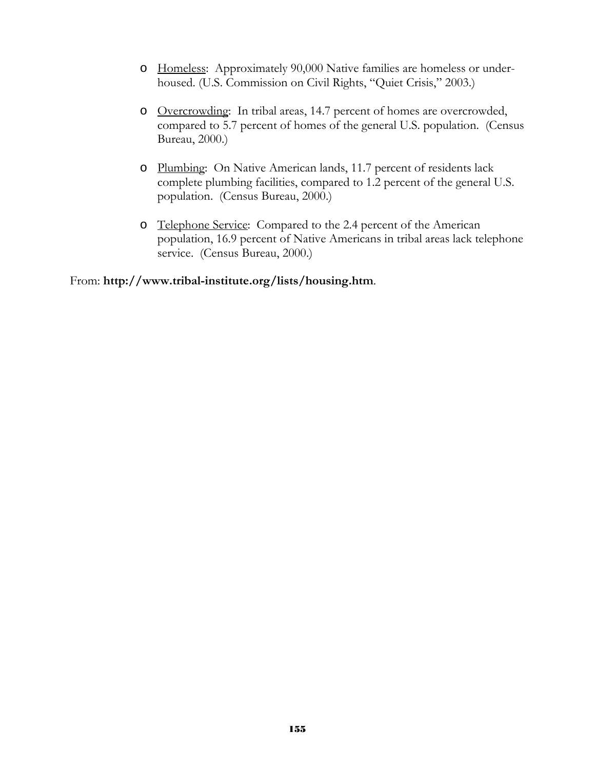- Homeless: Approximately 90,000 Native families are homeless or under-housed. (U.S. Commission on Civil Rights, "Quiet Crisis," 2003.)

- Overcrowding: In tribal areas, 14.7 percent of homes are overcrowded, compared to 5.7 percent of homes of the general U.S. population. (Census Bureau, 2000.)

- Plumbing: On Native American lands, 11.7 percent of residents lack complete plumbing facilities, compared to 1.2 percent of the general U.S. population. (Census Bureau, 2000.)

- Telephone Service: Compared to the 2.4 percent of the American population, 16.9 percent of Native Americans in tribal areas lack telephone service. (Census Bureau, 2000.)

From: **http://www.tribal-institute.org/lists/housing.htm**.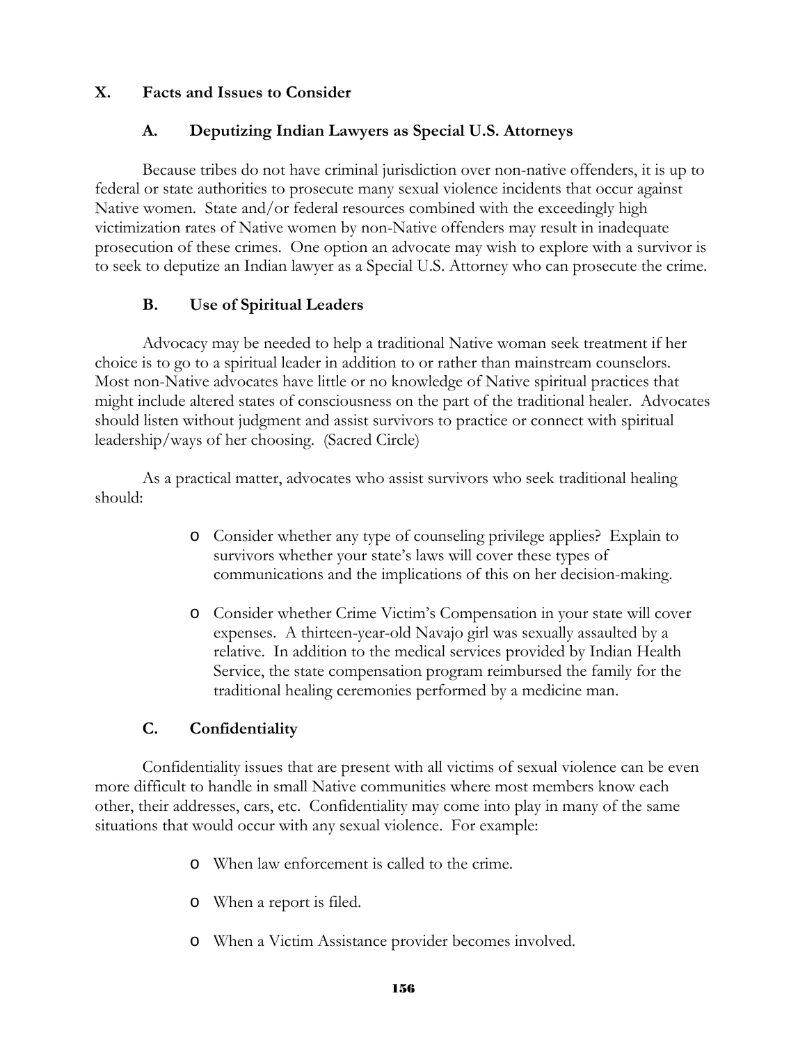## X. Facts and Issues to Consider

### A. Deputizing Indian Lawyers as Special U.S. Attorneys

Because tribes do not have criminal jurisdiction over non-native offenders, it is up to federal or state authorities to prosecute many sexual violence incidents that occur against Native women. State and/or federal resources combined with the exceedingly high victimization rates of Native women by non-Native offenders may result in inadequate prosecution of these crimes. One option an advocate may wish to explore with a survivor is to seek to deputize an Indian lawyer as a Special U.S. Attorney who can prosecute the crime.

### B. Use of Spiritual Leaders

Advocacy may be needed to help a traditional Native woman seek treatment if her choice is to go to a spiritual leader in addition to or rather than mainstream counselors. Most non-Native advocates have little or no knowledge of Native spiritual practices that might include altered states of consciousness on the part of the traditional healer. Advocates should listen without judgment and assist survivors to practice or connect with spiritual leadership/ways of her choosing. (Sacred Circle)

As a practical matter, advocates who assist survivors who seek traditional healing should:

- Consider whether any type of counseling privilege applies? Explain to survivors whether your state's laws will cover these types of communications and the implications of this on her decision-making.
- Consider whether Crime Victim's Compensation in your state will cover expenses. A thirteen-year-old Navajo girl was sexually assaulted by a relative. In addition to the medical services provided by Indian Health Service, the state compensation program reimbursed the family for the traditional healing ceremonies performed by a medicine man.

### C. Confidentiality

Confidentiality issues that are present with all victims of sexual violence can be even more difficult to handle in small Native communities where most members know each other, their addresses, cars, etc. Confidentiality may come into play in many of the same situations that would occur with any sexual violence. For example:

- When law enforcement is called to the crime.
- When a report is filed.
- When a Victim Assistance provider becomes involved.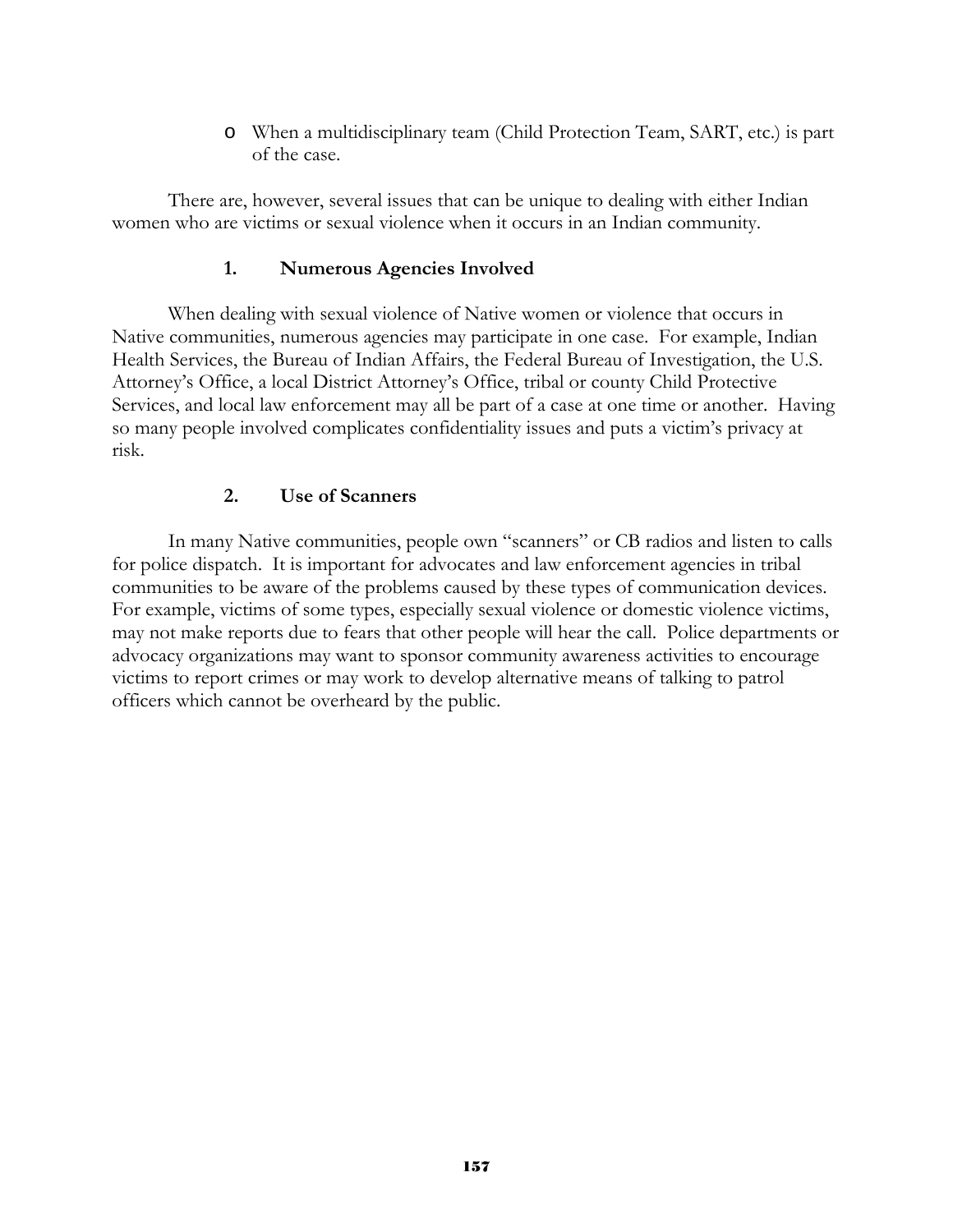- When a multidisciplinary team (Child Protection Team, SART, etc.) is part of the case.

There are, however, several issues that can be unique to dealing with either Indian women who are victims or sexual violence when it occurs in an Indian community.

### 1. Numerous Agencies Involved

When dealing with sexual violence of Native women or violence that occurs in Native communities, numerous agencies may participate in one case. For example, Indian Health Services, the Bureau of Indian Affairs, the Federal Bureau of Investigation, the U.S. Attorney's Office, a local District Attorney's Office, tribal or county Child Protective Services, and local law enforcement may all be part of a case at one time or another. Having so many people involved complicates confidentiality issues and puts a victim's privacy at risk.

### 2. Use of Scanners

In many Native communities, people own "scanners" or CB radios and listen to calls for police dispatch. It is important for advocates and law enforcement agencies in tribal communities to be aware of the problems caused by these types of communication devices. For example, victims of some types, especially sexual violence or domestic violence victims, may not make reports due to fears that other people will hear the call. Police departments or advocacy organizations may want to sponsor community awareness activities to encourage victims to report crimes or may work to develop alternative means of talking to patrol officers which cannot be overheard by the public.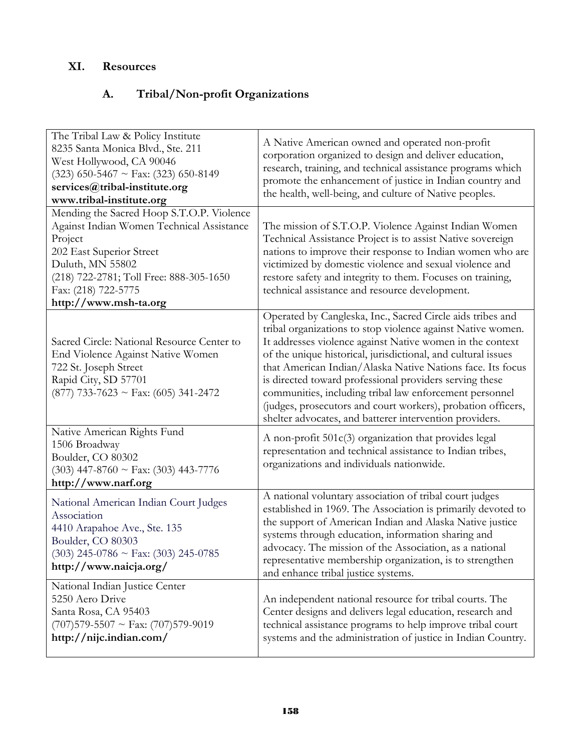## XI. Resources

### A. Tribal/Non-profit Organizations

| | |
|---|---|
| The Tribal Law & Policy Institute<br>8235 Santa Monica Blvd., Ste. 211<br>West Hollywood, CA 90046<br>(323) 650-5467 ~ Fax: (323) 650-8149<br>**services@tribal-institute.org**<br>**www.tribal-institute.org** | A Native American owned and operated non-profit corporation organized to design and deliver education, research, training, and technical assistance programs which promote the enhancement of justice in Indian country and the health, well-being, and culture of Native peoples. |
| Mending the Sacred Hoop S.T.O.P. Violence Against Indian Women Technical Assistance Project<br>202 East Superior Street<br>Duluth, MN 55802<br>(218) 722-2781; Toll Free: 888-305-1650<br>Fax: (218) 722-5775<br>**http://www.msh-ta.org** | The mission of S.T.O.P. Violence Against Indian Women Technical Assistance Project is to assist Native sovereign nations to improve their response to Indian women who are victimized by domestic violence and sexual violence and restore safety and integrity to them. Focuses on training, technical assistance and resource development. |
| Sacred Circle: National Resource Center to End Violence Against Native Women<br>722 St. Joseph Street<br>Rapid City, SD 57701<br>(877) 733-7623 ~ Fax: (605) 341-2472 | Operated by Cangleska, Inc., Sacred Circle aids tribes and tribal organizations to stop violence against Native women. It addresses violence against Native women in the context of the unique historical, jurisdictional, and cultural issues that American Indian/Alaska Native Nations face. Its focus is directed toward professional providers serving these communities, including tribal law enforcement personnel (judges, prosecutors and court workers), probation officers, shelter advocates, and batterer intervention providers. |
| Native American Rights Fund<br>1506 Broadway<br>Boulder, CO 80302<br>(303) 447-8760 ~ Fax: (303) 443-7776<br>**http://www.narf.org** | A non-profit 501c(3) organization that provides legal representation and technical assistance to Indian tribes, organizations and individuals nationwide. |
| National American Indian Court Judges Association<br>4410 Arapahoe Ave., Ste. 135<br>Boulder, CO 80303<br>(303) 245-0786 ~ Fax: (303) 245-0785<br>**http://www.naicja.org/** | A national voluntary association of tribal court judges established in 1969. The Association is primarily devoted to the support of American Indian and Alaska Native justice systems through education, information sharing and advocacy. The mission of the Association, as a national representative membership organization, is to strengthen and enhance tribal justice systems. |
| National Indian Justice Center<br>5250 Aero Drive<br>Santa Rosa, CA 95403<br>(707)579-5507 ~ Fax: (707)579-9019<br>**http://nijc.indian.com/** | An independent national resource for tribal courts. The Center designs and delivers legal education, research and technical assistance programs to help improve tribal court systems and the administration of justice in Indian Country. |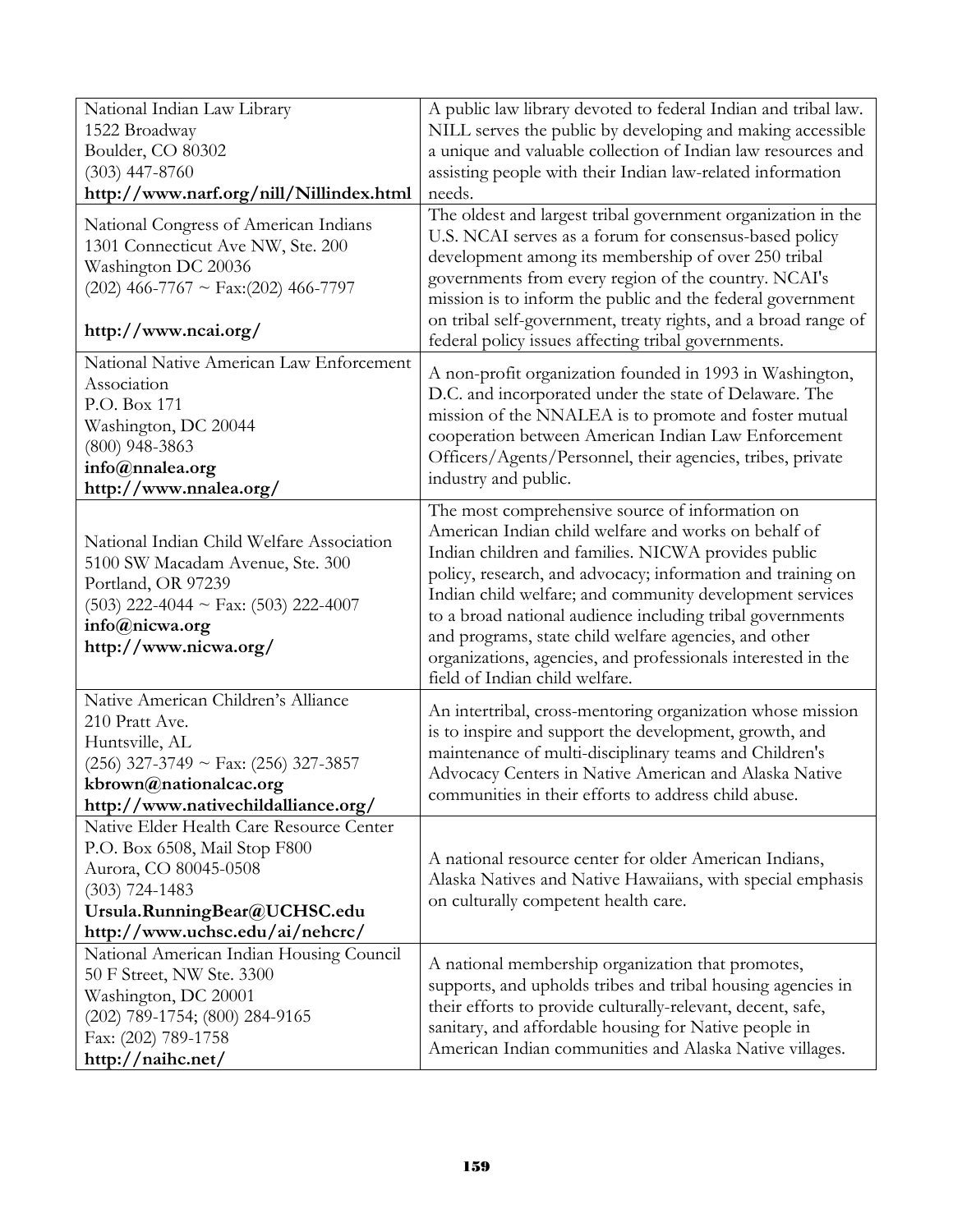| | |
|---|---|
| National Indian Law Library<br>1522 Broadway<br>Boulder, CO 80302<br>(303) 447-8760<br>**http://www.narf.org/nill/Nillindex.html** | A public law library devoted to federal Indian and tribal law. NILL serves the public by developing and making accessible a unique and valuable collection of Indian law resources and assisting people with their Indian law-related information needs. |
| National Congress of American Indians<br>1301 Connecticut Ave NW, Ste. 200<br>Washington DC 20036<br>(202) 466-7767 ~ Fax:(202) 466-7797<br><br>**http://www.ncai.org/** | The oldest and largest tribal government organization in the U.S. NCAI serves as a forum for consensus-based policy development among its membership of over 250 tribal governments from every region of the country. NCAI's mission is to inform the public and the federal government on tribal self-government, treaty rights, and a broad range of federal policy issues affecting tribal governments. |
| National Native American Law Enforcement Association<br>P.O. Box 171<br>Washington, DC 20044<br>(800) 948-3863<br>**info@nnalea.org**<br>**http://www.nnalea.org/** | A non-profit organization founded in 1993 in Washington, D.C. and incorporated under the state of Delaware. The mission of the NNALEA is to promote and foster mutual cooperation between American Indian Law Enforcement Officers/Agents/Personnel, their agencies, tribes, private industry and public. |
| National Indian Child Welfare Association<br>5100 SW Macadam Avenue, Ste. 300<br>Portland, OR 97239<br>(503) 222-4044 ~ Fax: (503) 222-4007<br>**info@nicwa.org**<br>**http://www.nicwa.org/** | The most comprehensive source of information on American Indian child welfare and works on behalf of Indian children and families. NICWA provides public policy, research, and advocacy; information and training on Indian child welfare; and community development services to a broad national audience including tribal governments and programs, state child welfare agencies, and other organizations, agencies, and professionals interested in the field of Indian child welfare. |
| Native American Children's Alliance<br>210 Pratt Ave.<br>Huntsville, AL<br>(256) 327-3749 ~ Fax: (256) 327-3857<br>**kbrown@nationalcac.org**<br>**http://www.nativechildalliance.org/** | An intertribal, cross-mentoring organization whose mission is to inspire and support the development, growth, and maintenance of multi-disciplinary teams and Children's Advocacy Centers in Native American and Alaska Native communities in their efforts to address child abuse. |
| Native Elder Health Care Resource Center<br>P.O. Box 6508, Mail Stop F800<br>Aurora, CO 80045-0508<br>(303) 724-1483<br>**Ursula.RunningBear@UCHSC.edu**<br>**http://www.uchsc.edu/ai/nehcrc/** | A national resource center for older American Indians, Alaska Natives and Native Hawaiians, with special emphasis on culturally competent health care. |
| National American Indian Housing Council<br>50 F Street, NW Ste. 3300<br>Washington, DC 20001<br>(202) 789-1754; (800) 284-9165<br>Fax: (202) 789-1758<br>**http://naihc.net/** | A national membership organization that promotes, supports, and upholds tribes and tribal housing agencies in their efforts to provide culturally-relevant, decent, safe, sanitary, and affordable housing for Native people in American Indian communities and Alaska Native villages. |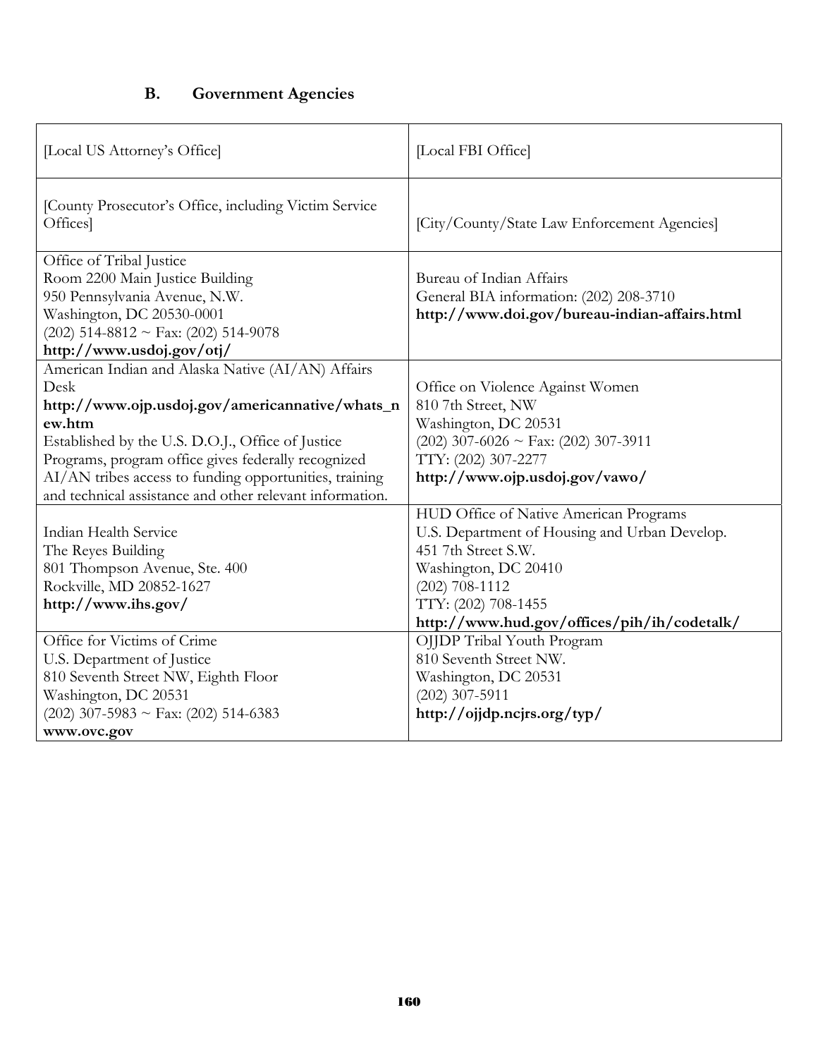### B. Government Agencies

| | |
|---|---|
| [Local US Attorney's Office] | [Local FBI Office] |
| [County Prosecutor's Office, including Victim Service Offices] | [City/County/State Law Enforcement Agencies] |
| Office of Tribal Justice<br>Room 2200 Main Justice Building<br>950 Pennsylvania Avenue, N.W.<br>Washington, DC 20530-0001<br>(202) 514-8812 ~ Fax: (202) 514-9078<br>**http://www.usdoj.gov/otj/** | Bureau of Indian Affairs<br>General BIA information: (202) 208-3710<br>**http://www.doi.gov/bureau-indian-affairs.html** |
| American Indian and Alaska Native (AI/AN) Affairs Desk<br>**http://www.ojp.usdoj.gov/americannative/whats_new.htm**<br>Established by the U.S. D.O.J., Office of Justice Programs, program office gives federally recognized AI/AN tribes access to funding opportunities, training and technical assistance and other relevant information. | Office on Violence Against Women<br>810 7th Street, NW<br>Washington, DC 20531<br>(202) 307-6026 ~ Fax: (202) 307-3911<br>TTY: (202) 307-2277<br>**http://www.ojp.usdoj.gov/vawo/** |
| Indian Health Service<br>The Reyes Building<br>801 Thompson Avenue, Ste. 400<br>Rockville, MD 20852-1627<br>**http://www.ihs.gov/** | HUD Office of Native American Programs<br>U.S. Department of Housing and Urban Develop.<br>451 7th Street S.W.<br>Washington, DC 20410<br>(202) 708-1112<br>TTY: (202) 708-1455<br>**http://www.hud.gov/offices/pih/ih/codetalk/** |
| Office for Victims of Crime<br>U.S. Department of Justice<br>810 Seventh Street NW, Eighth Floor<br>Washington, DC 20531<br>(202) 307-5983 ~ Fax: (202) 514-6383<br>**www.ovc.gov** | OJJDP Tribal Youth Program<br>810 Seventh Street NW.<br>Washington, DC 20531<br>(202) 307-5911<br>**http://ojjdp.ncjrs.org/typ/** |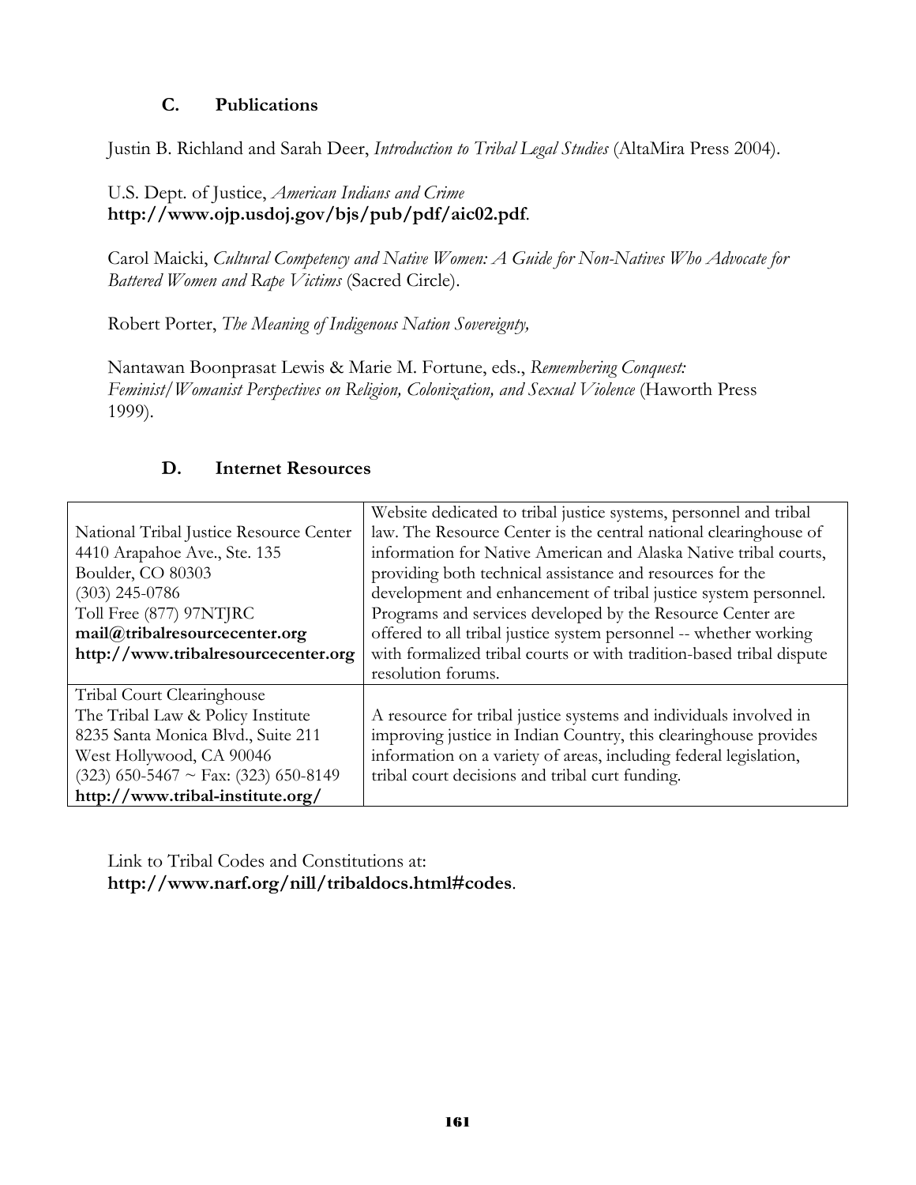### C. Publications

Justin B. Richland and Sarah Deer, *Introduction to Tribal Legal Studies* (AltaMira Press 2004).

U.S. Dept. of Justice, *American Indians and Crime* **http://www.ojp.usdoj.gov/bjs/pub/pdf/aic02.pdf**.

Carol Maicki, *Cultural Competency and Native Women: A Guide for Non-Natives Who Advocate for Battered Women and Rape Victims* (Sacred Circle).

Robert Porter, *The Meaning of Indigenous Nation Sovereignty,*

Nantawan Boonprasat Lewis & Marie M. Fortune, eds., *Remembering Conquest: Feminist/Womanist Perspectives on Religion, Colonization, and Sexual Violence* (Haworth Press 1999).

### D. Internet Resources

| | |
|---|---|
| National Tribal Justice Resource Center<br>4410 Arapahoe Ave., Ste. 135<br>Boulder, CO 80303<br>(303) 245-0786<br>Toll Free (877) 97NTJRC<br>**mail@tribalresourcecenter.org**<br>**http://www.tribalresourcecenter.org** | Website dedicated to tribal justice systems, personnel and tribal law. The Resource Center is the central national clearinghouse of information for Native American and Alaska Native tribal courts, providing both technical assistance and resources for the development and enhancement of tribal justice system personnel. Programs and services developed by the Resource Center are offered to all tribal justice system personnel -- whether working with formalized tribal courts or with tradition-based tribal dispute resolution forums. |
| Tribal Court Clearinghouse<br>The Tribal Law & Policy Institute<br>8235 Santa Monica Blvd., Suite 211<br>West Hollywood, CA 90046<br>(323) 650-5467 ~ Fax: (323) 650-8149<br>**http://www.tribal-institute.org/** | A resource for tribal justice systems and individuals involved in improving justice in Indian Country, this clearinghouse provides information on a variety of areas, including federal legislation, tribal court decisions and tribal curt funding. |

Link to Tribal Codes and Constitutions at:
**http://www.narf.org/nill/tribaldocs.html#codes**.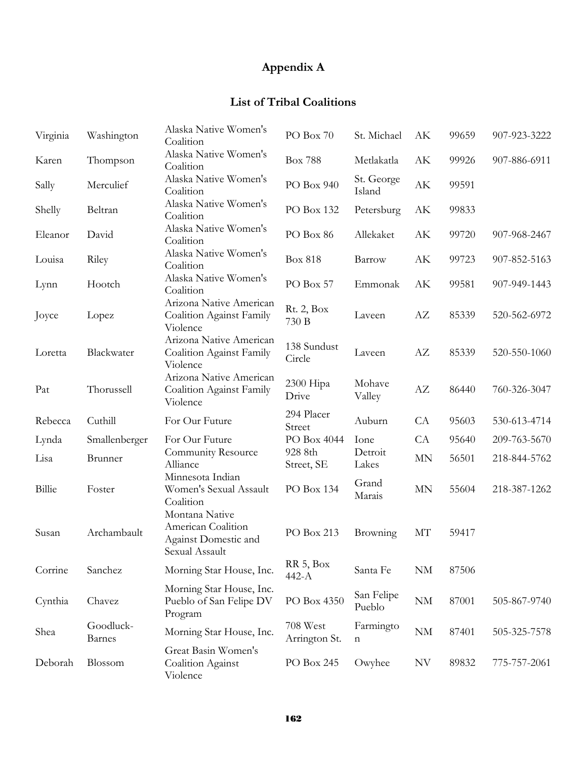# Appendix A

## List of Tribal Coalitions

| | | | | | | | |
|---|---|---|---|---|---|---|---|
| Virginia | Washington | Alaska Native Women's Coalition | PO Box 70 | St. Michael | AK | 99659 | 907-923-3222 |
| Karen | Thompson | Alaska Native Women's Coalition | Box 788 | Metlakatla | AK | 99926 | 907-886-6911 |
| Sally | Merculief | Alaska Native Women's Coalition | PO Box 940 | St. George Island | AK | 99591 | |
| Shelly | Beltran | Alaska Native Women's Coalition | PO Box 132 | Petersburg | AK | 99833 | |
| Eleanor | David | Alaska Native Women's Coalition | PO Box 86 | Allekaket | AK | 99720 | 907-968-2467 |
| Louisa | Riley | Alaska Native Women's Coalition | Box 818 | Barrow | AK | 99723 | 907-852-5163 |
| Lynn | Hootch | Alaska Native Women's Coalition | PO Box 57 | Emmonak | AK | 99581 | 907-949-1443 |
| Joyce | Lopez | Arizona Native American Coalition Against Family Violence | Rt. 2, Box 730 B | Laveen | AZ | 85339 | 520-562-6972 |
| Loretta | Blackwater | Arizona Native American Coalition Against Family Violence | 138 Sundust Circle | Laveen | AZ | 85339 | 520-550-1060 |
| Pat | Thorussell | Arizona Native American Coalition Against Family Violence | 2300 Hipa Drive | Mohave Valley | AZ | 86440 | 760-326-3047 |
| Rebecca | Cuthill | For Our Future | 294 Placer Street | Auburn | CA | 95603 | 530-613-4714 |
| Lynda | Smallenberger | For Our Future | PO Box 4044 | Ione | CA | 95640 | 209-763-5670 |
| Lisa | Brunner | Community Resource Alliance | 928 8th Street, SE | Detroit Lakes | MN | 56501 | 218-844-5762 |
| Billie | Foster | Minnesota Indian Women's Sexual Assault Coalition | PO Box 134 | Grand Marais | MN | 55604 | 218-387-1262 |
| Susan | Archambault | Montana Native American Coalition Against Domestic and Sexual Assault | PO Box 213 | Browning | MT | 59417 | |
| Corrine | Sanchez | Morning Star House, Inc. | RR 5, Box 442-A | Santa Fe | NM | 87506 | |
| Cynthia | Chavez | Morning Star House, Inc. Pueblo of San Felipe DV Program | PO Box 4350 | San Felipe Pueblo | NM | 87001 | 505-867-9740 |
| Shea | Goodluck-Barnes | Morning Star House, Inc. | 708 West Arrington St. | Farmington | NM | 87401 | 505-325-7578 |
| Deborah | Blossom | Great Basin Women's Coalition Against Violence | PO Box 245 | Owyhee | NV | 89832 | 775-757-2061 |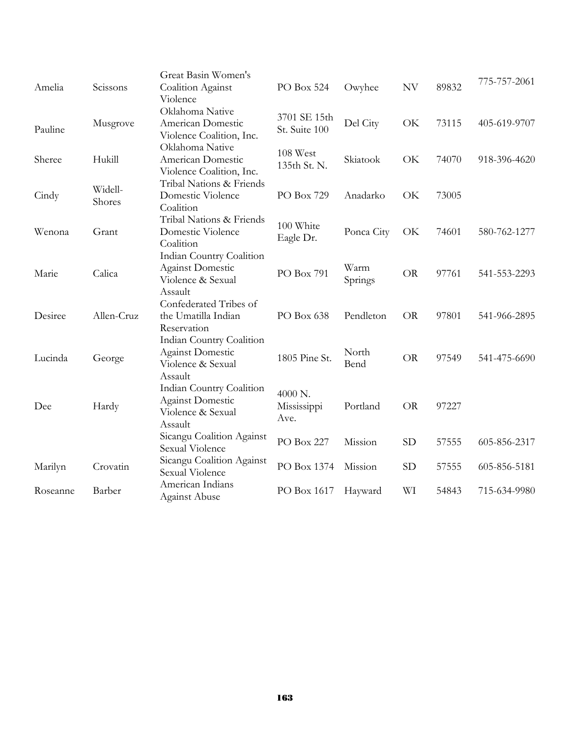| | | | | | | | |
|---|---|---|---|---|---|---|---|
| Amelia | Scissons | Great Basin Women's Coalition Against Violence | PO Box 524 | Owyhee | NV | 89832 | 775-757-2061 |
| Pauline | Musgrove | Oklahoma Native American Domestic Violence Coalition, Inc. | 3701 SE 15th St. Suite 100 | Del City | OK | 73115 | 405-619-9707 |
| Sheree | Hukill | Oklahoma Native American Domestic Violence Coalition, Inc. | 108 West 135th St. N. | Skiatook | OK | 74070 | 918-396-4620 |
| Cindy | Widell-Shores | Tribal Nations & Friends Domestic Violence Coalition | PO Box 729 | Anadarko | OK | 73005 | |
| Wenona | Grant | Tribal Nations & Friends Domestic Violence Coalition | 100 White Eagle Dr. | Ponca City | OK | 74601 | 580-762-1277 |
| Marie | Calica | Indian Country Coalition Against Domestic Violence & Sexual Assault | PO Box 791 | Warm Springs | OR | 97761 | 541-553-2293 |
| Desiree | Allen-Cruz | Confederated Tribes of the Umatilla Indian Reservation | PO Box 638 | Pendleton | OR | 97801 | 541-966-2895 |
| Lucinda | George | Indian Country Coalition Against Domestic Violence & Sexual Assault | 1805 Pine St. | North Bend | OR | 97549 | 541-475-6690 |
| Dee | Hardy | Indian Country Coalition Against Domestic Violence & Sexual Assault | 4000 N. Mississippi Ave. | Portland | OR | 97227 | |
| | | Sicangu Coalition Against Sexual Violence | PO Box 227 | Mission | SD | 57555 | 605-856-2317 |
| Marilyn | Crovatin | Sicangu Coalition Against Sexual Violence | PO Box 1374 | Mission | SD | 57555 | 605-856-5181 |
| Roseanne | Barber | American Indians Against Abuse | PO Box 1617 | Hayward | WI | 54843 | 715-634-9980 |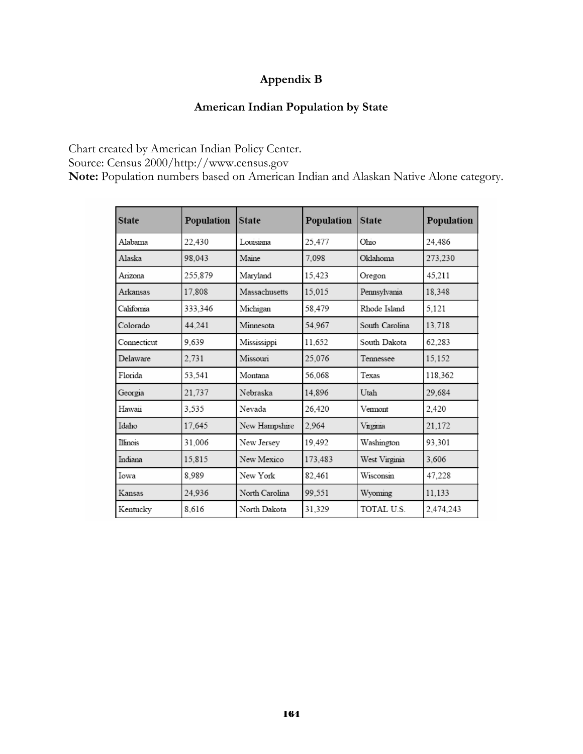# Appendix B

## American Indian Population by State

Chart created by American Indian Policy Center.
Source: Census 2000/http://www.census.gov
**Note:** Population numbers based on American Indian and Alaskan Native Alone category.

| State | Population | State | Population | State | Population |
|---|---|---|---|---|---|
| Alabama | 22,430 | Louisiana | 25,477 | Ohio | 24,486 |
| Alaska | 98,043 | Maine | 7,098 | Oklahoma | 273,230 |
| Arizona | 255,879 | Maryland | 15,423 | Oregon | 45,211 |
| Arkansas | 17,808 | Massachusetts | 15,015 | Pennsylvania | 18,348 |
| California | 333,346 | Michigan | 58,479 | Rhode Island | 5,121 |
| Colorado | 44,241 | Minnesota | 54,967 | South Carolina | 13,718 |
| Connecticut | 9,639 | Mississippi | 11,652 | South Dakota | 62,283 |
| Delaware | 2,731 | Missouri | 25,076 | Tennessee | 15,152 |
| Florida | 53,541 | Montana | 56,068 | Texas | 118,362 |
| Georgia | 21,737 | Nebraska | 14,896 | Utah | 29,684 |
| Hawaii | 3,535 | Nevada | 26,420 | Vermont | 2,420 |
| Idaho | 17,645 | New Hampshire | 2,964 | Virginia | 21,172 |
| Illinois | 31,006 | New Jersey | 19,492 | Washington | 93,301 |
| Indiana | 15,815 | New Mexico | 173,483 | West Virginia | 3,606 |
| Iowa | 8,989 | New York | 82,461 | Wisconsin | 47,228 |
| Kansas | 24,936 | North Carolina | 99,551 | Wyoming | 11,133 |
| Kentucky | 8,616 | North Dakota | 31,329 | TOTAL U.S. | 2,474,243 |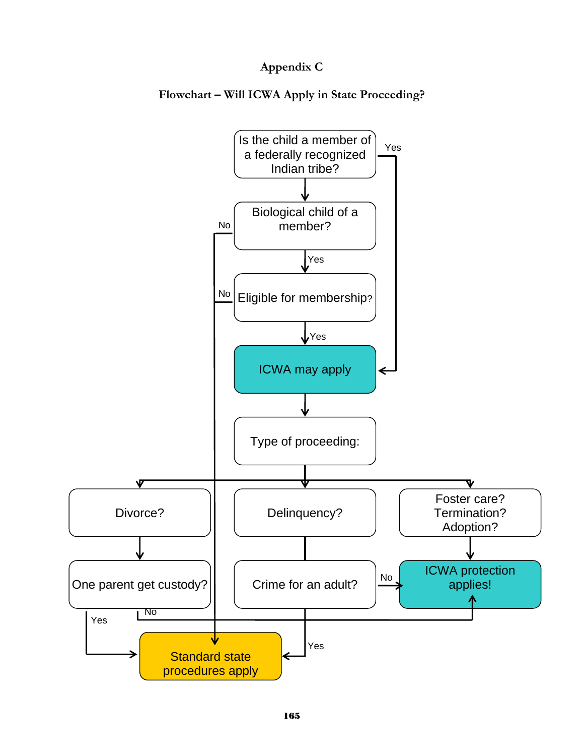# Appendix C

## Flowchart – Will ICWA Apply in State Proceeding?

- **Is the child a member of a federally recognized Indian tribe?**
  - Yes → ICWA may apply
  - Otherwise → Biological child of a member?
- **Biological child of a member?**
  - Yes → Eligible for membership?
  - No → Standard state procedures apply
- **Eligible for membership?**
  - Yes → ICWA may apply
  - No → Standard state procedures apply
- **ICWA may apply** → Type of proceeding:
- **Type of proceeding:**
  - Divorce? → One parent get custody?
    - Yes → Standard state procedures apply
    - No → ICWA protection applies!
  - Delinquency? → Crime for an adult?
    - Yes → Standard state procedures apply
    - No → ICWA protection applies!
  - Foster care? Termination? Adoption? → ICWA protection applies!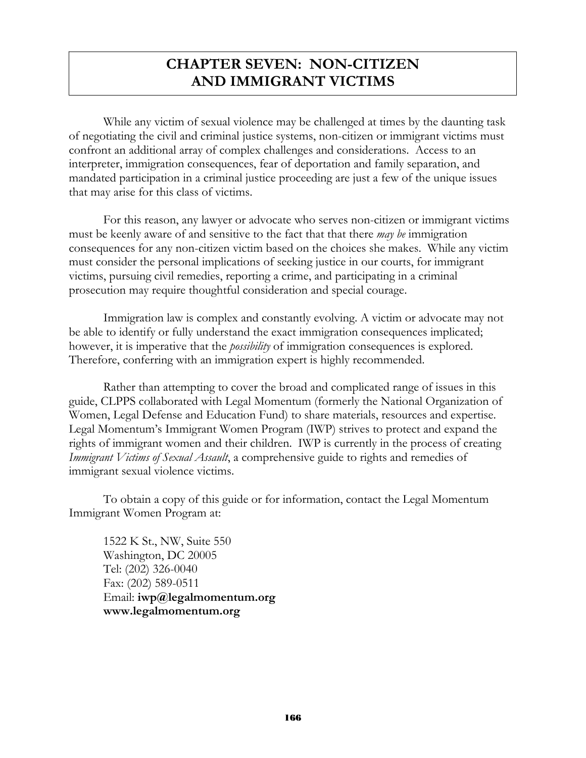# CHAPTER SEVEN: NON-CITIZEN AND IMMIGRANT VICTIMS

While any victim of sexual violence may be challenged at times by the daunting task of negotiating the civil and criminal justice systems, non-citizen or immigrant victims must confront an additional array of complex challenges and considerations. Access to an interpreter, immigration consequences, fear of deportation and family separation, and mandated participation in a criminal justice proceeding are just a few of the unique issues that may arise for this class of victims.

For this reason, any lawyer or advocate who serves non-citizen or immigrant victims must be keenly aware of and sensitive to the fact that that there *may be* immigration consequences for any non-citizen victim based on the choices she makes. While any victim must consider the personal implications of seeking justice in our courts, for immigrant victims, pursuing civil remedies, reporting a crime, and participating in a criminal prosecution may require thoughtful consideration and special courage.

Immigration law is complex and constantly evolving. A victim or advocate may not be able to identify or fully understand the exact immigration consequences implicated; however, it is imperative that the *possibility* of immigration consequences is explored. Therefore, conferring with an immigration expert is highly recommended.

Rather than attempting to cover the broad and complicated range of issues in this guide, CLPPS collaborated with Legal Momentum (formerly the National Organization of Women, Legal Defense and Education Fund) to share materials, resources and expertise. Legal Momentum's Immigrant Women Program (IWP) strives to protect and expand the rights of immigrant women and their children. IWP is currently in the process of creating *Immigrant Victims of Sexual Assault*, a comprehensive guide to rights and remedies of immigrant sexual violence victims.

To obtain a copy of this guide or for information, contact the Legal Momentum Immigrant Women Program at:

1522 K St., NW, Suite 550
Washington, DC 20005
Tel: (202) 326-0040
Fax: (202) 589-0511
Email: **iwp@legalmomentum.org**
**www.legalmomentum.org**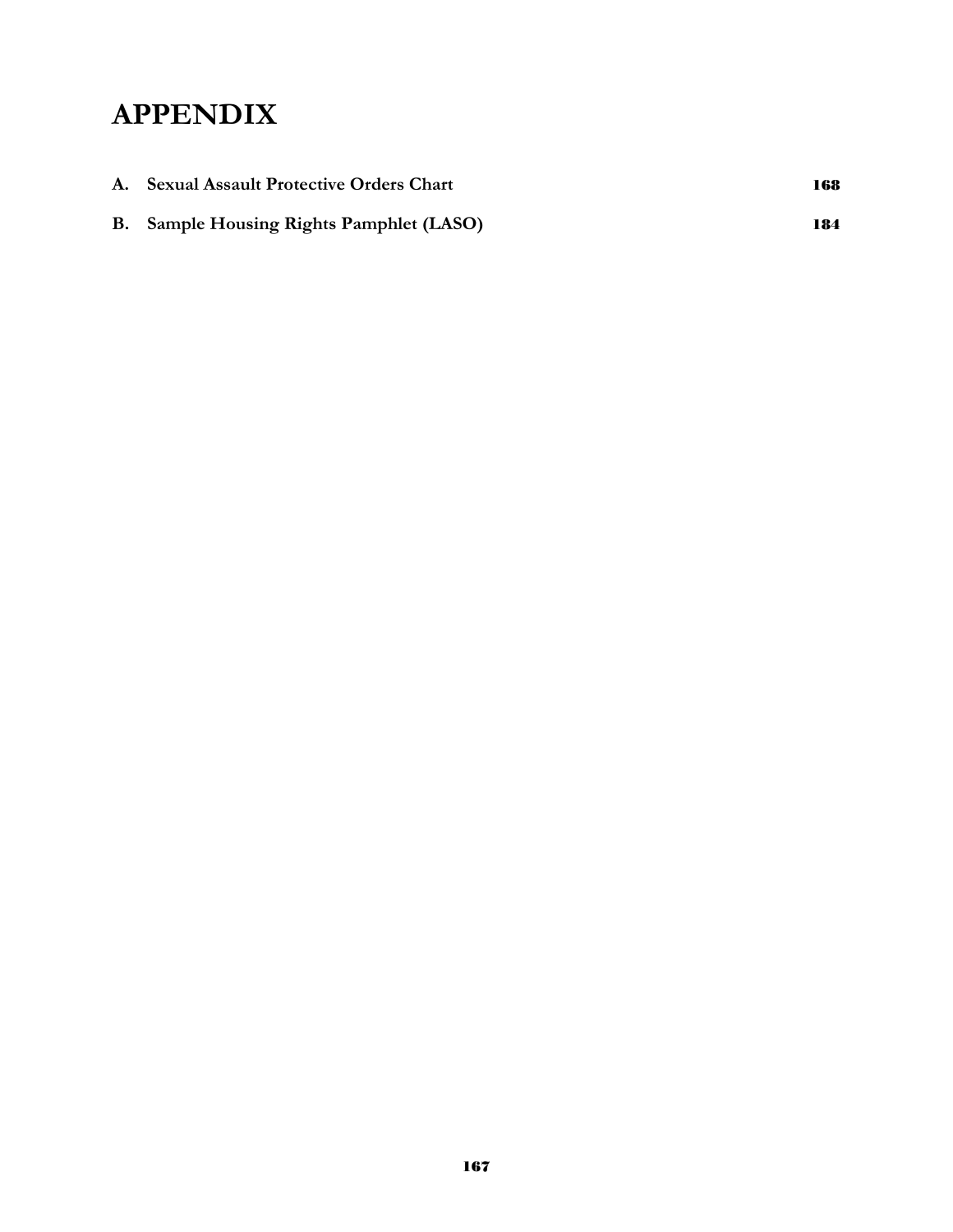# APPENDIX

| | | |
|---|---|---|
| **A.** | **Sexual Assault Protective Orders Chart** | **168** |
| **B.** | **Sample Housing Rights Pamphlet (LASO)** | **184** |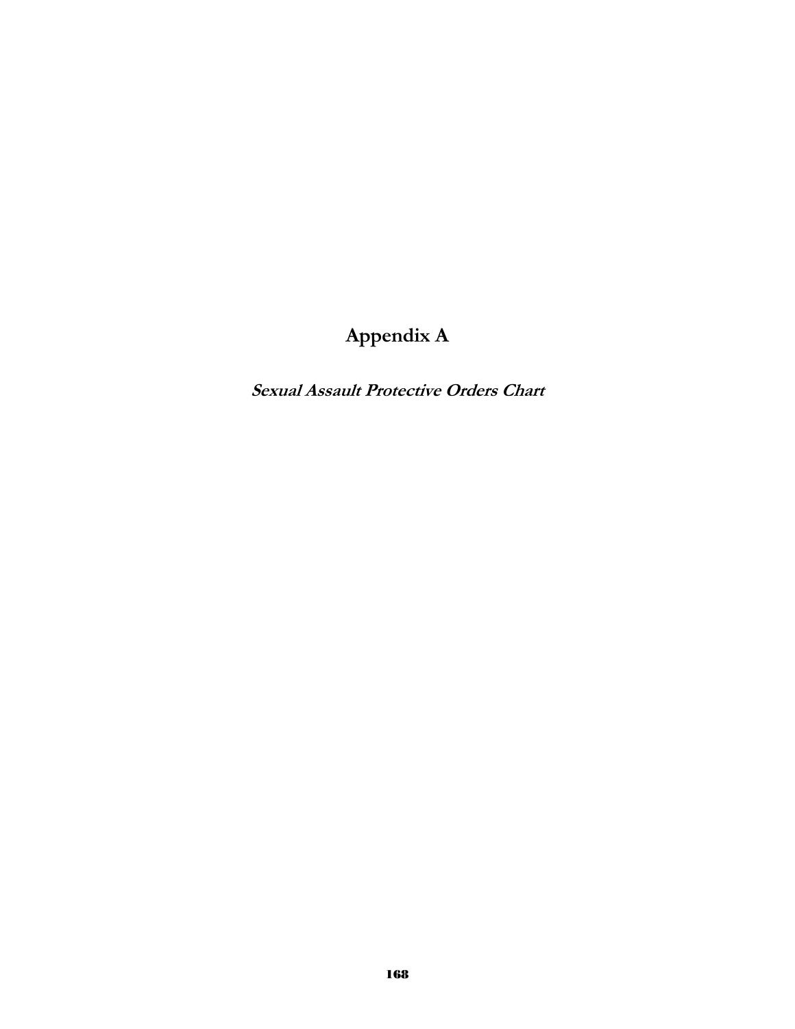# Appendix A

***Sexual Assault Protective Orders Chart***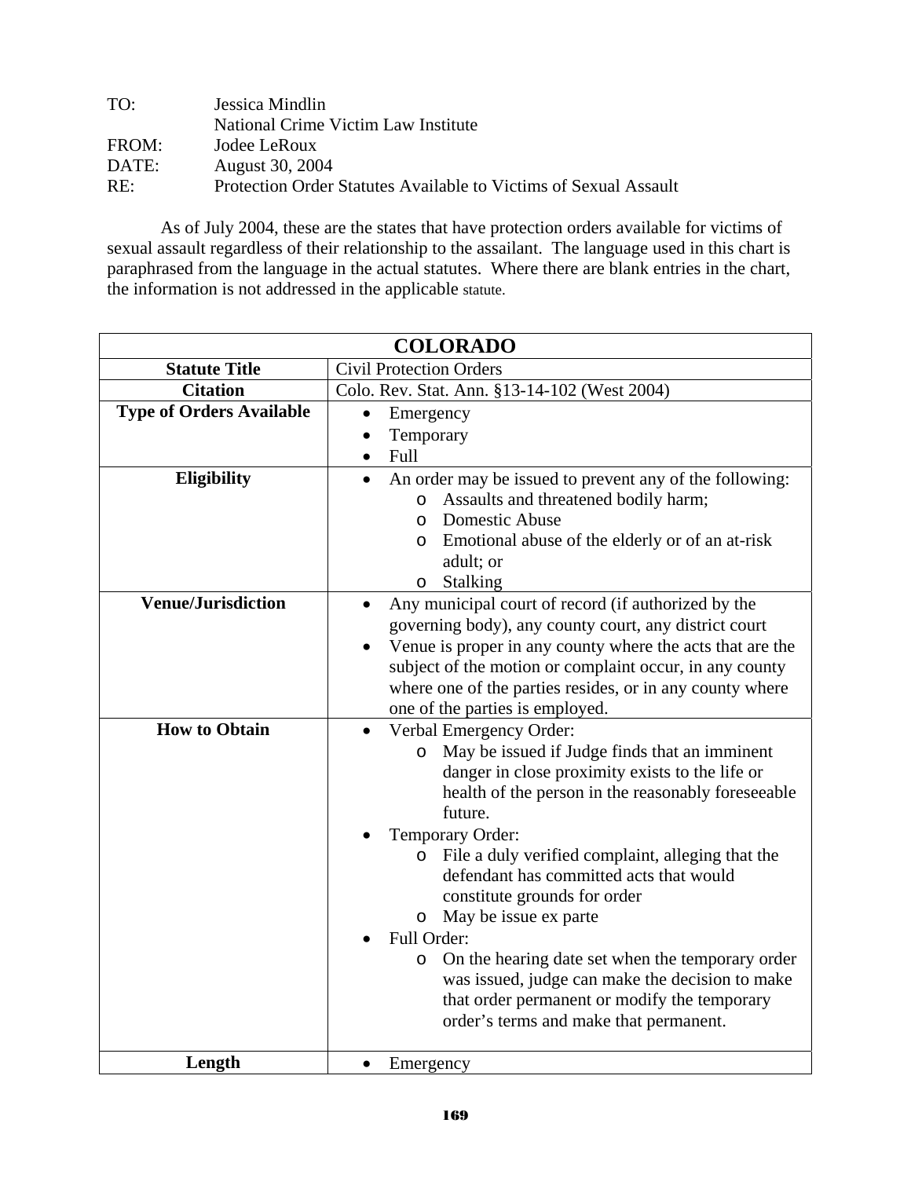TO: Jessica Mindlin
National Crime Victim Law Institute
FROM: Jodee LeRoux
DATE: August 30, 2004
RE: Protection Order Statutes Available to Victims of Sexual Assault

As of July 2004, these are the states that have protection orders available for victims of sexual assault regardless of their relationship to the assailant. The language used in this chart is paraphrased from the language in the actual statutes. Where there are blank entries in the chart, the information is not addressed in the applicable statute.

| COLORADO | |
|---|---|
| **Statute Title** | Civil Protection Orders |
| **Citation** | Colo. Rev. Stat. Ann. §13-14-102 (West 2004) |
| **Type of Orders Available** | • Emergency<br>• Temporary<br>• Full |
| **Eligibility** | • An order may be issued to prevent any of the following:<br>&nbsp;&nbsp;o Assaults and threatened bodily harm;<br>&nbsp;&nbsp;o Domestic Abuse<br>&nbsp;&nbsp;o Emotional abuse of the elderly or of an at-risk adult; or<br>&nbsp;&nbsp;o Stalking |
| **Venue/Jurisdiction** | • Any municipal court of record (if authorized by the governing body), any county court, any district court<br>• Venue is proper in any county where the acts that are the subject of the motion or complaint occur, in any county where one of the parties resides, or in any county where one of the parties is employed. |
| **How to Obtain** | • Verbal Emergency Order:<br>&nbsp;&nbsp;o May be issued if Judge finds that an imminent danger in close proximity exists to the life or health of the person in the reasonably foreseeable future.<br>• Temporary Order:<br>&nbsp;&nbsp;o File a duly verified complaint, alleging that the defendant has committed acts that would constitute grounds for order<br>&nbsp;&nbsp;o May be issue ex parte<br>• Full Order:<br>&nbsp;&nbsp;o On the hearing date set when the temporary order was issued, judge can make the decision to make that order permanent or modify the temporary order's terms and make that permanent. |
| **Length** | • Emergency |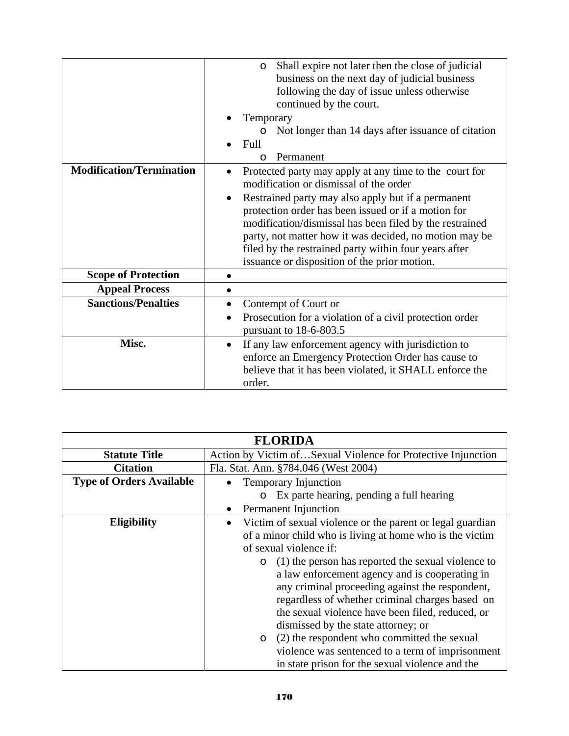| | |
|---|---|
| | o Shall expire not later then the close of judicial business on the next day of judicial business following the day of issue unless otherwise continued by the court.<br>• Temporary<br>  o Not longer than 14 days after issuance of citation<br>• Full<br>  o Permanent |
| **Modification/Termination** | • Protected party may apply at any time to the court for modification or dismissal of the order<br>• Restrained party may also apply but if a permanent protection order has been issued or if a motion for modification/dismissal has been filed by the restrained party, not matter how it was decided, no motion may be filed by the restrained party within four years after issuance or disposition of the prior motion. |
| **Scope of Protection** | • |
| **Appeal Process** | • |
| **Sanctions/Penalties** | • Contempt of Court or<br>• Prosecution for a violation of a civil protection order pursuant to 18-6-803.5 |
| **Misc.** | • If any law enforcement agency with jurisdiction to enforce an Emergency Protection Order has cause to believe that it has been violated, it SHALL enforce the order. |

| **FLORIDA** | |
|---|---|
| **Statute Title** | Action by Victim of…Sexual Violence for Protective Injunction |
| **Citation** | Fla. Stat. Ann. §784.046 (West 2004) |
| **Type of Orders Available** | • Temporary Injunction<br>  o Ex parte hearing, pending a full hearing<br>• Permanent Injunction |
| **Eligibility** | • Victim of sexual violence or the parent or legal guardian of a minor child who is living at home who is the victim of sexual violence if:<br>  o (1) the person has reported the sexual violence to a law enforcement agency and is cooperating in any criminal proceeding against the respondent, regardless of whether criminal charges based on the sexual violence have been filed, reduced, or dismissed by the state attorney; or<br>  o (2) the respondent who committed the sexual violence was sentenced to a term of imprisonment in state prison for the sexual violence and the |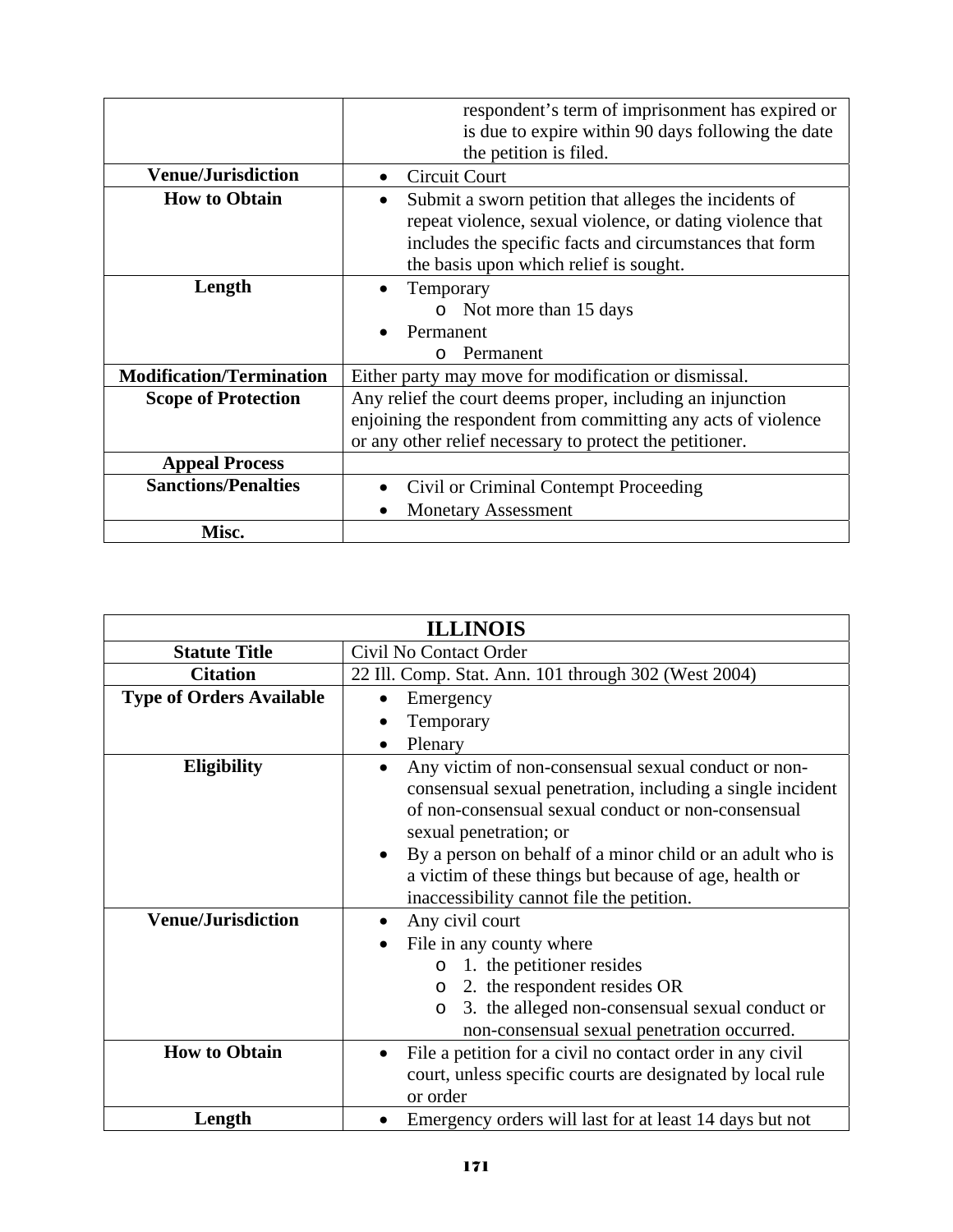| | |
|---|---|
| | respondent's term of imprisonment has expired or is due to expire within 90 days following the date the petition is filed. |
| **Venue/Jurisdiction** | • Circuit Court |
| **How to Obtain** | • Submit a sworn petition that alleges the incidents of repeat violence, sexual violence, or dating violence that includes the specific facts and circumstances that form the basis upon which relief is sought. |
| **Length** | • Temporary<br>  o Not more than 15 days<br>• Permanent<br>  o Permanent |
| **Modification/Termination** | Either party may move for modification or dismissal. |
| **Scope of Protection** | Any relief the court deems proper, including an injunction enjoining the respondent from committing any acts of violence or any other relief necessary to protect the petitioner. |
| **Appeal Process** | |
| **Sanctions/Penalties** | • Civil or Criminal Contempt Proceeding<br>• Monetary Assessment |
| **Misc.** | |

| **ILLINOIS** | |
|---|---|
| **Statute Title** | Civil No Contact Order |
| **Citation** | 22 Ill. Comp. Stat. Ann. 101 through 302 (West 2004) |
| **Type of Orders Available** | • Emergency<br>• Temporary<br>• Plenary |
| **Eligibility** | • Any victim of non-consensual sexual conduct or non-consensual sexual penetration, including a single incident of non-consensual sexual conduct or non-consensual sexual penetration; or<br>• By a person on behalf of a minor child or an adult who is a victim of these things but because of age, health or inaccessibility cannot file the petition. |
| **Venue/Jurisdiction** | • Any civil court<br>• File in any county where<br>  o 1. the petitioner resides<br>  o 2. the respondent resides OR<br>  o 3. the alleged non-consensual sexual conduct or non-consensual sexual penetration occurred. |
| **How to Obtain** | • File a petition for a civil no contact order in any civil court, unless specific courts are designated by local rule or order |
| **Length** | • Emergency orders will last for at least 14 days but not |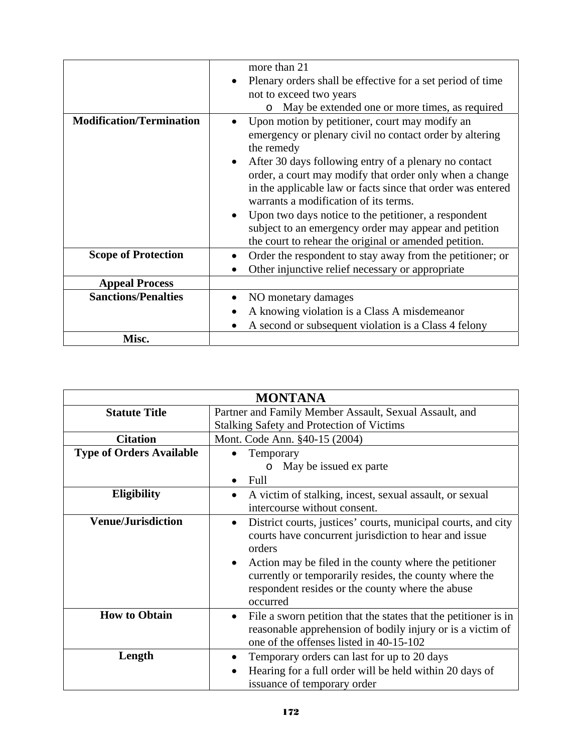| | |
|---|---|
| | more than 21<br>• Plenary orders shall be effective for a set period of time not to exceed two years<br>  o May be extended one or more times, as required |
| **Modification/Termination** | • Upon motion by petitioner, court may modify an emergency or plenary civil no contact order by altering the remedy<br>• After 30 days following entry of a plenary no contact order, a court may modify that order only when a change in the applicable law or facts since that order was entered warrants a modification of its terms.<br>• Upon two days notice to the petitioner, a respondent subject to an emergency order may appear and petition the court to rehear the original or amended petition. |
| **Scope of Protection** | • Order the respondent to stay away from the petitioner; or<br>• Other injunctive relief necessary or appropriate |
| **Appeal Process** | |
| **Sanctions/Penalties** | • NO monetary damages<br>• A knowing violation is a Class A misdemeanor<br>• A second or subsequent violation is a Class 4 felony |
| **Misc.** | |

| **MONTANA** | |
|---|---|
| **Statute Title** | Partner and Family Member Assault, Sexual Assault, and Stalking Safety and Protection of Victims |
| **Citation** | Mont. Code Ann. §40-15 (2004) |
| **Type of Orders Available** | • Temporary<br>  o May be issued ex parte<br>• Full |
| **Eligibility** | • A victim of stalking, incest, sexual assault, or sexual intercourse without consent. |
| **Venue/Jurisdiction** | • District courts, justices' courts, municipal courts, and city courts have concurrent jurisdiction to hear and issue orders<br>• Action may be filed in the county where the petitioner currently or temporarily resides, the county where the respondent resides or the county where the abuse occurred |
| **How to Obtain** | • File a sworn petition that the states that the petitioner is in reasonable apprehension of bodily injury or is a victim of one of the offenses listed in 40-15-102 |
| **Length** | • Temporary orders can last for up to 20 days<br>• Hearing for a full order will be held within 20 days of issuance of temporary order |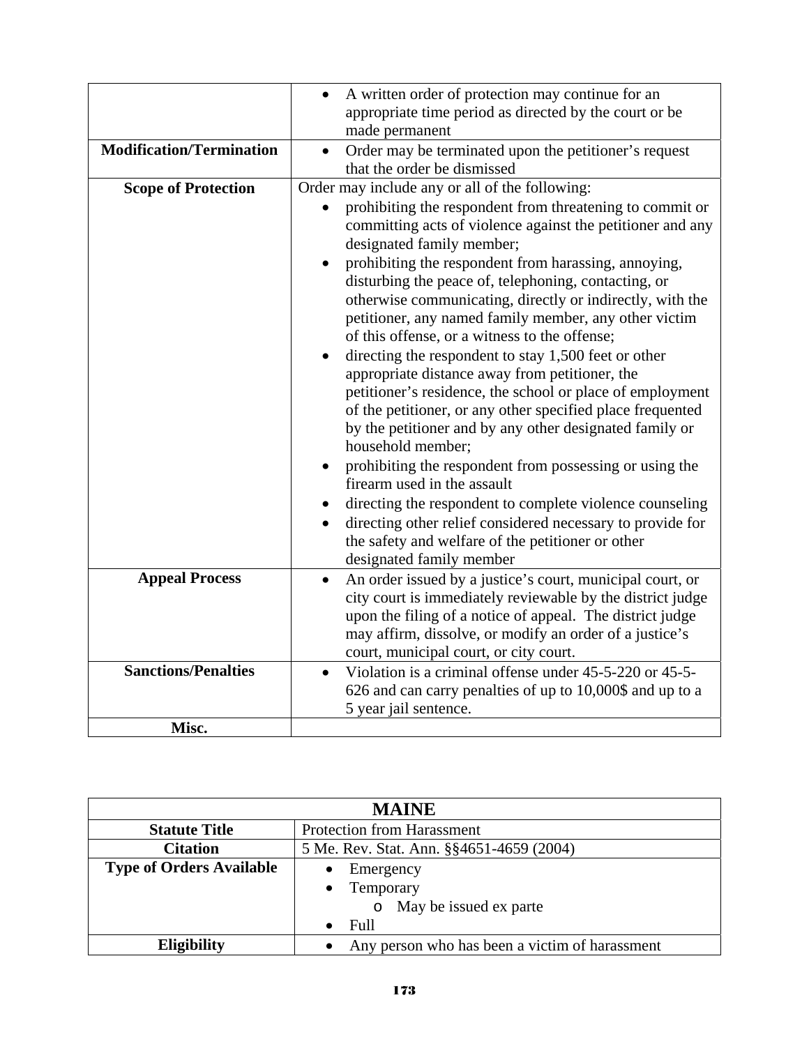| | |
|---|---|
| | • A written order of protection may continue for an appropriate time period as directed by the court or be made permanent |
| **Modification/Termination** | • Order may be terminated upon the petitioner's request that the order be dismissed |
| **Scope of Protection** | Order may include any or all of the following:<br>• prohibiting the respondent from threatening to commit or committing acts of violence against the petitioner and any designated family member;<br>• prohibiting the respondent from harassing, annoying, disturbing the peace of, telephoning, contacting, or otherwise communicating, directly or indirectly, with the petitioner, any named family member, any other victim of this offense, or a witness to the offense;<br>• directing the respondent to stay 1,500 feet or other appropriate distance away from petitioner, the petitioner's residence, the school or place of employment of the petitioner, or any other specified place frequented by the petitioner and by any other designated family or household member;<br>• prohibiting the respondent from possessing or using the firearm used in the assault<br>• directing the respondent to complete violence counseling<br>• directing other relief considered necessary to provide for the safety and welfare of the petitioner or other designated family member |
| **Appeal Process** | • An order issued by a justice's court, municipal court, or city court is immediately reviewable by the district judge upon the filing of a notice of appeal. The district judge may affirm, dissolve, or modify an order of a justice's court, municipal court, or city court. |
| **Sanctions/Penalties** | • Violation is a criminal offense under 45-5-220 or 45-5-626 and can carry penalties of up to 10,000$ and up to a 5 year jail sentence. |
| **Misc.** | |

| **MAINE** | |
|---|---|
| **Statute Title** | Protection from Harassment |
| **Citation** | 5 Me. Rev. Stat. Ann. §§4651-4659 (2004) |
| **Type of Orders Available** | • Emergency<br>• Temporary<br>&nbsp;&nbsp;&nbsp;&nbsp;o May be issued ex parte<br>• Full |
| **Eligibility** | • Any person who has been a victim of harassment |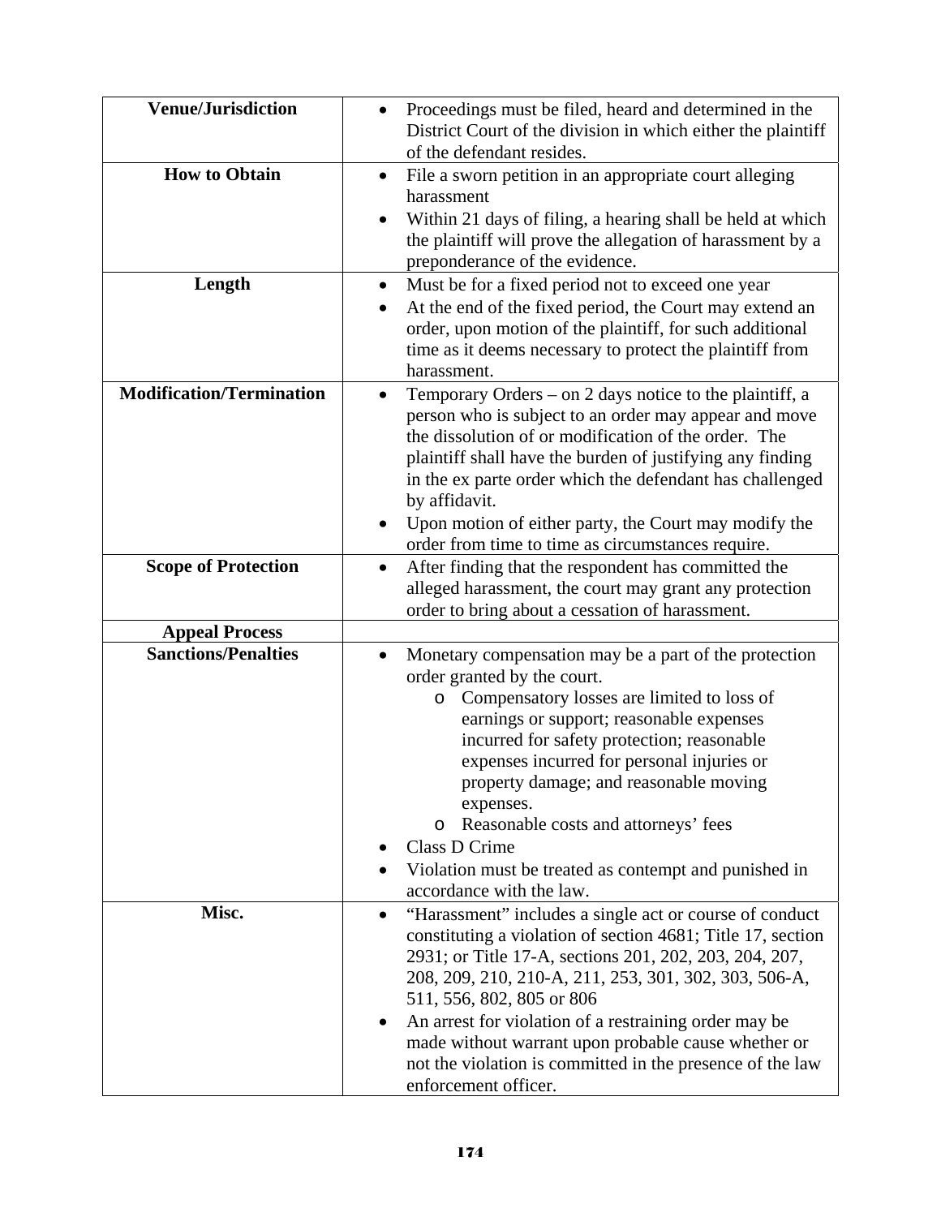| | |
|---|---|
| **Venue/Jurisdiction** | • Proceedings must be filed, heard and determined in the District Court of the division in which either the plaintiff of the defendant resides. |
| **How to Obtain** | • File a sworn petition in an appropriate court alleging harassment<br>• Within 21 days of filing, a hearing shall be held at which the plaintiff will prove the allegation of harassment by a preponderance of the evidence. |
| **Length** | • Must be for a fixed period not to exceed one year<br>• At the end of the fixed period, the Court may extend an order, upon motion of the plaintiff, for such additional time as it deems necessary to protect the plaintiff from harassment. |
| **Modification/Termination** | • Temporary Orders – on 2 days notice to the plaintiff, a person who is subject to an order may appear and move the dissolution of or modification of the order. The plaintiff shall have the burden of justifying any finding in the ex parte order which the defendant has challenged by affidavit.<br>• Upon motion of either party, the Court may modify the order from time to time as circumstances require. |
| **Scope of Protection** | • After finding that the respondent has committed the alleged harassment, the court may grant any protection order to bring about a cessation of harassment. |
| **Appeal Process** | |
| **Sanctions/Penalties** | • Monetary compensation may be a part of the protection order granted by the court.<br>&nbsp;&nbsp;&nbsp;&nbsp;o Compensatory losses are limited to loss of earnings or support; reasonable expenses incurred for safety protection; reasonable expenses incurred for personal injuries or property damage; and reasonable moving expenses.<br>&nbsp;&nbsp;&nbsp;&nbsp;o Reasonable costs and attorneys' fees<br>• Class D Crime<br>• Violation must be treated as contempt and punished in accordance with the law. |
| **Misc.** | • "Harassment" includes a single act or course of conduct constituting a violation of section 4681; Title 17, section 2931; or Title 17-A, sections 201, 202, 203, 204, 207, 208, 209, 210, 210-A, 211, 253, 301, 302, 303, 506-A, 511, 556, 802, 805 or 806<br>• An arrest for violation of a restraining order may be made without warrant upon probable cause whether or not the violation is committed in the presence of the law enforcement officer. |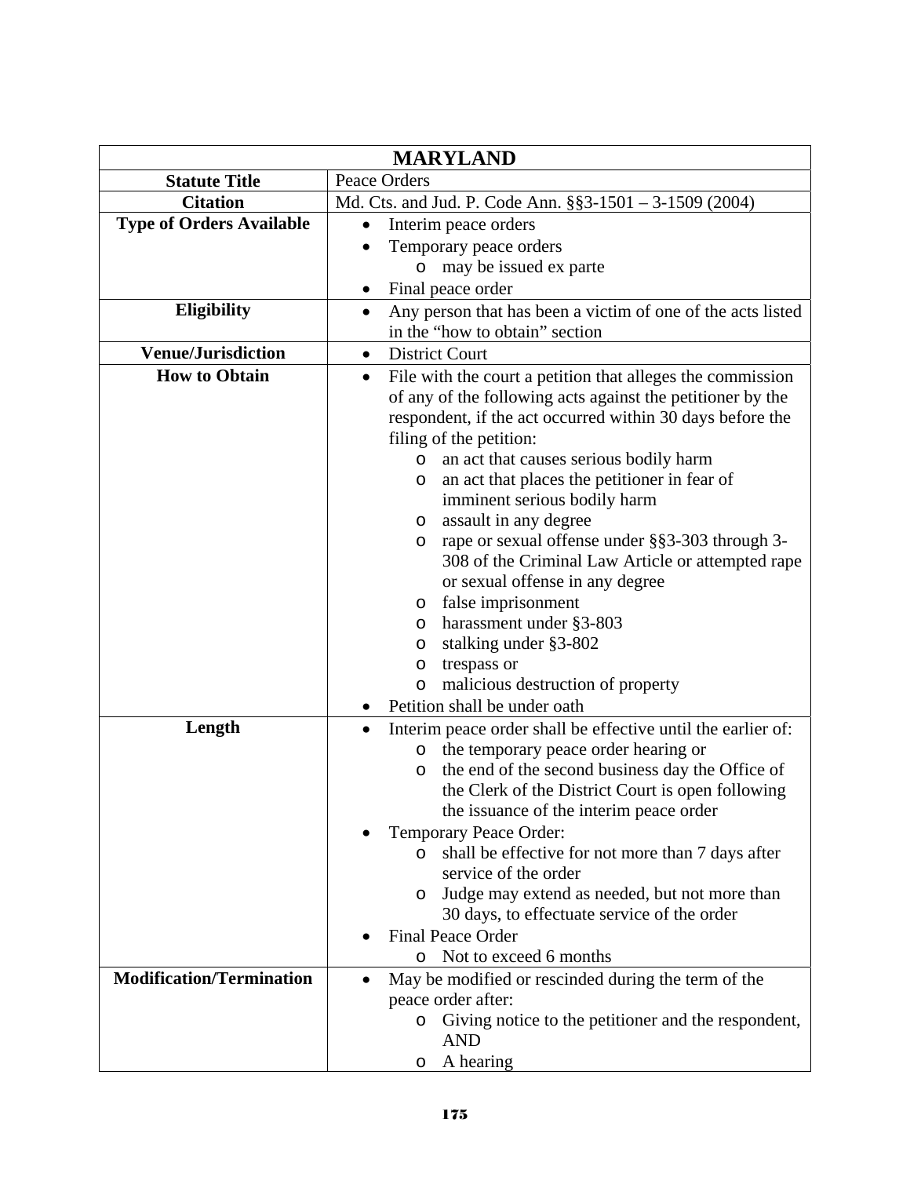| MARYLAND | |
|---|---|
| **Statute Title** | Peace Orders |
| **Citation** | Md. Cts. and Jud. P. Code Ann. §§3-1501 – 3-1509 (2004) |
| **Type of Orders Available** | • Interim peace orders<br>• Temporary peace orders<br>&nbsp;&nbsp;&nbsp;&nbsp;o may be issued ex parte<br>• Final peace order |
| **Eligibility** | • Any person that has been a victim of one of the acts listed in the "how to obtain" section |
| **Venue/Jurisdiction** | • District Court |
| **How to Obtain** | • File with the court a petition that alleges the commission of any of the following acts against the petitioner by the respondent, if the act occurred within 30 days before the filing of the petition:<br>&nbsp;&nbsp;&nbsp;&nbsp;o an act that causes serious bodily harm<br>&nbsp;&nbsp;&nbsp;&nbsp;o an act that places the petitioner in fear of imminent serious bodily harm<br>&nbsp;&nbsp;&nbsp;&nbsp;o assault in any degree<br>&nbsp;&nbsp;&nbsp;&nbsp;o rape or sexual offense under §§3-303 through 3-308 of the Criminal Law Article or attempted rape or sexual offense in any degree<br>&nbsp;&nbsp;&nbsp;&nbsp;o false imprisonment<br>&nbsp;&nbsp;&nbsp;&nbsp;o harassment under §3-803<br>&nbsp;&nbsp;&nbsp;&nbsp;o stalking under §3-802<br>&nbsp;&nbsp;&nbsp;&nbsp;o trespass or<br>&nbsp;&nbsp;&nbsp;&nbsp;o malicious destruction of property<br>• Petition shall be under oath |
| **Length** | • Interim peace order shall be effective until the earlier of:<br>&nbsp;&nbsp;&nbsp;&nbsp;o the temporary peace order hearing or<br>&nbsp;&nbsp;&nbsp;&nbsp;o the end of the second business day the Office of the Clerk of the District Court is open following the issuance of the interim peace order<br>• Temporary Peace Order:<br>&nbsp;&nbsp;&nbsp;&nbsp;o shall be effective for not more than 7 days after service of the order<br>&nbsp;&nbsp;&nbsp;&nbsp;o Judge may extend as needed, but not more than 30 days, to effectuate service of the order<br>• Final Peace Order<br>&nbsp;&nbsp;&nbsp;&nbsp;o Not to exceed 6 months |
| **Modification/Termination** | • May be modified or rescinded during the term of the peace order after:<br>&nbsp;&nbsp;&nbsp;&nbsp;o Giving notice to the petitioner and the respondent, AND<br>&nbsp;&nbsp;&nbsp;&nbsp;o A hearing |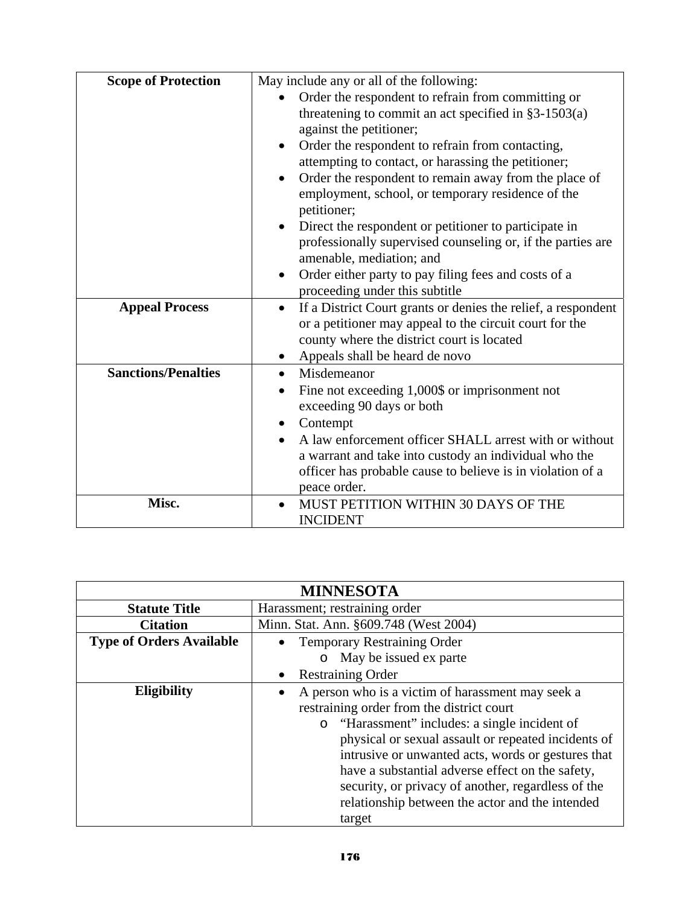| | |
|---|---|
| **Scope of Protection** | May include any or all of the following:<br>• Order the respondent to refrain from committing or threatening to commit an act specified in §3-1503(a) against the petitioner;<br>• Order the respondent to refrain from contacting, attempting to contact, or harassing the petitioner;<br>• Order the respondent to remain away from the place of employment, school, or temporary residence of the petitioner;<br>• Direct the respondent or petitioner to participate in professionally supervised counseling or, if the parties are amenable, mediation; and<br>• Order either party to pay filing fees and costs of a proceeding under this subtitle |
| **Appeal Process** | • If a District Court grants or denies the relief, a respondent or a petitioner may appeal to the circuit court for the county where the district court is located<br>• Appeals shall be heard de novo |
| **Sanctions/Penalties** | • Misdemeanor<br>• Fine not exceeding 1,000$ or imprisonment not exceeding 90 days or both<br>• Contempt<br>• A law enforcement officer SHALL arrest with or without a warrant and take into custody an individual who the officer has probable cause to believe is in violation of a peace order. |
| **Misc.** | • MUST PETITION WITHIN 30 DAYS OF THE INCIDENT |

| **MINNESOTA** | |
|---|---|
| **Statute Title** | Harassment; restraining order |
| **Citation** | Minn. Stat. Ann. §609.748 (West 2004) |
| **Type of Orders Available** | • Temporary Restraining Order<br>&nbsp;&nbsp;&nbsp;o May be issued ex parte<br>• Restraining Order |
| **Eligibility** | • A person who is a victim of harassment may seek a restraining order from the district court<br>&nbsp;&nbsp;&nbsp;o "Harassment" includes: a single incident of physical or sexual assault or repeated incidents of intrusive or unwanted acts, words or gestures that have a substantial adverse effect on the safety, security, or privacy of another, regardless of the relationship between the actor and the intended target |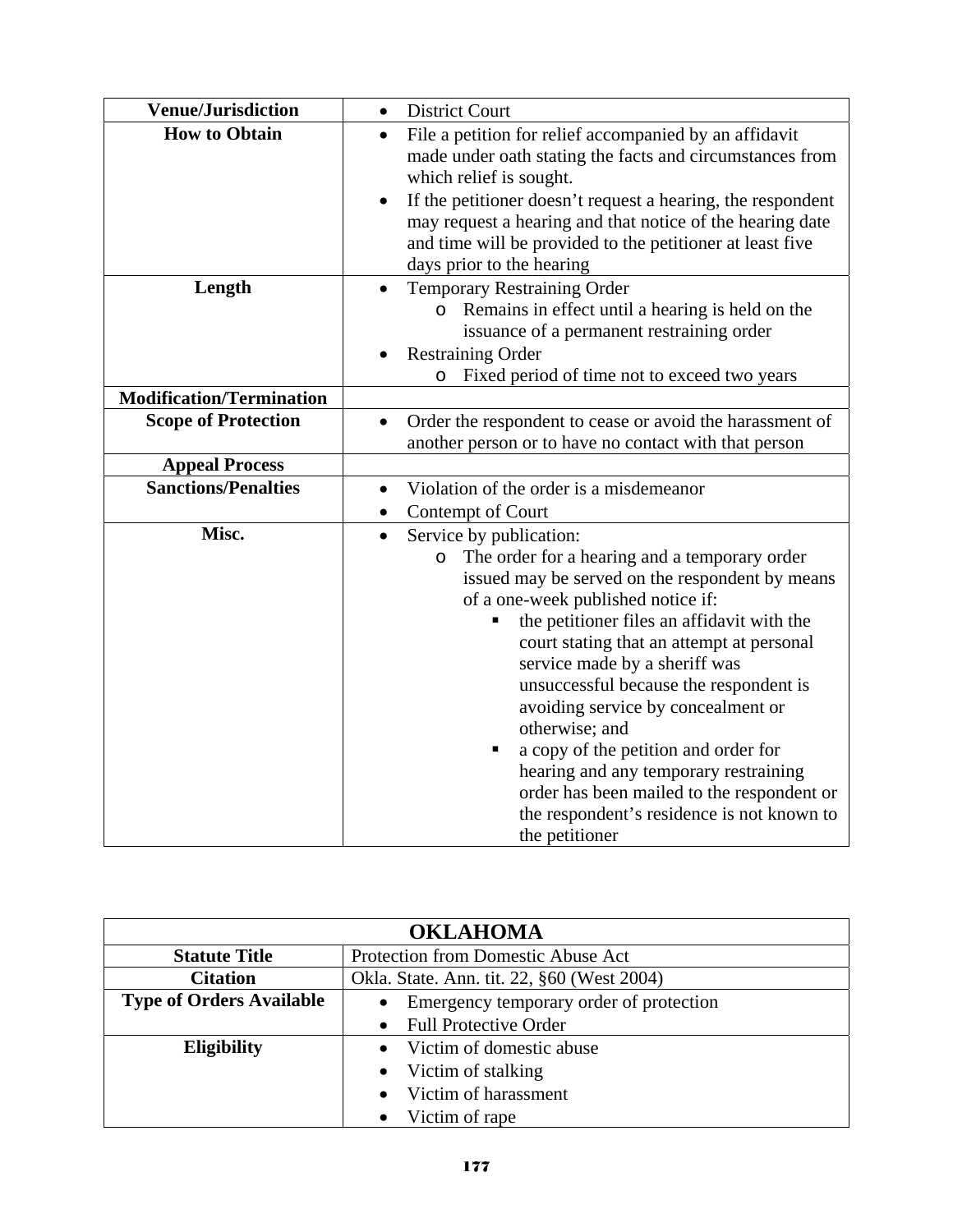| | |
|---|---|
| **Venue/Jurisdiction** | • District Court |
| **How to Obtain** | • File a petition for relief accompanied by an affidavit made under oath stating the facts and circumstances from which relief is sought.<br>• If the petitioner doesn't request a hearing, the respondent may request a hearing and that notice of the hearing date and time will be provided to the petitioner at least five days prior to the hearing |
| **Length** | • Temporary Restraining Order<br>&nbsp;&nbsp;&nbsp;&nbsp;o Remains in effect until a hearing is held on the issuance of a permanent restraining order<br>• Restraining Order<br>&nbsp;&nbsp;&nbsp;&nbsp;o Fixed period of time not to exceed two years |
| **Modification/Termination** | |
| **Scope of Protection** | • Order the respondent to cease or avoid the harassment of another person or to have no contact with that person |
| **Appeal Process** | |
| **Sanctions/Penalties** | • Violation of the order is a misdemeanor<br>• Contempt of Court |
| **Misc.** | • Service by publication:<br>&nbsp;&nbsp;&nbsp;&nbsp;o The order for a hearing and a temporary order issued may be served on the respondent by means of a one-week published notice if:<br>&nbsp;&nbsp;&nbsp;&nbsp;&nbsp;&nbsp;&nbsp;&nbsp;▪ the petitioner files an affidavit with the court stating that an attempt at personal service made by a sheriff was unsuccessful because the respondent is avoiding service by concealment or otherwise; and<br>&nbsp;&nbsp;&nbsp;&nbsp;&nbsp;&nbsp;&nbsp;&nbsp;▪ a copy of the petition and order for hearing and any temporary restraining order has been mailed to the respondent or the respondent's residence is not known to the petitioner |

| **OKLAHOMA** | |
|---|---|
| **Statute Title** | Protection from Domestic Abuse Act |
| **Citation** | Okla. State. Ann. tit. 22, §60 (West 2004) |
| **Type of Orders Available** | • Emergency temporary order of protection<br>• Full Protective Order |
| **Eligibility** | • Victim of domestic abuse<br>• Victim of stalking<br>• Victim of harassment<br>• Victim of rape |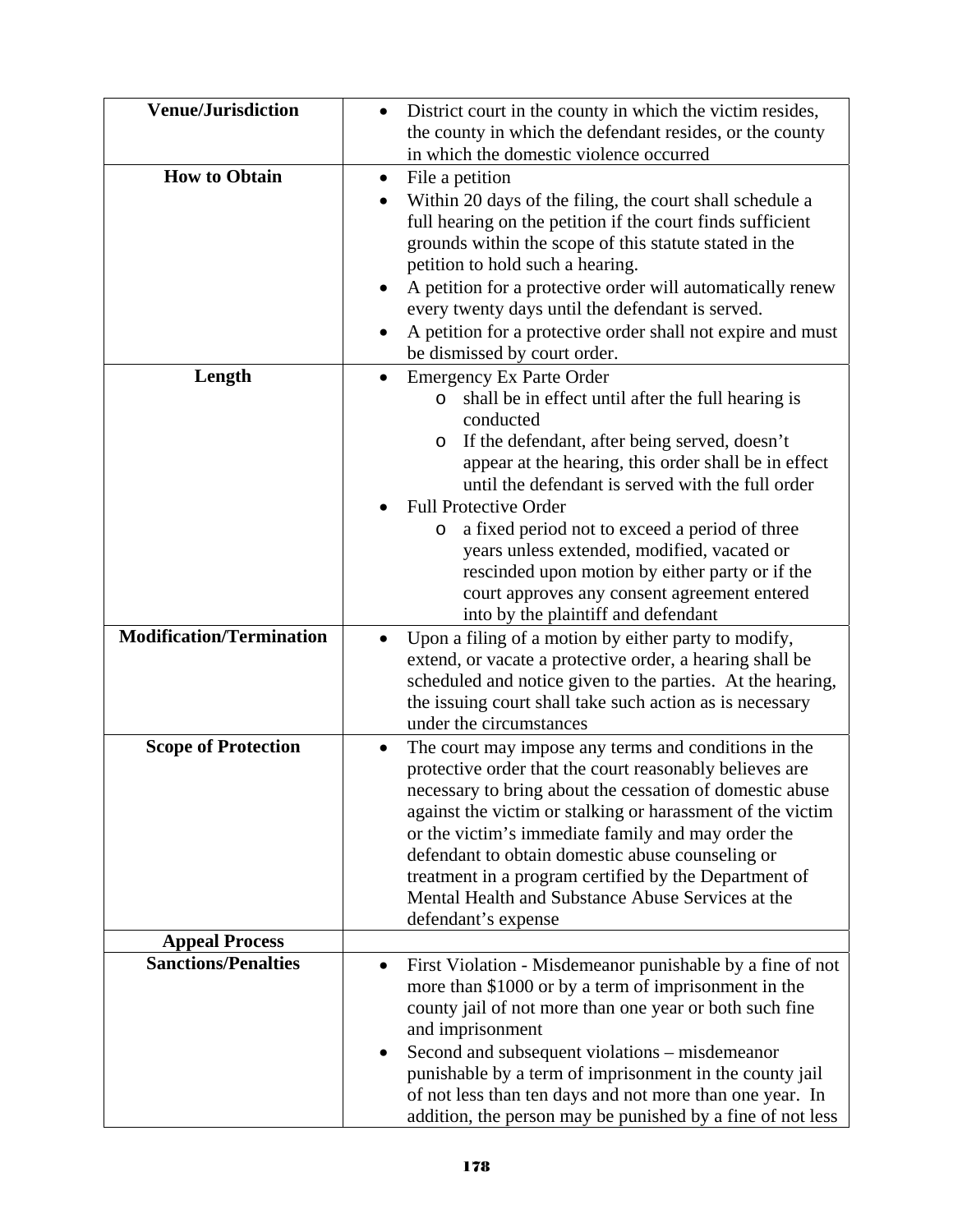| | |
|---|---|
| **Venue/Jurisdiction** | • District court in the county in which the victim resides, the county in which the defendant resides, or the county in which the domestic violence occurred |
| **How to Obtain** | • File a petition<br>• Within 20 days of the filing, the court shall schedule a full hearing on the petition if the court finds sufficient grounds within the scope of this statute stated in the petition to hold such a hearing.<br>• A petition for a protective order will automatically renew every twenty days until the defendant is served.<br>• A petition for a protective order shall not expire and must be dismissed by court order. |
| **Length** | • Emergency Ex Parte Order<br>  o shall be in effect until after the full hearing is conducted<br>  o If the defendant, after being served, doesn't appear at the hearing, this order shall be in effect until the defendant is served with the full order<br>• Full Protective Order<br>  o a fixed period not to exceed a period of three years unless extended, modified, vacated or rescinded upon motion by either party or if the court approves any consent agreement entered into by the plaintiff and defendant |
| **Modification/Termination** | • Upon a filing of a motion by either party to modify, extend, or vacate a protective order, a hearing shall be scheduled and notice given to the parties. At the hearing, the issuing court shall take such action as is necessary under the circumstances |
| **Scope of Protection** | • The court may impose any terms and conditions in the protective order that the court reasonably believes are necessary to bring about the cessation of domestic abuse against the victim or stalking or harassment of the victim or the victim's immediate family and may order the defendant to obtain domestic abuse counseling or treatment in a program certified by the Department of Mental Health and Substance Abuse Services at the defendant's expense |
| **Appeal Process** | |
| **Sanctions/Penalties** | • First Violation - Misdemeanor punishable by a fine of not more than $1000 or by a term of imprisonment in the county jail of not more than one year or both such fine and imprisonment<br>• Second and subsequent violations – misdemeanor punishable by a term of imprisonment in the county jail of not less than ten days and not more than one year. In addition, the person may be punished by a fine of not less |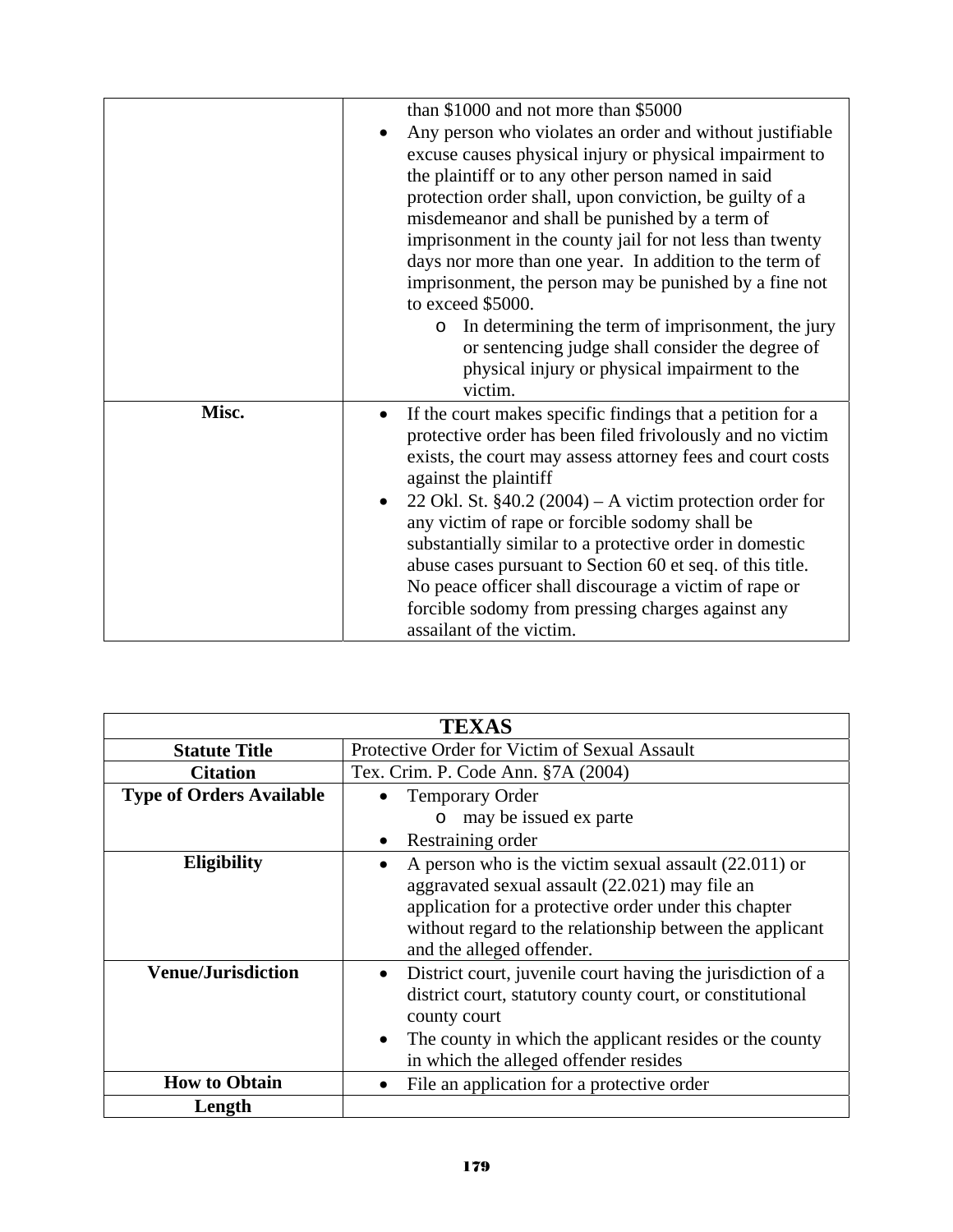| | |
|---|---|
| | than $1000 and not more than $5000<br>• Any person who violates an order and without justifiable excuse causes physical injury or physical impairment to the plaintiff or to any other person named in said protection order shall, upon conviction, be guilty of a misdemeanor and shall be punished by a term of imprisonment in the county jail for not less than twenty days nor more than one year. In addition to the term of imprisonment, the person may be punished by a fine not to exceed $5000.<br>  o In determining the term of imprisonment, the jury or sentencing judge shall consider the degree of physical injury or physical impairment to the victim. |
| **Misc.** | • If the court makes specific findings that a petition for a protective order has been filed frivolously and no victim exists, the court may assess attorney fees and court costs against the plaintiff<br>• 22 Okl. St. §40.2 (2004) – A victim protection order for any victim of rape or forcible sodomy shall be substantially similar to a protective order in domestic abuse cases pursuant to Section 60 et seq. of this title. No peace officer shall discourage a victim of rape or forcible sodomy from pressing charges against any assailant of the victim. |

| **TEXAS** | |
|---|---|
| **Statute Title** | Protective Order for Victim of Sexual Assault |
| **Citation** | Tex. Crim. P. Code Ann. §7A (2004) |
| **Type of Orders Available** | • Temporary Order<br>  o may be issued ex parte<br>• Restraining order |
| **Eligibility** | • A person who is the victim sexual assault (22.011) or aggravated sexual assault (22.021) may file an application for a protective order under this chapter without regard to the relationship between the applicant and the alleged offender. |
| **Venue/Jurisdiction** | • District court, juvenile court having the jurisdiction of a district court, statutory county court, or constitutional county court<br>• The county in which the applicant resides or the county in which the alleged offender resides |
| **How to Obtain** | • File an application for a protective order |
| **Length** | |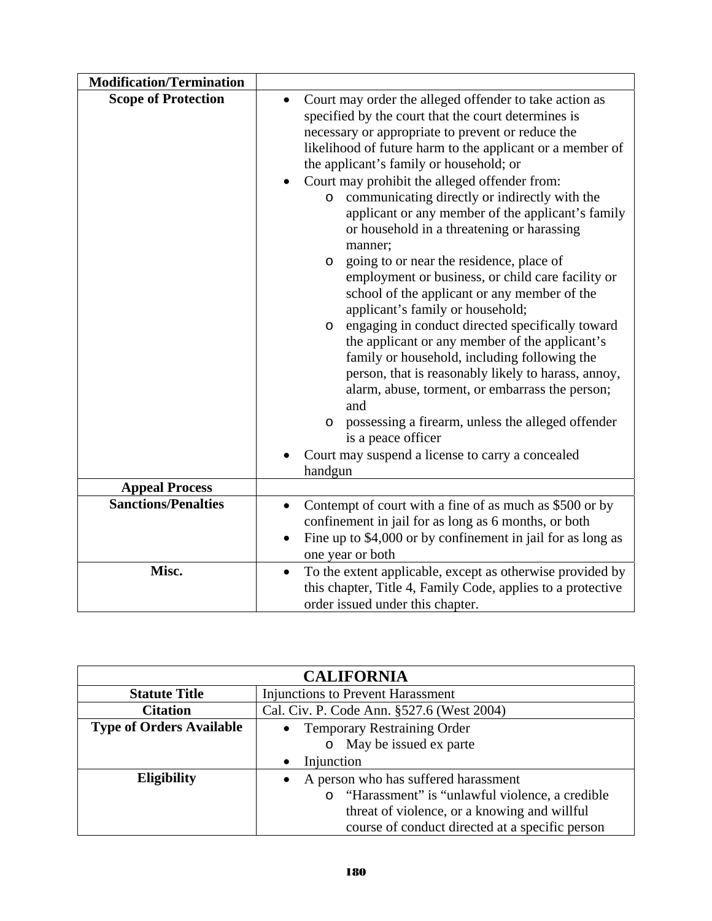| Modification/Termination | |
|---|---|
| **Scope of Protection** | • Court may order the alleged offender to take action as specified by the court that the court determines is necessary or appropriate to prevent or reduce the likelihood of future harm to the applicant or a member of the applicant's family or household; or<br>• Court may prohibit the alleged offender from:<br>  o communicating directly or indirectly with the applicant or any member of the applicant's family or household in a threatening or harassing manner;<br>  o going to or near the residence, place of employment or business, or child care facility or school of the applicant or any member of the applicant's family or household;<br>  o engaging in conduct directed specifically toward the applicant or any member of the applicant's family or household, including following the person, that is reasonably likely to harass, annoy, alarm, abuse, torment, or embarrass the person; and<br>  o possessing a firearm, unless the alleged offender is a peace officer<br>• Court may suspend a license to carry a concealed handgun |
| **Appeal Process** | |
| **Sanctions/Penalties** | • Contempt of court with a fine of as much as $500 or by confinement in jail for as long as 6 months, or both<br>• Fine up to $4,000 or by confinement in jail for as long as one year or both |
| **Misc.** | • To the extent applicable, except as otherwise provided by this chapter, Title 4, Family Code, applies to a protective order issued under this chapter. |

| CALIFORNIA | |
|---|---|
| **Statute Title** | Injunctions to Prevent Harassment |
| **Citation** | Cal. Civ. P. Code Ann. §527.6 (West 2004) |
| **Type of Orders Available** | • Temporary Restraining Order<br>  o May be issued ex parte<br>• Injunction |
| **Eligibility** | • A person who has suffered harassment<br>  o "Harassment" is "unlawful violence, a credible threat of violence, or a knowing and willful course of conduct directed at a specific person |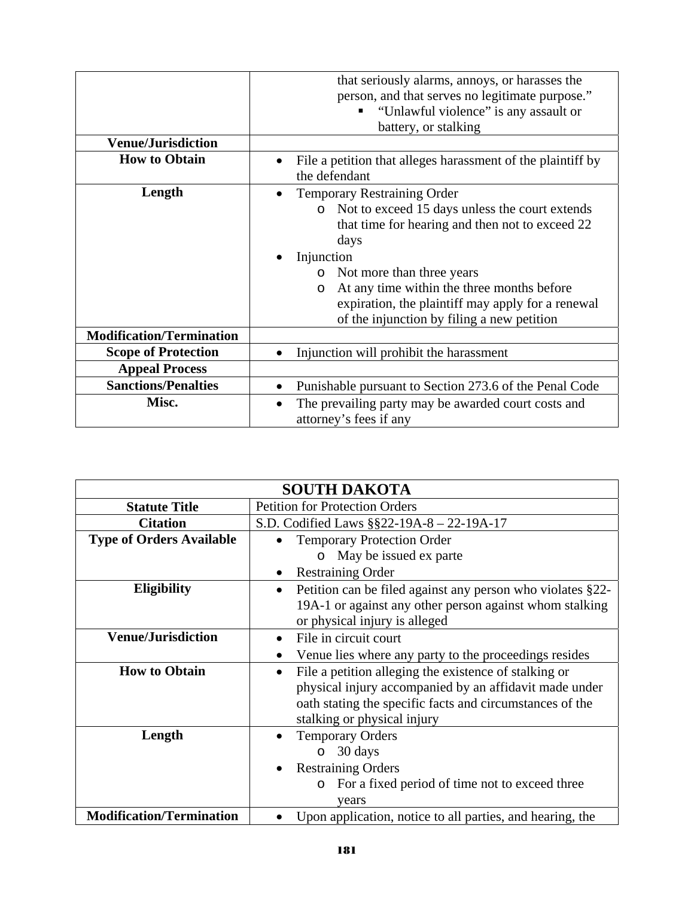| | |
|---|---|
| | that seriously alarms, annoys, or harasses the person, and that serves no legitimate purpose." <br> ▪ "Unlawful violence" is any assault or battery, or stalking |
| **Venue/Jurisdiction** | |
| **How to Obtain** | • File a petition that alleges harassment of the plaintiff by the defendant |
| **Length** | • Temporary Restraining Order <br> o Not to exceed 15 days unless the court extends that time for hearing and then not to exceed 22 days <br> • Injunction <br> o Not more than three years <br> o At any time within the three months before expiration, the plaintiff may apply for a renewal of the injunction by filing a new petition |
| **Modification/Termination** | |
| **Scope of Protection** | • Injunction will prohibit the harassment |
| **Appeal Process** | |
| **Sanctions/Penalties** | • Punishable pursuant to Section 273.6 of the Penal Code |
| **Misc.** | • The prevailing party may be awarded court costs and attorney's fees if any |

| **SOUTH DAKOTA** | |
|---|---|
| **Statute Title** | Petition for Protection Orders |
| **Citation** | S.D. Codified Laws §§22-19A-8 – 22-19A-17 |
| **Type of Orders Available** | • Temporary Protection Order <br> o May be issued ex parte <br> • Restraining Order |
| **Eligibility** | • Petition can be filed against any person who violates §22-19A-1 or against any other person against whom stalking or physical injury is alleged |
| **Venue/Jurisdiction** | • File in circuit court <br> • Venue lies where any party to the proceedings resides |
| **How to Obtain** | • File a petition alleging the existence of stalking or physical injury accompanied by an affidavit made under oath stating the specific facts and circumstances of the stalking or physical injury |
| **Length** | • Temporary Orders <br> o 30 days <br> • Restraining Orders <br> o For a fixed period of time not to exceed three years |
| **Modification/Termination** | • Upon application, notice to all parties, and hearing, the |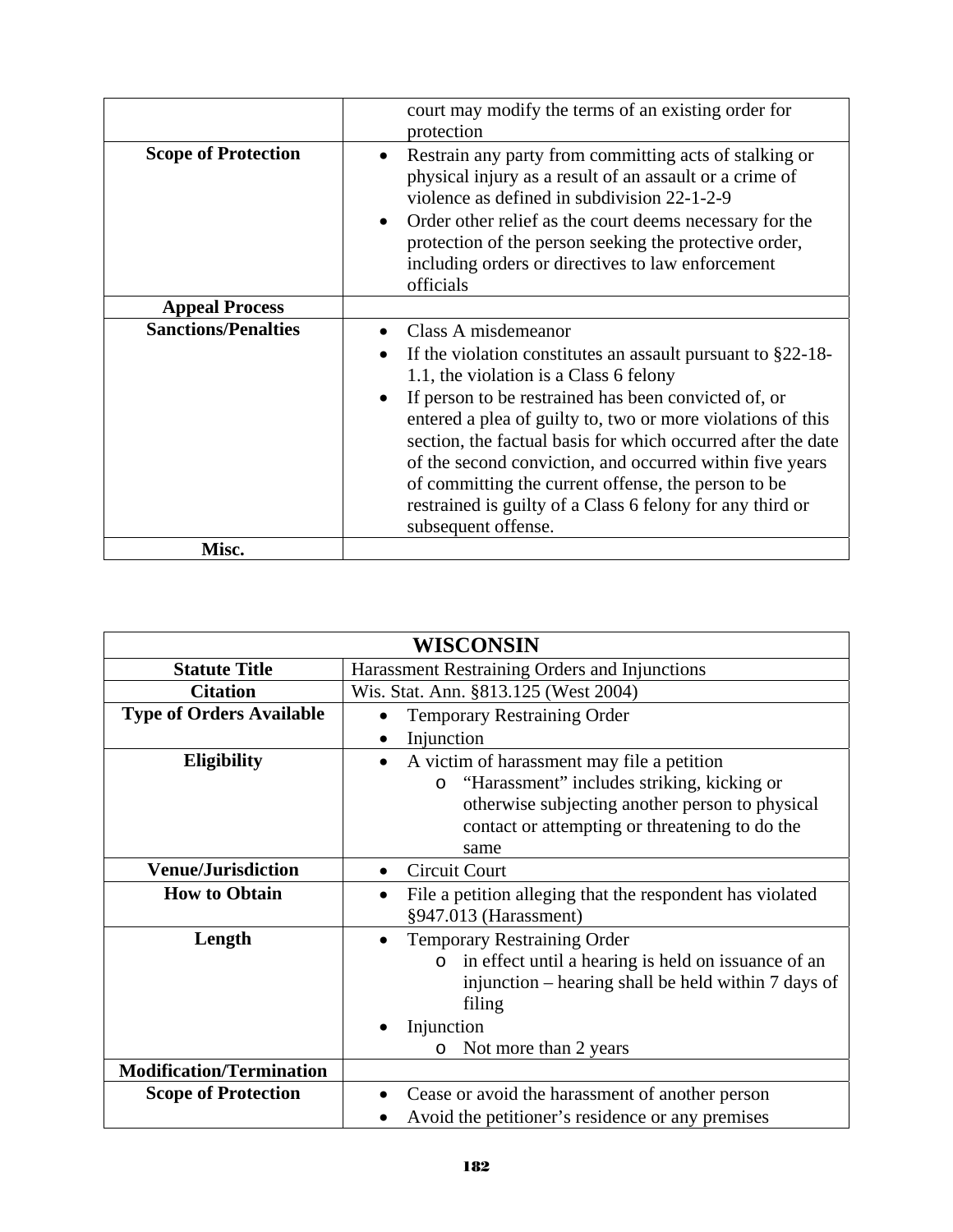| | |
|---|---|
| | court may modify the terms of an existing order for protection |
| **Scope of Protection** | • Restrain any party from committing acts of stalking or physical injury as a result of an assault or a crime of violence as defined in subdivision 22-1-2-9<br>• Order other relief as the court deems necessary for the protection of the person seeking the protective order, including orders or directives to law enforcement officials |
| **Appeal Process** | |
| **Sanctions/Penalties** | • Class A misdemeanor<br>• If the violation constitutes an assault pursuant to §22-18-1.1, the violation is a Class 6 felony<br>• If person to be restrained has been convicted of, or entered a plea of guilty to, two or more violations of this section, the factual basis for which occurred after the date of the second conviction, and occurred within five years of committing the current offense, the person to be restrained is guilty of a Class 6 felony for any third or subsequent offense. |
| **Misc.** | |

| **WISCONSIN** | |
|---|---|
| **Statute Title** | Harassment Restraining Orders and Injunctions |
| **Citation** | Wis. Stat. Ann. §813.125 (West 2004) |
| **Type of Orders Available** | • Temporary Restraining Order<br>• Injunction |
| **Eligibility** | • A victim of harassment may file a petition<br>&nbsp;&nbsp;&nbsp;&nbsp;o "Harassment" includes striking, kicking or otherwise subjecting another person to physical contact or attempting or threatening to do the same |
| **Venue/Jurisdiction** | • Circuit Court |
| **How to Obtain** | • File a petition alleging that the respondent has violated §947.013 (Harassment) |
| **Length** | • Temporary Restraining Order<br>&nbsp;&nbsp;&nbsp;&nbsp;o in effect until a hearing is held on issuance of an injunction – hearing shall be held within 7 days of filing<br>• Injunction<br>&nbsp;&nbsp;&nbsp;&nbsp;o Not more than 2 years |
| **Modification/Termination** | |
| **Scope of Protection** | • Cease or avoid the harassment of another person<br>• Avoid the petitioner's residence or any premises |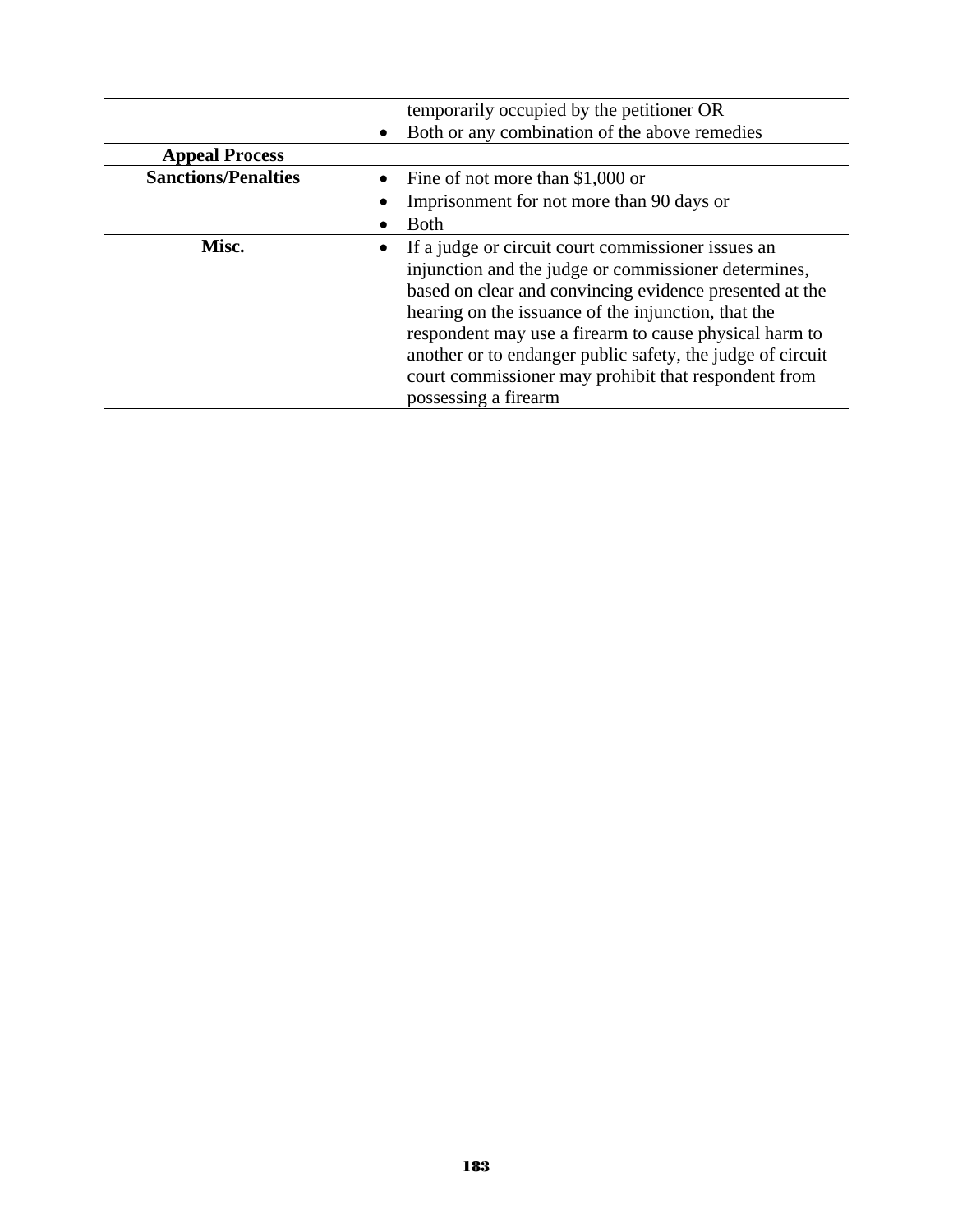| | |
|---|---|
| | temporarily occupied by the petitioner OR<br>• Both or any combination of the above remedies |
| **Appeal Process** | |
| **Sanctions/Penalties** | • Fine of not more than $1,000 or<br>• Imprisonment for not more than 90 days or<br>• Both |
| **Misc.** | • If a judge or circuit court commissioner issues an injunction and the judge or commissioner determines, based on clear and convincing evidence presented at the hearing on the issuance of the injunction, that the respondent may use a firearm to cause physical harm to another or to endanger public safety, the judge of circuit court commissioner may prohibit that respondent from possessing a firearm |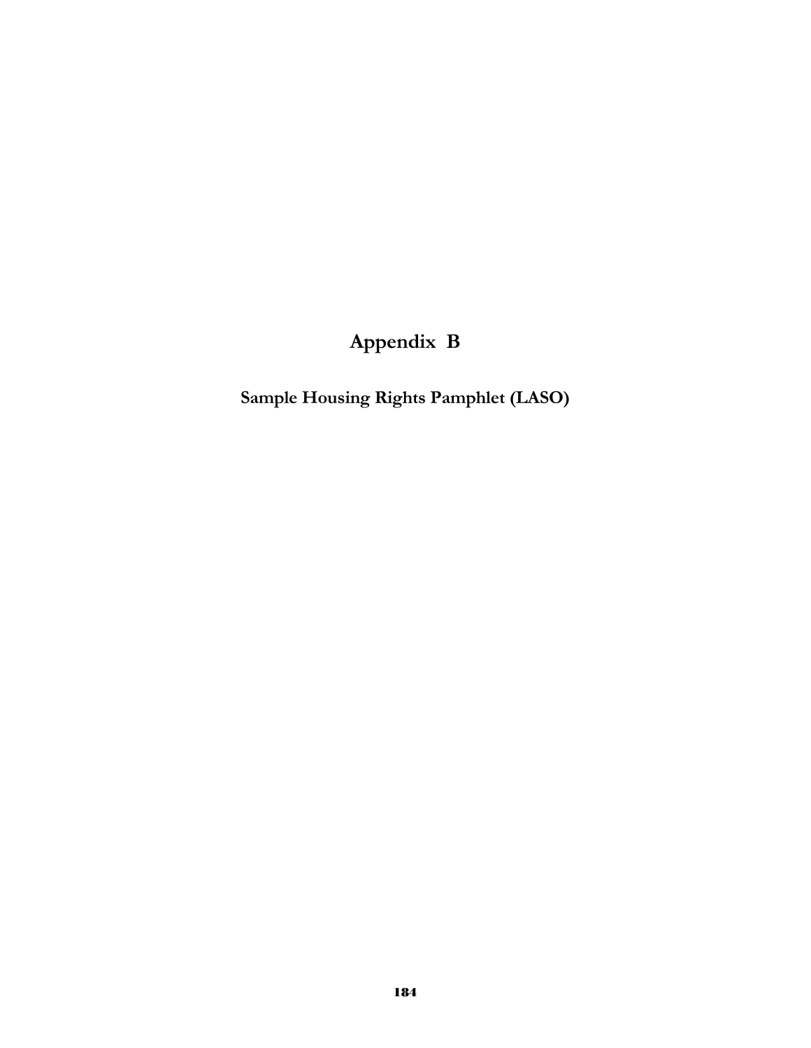# Appendix B

## Sample Housing Rights Pamphlet (LASO)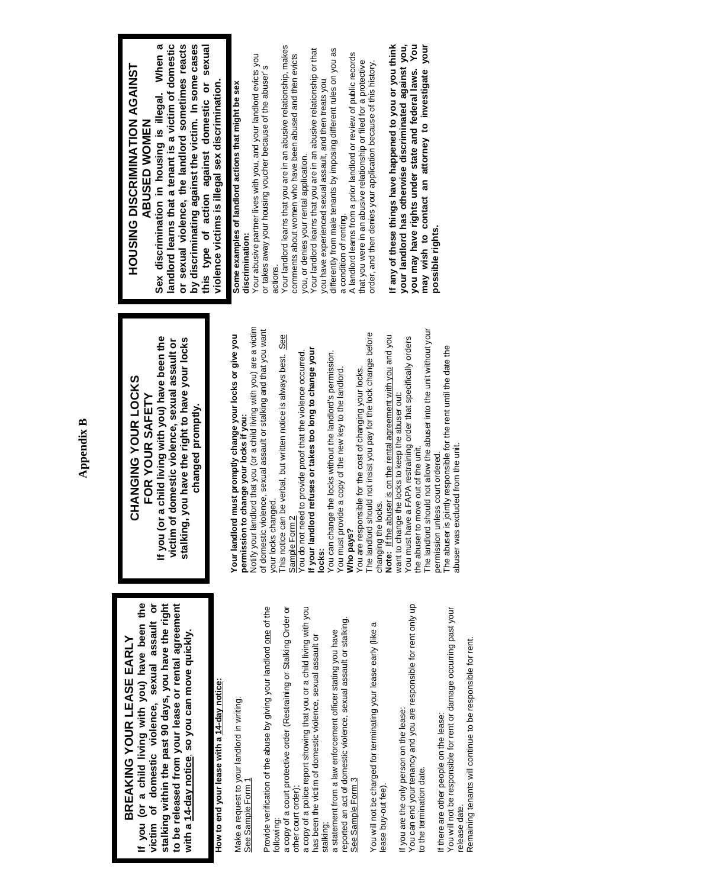# Appendix B

## BREAKING YOUR LEASE EARLY

**If you (or a child living with you) have been the victim of domestic violence, sexual assault or stalking within the past 90 days, you have the right to be released from your lease or rental agreement with a 14-day notice, so you can move quickly.**

**How to end your lease with a 14-day notice:**

Make a request to your landlord in writing. See Sample Form 1

Provide verification of the abuse by giving your landlord one of the following:
- a copy of a court protective order (Restraining or Stalking Order or other court order);
- a copy of a police report showing that you or a child living with you has been the victim of domestic violence, sexual assault or stalking;
- a statement from a law enforcement officer stating you have reported an act of domestic violence, sexual assault or stalking. See Sample Form 3

You will not be charged for terminating your lease early (like a lease buy-out fee).

If you are the only person on the lease:
You can end your tenancy and you are responsible for rent only up to the termination date.

If there are other people on the lease:
You will not be responsible for rent or damage occurring past your release date.
Remaining tenants will continue to be responsible for rent.

## CHANGING YOUR LOCKS FOR YOUR SAFETY

**If you (or a child living with you) have been the victim of domestic violence, sexual assault or stalking, you have the right to have your locks changed promptly.**

**Your landlord must promptly change your locks or give you permission to change your locks if you:**
Notify your landlord that you (or a child living with you) are a victim of domestic violence, sexual assault or stalking and that you want your locks changed.
This notice can be verbal, but written notice is always best. See Sample Form 2
You do not need to provide proof that the violence occurred.

**If your landlord refuses or takes too long to change your locks:**
You can change the locks without the landlord's permission.
You must provide a copy of the new key to the landlord.

**Who pays?**
You are responsible for the cost of changing your locks.
The landlord should not insist you pay for the lock change before changing the locks.

**Note:** If the abuser is on the rental agreement with you and you want to change the locks to keep the abuser out:
You must have a FAPA restraining order that specifically orders the abuser to move out of the unit.
The landlord should not allow the abuser into the unit without your permission unless court ordered.
The abuser is jointly responsible for the rent until the date the abuser was excluded from the unit.

## HOUSING DISCRIMINATION AGAINST ABUSED WOMEN

**Sex discrimination in housing is illegal. When a landlord learns that a tenant is a victim of domestic or sexual violence, the landlord sometimes reacts by discriminating against the victim. In some cases this type of action against domestic or sexual violence victims is illegal sex discrimination.**

**Some examples of landlord actions that might be sex discrimination:**
- Your abusive partner lives with you, and your landlord evicts you or takes away your housing voucher because of the abuser's actions.
- Your landlord learns that you are in an abusive relationship, makes comments about women who have been abused and then evicts you, or denies your rental application.
- Your landlord learns that you are in an abusive relationship or that you have experienced sexual assault, and then treats you differently from male tenants by imposing different rules on you as a condition of renting.
- A landlord learns from a prior landlord or review of public records that you were in an abusive relationship or filed for a protective order, and then denies your application because of this history.

**If any of these things have happened to you or you think your landlord has otherwise discriminated against you, you may have rights under state and federal laws. You may wish to contact an attorney to investigate your possible rights.**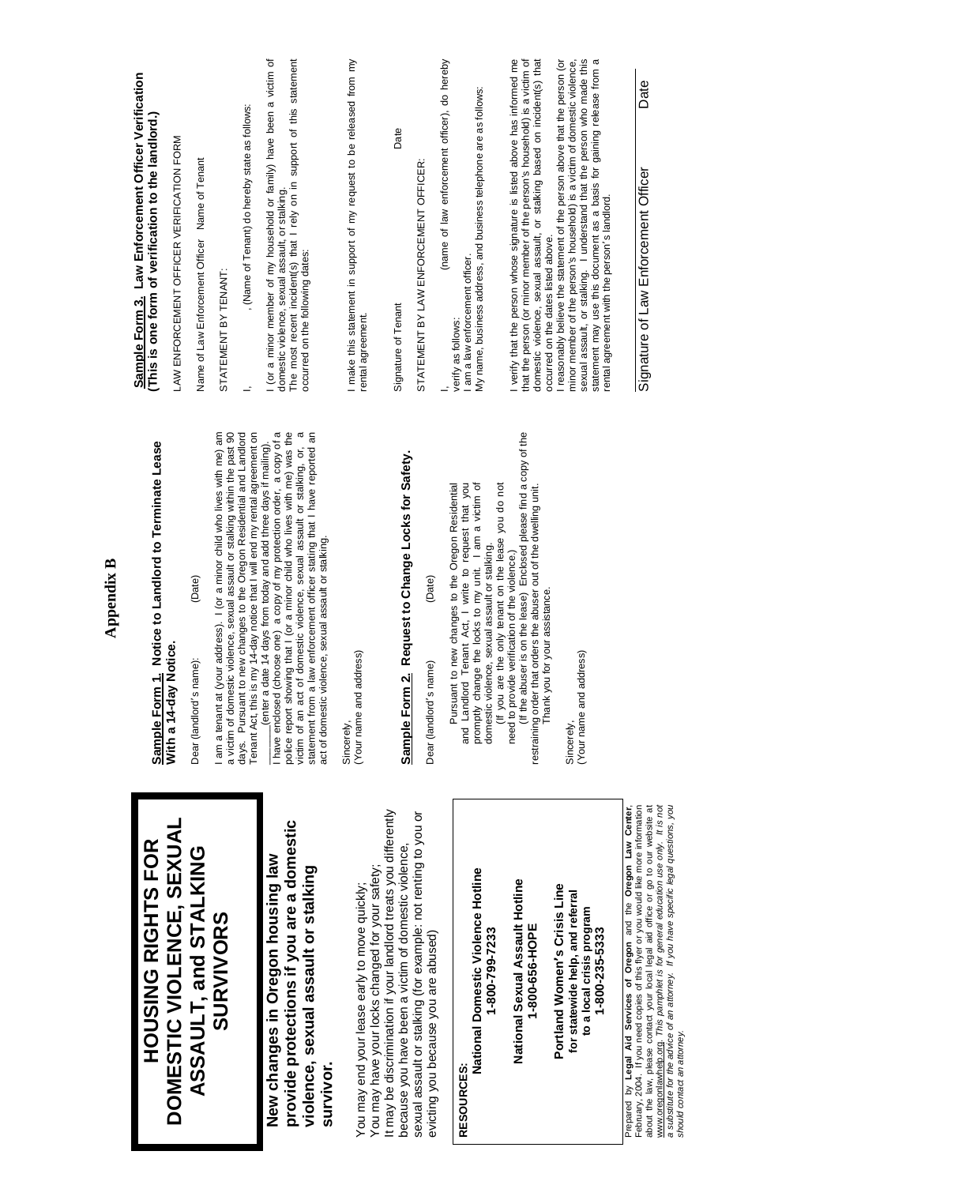# Appendix B

# HOUSING RIGHTS FOR DOMESTIC VIOLENCE, SEXUAL ASSAULT, and STALKING SURVIVORS

## New changes in Oregon housing law provide protections if you are a domestic violence, sexual assault or stalking survivor.

You may end your lease early to move quickly;

You may have your locks changed for your safety;

It may be discrimination if your landlord treats you differently because you have been a victim of domestic violence, sexual assault or stalking (for example: not renting to you or evicting you because you are abused)

**RESOURCES:**

**National Domestic Violence Hotline**
**1-800-799-7233**

**National Sexual Assault Hotline**
**1-800-656-HOPE**

**Portland Women's Crisis Line for statewide help, and referral to a local crisis program**
**1-800-235-5333**

Prepared by **Legal Aid Services of Oregon** and the **Oregon Law Center**, February, 2004. If you need copies of this flyer or you would like more information about the law, please contact your local legal aid office or go to our website at www.oregonlawhelp.org. *This pamphlet is for general education use only. It is not a substitute for the advice of an attorney. If you have specific legal questions, you should contact an attorney.*

**Sample Form 1. Notice to Landlord to Terminate Lease With a 14-day Notice.**

Dear (landlord's name): (Date)

I am a tenant at (your address). I (or a minor child who lives with me) am a victim of domestic violence, sexual assault or stalking within the past 90 days. Pursuant to new changes to the Oregon Residential and Landlord Tenant Act, this is my 14-day notice that I will end my rental agreement on ______ (enter a date 14 days from today and add three days if mailing).

I have enclosed (choose one) a copy of my protection order, a copy of a police report showing that I (or a minor child who lives with me) was the victim of an act of domestic violence, sexual assault or stalking, or, a statement from a law enforcement officer stating that I have reported an act of domestic violence, sexual assault or stalking.

Sincerely,
(Your name and address)

**Sample Form 2. Request to Change Locks for Safety.**

Dear (landlord's name) (Date)

Pursuant to new changes to the Oregon Residential and Landlord Tenant Act, I write to request that you promptly change the locks to my unit. I am a victim of domestic violence, sexual assault or stalking.

(If you are the only tenant on the lease you do not need to provide verification of the violence.)

(If the abuser is on the lease) Enclosed please find a copy of the restraining order that orders the abuser out of the dwelling unit.

Thank you for your assistance.

Sincerely,
(Your name and address)

**Sample Form 3. Law Enforcement Officer Verification (This is one form of verification to the landlord.)**

LAW ENFORCEMENT OFFICER VERIFICATION FORM

Name of Law Enforcement Officer Name of Tenant

STATEMENT BY TENANT:

I, ______, (Name of Tenant) do hereby state as follows:

I (or a minor member of my household or family) have been a victim of domestic violence, sexual assault, or stalking.
The most recent incident(s) that I rely on in support of this statement occurred on the following dates:

I make this statement in support of my request to be released from my rental agreement.

Signature of Tenant Date

STATEMENT BY LAW ENFORCEMENT OFFICER:

I, ______ (name of law enforcement officer), do hereby verify as follows:
I am a law enforcement officer.
My name, business address, and business telephone are as follows:

I verify that the person whose signature is listed above has informed me that the person (or minor member of the person's household) is a victim of domestic violence, sexual assault, or stalking based on incident(s) that occurred on the dates listed above.
I reasonably believe the statement of the person above that the person (or minor member of the person's household) is a victim of domestic violence, sexual assault, or stalking. I understand that the person who made this statement may use this document as a basis for gaining release from a rental agreement with the person's landlord.

Signature of Law Enforcement Officer Date